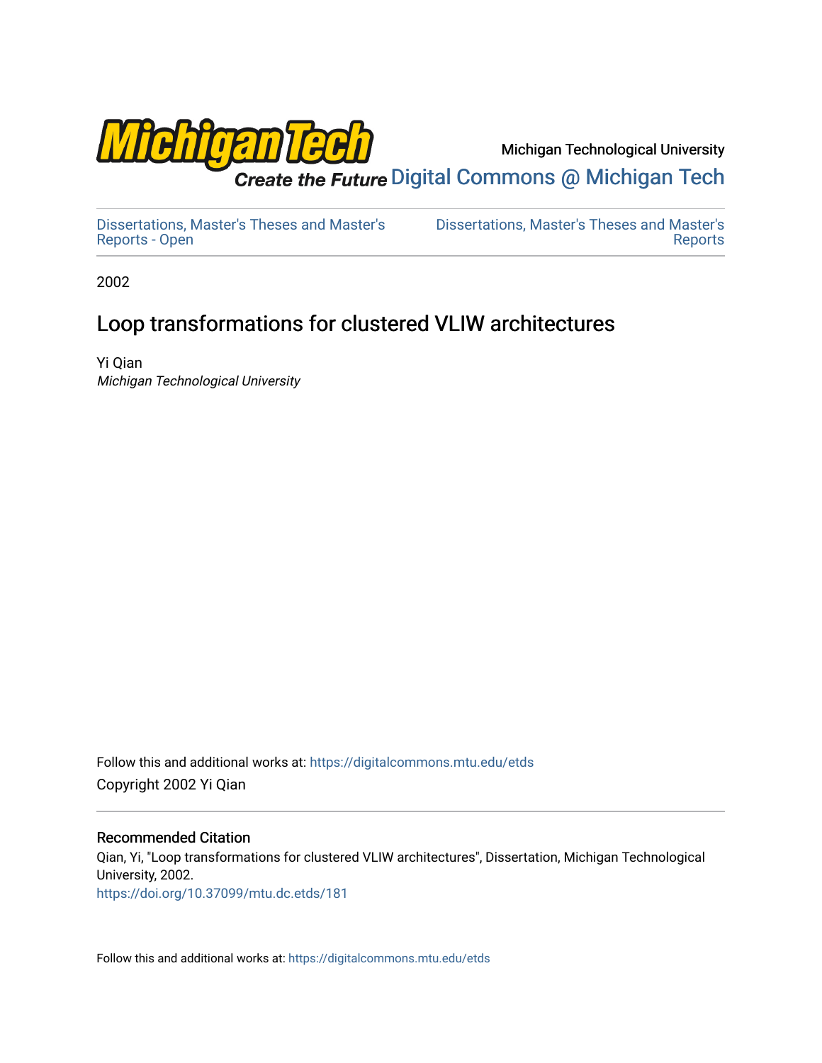Michigan Technological University

Digital Commons @ Michigan Tech

Dissertations, Master's Theses and Master's Reports - Open

Dissertations, Master's Theses and Master's Reports

2002

# Loop transformations for clustered VLIW architectures

Yi Qian
*Michigan Technological University*

Follow this and additional works at: https://digitalcommons.mtu.edu/etds

Copyright 2002 Yi Qian

### Recommended Citation

Qian, Yi, "Loop transformations for clustered VLIW architectures", Dissertation, Michigan Technological University, 2002.
https://doi.org/10.37099/mtu.dc.etds/181

Follow this and additional works at: https://digitalcommons.mtu.edu/etds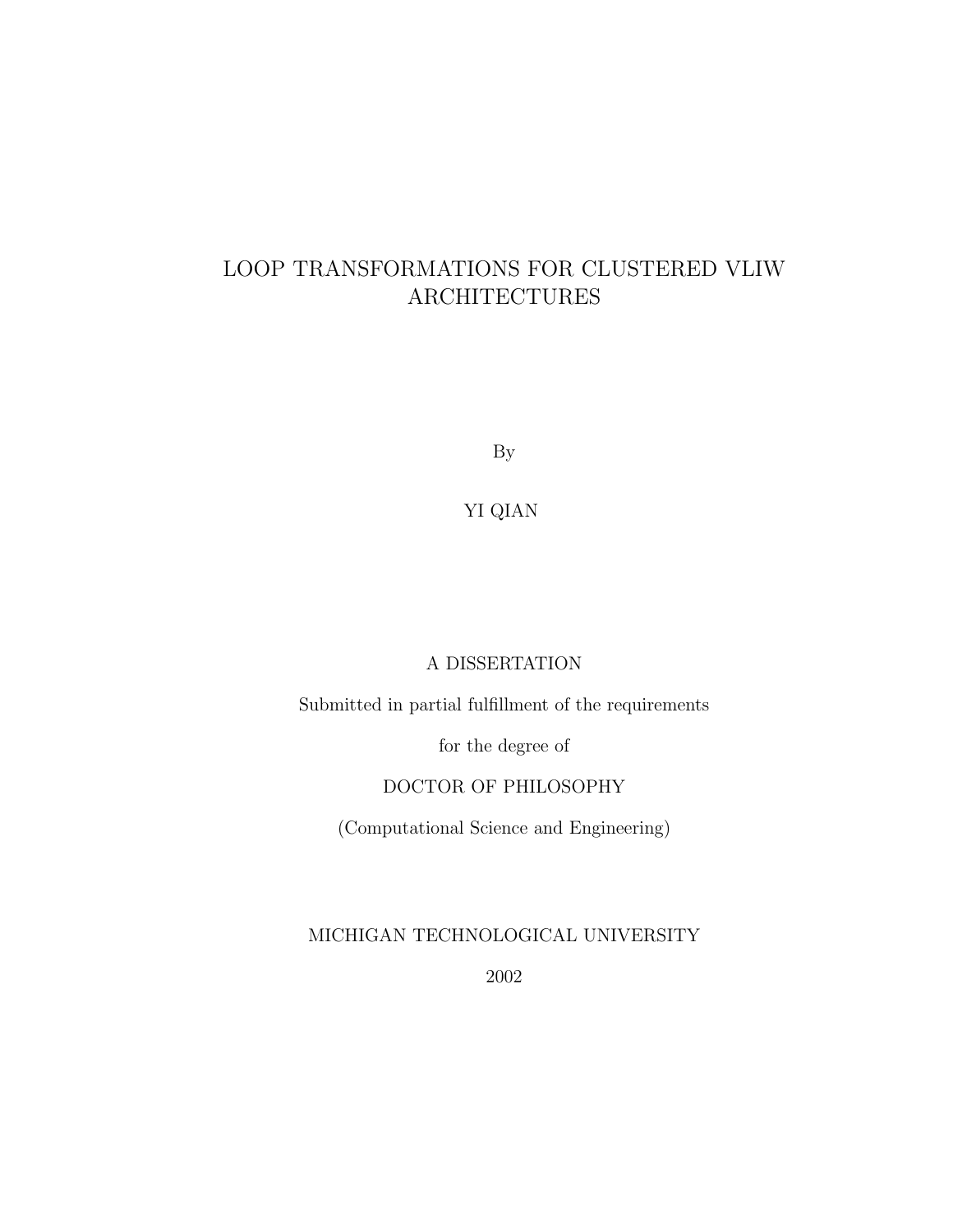# LOOP TRANSFORMATIONS FOR CLUSTERED VLIW ARCHITECTURES

By

YI QIAN

A DISSERTATION

Submitted in partial fulfillment of the requirements

for the degree of

DOCTOR OF PHILOSOPHY

(Computational Science and Engineering)

MICHIGAN TECHNOLOGICAL UNIVERSITY

2002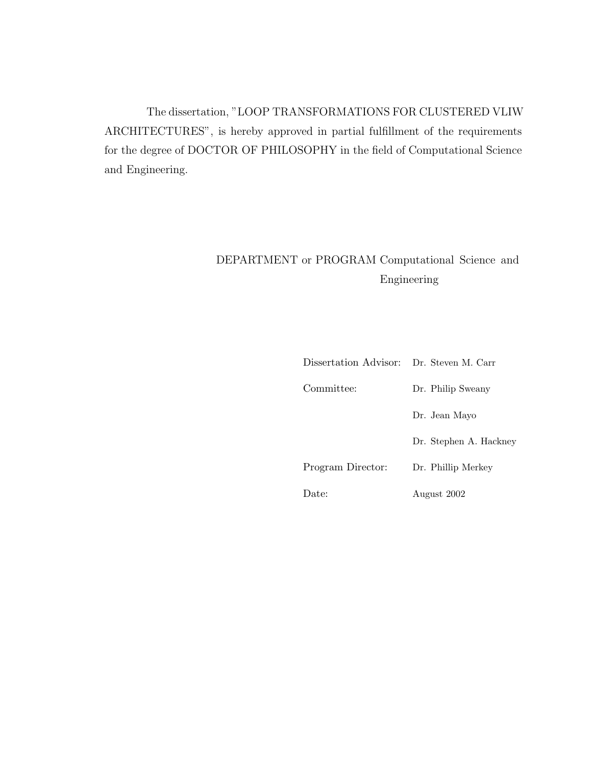The dissertation, "LOOP TRANSFORMATIONS FOR CLUSTERED VLIW ARCHITECTURES", is hereby approved in partial fulfillment of the requirements for the degree of DOCTOR OF PHILOSOPHY in the field of Computational Science and Engineering.

DEPARTMENT or PROGRAM Computational Science and Engineering

| | |
|---|---|
| Dissertation Advisor: | Dr. Steven M. Carr |
| Committee: | Dr. Philip Sweany |
| | Dr. Jean Mayo |
| | Dr. Stephen A. Hackney |
| Program Director: | Dr. Phillip Merkey |
| Date: | August 2002 |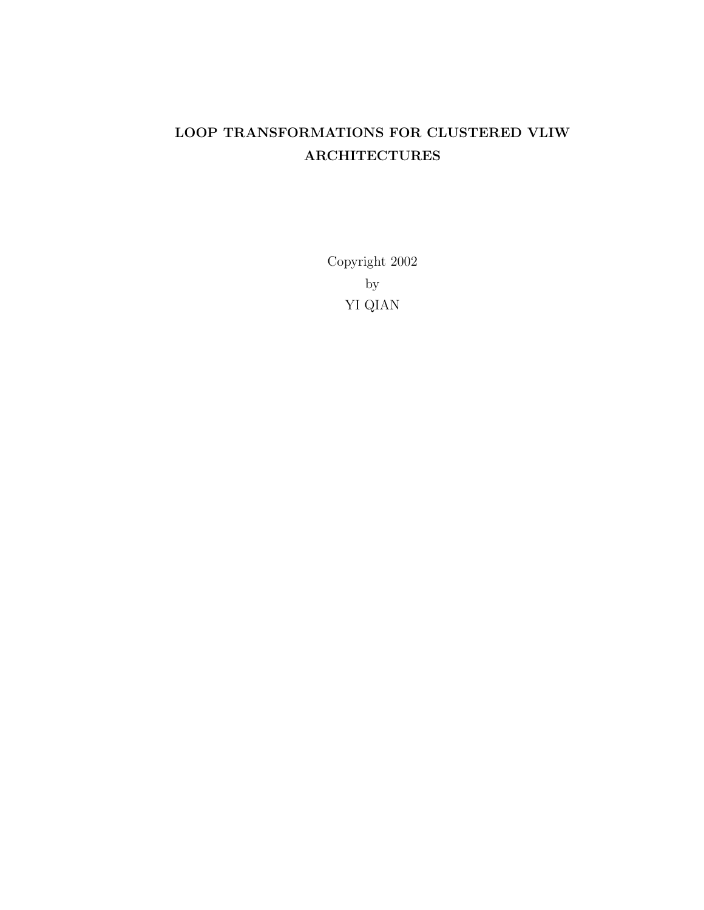**LOOP TRANSFORMATIONS FOR CLUSTERED VLIW ARCHITECTURES**

Copyright 2002
by
YI QIAN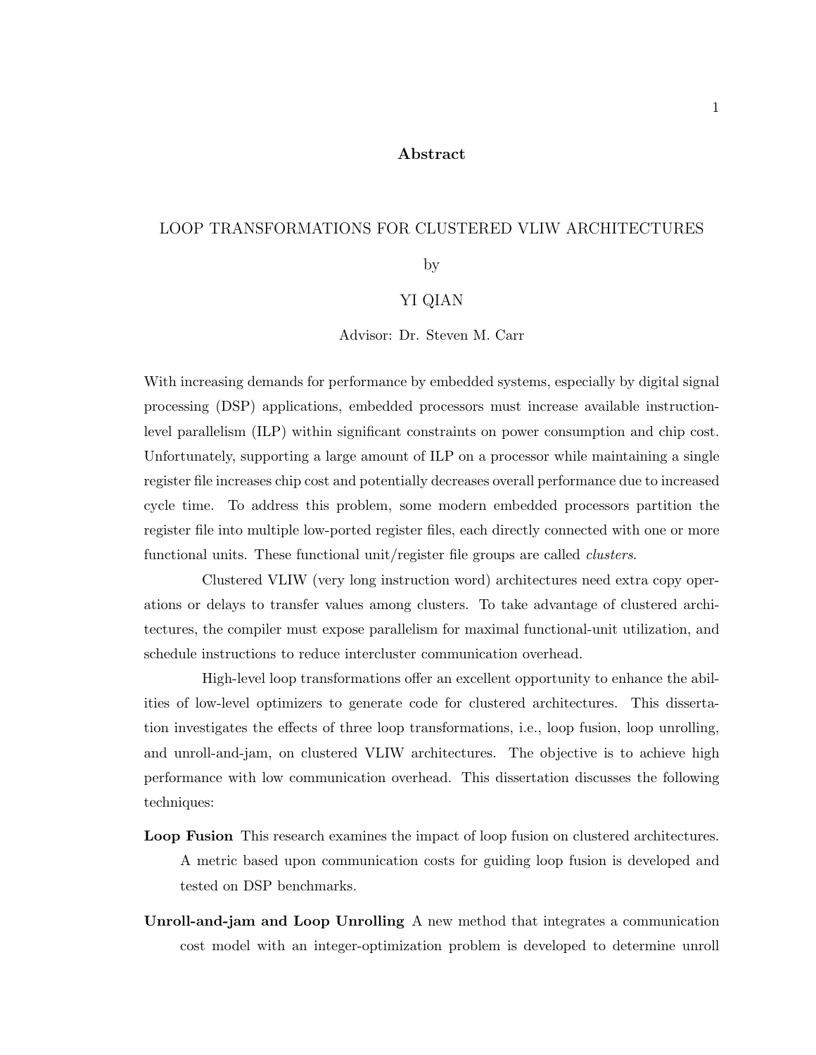## Abstract

LOOP TRANSFORMATIONS FOR CLUSTERED VLIW ARCHITECTURES

by

YI QIAN

Advisor: Dr. Steven M. Carr

With increasing demands for performance by embedded systems, especially by digital signal processing (DSP) applications, embedded processors must increase available instruction-level parallelism (ILP) within significant constraints on power consumption and chip cost. Unfortunately, supporting a large amount of ILP on a processor while maintaining a single register file increases chip cost and potentially decreases overall performance due to increased cycle time. To address this problem, some modern embedded processors partition the register file into multiple low-ported register files, each directly connected with one or more functional units. These functional unit/register file groups are called *clusters*.

Clustered VLIW (very long instruction word) architectures need extra copy operations or delays to transfer values among clusters. To take advantage of clustered architectures, the compiler must expose parallelism for maximal functional-unit utilization, and schedule instructions to reduce intercluster communication overhead.

High-level loop transformations offer an excellent opportunity to enhance the abilities of low-level optimizers to generate code for clustered architectures. This dissertation investigates the effects of three loop transformations, i.e., loop fusion, loop unrolling, and unroll-and-jam, on clustered VLIW architectures. The objective is to achieve high performance with low communication overhead. This dissertation discusses the following techniques:

**Loop Fusion** This research examines the impact of loop fusion on clustered architectures. A metric based upon communication costs for guiding loop fusion is developed and tested on DSP benchmarks.

**Unroll-and-jam and Loop Unrolling** A new method that integrates a communication cost model with an integer-optimization problem is developed to determine unroll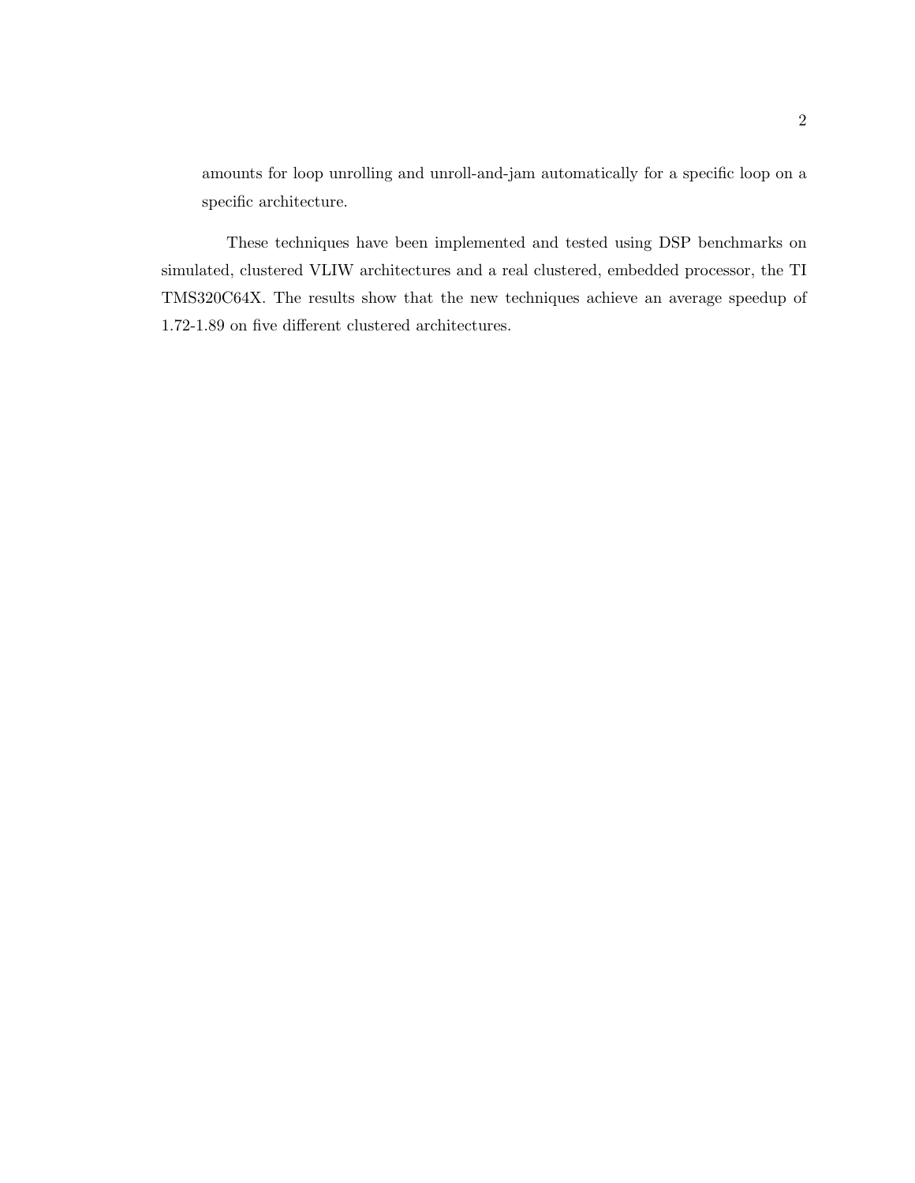amounts for loop unrolling and unroll-and-jam automatically for a specific loop on a specific architecture.

These techniques have been implemented and tested using DSP benchmarks on simulated, clustered VLIW architectures and a real clustered, embedded processor, the TI TMS320C64X. The results show that the new techniques achieve an average speedup of 1.72-1.89 on five different clustered architectures.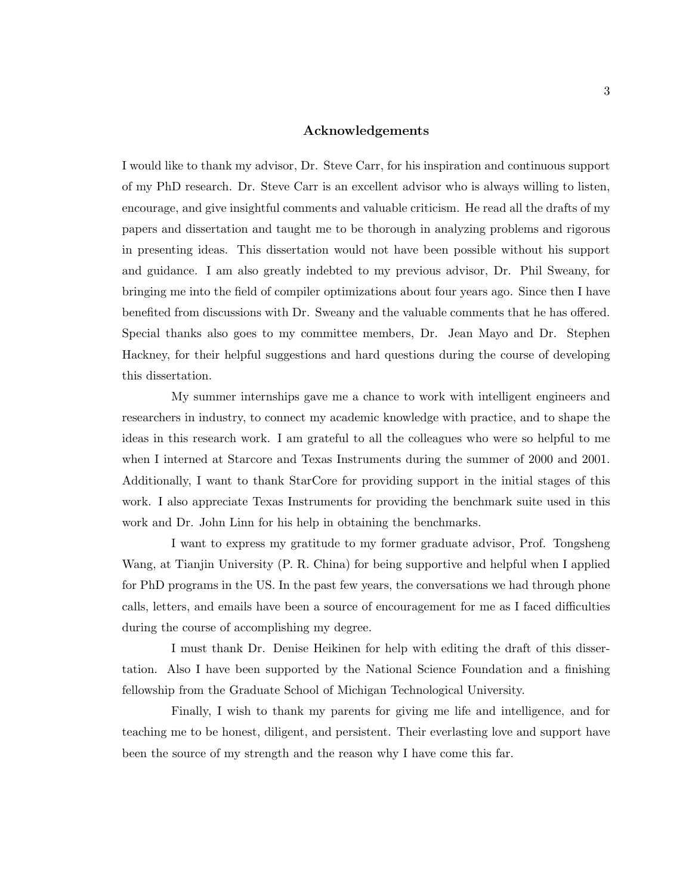## Acknowledgements

I would like to thank my advisor, Dr. Steve Carr, for his inspiration and continuous support of my PhD research. Dr. Steve Carr is an excellent advisor who is always willing to listen, encourage, and give insightful comments and valuable criticism. He read all the drafts of my papers and dissertation and taught me to be thorough in analyzing problems and rigorous in presenting ideas. This dissertation would not have been possible without his support and guidance. I am also greatly indebted to my previous advisor, Dr. Phil Sweany, for bringing me into the field of compiler optimizations about four years ago. Since then I have benefited from discussions with Dr. Sweany and the valuable comments that he has offered. Special thanks also goes to my committee members, Dr. Jean Mayo and Dr. Stephen Hackney, for their helpful suggestions and hard questions during the course of developing this dissertation.

My summer internships gave me a chance to work with intelligent engineers and researchers in industry, to connect my academic knowledge with practice, and to shape the ideas in this research work. I am grateful to all the colleagues who were so helpful to me when I interned at Starcore and Texas Instruments during the summer of 2000 and 2001. Additionally, I want to thank StarCore for providing support in the initial stages of this work. I also appreciate Texas Instruments for providing the benchmark suite used in this work and Dr. John Linn for his help in obtaining the benchmarks.

I want to express my gratitude to my former graduate advisor, Prof. Tongsheng Wang, at Tianjin University (P. R. China) for being supportive and helpful when I applied for PhD programs in the US. In the past few years, the conversations we had through phone calls, letters, and emails have been a source of encouragement for me as I faced difficulties during the course of accomplishing my degree.

I must thank Dr. Denise Heikinen for help with editing the draft of this dissertation. Also I have been supported by the National Science Foundation and a finishing fellowship from the Graduate School of Michigan Technological University.

Finally, I wish to thank my parents for giving me life and intelligence, and for teaching me to be honest, diligent, and persistent. Their everlasting love and support have been the source of my strength and the reason why I have come this far.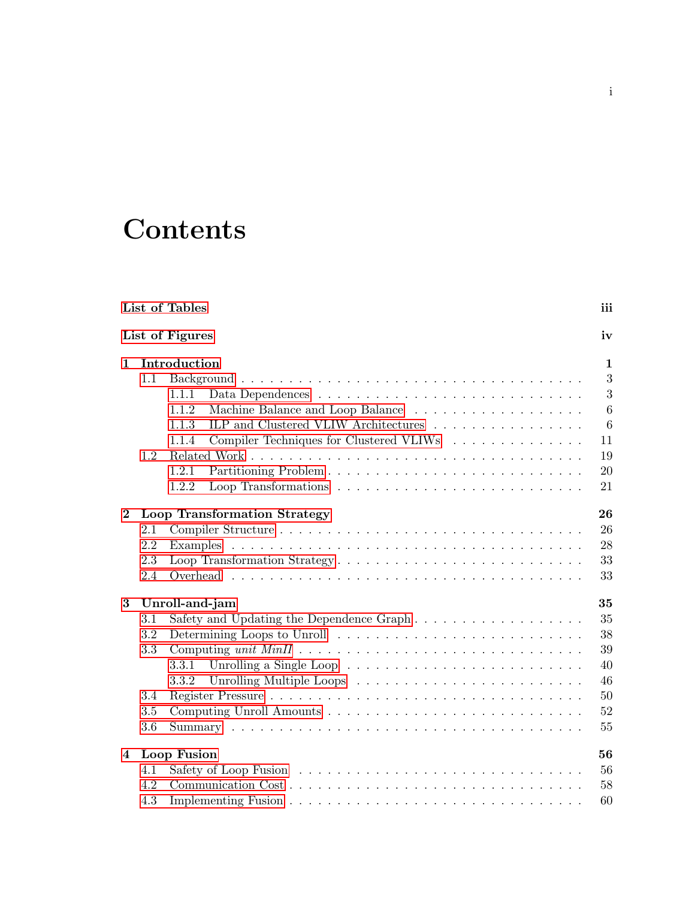# Contents

**List of Tables** **iii**

**List of Figures** **iv**

**1 Introduction** **1**

- 1.1 Background . . . 3
  - 1.1.1 Data Dependences . . . 3
  - 1.1.2 Machine Balance and Loop Balance . . . 6
  - 1.1.3 ILP and Clustered VLIW Architectures . . . 6
  - 1.1.4 Compiler Techniques for Clustered VLIWs . . . 11
- 1.2 Related Work . . . 19
  - 1.2.1 Partitioning Problem . . . 20
  - 1.2.2 Loop Transformations . . . 21

**2 Loop Transformation Strategy** **26**

- 2.1 Compiler Structure . . . 26
- 2.2 Examples . . . 28
- 2.3 Loop Transformation Strategy . . . 33
- 2.4 Overhead . . . 33

**3 Unroll-and-jam** **35**

- 3.1 Safety and Updating the Dependence Graph . . . 35
- 3.2 Determining Loops to Unroll . . . 38
- 3.3 Computing *unit MinII* . . . 39
  - 3.3.1 Unrolling a Single Loop . . . 40
  - 3.3.2 Unrolling Multiple Loops . . . 46
- 3.4 Register Pressure . . . 50
- 3.5 Computing Unroll Amounts . . . 52
- 3.6 Summary . . . 55

**4 Loop Fusion** **56**

- 4.1 Safety of Loop Fusion . . . 56
- 4.2 Communication Cost . . . 58
- 4.3 Implementing Fusion . . . 60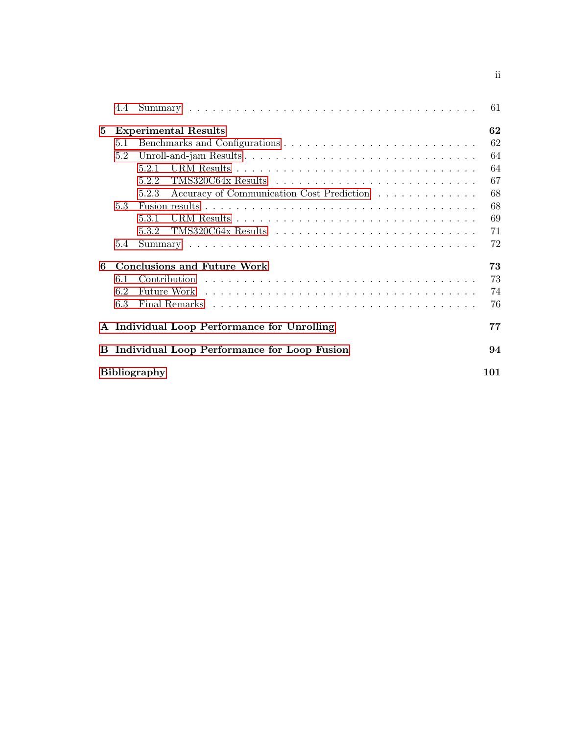- 4.4 Summary . . . . . . . . . . . . . . . . . . . . . . . . . . . . . . . . . . 61

**5 Experimental Results** **62**

- 5.1 Benchmarks and Configurations . . . . . . . . . . . . . . . . . . . . . . . . 62
- 5.2 Unroll-and-jam Results . . . . . . . . . . . . . . . . . . . . . . . . . . . . 64
  - 5.2.1 URM Results . . . . . . . . . . . . . . . . . . . . . . . . . . . . 64
  - 5.2.2 TMS320C64x Results . . . . . . . . . . . . . . . . . . . . . . . . 67
  - 5.2.3 Accuracy of Communication Cost Prediction . . . . . . . . . . . . . 68
- 5.3 Fusion results . . . . . . . . . . . . . . . . . . . . . . . . . . . . . . . . 68
  - 5.3.1 URM Results . . . . . . . . . . . . . . . . . . . . . . . . . . . . 69
  - 5.3.2 TMS320C64x Results . . . . . . . . . . . . . . . . . . . . . . . . 71
- 5.4 Summary . . . . . . . . . . . . . . . . . . . . . . . . . . . . . . . . . . 72

**6 Conclusions and Future Work** **73**

- 6.1 Contribution . . . . . . . . . . . . . . . . . . . . . . . . . . . . . . . . . 73
- 6.2 Future Work . . . . . . . . . . . . . . . . . . . . . . . . . . . . . . . . . 74
- 6.3 Final Remarks . . . . . . . . . . . . . . . . . . . . . . . . . . . . . . . . 76

**A Individual Loop Performance for Unrolling** **77**

**B Individual Loop Performance for Loop Fusion** **94**

**Bibliography** **101**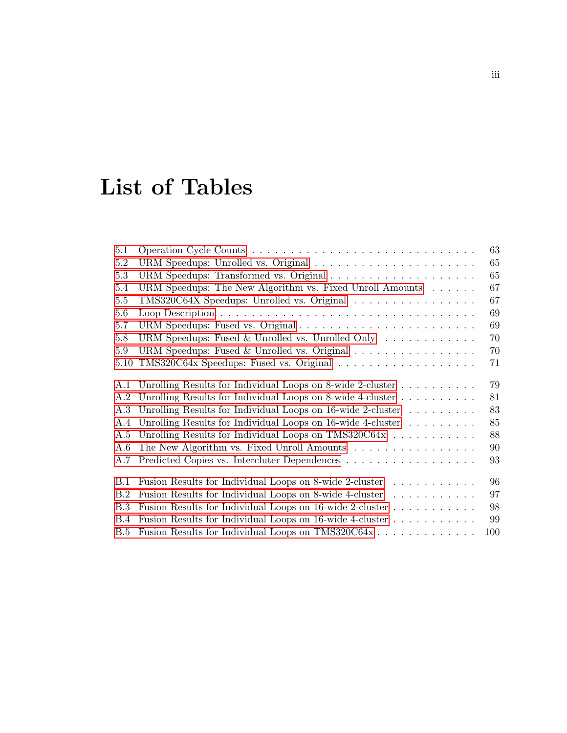# List of Tables

5.1 Operation Cycle Counts . . . . . . . . . . . . . . . . . . . . . . . . . . . . 63
5.2 URM Speedups: Unrolled vs. Original . . . . . . . . . . . . . . . . . . . . 65
5.3 URM Speedups: Transformed vs. Original . . . . . . . . . . . . . . . . . . 65
5.4 URM Speedups: The New Algorithm vs. Fixed Unroll Amounts . . . . . . 67
5.5 TMS320C64X Speedups: Unrolled vs. Original . . . . . . . . . . . . . . . . 67
5.6 Loop Description . . . . . . . . . . . . . . . . . . . . . . . . . . . . . . . . 69
5.7 URM Speedups: Fused vs. Original . . . . . . . . . . . . . . . . . . . . . . 69
5.8 URM Speedups: Fused & Unrolled vs. Unrolled Only . . . . . . . . . . . . 70
5.9 URM Speedups: Fused & Unrolled vs. Original . . . . . . . . . . . . . . . . 70
5.10 TMS320C64x Speedups: Fused vs. Original . . . . . . . . . . . . . . . . . 71

A.1 Unrolling Results for Individual Loops on 8-wide 2-cluster . . . . . . . . . . 79
A.2 Unrolling Results for Individual Loops on 8-wide 4-cluster . . . . . . . . . . 81
A.3 Unrolling Results for Individual Loops on 16-wide 2-cluster . . . . . . . . . 83
A.4 Unrolling Results for Individual Loops on 16-wide 4-cluster . . . . . . . . . 85
A.5 Unrolling Results for Individual Loops on TMS320C64x . . . . . . . . . . . 88
A.6 The New Algorithm vs. Fixed Unroll Amounts . . . . . . . . . . . . . . . . 90
A.7 Predicted Copies vs. Intercluter Dependences . . . . . . . . . . . . . . . . . 93

B.1 Fusion Results for Individual Loops on 8-wide 2-cluster . . . . . . . . . . . 96
B.2 Fusion Results for Individual Loops on 8-wide 4-cluster . . . . . . . . . . . 97
B.3 Fusion Results for Individual Loops on 16-wide 2-cluster . . . . . . . . . . . 98
B.4 Fusion Results for Individual Loops on 16-wide 4-cluster . . . . . . . . . . . 99
B.5 Fusion Results for Individual Loops on TMS320C64x . . . . . . . . . . . . . 100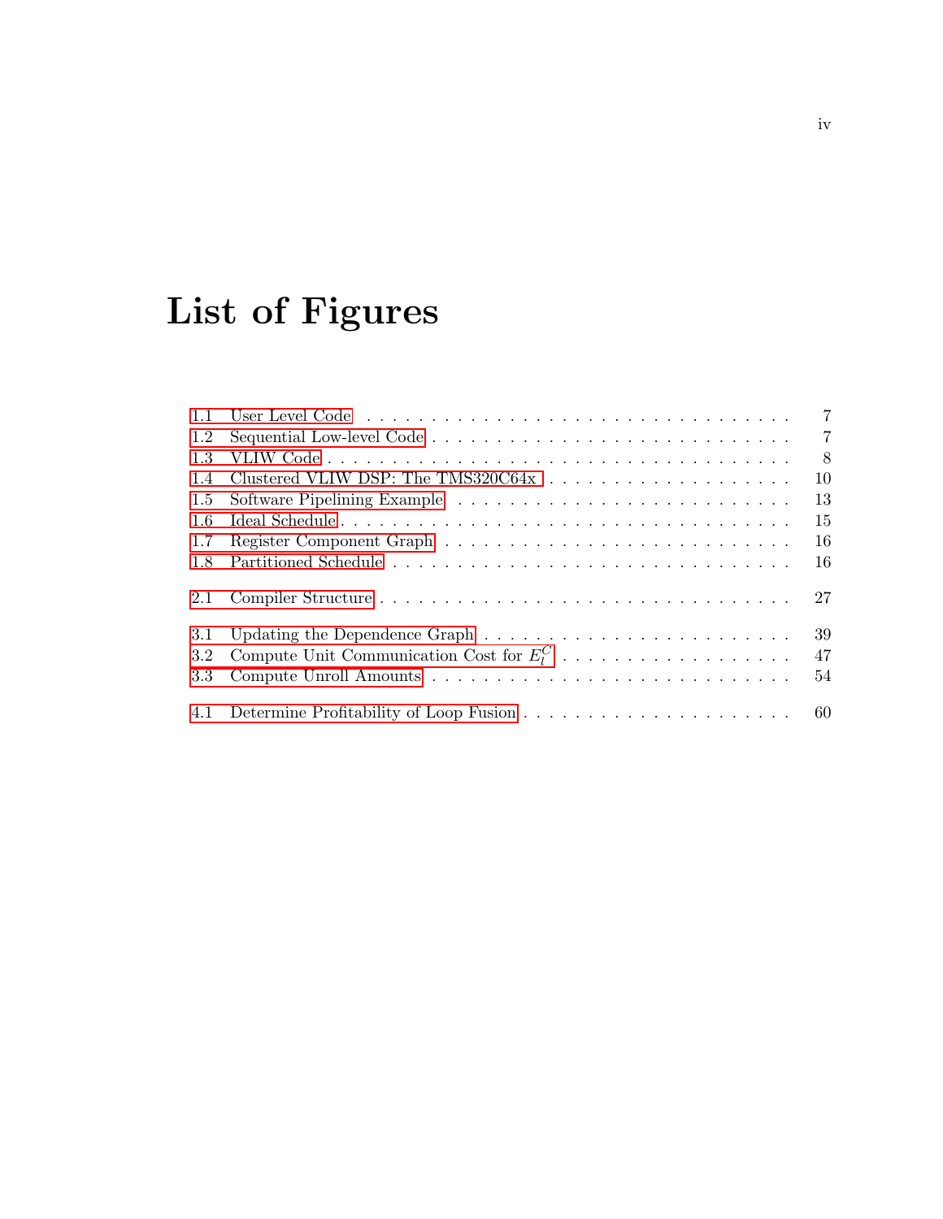# List of Figures

1.1 User Level Code . . . . . . . . . . . . . . . . . . . . . . . . . . . . . . . . . 7
1.2 Sequential Low-level Code . . . . . . . . . . . . . . . . . . . . . . . . . . . 7
1.3 VLIW Code . . . . . . . . . . . . . . . . . . . . . . . . . . . . . . . . . . . 8
1.4 Clustered VLIW DSP: The TMS320C64x . . . . . . . . . . . . . . . . . . . 10
1.5 Software Pipelining Example . . . . . . . . . . . . . . . . . . . . . . . . . . 13
1.6 Ideal Schedule . . . . . . . . . . . . . . . . . . . . . . . . . . . . . . . . . . 15
1.7 Register Component Graph . . . . . . . . . . . . . . . . . . . . . . . . . . . 16
1.8 Partitioned Schedule . . . . . . . . . . . . . . . . . . . . . . . . . . . . . . . 16

2.1 Compiler Structure . . . . . . . . . . . . . . . . . . . . . . . . . . . . . . . . 27

3.1 Updating the Dependence Graph . . . . . . . . . . . . . . . . . . . . . . . . 39
3.2 Compute Unit Communication Cost for $E_l^C$ . . . . . . . . . . . . . . . . . . . 47
3.3 Compute Unroll Amounts . . . . . . . . . . . . . . . . . . . . . . . . . . . . 54

4.1 Determine Profitability of Loop Fusion . . . . . . . . . . . . . . . . . . . . . 60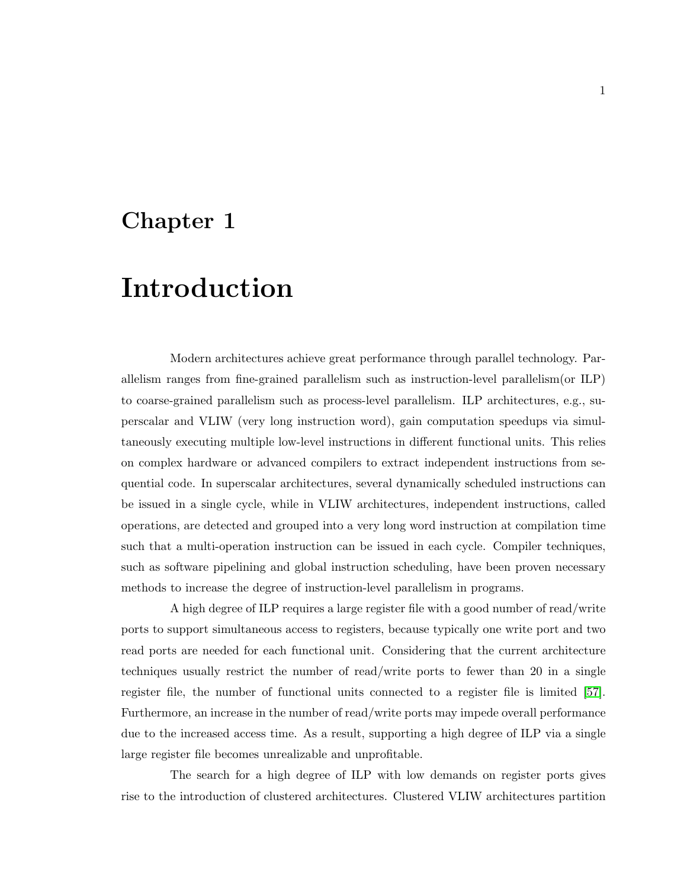# Chapter 1

# Introduction

Modern architectures achieve great performance through parallel technology. Parallelism ranges from fine-grained parallelism such as instruction-level parallelism(or ILP) to coarse-grained parallelism such as process-level parallelism. ILP architectures, e.g., superscalar and VLIW (very long instruction word), gain computation speedups via simultaneously executing multiple low-level instructions in different functional units. This relies on complex hardware or advanced compilers to extract independent instructions from sequential code. In superscalar architectures, several dynamically scheduled instructions can be issued in a single cycle, while in VLIW architectures, independent instructions, called operations, are detected and grouped into a very long word instruction at compilation time such that a multi-operation instruction can be issued in each cycle. Compiler techniques, such as software pipelining and global instruction scheduling, have been proven necessary methods to increase the degree of instruction-level parallelism in programs.

A high degree of ILP requires a large register file with a good number of read/write ports to support simultaneous access to registers, because typically one write port and two read ports are needed for each functional unit. Considering that the current architecture techniques usually restrict the number of read/write ports to fewer than 20 in a single register file, the number of functional units connected to a register file is limited [57]. Furthermore, an increase in the number of read/write ports may impede overall performance due to the increased access time. As a result, supporting a high degree of ILP via a single large register file becomes unrealizable and unprofitable.

The search for a high degree of ILP with low demands on register ports gives rise to the introduction of clustered architectures. Clustered VLIW architectures partition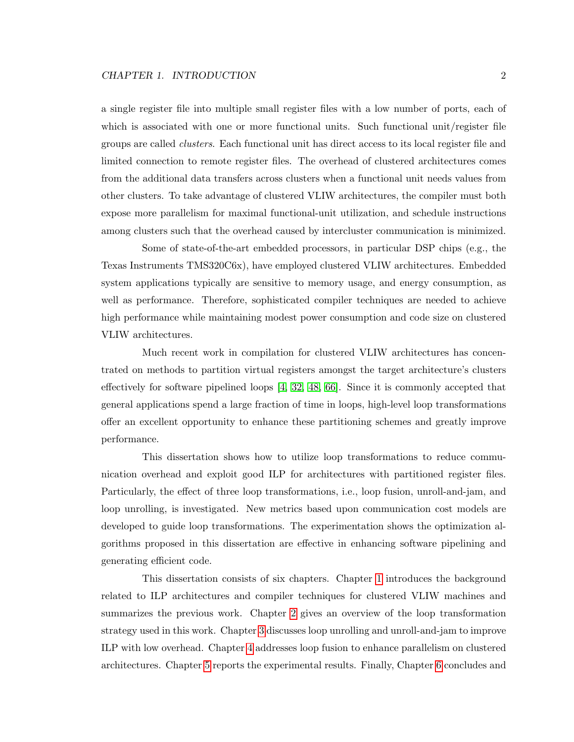a single register file into multiple small register files with a low number of ports, each of which is associated with one or more functional units. Such functional unit/register file groups are called *clusters*. Each functional unit has direct access to its local register file and limited connection to remote register files. The overhead of clustered architectures comes from the additional data transfers across clusters when a functional unit needs values from other clusters. To take advantage of clustered VLIW architectures, the compiler must both expose more parallelism for maximal functional-unit utilization, and schedule instructions among clusters such that the overhead caused by intercluster communication is minimized.

Some of state-of-the-art embedded processors, in particular DSP chips (e.g., the Texas Instruments TMS320C6x), have employed clustered VLIW architectures. Embedded system applications typically are sensitive to memory usage, and energy consumption, as well as performance. Therefore, sophisticated compiler techniques are needed to achieve high performance while maintaining modest power consumption and code size on clustered VLIW architectures.

Much recent work in compilation for clustered VLIW architectures has concentrated on methods to partition virtual registers amongst the target architecture's clusters effectively for software pipelined loops [4, 32, 48, 66]. Since it is commonly accepted that general applications spend a large fraction of time in loops, high-level loop transformations offer an excellent opportunity to enhance these partitioning schemes and greatly improve performance.

This dissertation shows how to utilize loop transformations to reduce communication overhead and exploit good ILP for architectures with partitioned register files. Particularly, the effect of three loop transformations, i.e., loop fusion, unroll-and-jam, and loop unrolling, is investigated. New metrics based upon communication cost models are developed to guide loop transformations. The experimentation shows the optimization algorithms proposed in this dissertation are effective in enhancing software pipelining and generating efficient code.

This dissertation consists of six chapters. Chapter 1 introduces the background related to ILP architectures and compiler techniques for clustered VLIW machines and summarizes the previous work. Chapter 2 gives an overview of the loop transformation strategy used in this work. Chapter 3 discusses loop unrolling and unroll-and-jam to improve ILP with low overhead. Chapter 4 addresses loop fusion to enhance parallelism on clustered architectures. Chapter 5 reports the experimental results. Finally, Chapter 6 concludes and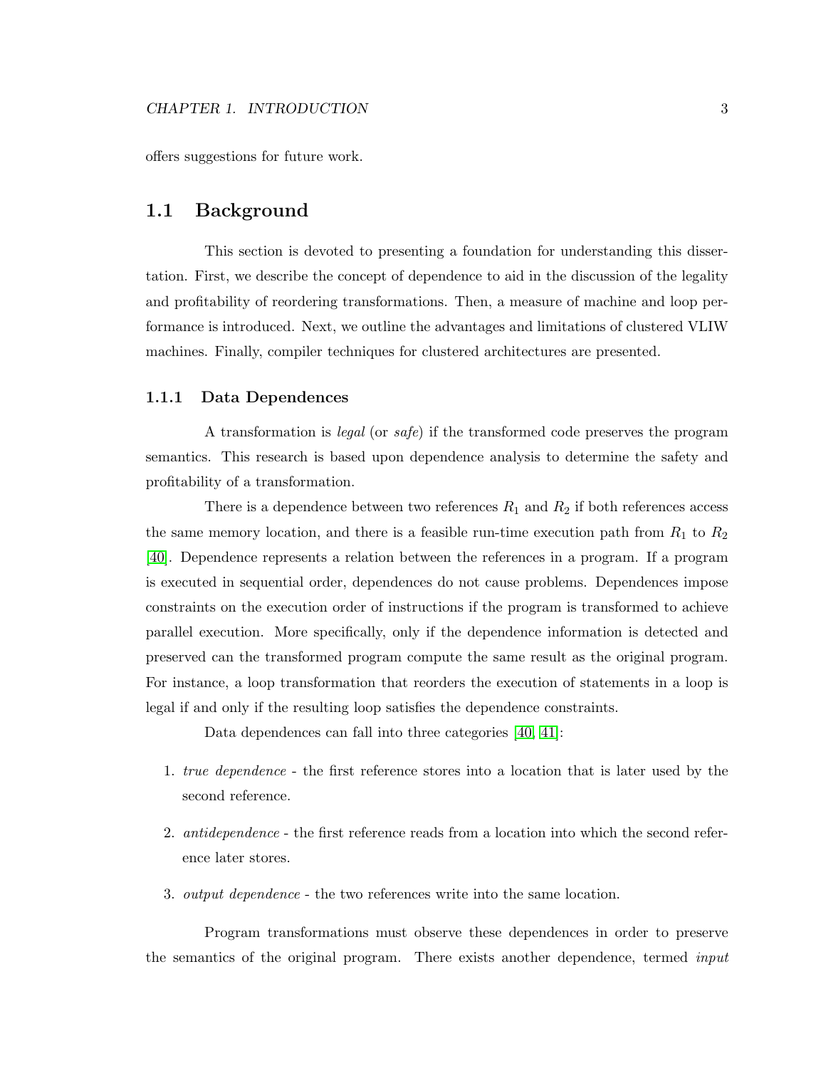offers suggestions for future work.

## 1.1 Background

This section is devoted to presenting a foundation for understanding this dissertation. First, we describe the concept of dependence to aid in the discussion of the legality and profitability of reordering transformations. Then, a measure of machine and loop performance is introduced. Next, we outline the advantages and limitations of clustered VLIW machines. Finally, compiler techniques for clustered architectures are presented.

### 1.1.1 Data Dependences

A transformation is *legal* (or *safe*) if the transformed code preserves the program semantics. This research is based upon dependence analysis to determine the safety and profitability of a transformation.

There is a dependence between two references $R_1$ and $R_2$ if both references access the same memory location, and there is a feasible run-time execution path from $R_1$ to $R_2$ [40]. Dependence represents a relation between the references in a program. If a program is executed in sequential order, dependences do not cause problems. Dependences impose constraints on the execution order of instructions if the program is transformed to achieve parallel execution. More specifically, only if the dependence information is detected and preserved can the transformed program compute the same result as the original program. For instance, a loop transformation that reorders the execution of statements in a loop is legal if and only if the resulting loop satisfies the dependence constraints.

Data dependences can fall into three categories [40, 41]:

1. *true dependence* - the first reference stores into a location that is later used by the second reference.

2. *antidependence* - the first reference reads from a location into which the second reference later stores.

3. *output dependence* - the two references write into the same location.

Program transformations must observe these dependences in order to preserve the semantics of the original program. There exists another dependence, termed *input*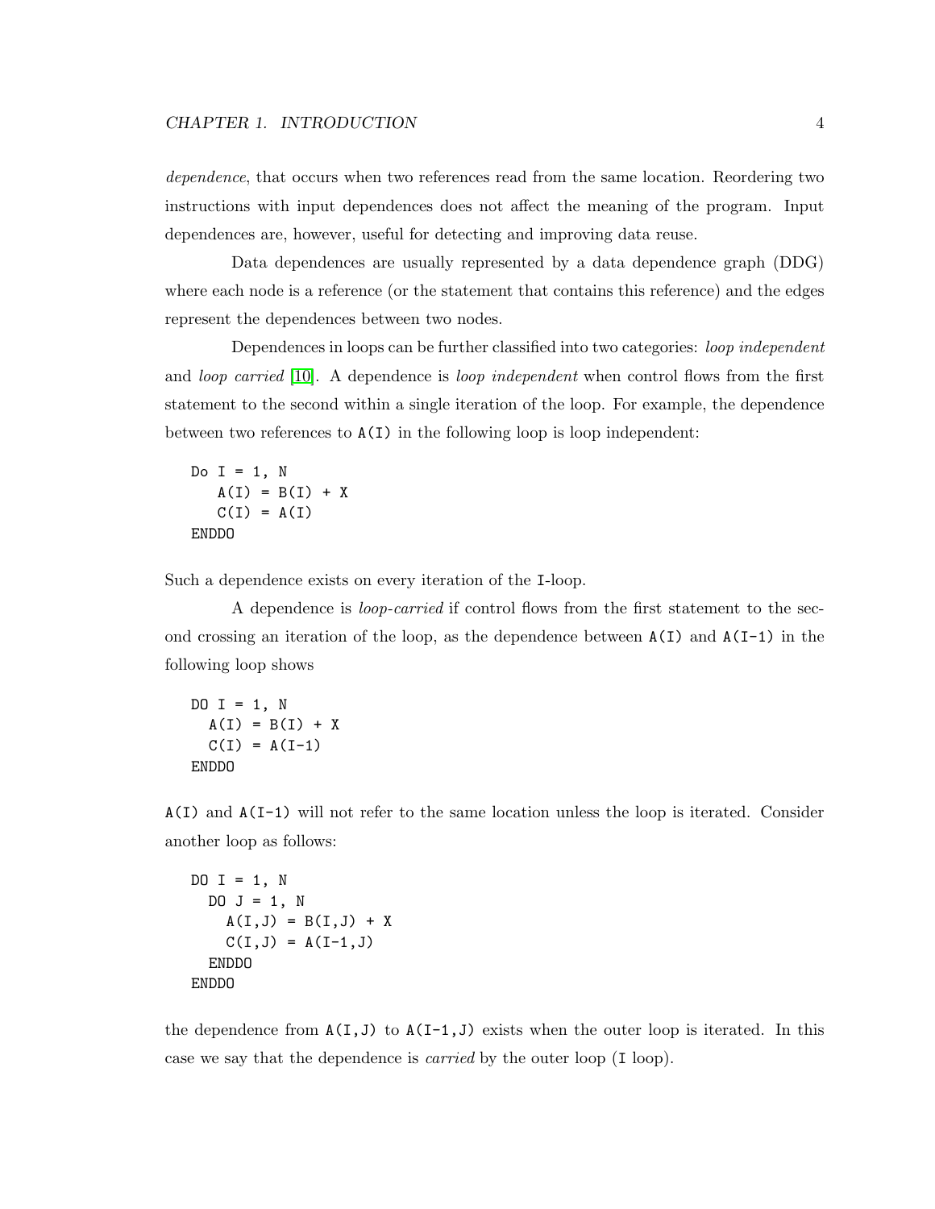*dependence*, that occurs when two references read from the same location. Reordering two instructions with input dependences does not affect the meaning of the program. Input dependences are, however, useful for detecting and improving data reuse.

Data dependences are usually represented by a data dependence graph (DDG) where each node is a reference (or the statement that contains this reference) and the edges represent the dependences between two nodes.

Dependences in loops can be further classified into two categories: *loop independent* and *loop carried* [10]. A dependence is *loop independent* when control flows from the first statement to the second within a single iteration of the loop. For example, the dependence between two references to `A(I)` in the following loop is loop independent:

```
Do I = 1, N
   A(I) = B(I) + X
   C(I) = A(I)
ENDDO
```

Such a dependence exists on every iteration of the `I`-loop.

A dependence is *loop-carried* if control flows from the first statement to the second crossing an iteration of the loop, as the dependence between `A(I)` and `A(I-1)` in the following loop shows

```
DO I = 1, N
  A(I) = B(I) + X
  C(I) = A(I-1)
ENDDO
```

`A(I)` and `A(I-1)` will not refer to the same location unless the loop is iterated. Consider another loop as follows:

```
DO I = 1, N
  DO J = 1, N
    A(I,J) = B(I,J) + X
    C(I,J) = A(I-1,J)
  ENDDO
ENDDO
```

the dependence from `A(I,J)` to `A(I-1,J)` exists when the outer loop is iterated. In this case we say that the dependence is *carried* by the outer loop (`I` loop).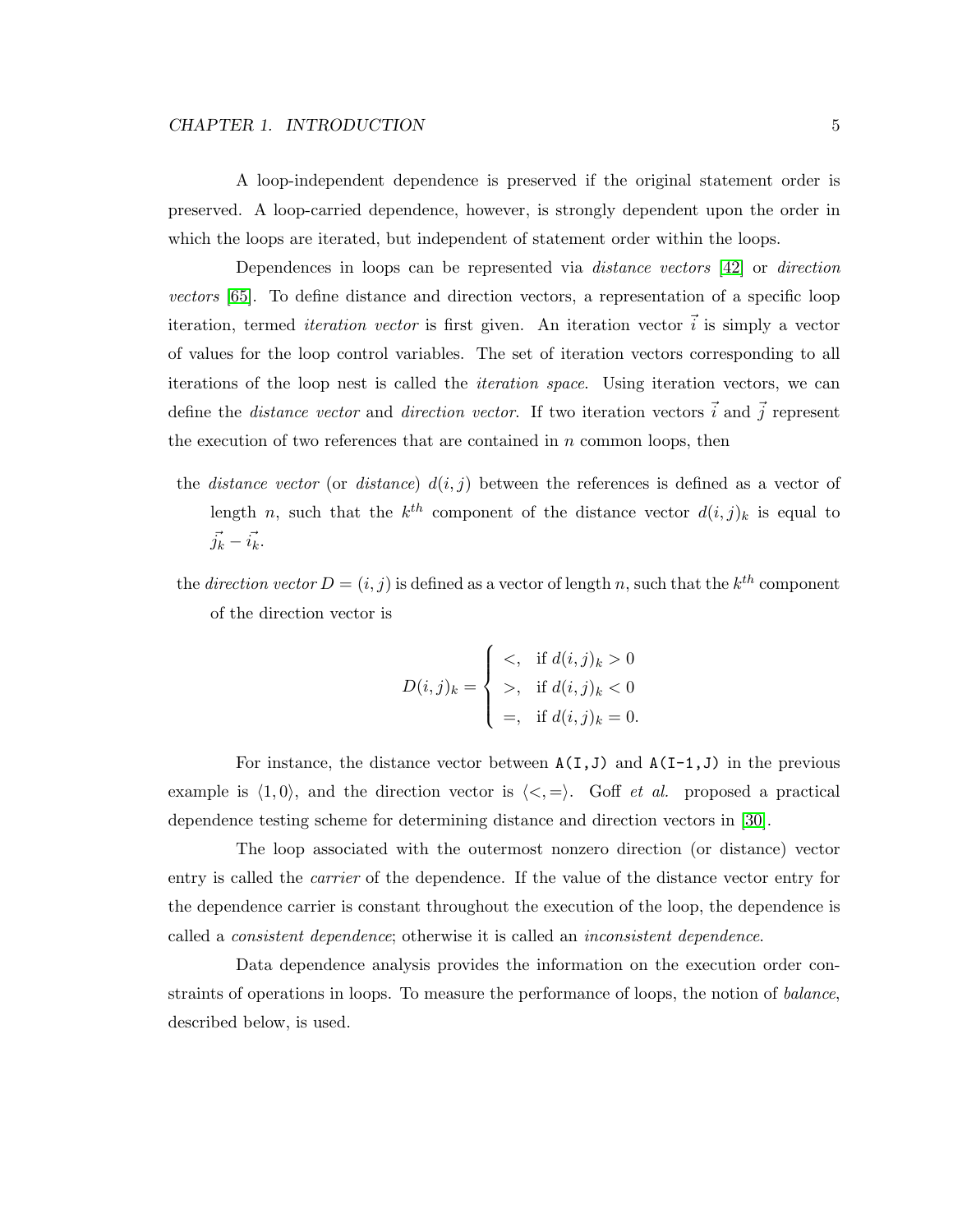A loop-independent dependence is preserved if the original statement order is preserved. A loop-carried dependence, however, is strongly dependent upon the order in which the loops are iterated, but independent of statement order within the loops.

Dependences in loops can be represented via *distance vectors* [42] or *direction vectors* [65]. To define distance and direction vectors, a representation of a specific loop iteration, termed *iteration vector* is first given. An iteration vector $\vec{i}$ is simply a vector of values for the loop control variables. The set of iteration vectors corresponding to all iterations of the loop nest is called the *iteration space*. Using iteration vectors, we can define the *distance vector* and *direction vector*. If two iteration vectors $\vec{i}$ and $\vec{j}$ represent the execution of two references that are contained in $n$ common loops, then

the *distance vector* (or *distance*) $d(i,j)$ between the references is defined as a vector of length $n$, such that the $k^{th}$ component of the distance vector $d(i,j)_k$ is equal to $\vec{j_k} - \vec{i_k}$.

the *direction vector* $D = (i,j)$ is defined as a vector of length $n$, such that the $k^{th}$ component of the direction vector is

$$D(i,j)_k = \begin{cases} <, & \text{if } d(i,j)_k > 0 \\ >, & \text{if } d(i,j)_k < 0 \\ =, & \text{if } d(i,j)_k = 0. \end{cases}$$

For instance, the distance vector between `A(I,J)` and `A(I-1,J)` in the previous example is $\langle 1, 0 \rangle$, and the direction vector is $\langle <, = \rangle$. Goff *et al.* proposed a practical dependence testing scheme for determining distance and direction vectors in [30].

The loop associated with the outermost nonzero direction (or distance) vector entry is called the *carrier* of the dependence. If the value of the distance vector entry for the dependence carrier is constant throughout the execution of the loop, the dependence is called a *consistent dependence*; otherwise it is called an *inconsistent dependence*.

Data dependence analysis provides the information on the execution order constraints of operations in loops. To measure the performance of loops, the notion of *balance*, described below, is used.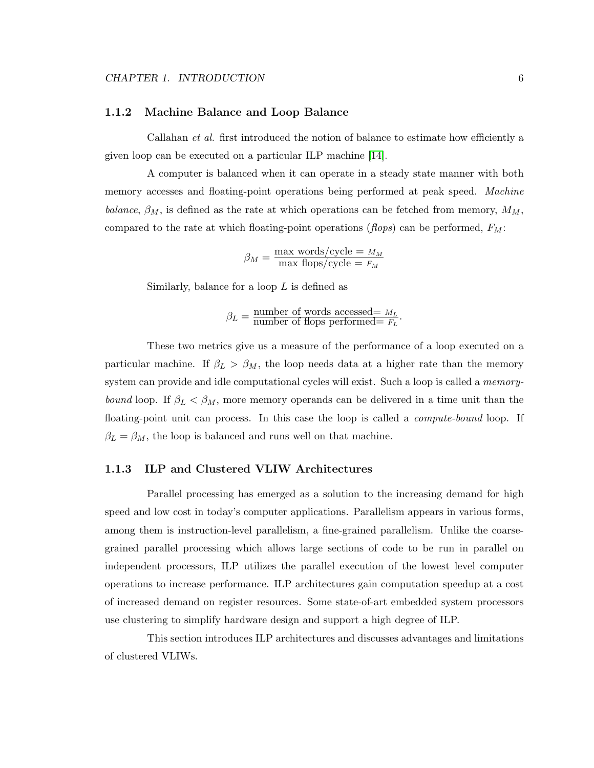### 1.1.2 Machine Balance and Loop Balance

Callahan *et al.* first introduced the notion of balance to estimate how efficiently a given loop can be executed on a particular ILP machine [14].

A computer is balanced when it can operate in a steady state manner with both memory accesses and floating-point operations being performed at peak speed. *Machine balance*, $\beta_M$, is defined as the rate at which operations can be fetched from memory, $M_M$, compared to the rate at which floating-point operations (*flops*) can be performed, $F_M$:

$$\beta_M = \frac{\text{max words/cycle} = M_M}{\text{max flops/cycle} = F_M}$$

Similarly, balance for a loop $L$ is defined as

$$\beta_L = \frac{\text{number of words accessed} = M_L}{\text{number of flops performed} = F_L}.$$

These two metrics give us a measure of the performance of a loop executed on a particular machine. If $\beta_L > \beta_M$, the loop needs data at a higher rate than the memory system can provide and idle computational cycles will exist. Such a loop is called a *memory-bound* loop. If $\beta_L < \beta_M$, more memory operands can be delivered in a time unit than the floating-point unit can process. In this case the loop is called a *compute-bound* loop. If $\beta_L = \beta_M$, the loop is balanced and runs well on that machine.

### 1.1.3 ILP and Clustered VLIW Architectures

Parallel processing has emerged as a solution to the increasing demand for high speed and low cost in today's computer applications. Parallelism appears in various forms, among them is instruction-level parallelism, a fine-grained parallelism. Unlike the coarse-grained parallel processing which allows large sections of code to be run in parallel on independent processors, ILP utilizes the parallel execution of the lowest level computer operations to increase performance. ILP architectures gain computation speedup at a cost of increased demand on register resources. Some state-of-art embedded system processors use clustering to simplify hardware design and support a high degree of ILP.

This section introduces ILP architectures and discusses advantages and limitations of clustered VLIWs.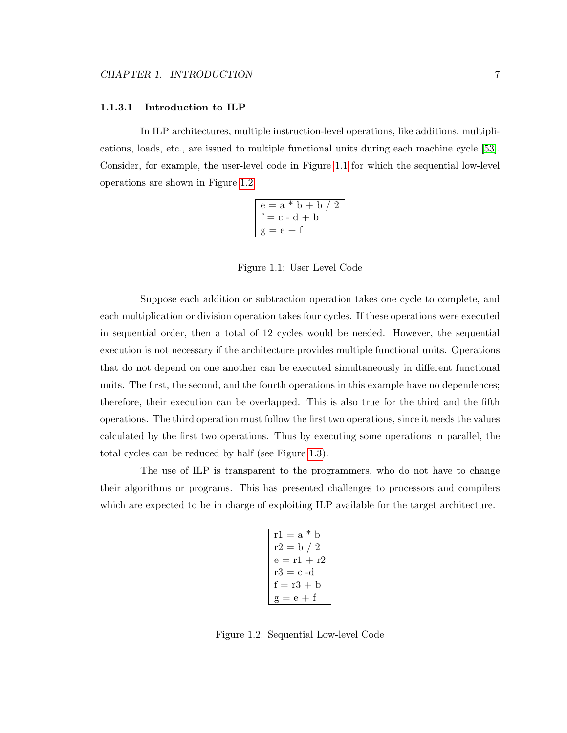#### 1.1.3.1 Introduction to ILP

In ILP architectures, multiple instruction-level operations, like additions, multiplications, loads, etc., are issued to multiple functional units during each machine cycle [53]. Consider, for example, the user-level code in Figure 1.1 for which the sequential low-level operations are shown in Figure 1.2:

```
e = a * b + b / 2
f = c - d + b
g = e + f
```

Figure 1.1: User Level Code

Suppose each addition or subtraction operation takes one cycle to complete, and each multiplication or division operation takes four cycles. If these operations were executed in sequential order, then a total of 12 cycles would be needed. However, the sequential execution is not necessary if the architecture provides multiple functional units. Operations that do not depend on one another can be executed simultaneously in different functional units. The first, the second, and the fourth operations in this example have no dependences; therefore, their execution can be overlapped. This is also true for the third and the fifth operations. The third operation must follow the first two operations, since it needs the values calculated by the first two operations. Thus by executing some operations in parallel, the total cycles can be reduced by half (see Figure 1.3).

The use of ILP is transparent to the programmers, who do not have to change their algorithms or programs. This has presented challenges to processors and compilers which are expected to be in charge of exploiting ILP available for the target architecture.

```
r1 = a * b
r2 = b / 2
e = r1 + r2
r3 = c -d
f = r3 + b
g = e + f
```

Figure 1.2: Sequential Low-level Code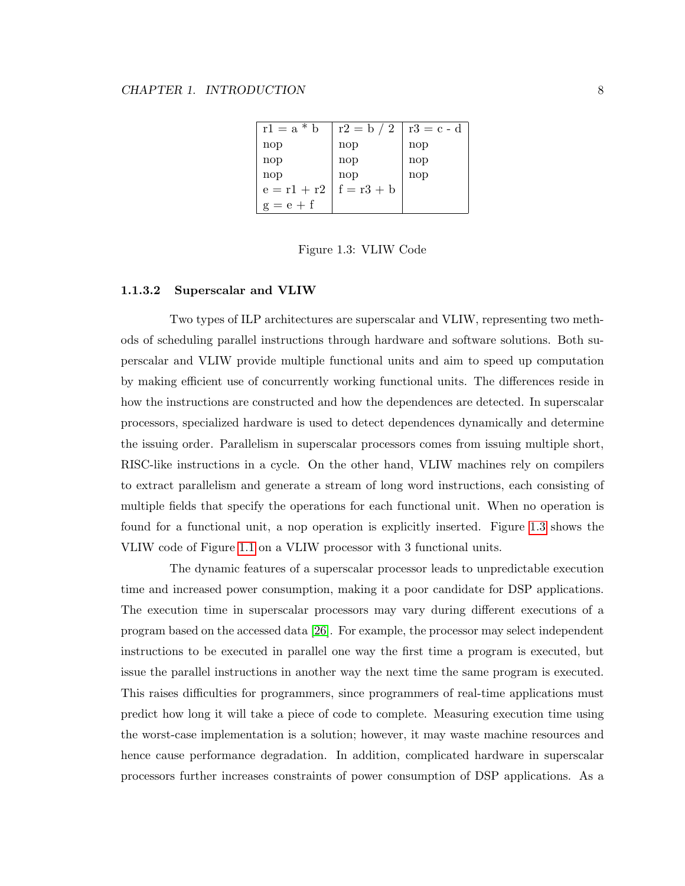| r1 = a * b | r2 = b / 2 | r3 = c - d |
|---|---|---|
| nop | nop | nop |
| nop | nop | nop |
| nop | nop | nop |
| e = r1 + r2 | f = r3 + b | |
| g = e + f | | |

Figure 1.3: VLIW Code

#### 1.1.3.2 Superscalar and VLIW

Two types of ILP architectures are superscalar and VLIW, representing two methods of scheduling parallel instructions through hardware and software solutions. Both superscalar and VLIW provide multiple functional units and aim to speed up computation by making efficient use of concurrently working functional units. The differences reside in how the instructions are constructed and how the dependences are detected. In superscalar processors, specialized hardware is used to detect dependences dynamically and determine the issuing order. Parallelism in superscalar processors comes from issuing multiple short, RISC-like instructions in a cycle. On the other hand, VLIW machines rely on compilers to extract parallelism and generate a stream of long word instructions, each consisting of multiple fields that specify the operations for each functional unit. When no operation is found for a functional unit, a nop operation is explicitly inserted. Figure 1.3 shows the VLIW code of Figure 1.1 on a VLIW processor with 3 functional units.

The dynamic features of a superscalar processor leads to unpredictable execution time and increased power consumption, making it a poor candidate for DSP applications. The execution time in superscalar processors may vary during different executions of a program based on the accessed data [26]. For example, the processor may select independent instructions to be executed in parallel one way the first time a program is executed, but issue the parallel instructions in another way the next time the same program is executed. This raises difficulties for programmers, since programmers of real-time applications must predict how long it will take a piece of code to complete. Measuring execution time using the worst-case implementation is a solution; however, it may waste machine resources and hence cause performance degradation. In addition, complicated hardware in superscalar processors further increases constraints of power consumption of DSP applications. As a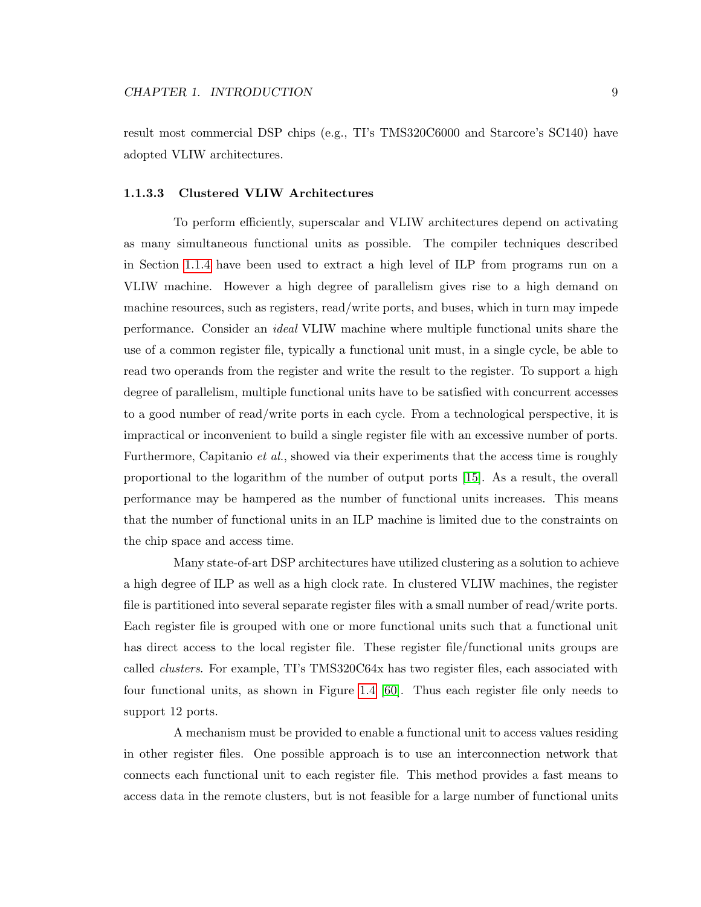result most commercial DSP chips (e.g., TI's TMS320C6000 and Starcore's SC140) have adopted VLIW architectures.

#### 1.1.3.3 Clustered VLIW Architectures

To perform efficiently, superscalar and VLIW architectures depend on activating as many simultaneous functional units as possible. The compiler techniques described in Section 1.1.4 have been used to extract a high level of ILP from programs run on a VLIW machine. However a high degree of parallelism gives rise to a high demand on machine resources, such as registers, read/write ports, and buses, which in turn may impede performance. Consider an *ideal* VLIW machine where multiple functional units share the use of a common register file, typically a functional unit must, in a single cycle, be able to read two operands from the register and write the result to the register. To support a high degree of parallelism, multiple functional units have to be satisfied with concurrent accesses to a good number of read/write ports in each cycle. From a technological perspective, it is impractical or inconvenient to build a single register file with an excessive number of ports. Furthermore, Capitanio *et al.*, showed via their experiments that the access time is roughly proportional to the logarithm of the number of output ports [15]. As a result, the overall performance may be hampered as the number of functional units increases. This means that the number of functional units in an ILP machine is limited due to the constraints on the chip space and access time.

Many state-of-art DSP architectures have utilized clustering as a solution to achieve a high degree of ILP as well as a high clock rate. In clustered VLIW machines, the register file is partitioned into several separate register files with a small number of read/write ports. Each register file is grouped with one or more functional units such that a functional unit has direct access to the local register file. These register file/functional units groups are called *clusters*. For example, TI's TMS320C64x has two register files, each associated with four functional units, as shown in Figure 1.4 [60]. Thus each register file only needs to support 12 ports.

A mechanism must be provided to enable a functional unit to access values residing in other register files. One possible approach is to use an interconnection network that connects each functional unit to each register file. This method provides a fast means to access data in the remote clusters, but is not feasible for a large number of functional units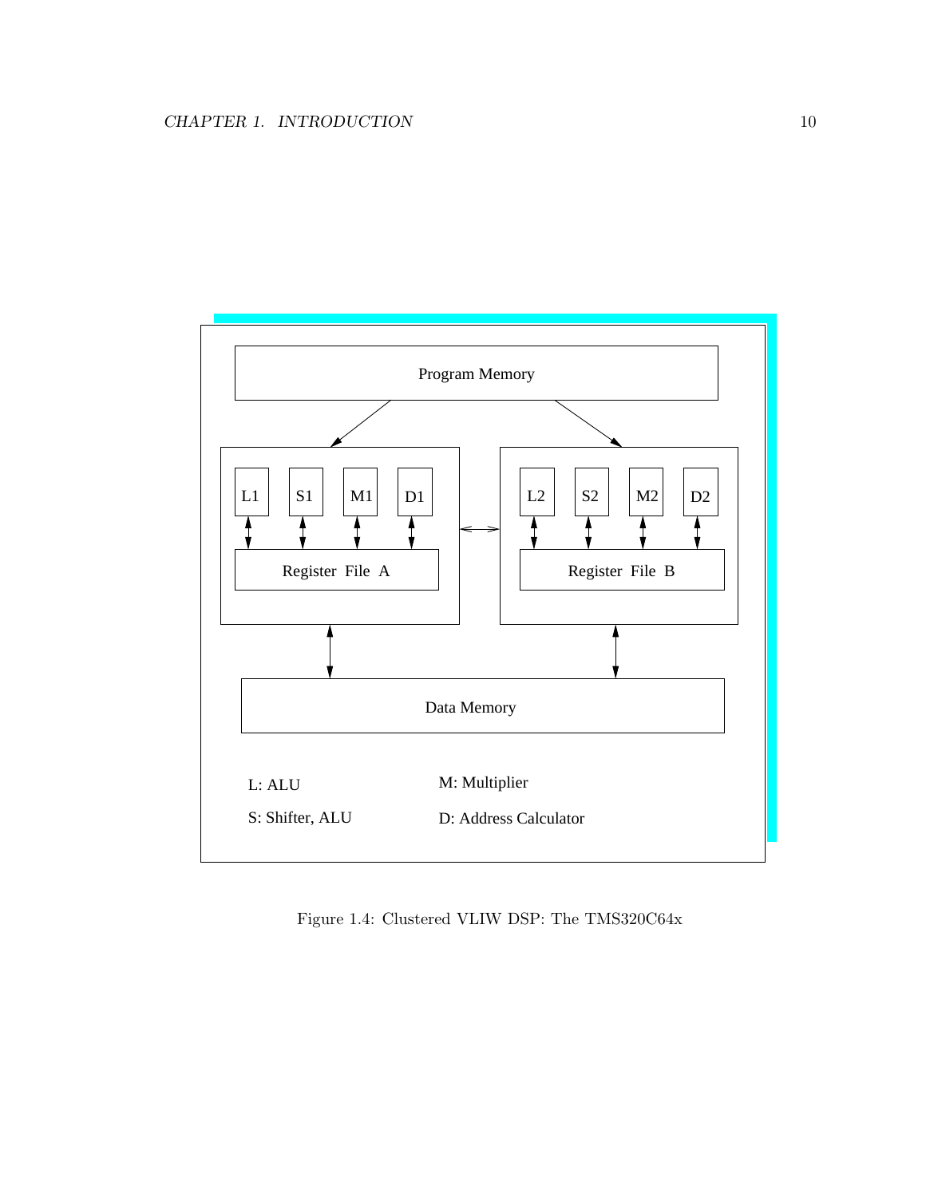Figure 1.4: Clustered VLIW DSP: The TMS320C64x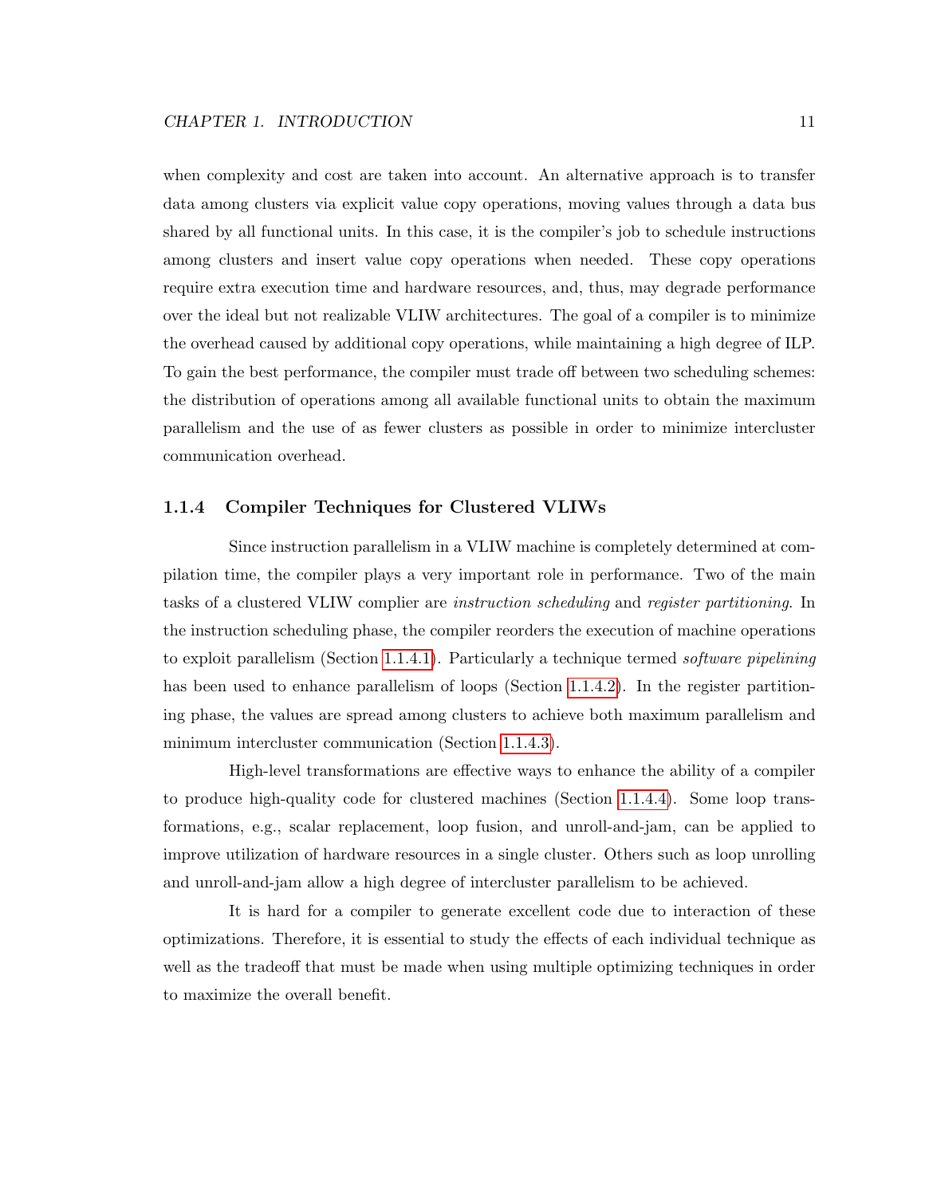when complexity and cost are taken into account. An alternative approach is to transfer data among clusters via explicit value copy operations, moving values through a data bus shared by all functional units. In this case, it is the compiler's job to schedule instructions among clusters and insert value copy operations when needed. These copy operations require extra execution time and hardware resources, and, thus, may degrade performance over the ideal but not realizable VLIW architectures. The goal of a compiler is to minimize the overhead caused by additional copy operations, while maintaining a high degree of ILP. To gain the best performance, the compiler must trade off between two scheduling schemes: the distribution of operations among all available functional units to obtain the maximum parallelism and the use of as fewer clusters as possible in order to minimize intercluster communication overhead.

### 1.1.4 Compiler Techniques for Clustered VLIWs

Since instruction parallelism in a VLIW machine is completely determined at compilation time, the compiler plays a very important role in performance. Two of the main tasks of a clustered VLIW complier are *instruction scheduling* and *register partitioning*. In the instruction scheduling phase, the compiler reorders the execution of machine operations to exploit parallelism (Section 1.1.4.1). Particularly a technique termed *software pipelining* has been used to enhance parallelism of loops (Section 1.1.4.2). In the register partitioning phase, the values are spread among clusters to achieve both maximum parallelism and minimum intercluster communication (Section 1.1.4.3).

High-level transformations are effective ways to enhance the ability of a compiler to produce high-quality code for clustered machines (Section 1.1.4.4). Some loop transformations, e.g., scalar replacement, loop fusion, and unroll-and-jam, can be applied to improve utilization of hardware resources in a single cluster. Others such as loop unrolling and unroll-and-jam allow a high degree of intercluster parallelism to be achieved.

It is hard for a compiler to generate excellent code due to interaction of these optimizations. Therefore, it is essential to study the effects of each individual technique as well as the tradeoff that must be made when using multiple optimizing techniques in order to maximize the overall benefit.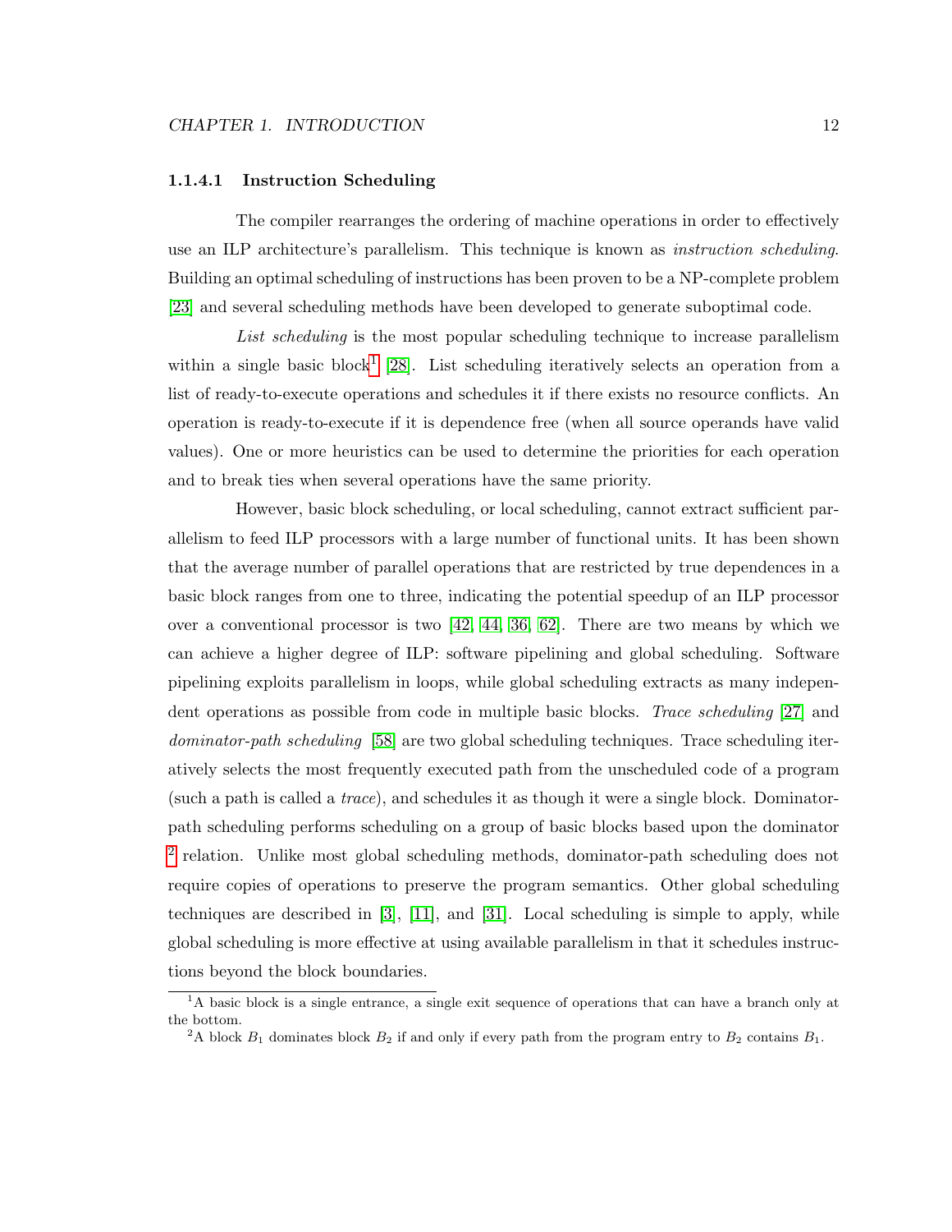#### 1.1.4.1 Instruction Scheduling

The compiler rearranges the ordering of machine operations in order to effectively use an ILP architecture's parallelism. This technique is known as *instruction scheduling*. Building an optimal scheduling of instructions has been proven to be a NP-complete problem [23] and several scheduling methods have been developed to generate suboptimal code.

*List scheduling* is the most popular scheduling technique to increase parallelism within a single basic block[1] [28]. List scheduling iteratively selects an operation from a list of ready-to-execute operations and schedules it if there exists no resource conflicts. An operation is ready-to-execute if it is dependence free (when all source operands have valid values). One or more heuristics can be used to determine the priorities for each operation and to break ties when several operations have the same priority.

However, basic block scheduling, or local scheduling, cannot extract sufficient parallelism to feed ILP processors with a large number of functional units. It has been shown that the average number of parallel operations that are restricted by true dependences in a basic block ranges from one to three, indicating the potential speedup of an ILP processor over a conventional processor is two [42, 44, 36, 62]. There are two means by which we can achieve a higher degree of ILP: software pipelining and global scheduling. Software pipelining exploits parallelism in loops, while global scheduling extracts as many independent operations as possible from code in multiple basic blocks. *Trace scheduling* [27] and *dominator-path scheduling* [58] are two global scheduling techniques. Trace scheduling iteratively selects the most frequently executed path from the unscheduled code of a program (such a path is called a *trace*), and schedules it as though it were a single block. Dominator-path scheduling performs scheduling on a group of basic blocks based upon the dominator [2] relation. Unlike most global scheduling methods, dominator-path scheduling does not require copies of operations to preserve the program semantics. Other global scheduling techniques are described in [3], [11], and [31]. Local scheduling is simple to apply, while global scheduling is more effective at using available parallelism in that it schedules instructions beyond the block boundaries.

---

[1] A basic block is a single entrance, a single exit sequence of operations that can have a branch only at the bottom.

[2] A block $B_1$ dominates block $B_2$ if and only if every path from the program entry to $B_2$ contains $B_1$.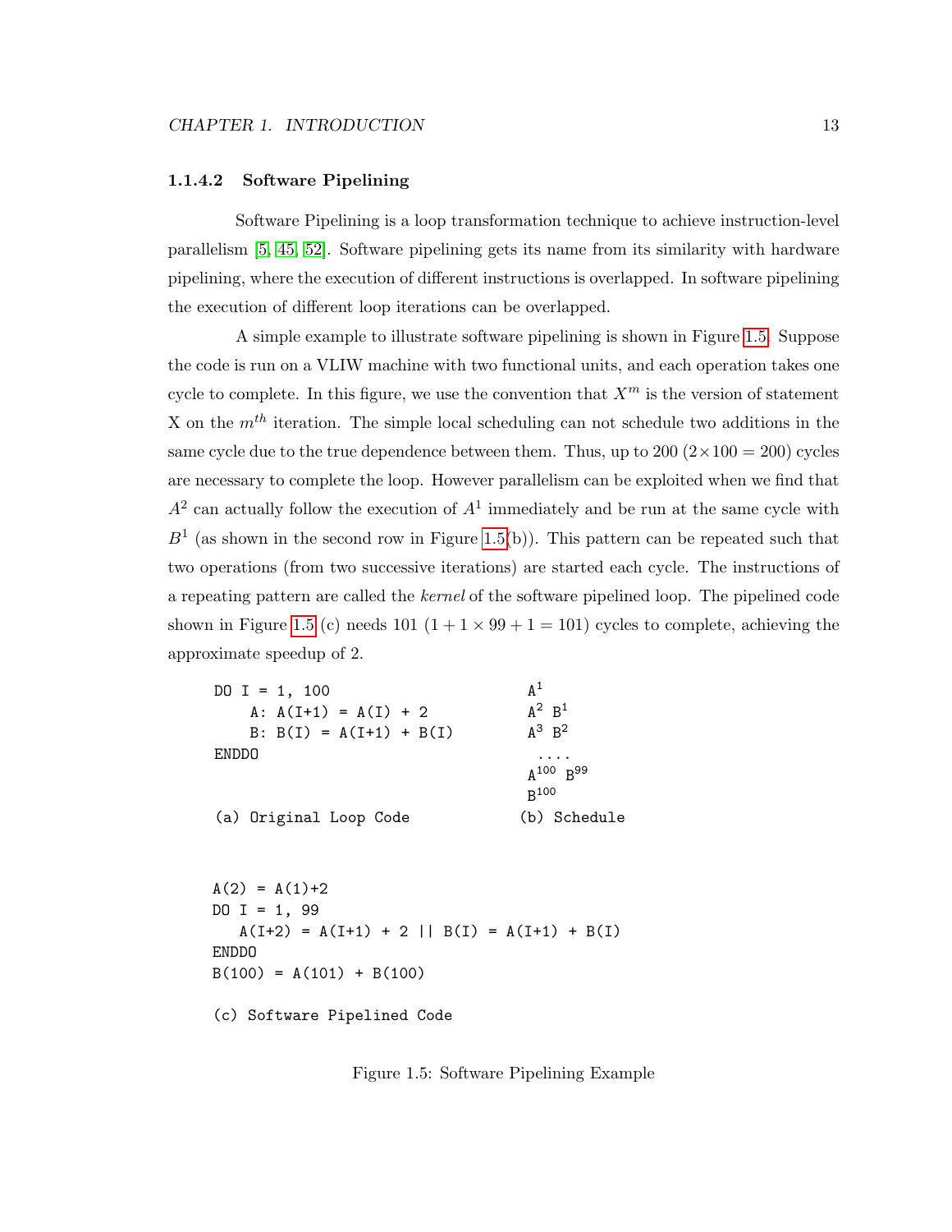#### 1.1.4.2 Software Pipelining

Software Pipelining is a loop transformation technique to achieve instruction-level parallelism [5, 45, 52]. Software pipelining gets its name from its similarity with hardware pipelining, where the execution of different instructions is overlapped. In software pipelining the execution of different loop iterations can be overlapped.

A simple example to illustrate software pipelining is shown in Figure 1.5. Suppose the code is run on a VLIW machine with two functional units, and each operation takes one cycle to complete. In this figure, we use the convention that $X^m$ is the version of statement X on the $m^{th}$ iteration. The simple local scheduling can not schedule two additions in the same cycle due to the true dependence between them. Thus, up to 200 ($2 \times 100 = 200$) cycles are necessary to complete the loop. However parallelism can be exploited when we find that $A^2$ can actually follow the execution of $A^1$ immediately and be run at the same cycle with $B^1$ (as shown in the second row in Figure 1.5(b)). This pattern can be repeated such that two operations (from two successive iterations) are started each cycle. The instructions of a repeating pattern are called the *kernel* of the software pipelined loop. The pipelined code shown in Figure 1.5 (c) needs 101 ($1 + 1 \times 99 + 1 = 101$) cycles to complete, achieving the approximate speedup of 2.

```
DO I = 1, 100
    A: A(I+1) = A(I) + 2
    B: B(I) = A(I+1) + B(I)
ENDDO
```

(a) Original Loop Code

$A^1$
$A^2$ $B^1$
$A^3$ $B^2$
....
$A^{100}$ $B^{99}$
$B^{100}$

(b) Schedule

```
A(2) = A(1)+2
DO I = 1, 99
   A(I+2) = A(I+1) + 2 || B(I) = A(I+1) + B(I)
ENDDO
B(100) = A(101) + B(100)
```

(c) Software Pipelined Code

Figure 1.5: Software Pipelining Example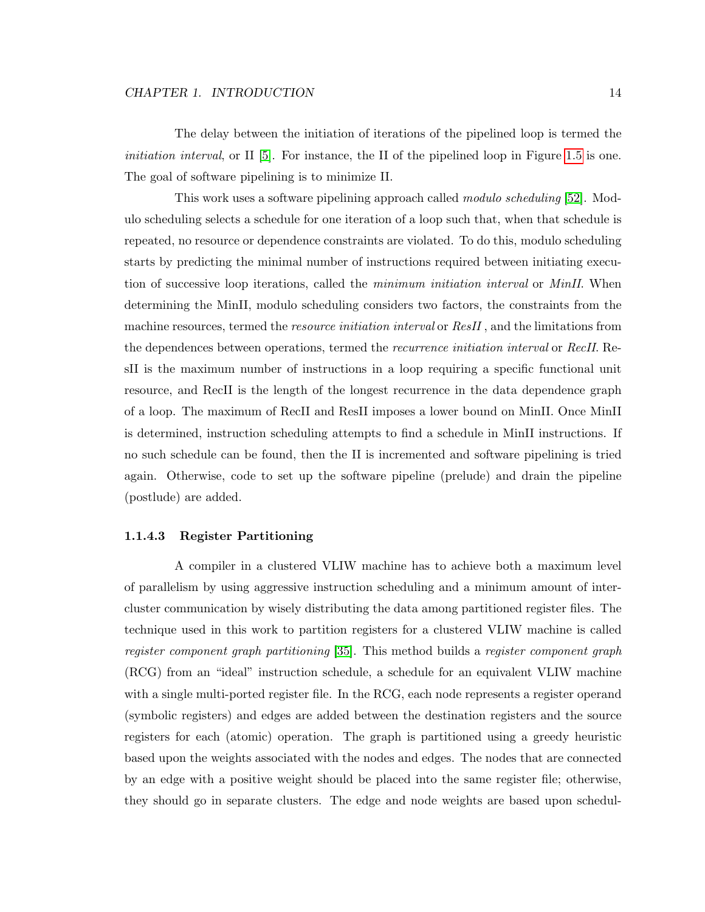The delay between the initiation of iterations of the pipelined loop is termed the *initiation interval*, or II [5]. For instance, the II of the pipelined loop in Figure 1.5 is one. The goal of software pipelining is to minimize II.

This work uses a software pipelining approach called *modulo scheduling* [52]. Modulo scheduling selects a schedule for one iteration of a loop such that, when that schedule is repeated, no resource or dependence constraints are violated. To do this, modulo scheduling starts by predicting the minimal number of instructions required between initiating execution of successive loop iterations, called the *minimum initiation interval* or *MinII*. When determining the MinII, modulo scheduling considers two factors, the constraints from the machine resources, termed the *resource initiation interval* or *ResII*, and the limitations from the dependences between operations, termed the *recurrence initiation interval* or *RecII*. ResII is the maximum number of instructions in a loop requiring a specific functional unit resource, and RecII is the length of the longest recurrence in the data dependence graph of a loop. The maximum of RecII and ResII imposes a lower bound on MinII. Once MinII is determined, instruction scheduling attempts to find a schedule in MinII instructions. If no such schedule can be found, then the II is incremented and software pipelining is tried again. Otherwise, code to set up the software pipeline (prelude) and drain the pipeline (postlude) are added.

#### 1.1.4.3 Register Partitioning

A compiler in a clustered VLIW machine has to achieve both a maximum level of parallelism by using aggressive instruction scheduling and a minimum amount of inter-cluster communication by wisely distributing the data among partitioned register files. The technique used in this work to partition registers for a clustered VLIW machine is called *register component graph partitioning* [35]. This method builds a *register component graph* (RCG) from an "ideal" instruction schedule, a schedule for an equivalent VLIW machine with a single multi-ported register file. In the RCG, each node represents a register operand (symbolic registers) and edges are added between the destination registers and the source registers for each (atomic) operation. The graph is partitioned using a greedy heuristic based upon the weights associated with the nodes and edges. The nodes that are connected by an edge with a positive weight should be placed into the same register file; otherwise, they should go in separate clusters. The edge and node weights are based upon schedul-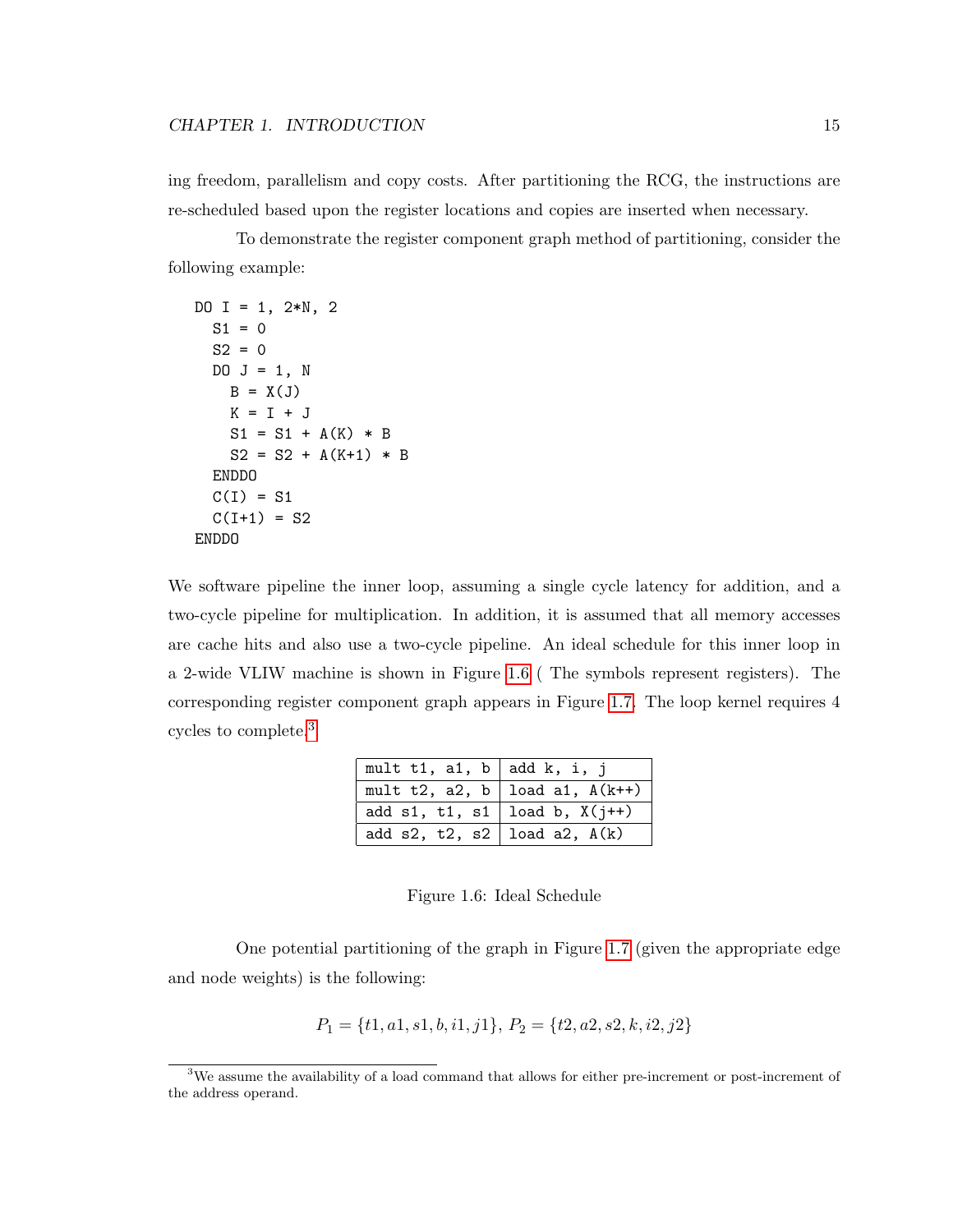ing freedom, parallelism and copy costs. After partitioning the RCG, the instructions are re-scheduled based upon the register locations and copies are inserted when necessary.

To demonstrate the register component graph method of partitioning, consider the following example:

```
DO I = 1, 2*N, 2
  S1 = 0
  S2 = 0
  DO J = 1, N
    B = X(J)
    K = I + J
    S1 = S1 + A(K) * B
    S2 = S2 + A(K+1) * B
  ENDDO
  C(I) = S1
  C(I+1) = S2
ENDDO
```

We software pipeline the inner loop, assuming a single cycle latency for addition, and a two-cycle pipeline for multiplication. In addition, it is assumed that all memory accesses are cache hits and also use a two-cycle pipeline. An ideal schedule for this inner loop in a 2-wide VLIW machine is shown in Figure 1.6 ( The symbols represent registers). The corresponding register component graph appears in Figure 1.7. The loop kernel requires 4 cycles to complete.[3]

| | |
|---|---|
| mult t1, a1, b | add k, i, j |
| mult t2, a2, b | load a1, A(k++) |
| add s1, t1, s1 | load b, X(j++) |
| add s2, t2, s2 | load a2, A(k) |

Figure 1.6: Ideal Schedule

One potential partitioning of the graph in Figure 1.7 (given the appropriate edge and node weights) is the following:

$$P_1 = \{t1, a1, s1, b, i1, j1\},\ P_2 = \{t2, a2, s2, k, i2, j2\}$$

[3] We assume the availability of a load command that allows for either pre-increment or post-increment of the address operand.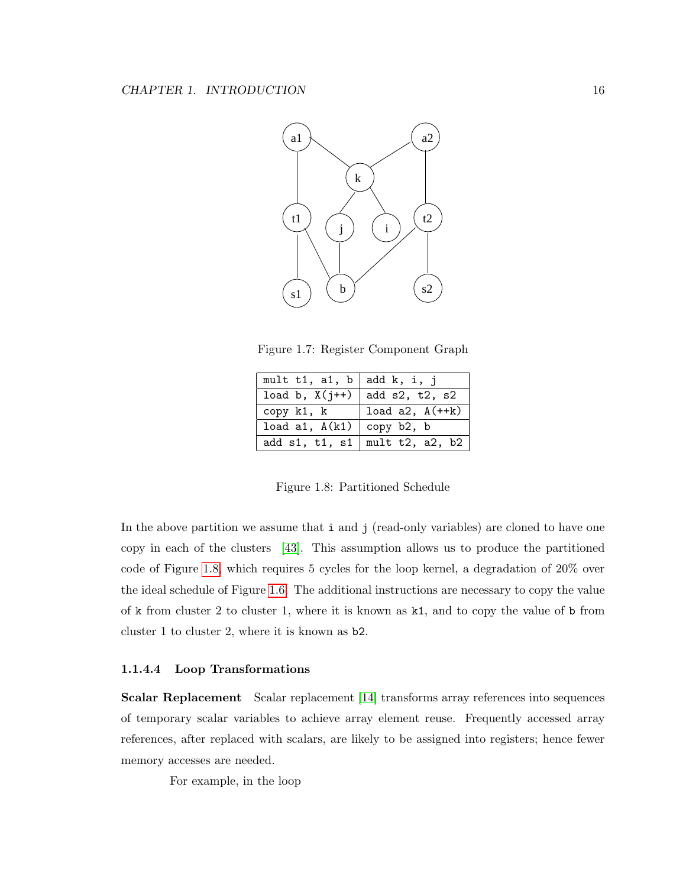Figure 1.7: Register Component Graph

| mult t1, a1, b | add k, i, j |
|---|---|
| load b, X(j++) | add s2, t2, s2 |
| copy k1, k | load a2, A(++k) |
| load a1, A(k1) | copy b2, b |
| add s1, t1, s1 | mult t2, a2, b2 |

Figure 1.8: Partitioned Schedule

In the above partition we assume that i and j (read-only variables) are cloned to have one copy in each of the clusters [43]. This assumption allows us to produce the partitioned code of Figure 1.8, which requires 5 cycles for the loop kernel, a degradation of 20% over the ideal schedule of Figure 1.6. The additional instructions are necessary to copy the value of k from cluster 2 to cluster 1, where it is known as k1, and to copy the value of b from cluster 1 to cluster 2, where it is known as b2.

#### 1.1.4.4 Loop Transformations

**Scalar Replacement** Scalar replacement [14] transforms array references into sequences of temporary scalar variables to achieve array element reuse. Frequently accessed array references, after replaced with scalars, are likely to be assigned into registers; hence fewer memory accesses are needed.

For example, in the loop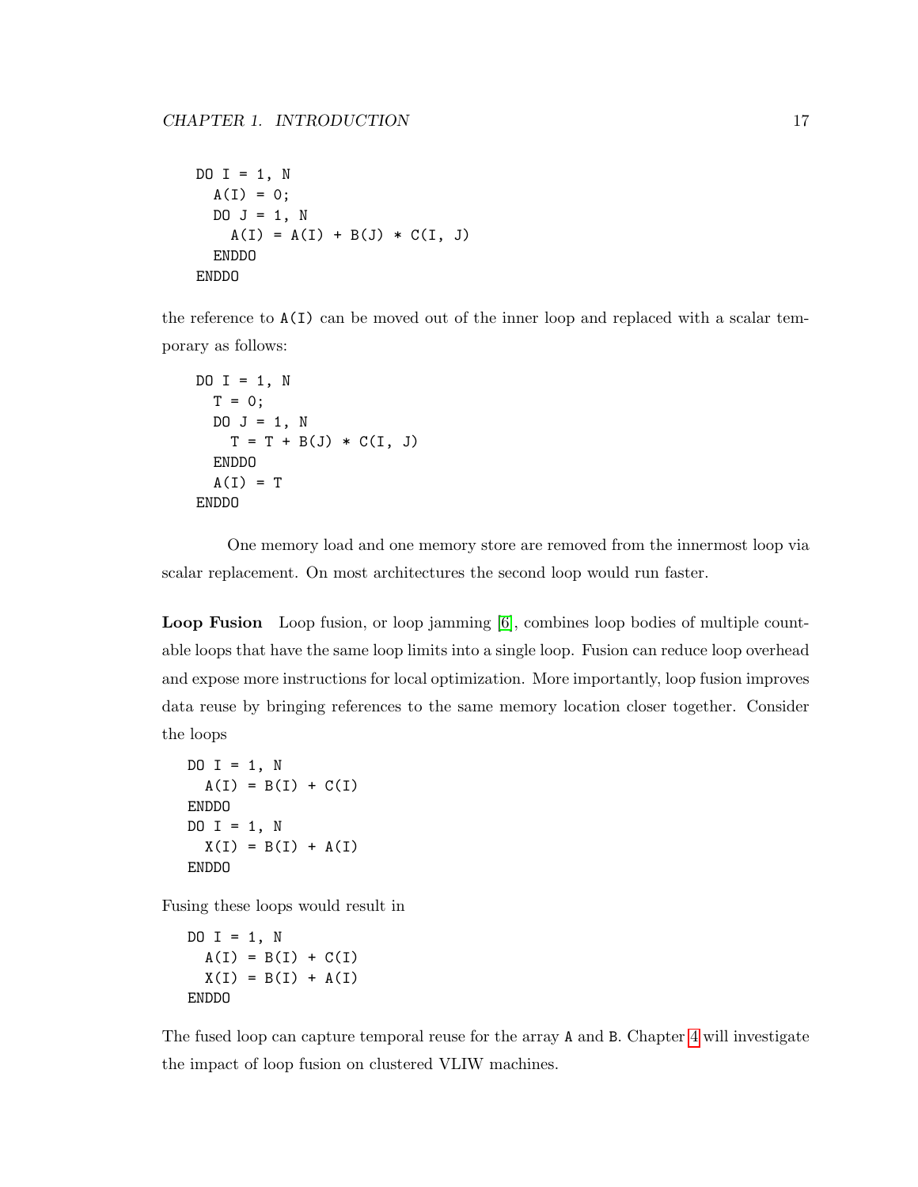```
DO I = 1, N
  A(I) = 0;
  DO J = 1, N
    A(I) = A(I) + B(J) * C(I, J)
  ENDDO
ENDDO
```

the reference to A(I) can be moved out of the inner loop and replaced with a scalar temporary as follows:

```
DO I = 1, N
  T = 0;
  DO J = 1, N
    T = T + B(J) * C(I, J)
  ENDDO
  A(I) = T
ENDDO
```

One memory load and one memory store are removed from the innermost loop via scalar replacement. On most architectures the second loop would run faster.

**Loop Fusion** Loop fusion, or loop jamming [6], combines loop bodies of multiple countable loops that have the same loop limits into a single loop. Fusion can reduce loop overhead and expose more instructions for local optimization. More importantly, loop fusion improves data reuse by bringing references to the same memory location closer together. Consider the loops

```
DO I = 1, N
  A(I) = B(I) + C(I)
ENDDO
DO I = 1, N
  X(I) = B(I) + A(I)
ENDDO
```

Fusing these loops would result in

```
DO I = 1, N
  A(I) = B(I) + C(I)
  X(I) = B(I) + A(I)
ENDDO
```

The fused loop can capture temporal reuse for the array A and B. Chapter 4 will investigate the impact of loop fusion on clustered VLIW machines.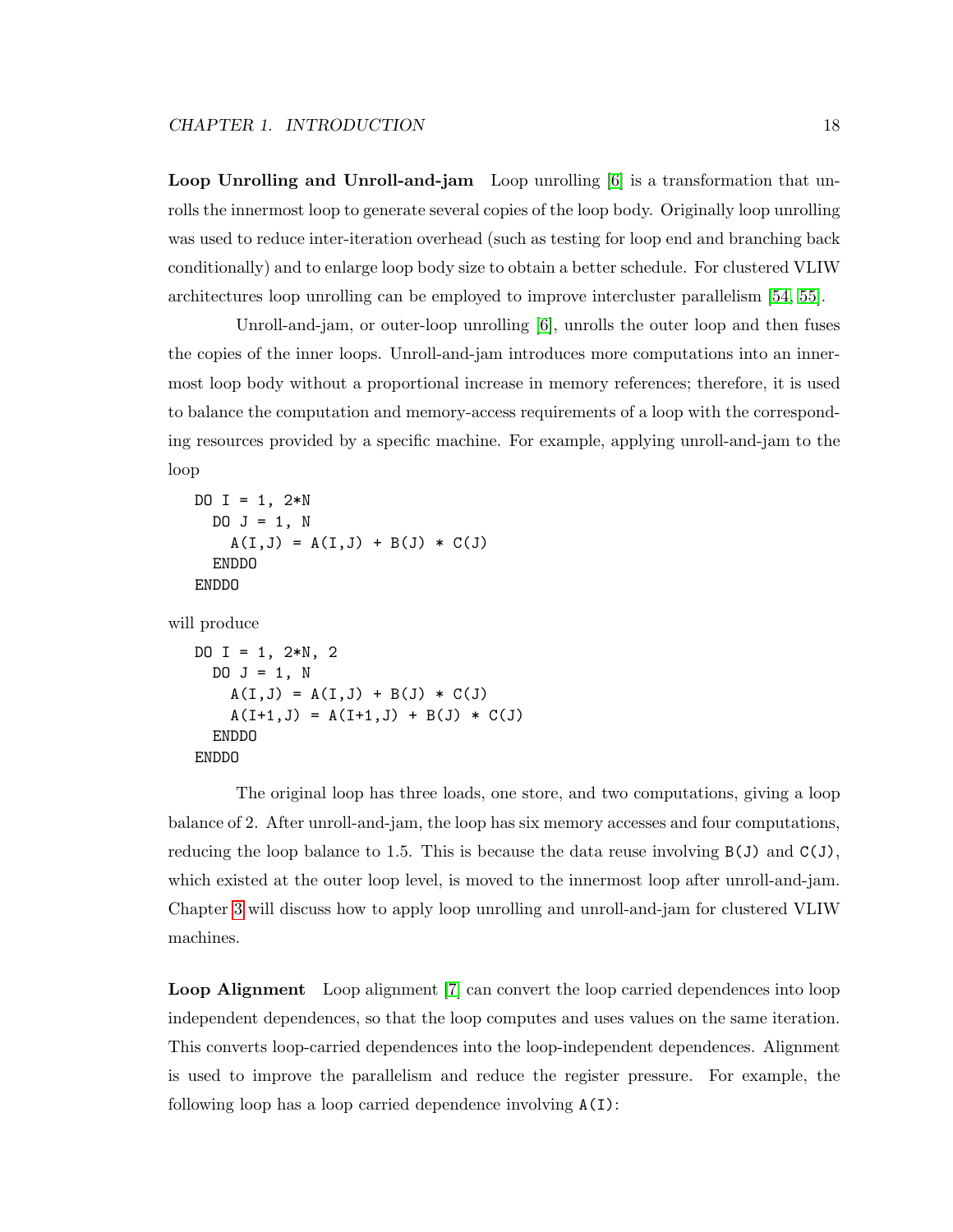**Loop Unrolling and Unroll-and-jam** Loop unrolling [6] is a transformation that unrolls the innermost loop to generate several copies of the loop body. Originally loop unrolling was used to reduce inter-iteration overhead (such as testing for loop end and branching back conditionally) and to enlarge loop body size to obtain a better schedule. For clustered VLIW architectures loop unrolling can be employed to improve intercluster parallelism [54, 55].

Unroll-and-jam, or outer-loop unrolling [6], unrolls the outer loop and then fuses the copies of the inner loops. Unroll-and-jam introduces more computations into an innermost loop body without a proportional increase in memory references; therefore, it is used to balance the computation and memory-access requirements of a loop with the corresponding resources provided by a specific machine. For example, applying unroll-and-jam to the loop

```
DO I = 1, 2*N
  DO J = 1, N
    A(I,J) = A(I,J) + B(J) * C(J)
  ENDDO
ENDDO
```

will produce

```
DO I = 1, 2*N, 2
  DO J = 1, N
    A(I,J) = A(I,J) + B(J) * C(J)
    A(I+1,J) = A(I+1,J) + B(J) * C(J)
  ENDDO
ENDDO
```

The original loop has three loads, one store, and two computations, giving a loop balance of 2. After unroll-and-jam, the loop has six memory accesses and four computations, reducing the loop balance to 1.5. This is because the data reuse involving `B(J)` and `C(J)`, which existed at the outer loop level, is moved to the innermost loop after unroll-and-jam. Chapter 3 will discuss how to apply loop unrolling and unroll-and-jam for clustered VLIW machines.

**Loop Alignment** Loop alignment [7] can convert the loop carried dependences into loop independent dependences, so that the loop computes and uses values on the same iteration. This converts loop-carried dependences into the loop-independent dependences. Alignment is used to improve the parallelism and reduce the register pressure. For example, the following loop has a loop carried dependence involving `A(I)`: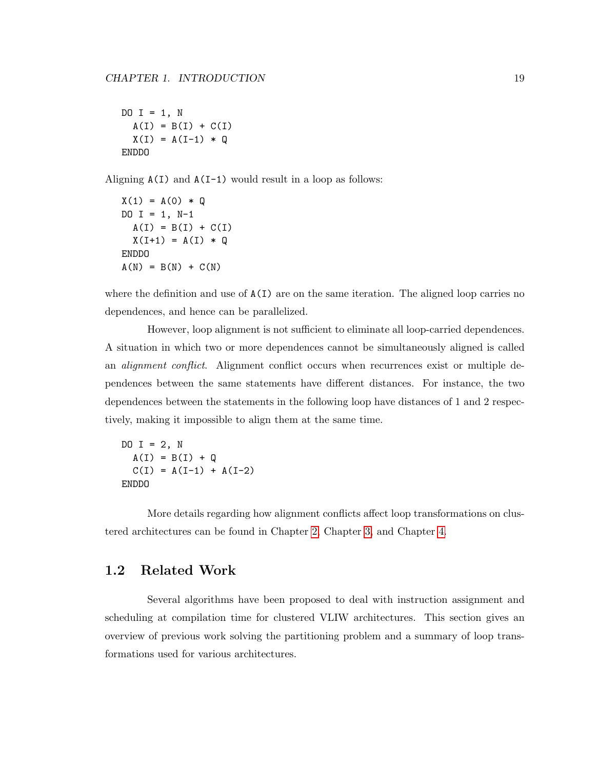```
DO I = 1, N
  A(I) = B(I) + C(I)
  X(I) = A(I-1) * Q
ENDDO
```

Aligning `A(I)` and `A(I-1)` would result in a loop as follows:

```
X(1) = A(0) * Q
DO I = 1, N-1
  A(I) = B(I) + C(I)
  X(I+1) = A(I) * Q
ENDDO
A(N) = B(N) + C(N)
```

where the definition and use of `A(I)` are on the same iteration. The aligned loop carries no dependences, and hence can be parallelized.

However, loop alignment is not sufficient to eliminate all loop-carried dependences. A situation in which two or more dependences cannot be simultaneously aligned is called an *alignment conflict*. Alignment conflict occurs when recurrences exist or multiple dependences between the same statements have different distances. For instance, the two dependences between the statements in the following loop have distances of 1 and 2 respectively, making it impossible to align them at the same time.

```
DO I = 2, N
  A(I) = B(I) + Q
  C(I) = A(I-1) + A(I-2)
ENDDO
```

More details regarding how alignment conflicts affect loop transformations on clustered architectures can be found in Chapter 2, Chapter 3, and Chapter 4.

## 1.2 Related Work

Several algorithms have been proposed to deal with instruction assignment and scheduling at compilation time for clustered VLIW architectures. This section gives an overview of previous work solving the partitioning problem and a summary of loop transformations used for various architectures.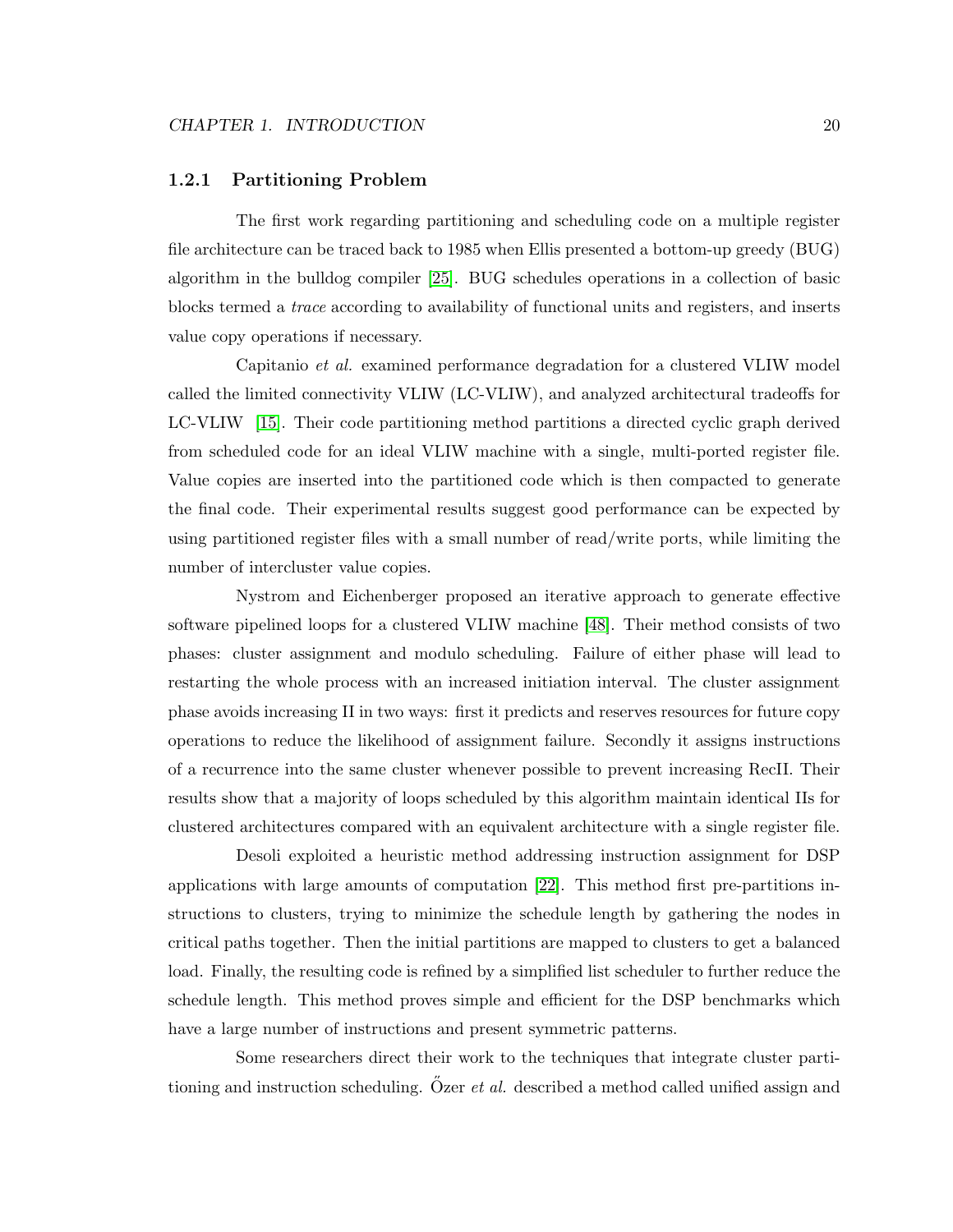### 1.2.1 Partitioning Problem

The first work regarding partitioning and scheduling code on a multiple register file architecture can be traced back to 1985 when Ellis presented a bottom-up greedy (BUG) algorithm in the bulldog compiler [25]. BUG schedules operations in a collection of basic blocks termed a *trace* according to availability of functional units and registers, and inserts value copy operations if necessary.

Capitanio *et al.* examined performance degradation for a clustered VLIW model called the limited connectivity VLIW (LC-VLIW), and analyzed architectural tradeoffs for LC-VLIW [15]. Their code partitioning method partitions a directed cyclic graph derived from scheduled code for an ideal VLIW machine with a single, multi-ported register file. Value copies are inserted into the partitioned code which is then compacted to generate the final code. Their experimental results suggest good performance can be expected by using partitioned register files with a small number of read/write ports, while limiting the number of intercluster value copies.

Nystrom and Eichenberger proposed an iterative approach to generate effective software pipelined loops for a clustered VLIW machine [48]. Their method consists of two phases: cluster assignment and modulo scheduling. Failure of either phase will lead to restarting the whole process with an increased initiation interval. The cluster assignment phase avoids increasing II in two ways: first it predicts and reserves resources for future copy operations to reduce the likelihood of assignment failure. Secondly it assigns instructions of a recurrence into the same cluster whenever possible to prevent increasing RecII. Their results show that a majority of loops scheduled by this algorithm maintain identical IIs for clustered architectures compared with an equivalent architecture with a single register file.

Desoli exploited a heuristic method addressing instruction assignment for DSP applications with large amounts of computation [22]. This method first pre-partitions instructions to clusters, trying to minimize the schedule length by gathering the nodes in critical paths together. Then the initial partitions are mapped to clusters to get a balanced load. Finally, the resulting code is refined by a simplified list scheduler to further reduce the schedule length. This method proves simple and efficient for the DSP benchmarks which have a large number of instructions and present symmetric patterns.

Some researchers direct their work to the techniques that integrate cluster partitioning and instruction scheduling. Őzer *et al.* described a method called unified assign and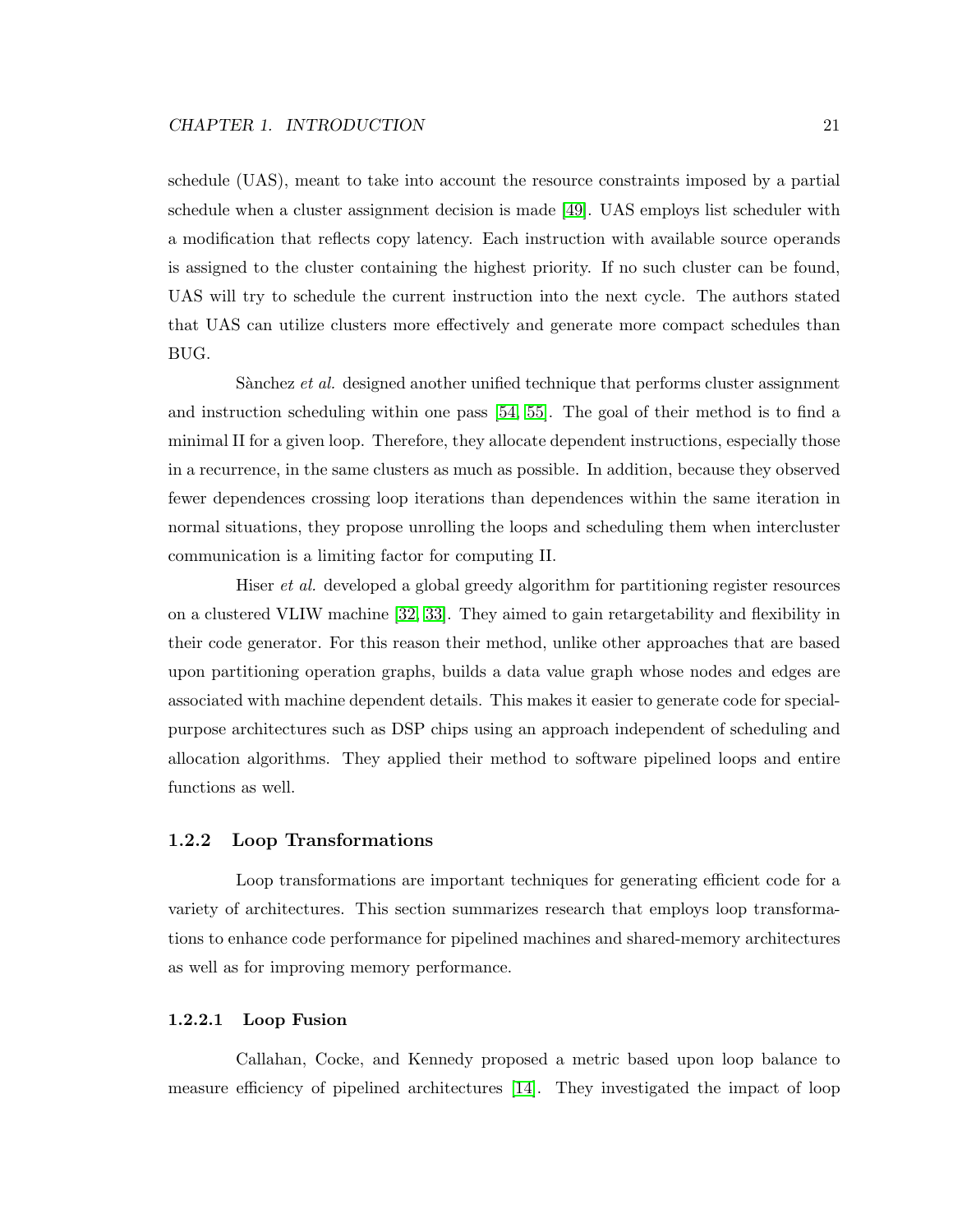schedule (UAS), meant to take into account the resource constraints imposed by a partial schedule when a cluster assignment decision is made [49]. UAS employs list scheduler with a modification that reflects copy latency. Each instruction with available source operands is assigned to the cluster containing the highest priority. If no such cluster can be found, UAS will try to schedule the current instruction into the next cycle. The authors stated that UAS can utilize clusters more effectively and generate more compact schedules than BUG.

Sànchez *et al.* designed another unified technique that performs cluster assignment and instruction scheduling within one pass [54, 55]. The goal of their method is to find a minimal II for a given loop. Therefore, they allocate dependent instructions, especially those in a recurrence, in the same clusters as much as possible. In addition, because they observed fewer dependences crossing loop iterations than dependences within the same iteration in normal situations, they propose unrolling the loops and scheduling them when intercluster communication is a limiting factor for computing II.

Hiser *et al.* developed a global greedy algorithm for partitioning register resources on a clustered VLIW machine [32, 33]. They aimed to gain retargetability and flexibility in their code generator. For this reason their method, unlike other approaches that are based upon partitioning operation graphs, builds a data value graph whose nodes and edges are associated with machine dependent details. This makes it easier to generate code for special-purpose architectures such as DSP chips using an approach independent of scheduling and allocation algorithms. They applied their method to software pipelined loops and entire functions as well.

### 1.2.2 Loop Transformations

Loop transformations are important techniques for generating efficient code for a variety of architectures. This section summarizes research that employs loop transformations to enhance code performance for pipelined machines and shared-memory architectures as well as for improving memory performance.

#### 1.2.2.1 Loop Fusion

Callahan, Cocke, and Kennedy proposed a metric based upon loop balance to measure efficiency of pipelined architectures [14]. They investigated the impact of loop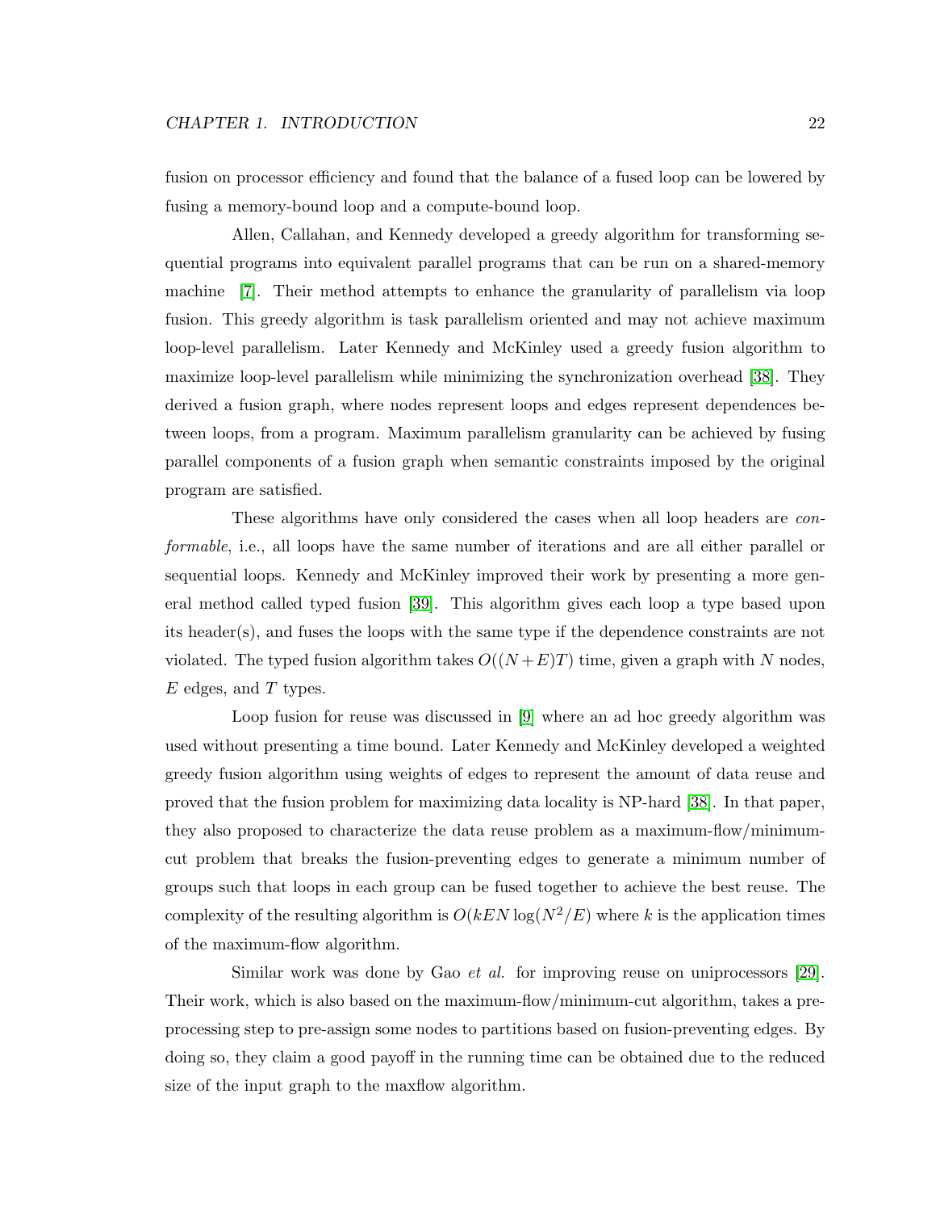fusion on processor efficiency and found that the balance of a fused loop can be lowered by fusing a memory-bound loop and a compute-bound loop.

Allen, Callahan, and Kennedy developed a greedy algorithm for transforming sequential programs into equivalent parallel programs that can be run on a shared-memory machine [7]. Their method attempts to enhance the granularity of parallelism via loop fusion. This greedy algorithm is task parallelism oriented and may not achieve maximum loop-level parallelism. Later Kennedy and McKinley used a greedy fusion algorithm to maximize loop-level parallelism while minimizing the synchronization overhead [38]. They derived a fusion graph, where nodes represent loops and edges represent dependences between loops, from a program. Maximum parallelism granularity can be achieved by fusing parallel components of a fusion graph when semantic constraints imposed by the original program are satisfied.

These algorithms have only considered the cases when all loop headers are *conformable*, i.e., all loops have the same number of iterations and are all either parallel or sequential loops. Kennedy and McKinley improved their work by presenting a more general method called typed fusion [39]. This algorithm gives each loop a type based upon its header(s), and fuses the loops with the same type if the dependence constraints are not violated. The typed fusion algorithm takes $O((N+E)T)$ time, given a graph with $N$ nodes, $E$ edges, and $T$ types.

Loop fusion for reuse was discussed in [9] where an ad hoc greedy algorithm was used without presenting a time bound. Later Kennedy and McKinley developed a weighted greedy fusion algorithm using weights of edges to represent the amount of data reuse and proved that the fusion problem for maximizing data locality is NP-hard [38]. In that paper, they also proposed to characterize the data reuse problem as a maximum-flow/minimum-cut problem that breaks the fusion-preventing edges to generate a minimum number of groups such that loops in each group can be fused together to achieve the best reuse. The complexity of the resulting algorithm is $O(kEN \log(N^2/E)$ where $k$ is the application times of the maximum-flow algorithm.

Similar work was done by Gao *et al.* for improving reuse on uniprocessors [29]. Their work, which is also based on the maximum-flow/minimum-cut algorithm, takes a pre-processing step to pre-assign some nodes to partitions based on fusion-preventing edges. By doing so, they claim a good payoff in the running time can be obtained due to the reduced size of the input graph to the maxflow algorithm.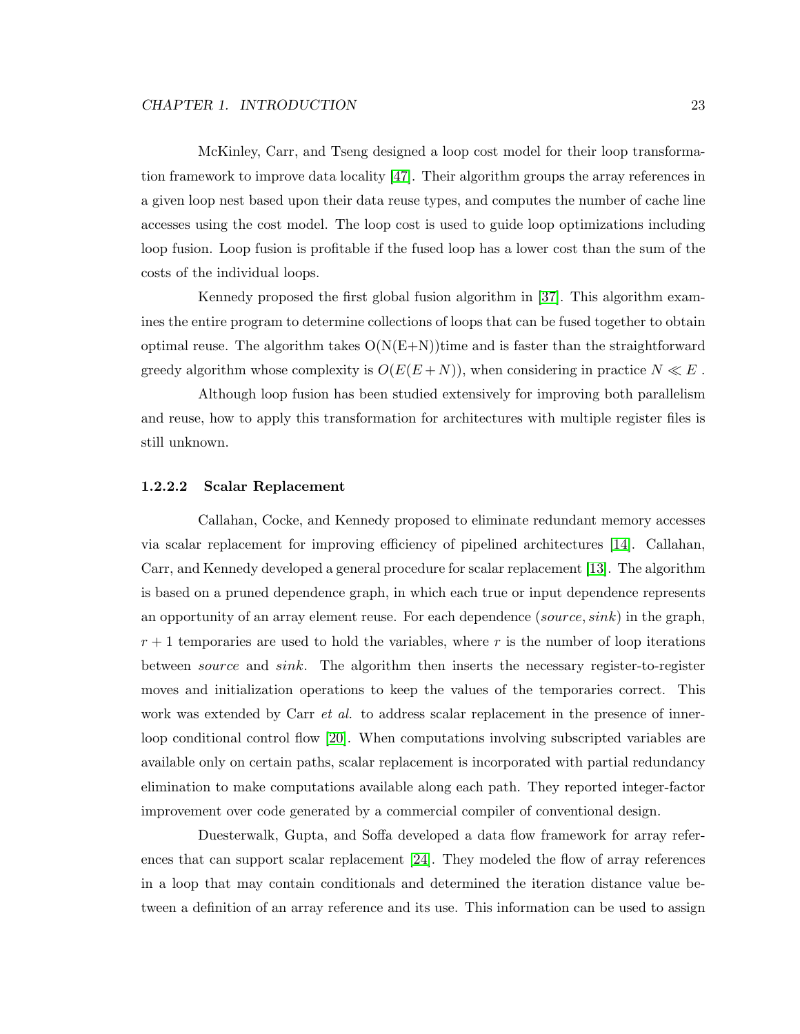McKinley, Carr, and Tseng designed a loop cost model for their loop transformation framework to improve data locality [47]. Their algorithm groups the array references in a given loop nest based upon their data reuse types, and computes the number of cache line accesses using the cost model. The loop cost is used to guide loop optimizations including loop fusion. Loop fusion is profitable if the fused loop has a lower cost than the sum of the costs of the individual loops.

Kennedy proposed the first global fusion algorithm in [37]. This algorithm examines the entire program to determine collections of loops that can be fused together to obtain optimal reuse. The algorithm takes O(N(E+N))time and is faster than the straightforward greedy algorithm whose complexity is $O(E(E+N))$, when considering in practice $N \ll E$ .

Although loop fusion has been studied extensively for improving both parallelism and reuse, how to apply this transformation for architectures with multiple register files is still unknown.

#### 1.2.2.2 Scalar Replacement

Callahan, Cocke, and Kennedy proposed to eliminate redundant memory accesses via scalar replacement for improving efficiency of pipelined architectures [14]. Callahan, Carr, and Kennedy developed a general procedure for scalar replacement [13]. The algorithm is based on a pruned dependence graph, in which each true or input dependence represents an opportunity of an array element reuse. For each dependence $(source, sink)$ in the graph, $r + 1$ temporaries are used to hold the variables, where $r$ is the number of loop iterations between *source* and *sink*. The algorithm then inserts the necessary register-to-register moves and initialization operations to keep the values of the temporaries correct. This work was extended by Carr *et al.* to address scalar replacement in the presence of inner-loop conditional control flow [20]. When computations involving subscripted variables are available only on certain paths, scalar replacement is incorporated with partial redundancy elimination to make computations available along each path. They reported integer-factor improvement over code generated by a commercial compiler of conventional design.

Duesterwalk, Gupta, and Soffa developed a data flow framework for array references that can support scalar replacement [24]. They modeled the flow of array references in a loop that may contain conditionals and determined the iteration distance value between a definition of an array reference and its use. This information can be used to assign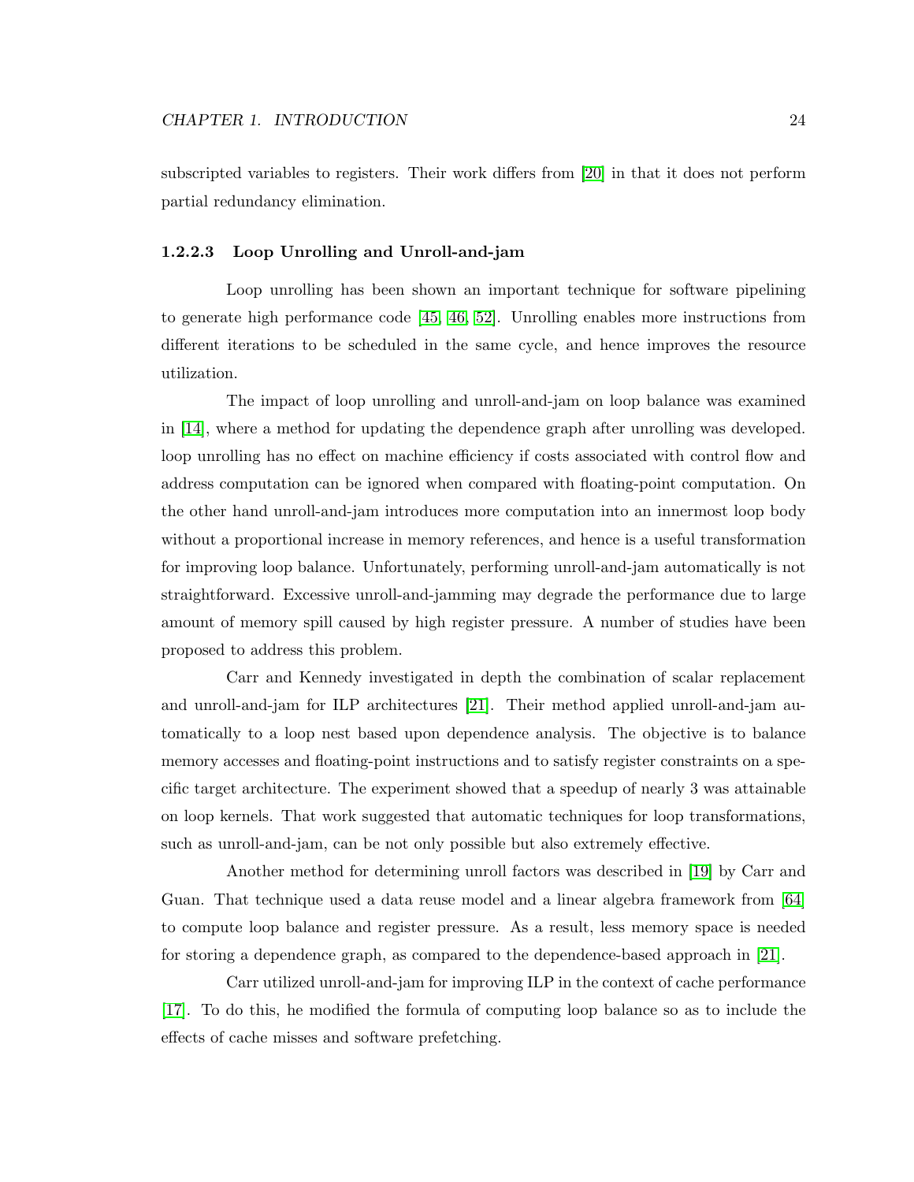subscripted variables to registers. Their work differs from [20] in that it does not perform partial redundancy elimination.

#### 1.2.2.3 Loop Unrolling and Unroll-and-jam

Loop unrolling has been shown an important technique for software pipelining to generate high performance code [45, 46, 52]. Unrolling enables more instructions from different iterations to be scheduled in the same cycle, and hence improves the resource utilization.

The impact of loop unrolling and unroll-and-jam on loop balance was examined in [14], where a method for updating the dependence graph after unrolling was developed. loop unrolling has no effect on machine efficiency if costs associated with control flow and address computation can be ignored when compared with floating-point computation. On the other hand unroll-and-jam introduces more computation into an innermost loop body without a proportional increase in memory references, and hence is a useful transformation for improving loop balance. Unfortunately, performing unroll-and-jam automatically is not straightforward. Excessive unroll-and-jamming may degrade the performance due to large amount of memory spill caused by high register pressure. A number of studies have been proposed to address this problem.

Carr and Kennedy investigated in depth the combination of scalar replacement and unroll-and-jam for ILP architectures [21]. Their method applied unroll-and-jam automatically to a loop nest based upon dependence analysis. The objective is to balance memory accesses and floating-point instructions and to satisfy register constraints on a specific target architecture. The experiment showed that a speedup of nearly 3 was attainable on loop kernels. That work suggested that automatic techniques for loop transformations, such as unroll-and-jam, can be not only possible but also extremely effective.

Another method for determining unroll factors was described in [19] by Carr and Guan. That technique used a data reuse model and a linear algebra framework from [64] to compute loop balance and register pressure. As a result, less memory space is needed for storing a dependence graph, as compared to the dependence-based approach in [21].

Carr utilized unroll-and-jam for improving ILP in the context of cache performance [17]. To do this, he modified the formula of computing loop balance so as to include the effects of cache misses and software prefetching.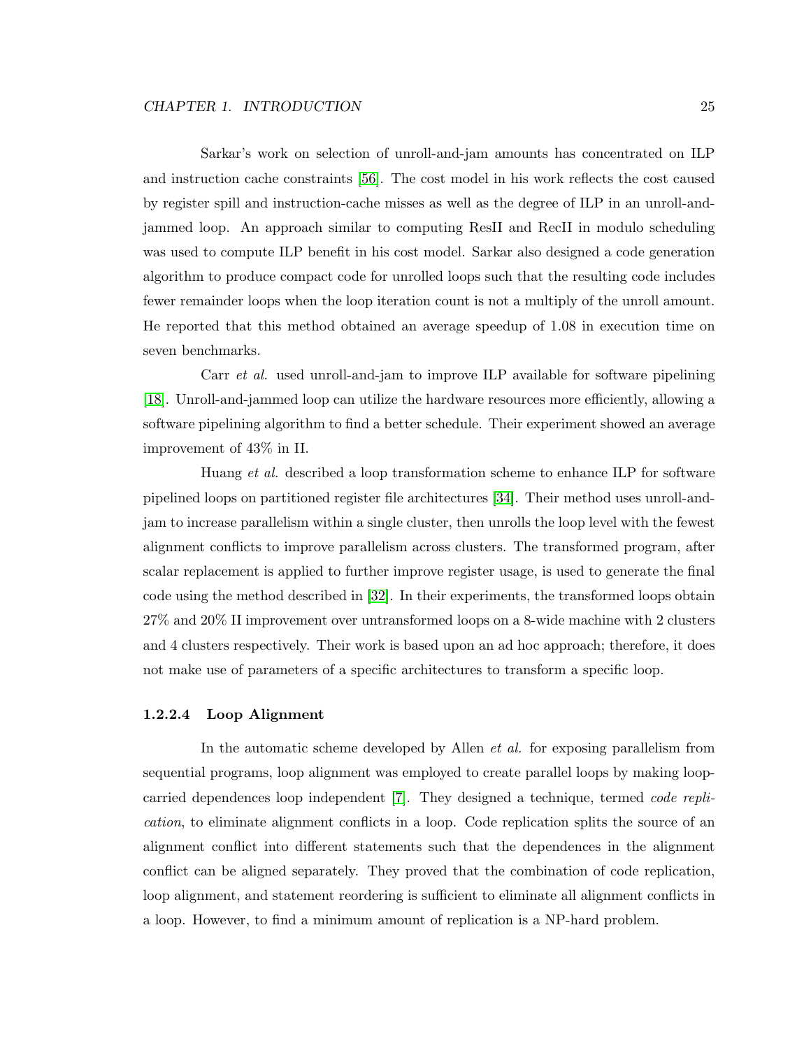Sarkar's work on selection of unroll-and-jam amounts has concentrated on ILP and instruction cache constraints [56]. The cost model in his work reflects the cost caused by register spill and instruction-cache misses as well as the degree of ILP in an unroll-and-jammed loop. An approach similar to computing ResII and RecII in modulo scheduling was used to compute ILP benefit in his cost model. Sarkar also designed a code generation algorithm to produce compact code for unrolled loops such that the resulting code includes fewer remainder loops when the loop iteration count is not a multiply of the unroll amount. He reported that this method obtained an average speedup of 1.08 in execution time on seven benchmarks.

Carr *et al.* used unroll-and-jam to improve ILP available for software pipelining [18]. Unroll-and-jammed loop can utilize the hardware resources more efficiently, allowing a software pipelining algorithm to find a better schedule. Their experiment showed an average improvement of 43% in II.

Huang *et al.* described a loop transformation scheme to enhance ILP for software pipelined loops on partitioned register file architectures [34]. Their method uses unroll-and-jam to increase parallelism within a single cluster, then unrolls the loop level with the fewest alignment conflicts to improve parallelism across clusters. The transformed program, after scalar replacement is applied to further improve register usage, is used to generate the final code using the method described in [32]. In their experiments, the transformed loops obtain 27% and 20% II improvement over untransformed loops on a 8-wide machine with 2 clusters and 4 clusters respectively. Their work is based upon an ad hoc approach; therefore, it does not make use of parameters of a specific architectures to transform a specific loop.

#### 1.2.2.4 Loop Alignment

In the automatic scheme developed by Allen *et al.* for exposing parallelism from sequential programs, loop alignment was employed to create parallel loops by making loop-carried dependences loop independent [7]. They designed a technique, termed *code replication*, to eliminate alignment conflicts in a loop. Code replication splits the source of an alignment conflict into different statements such that the dependences in the alignment conflict can be aligned separately. They proved that the combination of code replication, loop alignment, and statement reordering is sufficient to eliminate all alignment conflicts in a loop. However, to find a minimum amount of replication is a NP-hard problem.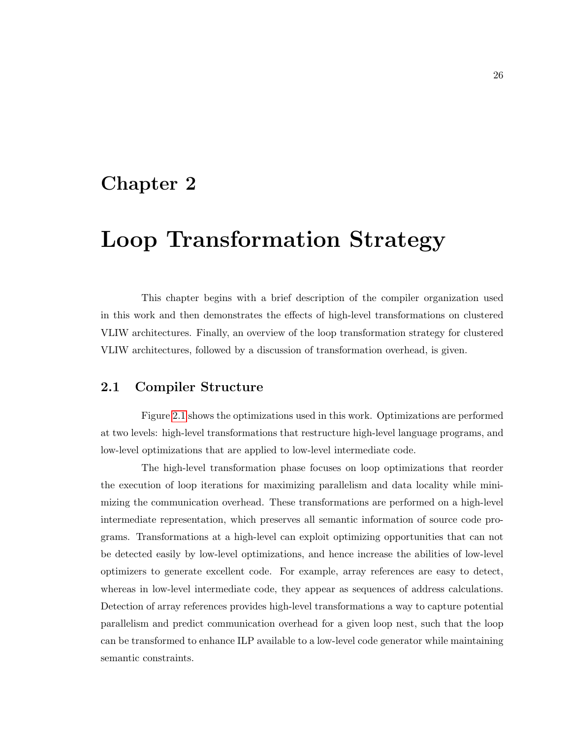# Chapter 2

# Loop Transformation Strategy

This chapter begins with a brief description of the compiler organization used in this work and then demonstrates the effects of high-level transformations on clustered VLIW architectures. Finally, an overview of the loop transformation strategy for clustered VLIW architectures, followed by a discussion of transformation overhead, is given.

## 2.1 Compiler Structure

Figure 2.1 shows the optimizations used in this work. Optimizations are performed at two levels: high-level transformations that restructure high-level language programs, and low-level optimizations that are applied to low-level intermediate code.

The high-level transformation phase focuses on loop optimizations that reorder the execution of loop iterations for maximizing parallelism and data locality while minimizing the communication overhead. These transformations are performed on a high-level intermediate representation, which preserves all semantic information of source code programs. Transformations at a high-level can exploit optimizing opportunities that can not be detected easily by low-level optimizations, and hence increase the abilities of low-level optimizers to generate excellent code. For example, array references are easy to detect, whereas in low-level intermediate code, they appear as sequences of address calculations. Detection of array references provides high-level transformations a way to capture potential parallelism and predict communication overhead for a given loop nest, such that the loop can be transformed to enhance ILP available to a low-level code generator while maintaining semantic constraints.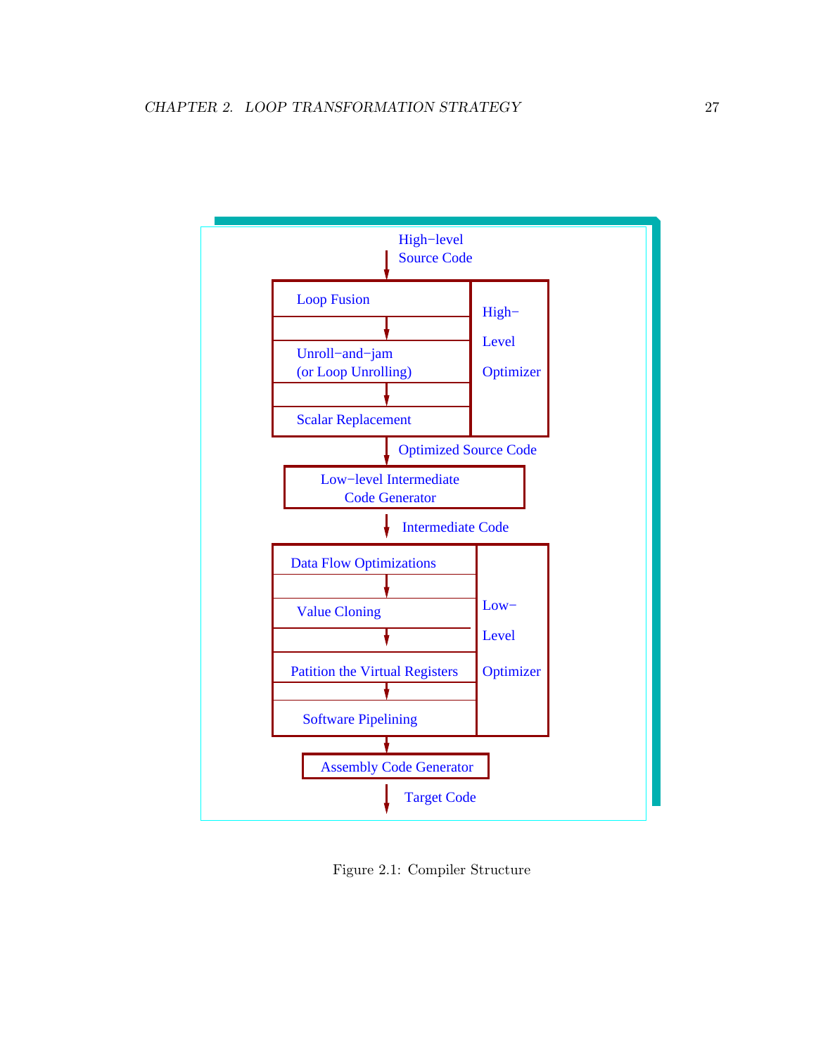High−level Source Code

- Loop Fusion
- Unroll−and−jam (or Loop Unrolling)
- Scalar Replacement

High−Level Optimizer

Optimized Source Code

Low−level Intermediate Code Generator

Intermediate Code

- Data Flow Optimizations
- Value Cloning
- Patition the Virtual Registers
- Software Pipelining

Low−Level Optimizer

Assembly Code Generator

Target Code

Figure 2.1: Compiler Structure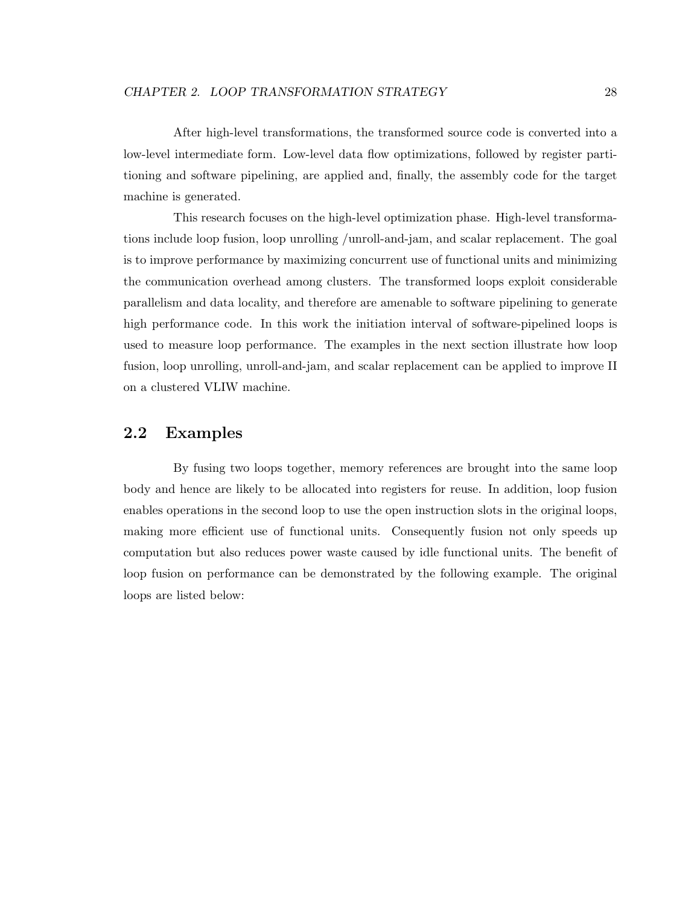After high-level transformations, the transformed source code is converted into a low-level intermediate form. Low-level data flow optimizations, followed by register partitioning and software pipelining, are applied and, finally, the assembly code for the target machine is generated.

This research focuses on the high-level optimization phase. High-level transformations include loop fusion, loop unrolling /unroll-and-jam, and scalar replacement. The goal is to improve performance by maximizing concurrent use of functional units and minimizing the communication overhead among clusters. The transformed loops exploit considerable parallelism and data locality, and therefore are amenable to software pipelining to generate high performance code. In this work the initiation interval of software-pipelined loops is used to measure loop performance. The examples in the next section illustrate how loop fusion, loop unrolling, unroll-and-jam, and scalar replacement can be applied to improve II on a clustered VLIW machine.

## 2.2 Examples

By fusing two loops together, memory references are brought into the same loop body and hence are likely to be allocated into registers for reuse. In addition, loop fusion enables operations in the second loop to use the open instruction slots in the original loops, making more efficient use of functional units. Consequently fusion not only speeds up computation but also reduces power waste caused by idle functional units. The benefit of loop fusion on performance can be demonstrated by the following example. The original loops are listed below: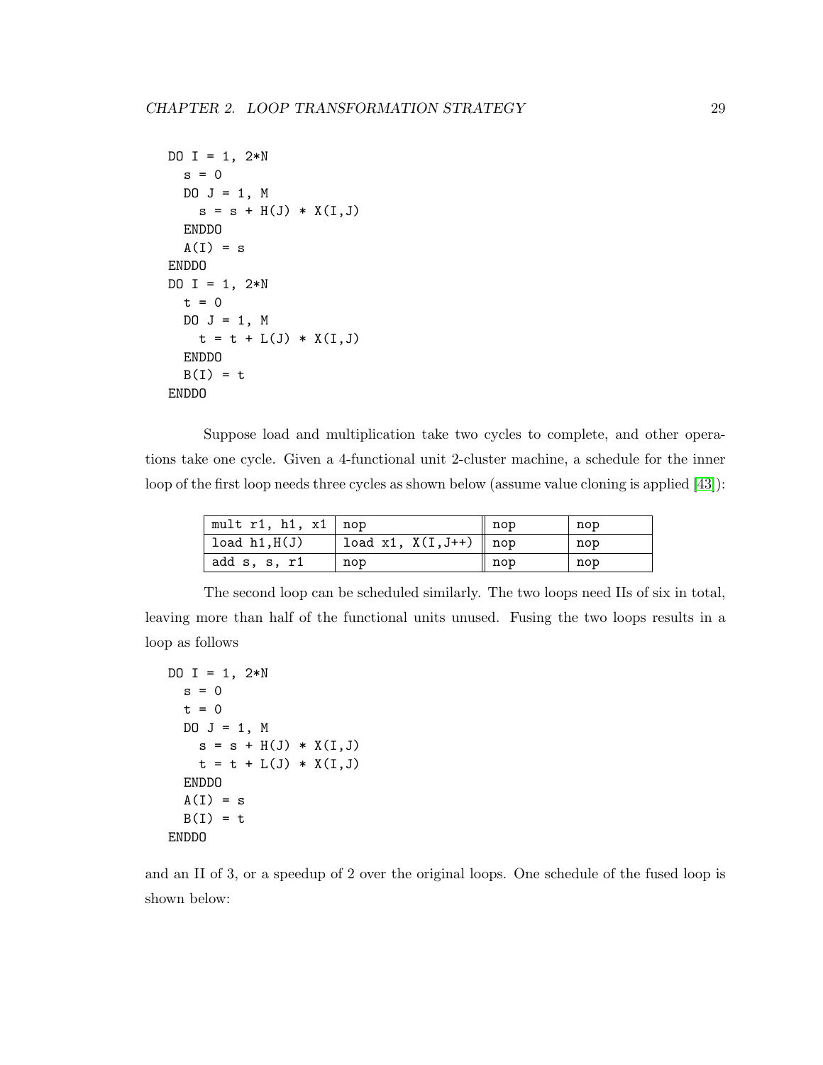```
DO I = 1, 2*N
  s = 0
  DO J = 1, M
    s = s + H(J) * X(I,J)
  ENDDO
  A(I) = s
ENDDO
DO I = 1, 2*N
  t = 0
  DO J = 1, M
    t = t + L(J) * X(I,J)
  ENDDO
  B(I) = t
ENDDO
```

Suppose load and multiplication take two cycles to complete, and other operations take one cycle. Given a 4-functional unit 2-cluster machine, a schedule for the inner loop of the first loop needs three cycles as shown below (assume value cloning is applied [43]):

| | | | |
|---|---|---|---|
| `mult r1, h1, x1` | `nop` | `nop` | `nop` |
| `load h1,H(J)` | `load x1, X(I,J++)` | `nop` | `nop` |
| `add s, s, r1` | `nop` | `nop` | `nop` |

The second loop can be scheduled similarly. The two loops need IIs of six in total, leaving more than half of the functional units unused. Fusing the two loops results in a loop as follows

```
DO I = 1, 2*N
  s = 0
  t = 0
  DO J = 1, M
    s = s + H(J) * X(I,J)
    t = t + L(J) * X(I,J)
  ENDDO
  A(I) = s
  B(I) = t
ENDDO
```

and an II of 3, or a speedup of 2 over the original loops. One schedule of the fused loop is shown below: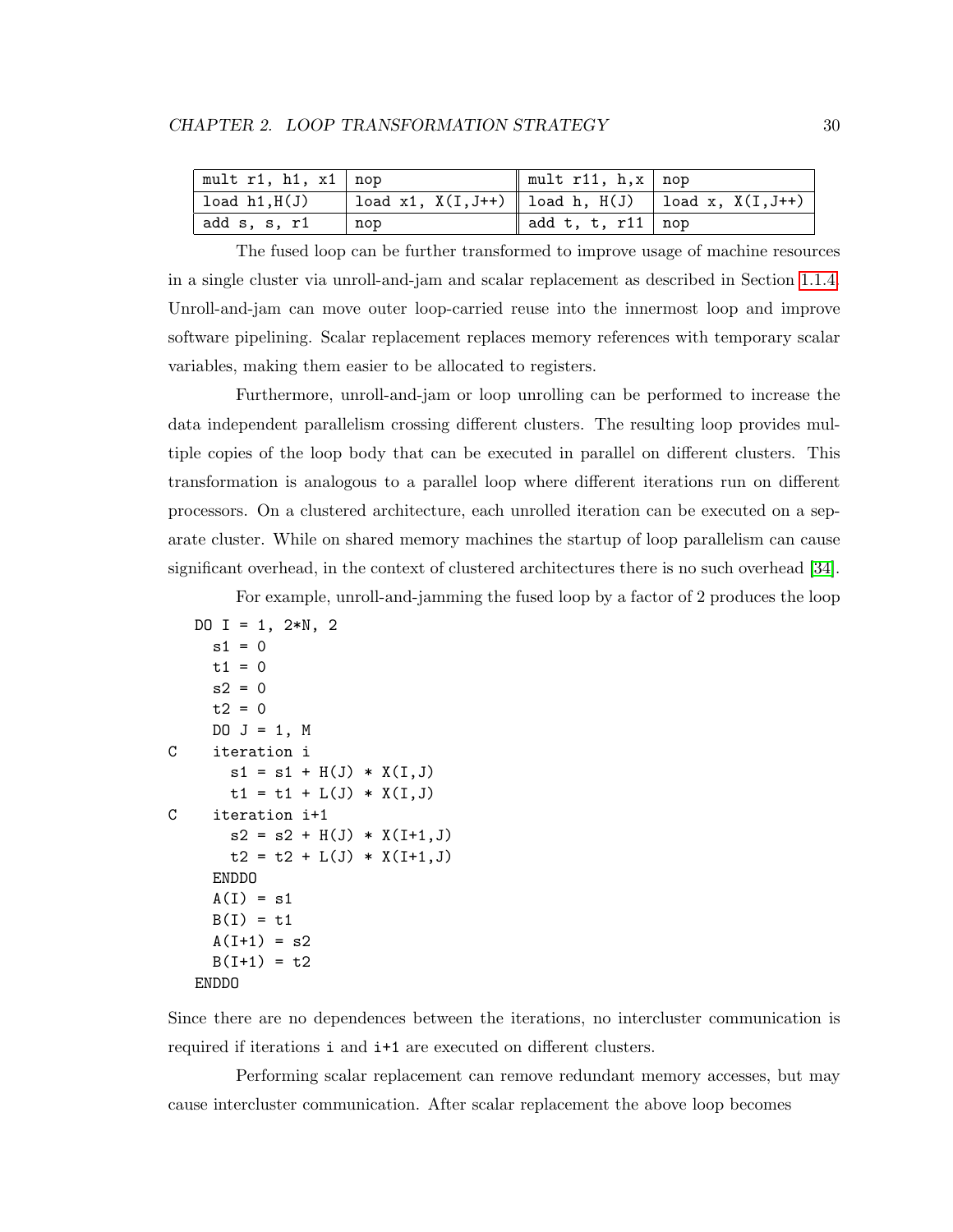| mult r1, h1, x1 | nop | mult r11, h,x | nop |
|---|---|---|---|
| load h1,H(J) | load x1, X(I,J++) | load h, H(J) | load x, X(I,J++) |
| add s, s, r1 | nop | add t, t, r11 | nop |

The fused loop can be further transformed to improve usage of machine resources in a single cluster via unroll-and-jam and scalar replacement as described in Section 1.1.4. Unroll-and-jam can move outer loop-carried reuse into the innermost loop and improve software pipelining. Scalar replacement replaces memory references with temporary scalar variables, making them easier to be allocated to registers.

Furthermore, unroll-and-jam or loop unrolling can be performed to increase the data independent parallelism crossing different clusters. The resulting loop provides multiple copies of the loop body that can be executed in parallel on different clusters. This transformation is analogous to a parallel loop where different iterations run on different processors. On a clustered architecture, each unrolled iteration can be executed on a separate cluster. While on shared memory machines the startup of loop parallelism can cause significant overhead, in the context of clustered architectures there is no such overhead [34].

For example, unroll-and-jamming the fused loop by a factor of 2 produces the loop

```
   DO I = 1, 2*N, 2
     s1 = 0
     t1 = 0
     s2 = 0
     t2 = 0
     DO J = 1, M
C    iteration i
       s1 = s1 + H(J) * X(I,J)
       t1 = t1 + L(J) * X(I,J)
C    iteration i+1
       s2 = s2 + H(J) * X(I+1,J)
       t2 = t2 + L(J) * X(I+1,J)
     ENDDO
     A(I) = s1
     B(I) = t1
     A(I+1) = s2
     B(I+1) = t2
   ENDDO
```

Since there are no dependences between the iterations, no intercluster communication is required if iterations `i` and `i+1` are executed on different clusters.

Performing scalar replacement can remove redundant memory accesses, but may cause intercluster communication. After scalar replacement the above loop becomes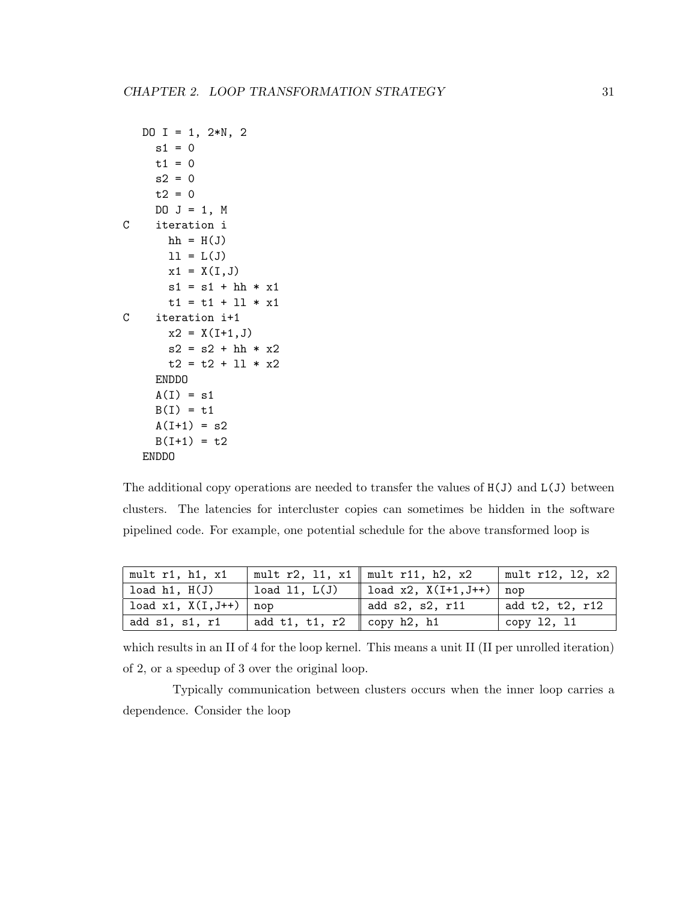```
   DO I = 1, 2*N, 2
     s1 = 0
     t1 = 0
     s2 = 0
     t2 = 0
     DO J = 1, M
C    iteration i
       hh = H(J)
       ll = L(J)
       x1 = X(I,J)
       s1 = s1 + hh * x1
       t1 = t1 + ll * x1
C    iteration i+1
       x2 = X(I+1,J)
       s2 = s2 + hh * x2
       t2 = t2 + ll * x2
     ENDDO
     A(I) = s1
     B(I) = t1
     A(I+1) = s2
     B(I+1) = t2
   ENDDO
```

The additional copy operations are needed to transfer the values of `H(J)` and `L(J)` between clusters. The latencies for intercluster copies can sometimes be hidden in the software pipelined code. For example, one potential schedule for the above transformed loop is

| | | | |
|---|---|---|---|
| `mult r1, h1, x1` | `mult r2, l1, x1` | `mult r11, h2, x2` | `mult r12, l2, x2` |
| `load h1, H(J)` | `load l1, L(J)` | `load x2, X(I+1,J++)` | `nop` |
| `load x1, X(I,J++)` | `nop` | `add s2, s2, r11` | `add t2, t2, r12` |
| `add s1, s1, r1` | `add t1, t1, r2` | `copy h2, h1` | `copy l2, l1` |

which results in an II of 4 for the loop kernel. This means a unit II (II per unrolled iteration) of 2, or a speedup of 3 over the original loop.

Typically communication between clusters occurs when the inner loop carries a dependence. Consider the loop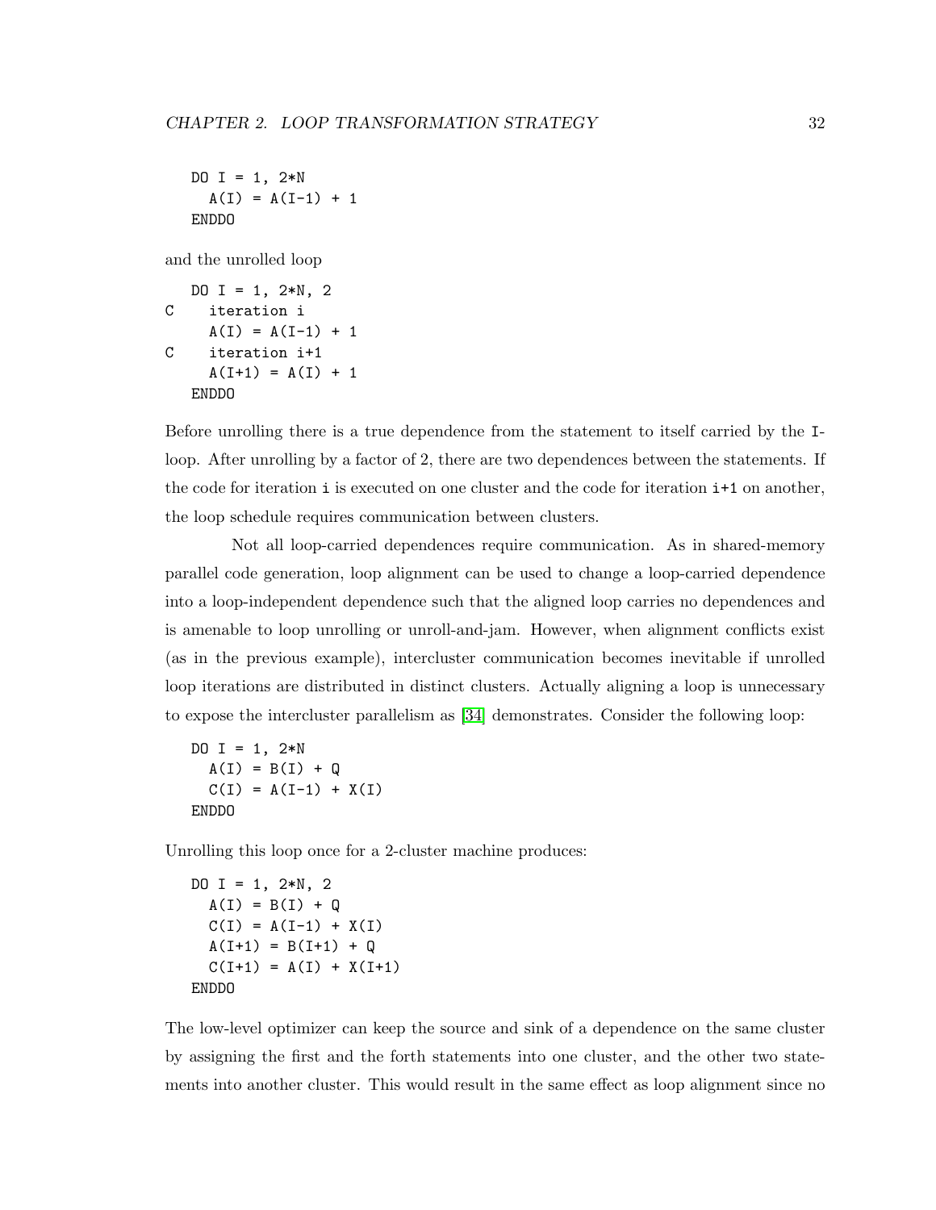```
   DO I = 1, 2*N
     A(I) = A(I-1) + 1
   ENDDO
```

and the unrolled loop

```
   DO I = 1, 2*N, 2
C    iteration i
     A(I) = A(I-1) + 1
C    iteration i+1
     A(I+1) = A(I) + 1
   ENDDO
```

Before unrolling there is a true dependence from the statement to itself carried by the `I`-loop. After unrolling by a factor of 2, there are two dependences between the statements. If the code for iteration `i` is executed on one cluster and the code for iteration `i+1` on another, the loop schedule requires communication between clusters.

Not all loop-carried dependences require communication. As in shared-memory parallel code generation, loop alignment can be used to change a loop-carried dependence into a loop-independent dependence such that the aligned loop carries no dependences and is amenable to loop unrolling or unroll-and-jam. However, when alignment conflicts exist (as in the previous example), intercluster communication becomes inevitable if unrolled loop iterations are distributed in distinct clusters. Actually aligning a loop is unnecessary to expose the intercluster parallelism as [34] demonstrates. Consider the following loop:

```
   DO I = 1, 2*N
     A(I) = B(I) + Q
     C(I) = A(I-1) + X(I)
   ENDDO
```

Unrolling this loop once for a 2-cluster machine produces:

```
   DO I = 1, 2*N, 2
     A(I) = B(I) + Q
     C(I) = A(I-1) + X(I)
     A(I+1) = B(I+1) + Q
     C(I+1) = A(I) + X(I+1)
   ENDDO
```

The low-level optimizer can keep the source and sink of a dependence on the same cluster by assigning the first and the forth statements into one cluster, and the other two statements into another cluster. This would result in the same effect as loop alignment since no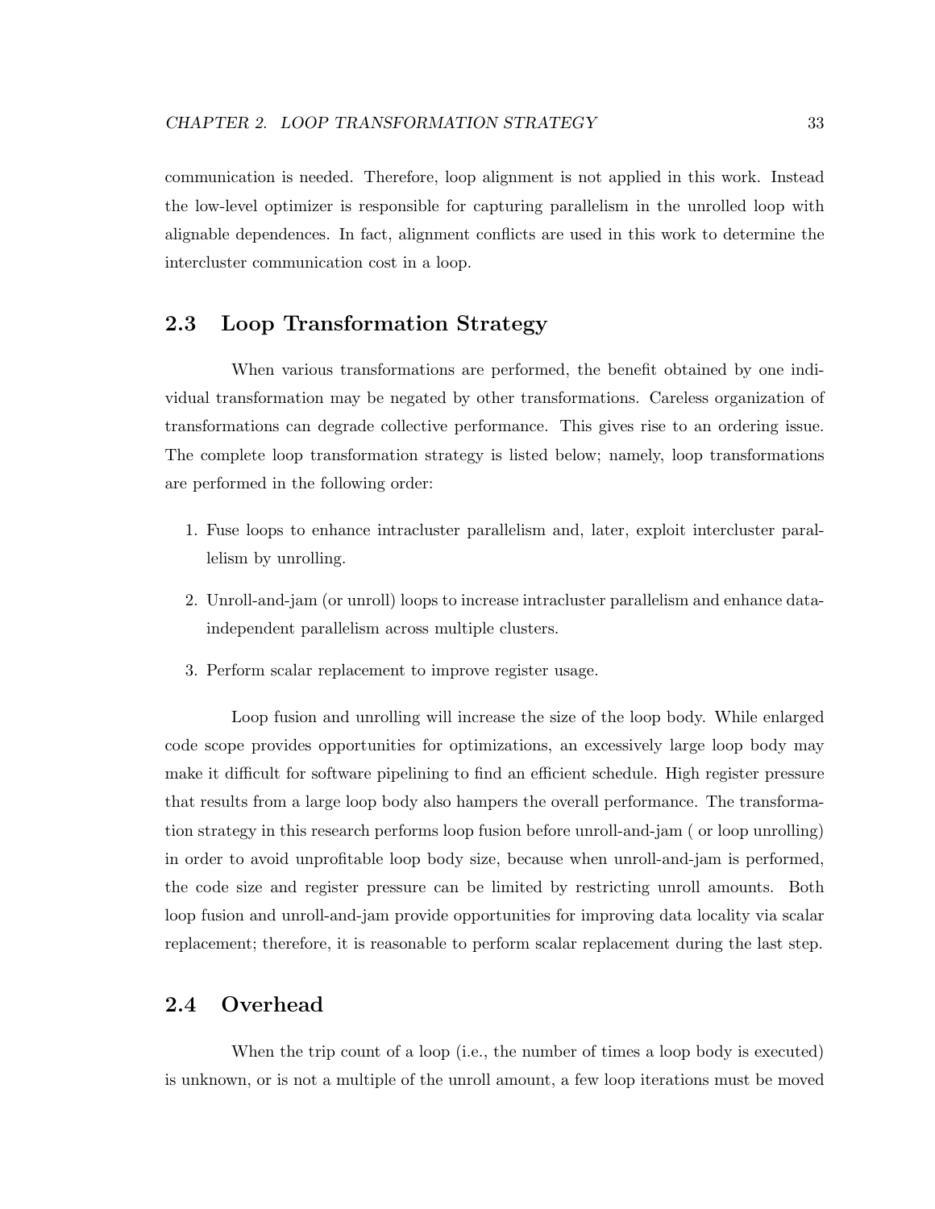communication is needed. Therefore, loop alignment is not applied in this work. Instead the low-level optimizer is responsible for capturing parallelism in the unrolled loop with alignable dependences. In fact, alignment conflicts are used in this work to determine the intercluster communication cost in a loop.

## 2.3 Loop Transformation Strategy

When various transformations are performed, the benefit obtained by one individual transformation may be negated by other transformations. Careless organization of transformations can degrade collective performance. This gives rise to an ordering issue. The complete loop transformation strategy is listed below; namely, loop transformations are performed in the following order:

1. Fuse loops to enhance intracluster parallelism and, later, exploit intercluster parallelism by unrolling.
2. Unroll-and-jam (or unroll) loops to increase intracluster parallelism and enhance data-independent parallelism across multiple clusters.
3. Perform scalar replacement to improve register usage.

Loop fusion and unrolling will increase the size of the loop body. While enlarged code scope provides opportunities for optimizations, an excessively large loop body may make it difficult for software pipelining to find an efficient schedule. High register pressure that results from a large loop body also hampers the overall performance. The transformation strategy in this research performs loop fusion before unroll-and-jam ( or loop unrolling) in order to avoid unprofitable loop body size, because when unroll-and-jam is performed, the code size and register pressure can be limited by restricting unroll amounts. Both loop fusion and unroll-and-jam provide opportunities for improving data locality via scalar replacement; therefore, it is reasonable to perform scalar replacement during the last step.

## 2.4 Overhead

When the trip count of a loop (i.e., the number of times a loop body is executed) is unknown, or is not a multiple of the unroll amount, a few loop iterations must be moved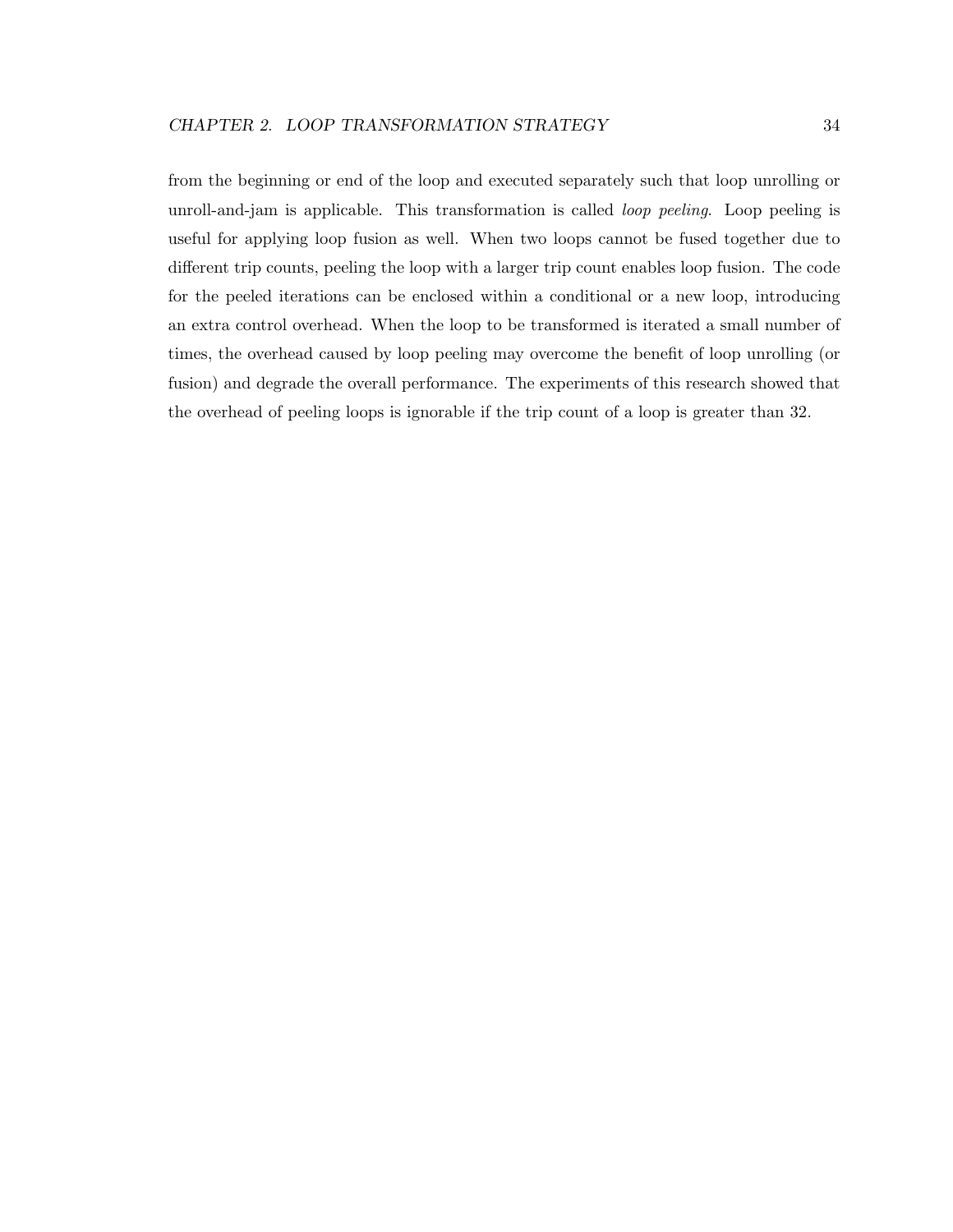from the beginning or end of the loop and executed separately such that loop unrolling or unroll-and-jam is applicable. This transformation is called *loop peeling*. Loop peeling is useful for applying loop fusion as well. When two loops cannot be fused together due to different trip counts, peeling the loop with a larger trip count enables loop fusion. The code for the peeled iterations can be enclosed within a conditional or a new loop, introducing an extra control overhead. When the loop to be transformed is iterated a small number of times, the overhead caused by loop peeling may overcome the benefit of loop unrolling (or fusion) and degrade the overall performance. The experiments of this research showed that the overhead of peeling loops is ignorable if the trip count of a loop is greater than 32.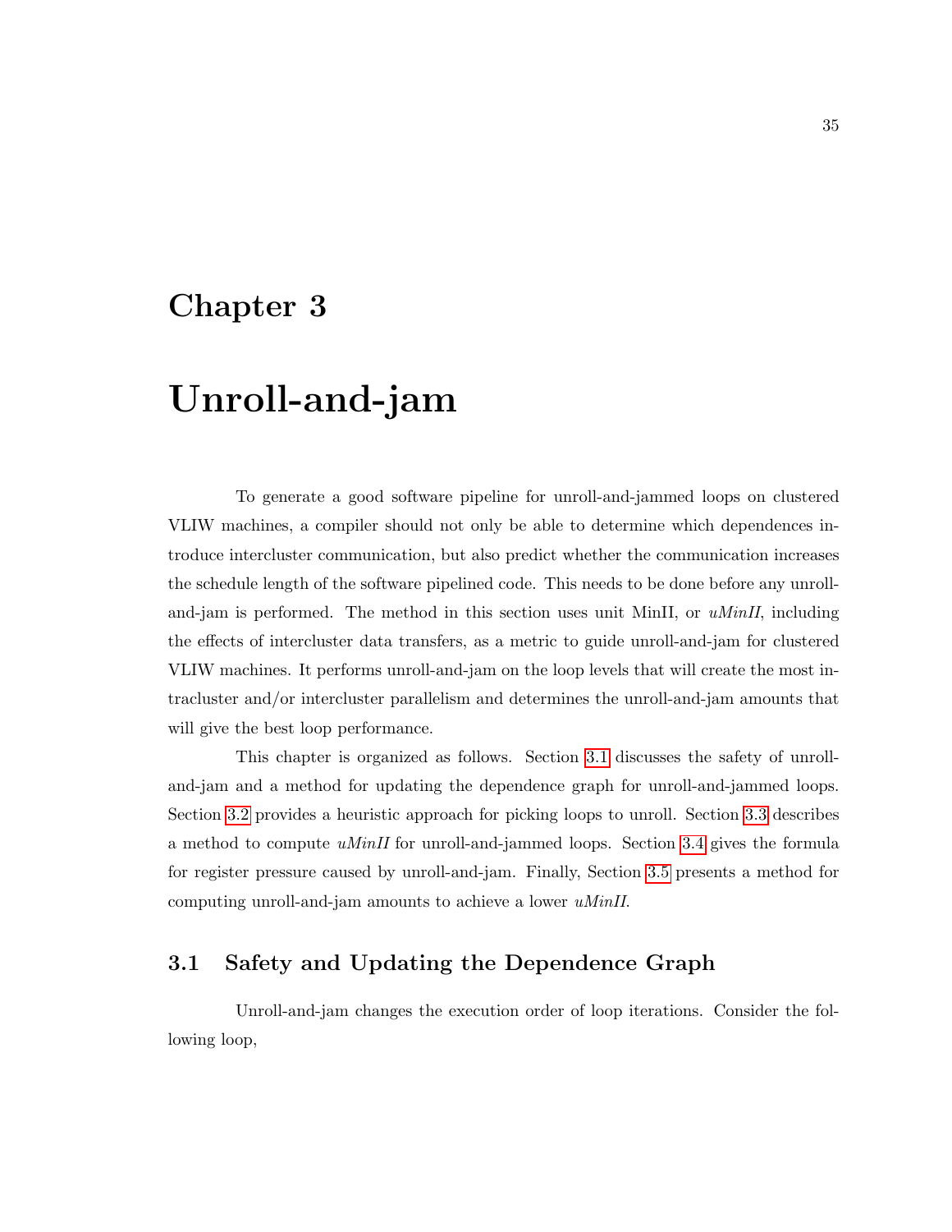# Chapter 3

# Unroll-and-jam

To generate a good software pipeline for unroll-and-jammed loops on clustered VLIW machines, a compiler should not only be able to determine which dependences introduce intercluster communication, but also predict whether the communication increases the schedule length of the software pipelined code. This needs to be done before any unroll-and-jam is performed. The method in this section uses unit MinII, or *uMinII*, including the effects of intercluster data transfers, as a metric to guide unroll-and-jam for clustered VLIW machines. It performs unroll-and-jam on the loop levels that will create the most intracluster and/or intercluster parallelism and determines the unroll-and-jam amounts that will give the best loop performance.

This chapter is organized as follows. Section 3.1 discusses the safety of unroll-and-jam and a method for updating the dependence graph for unroll-and-jammed loops. Section 3.2 provides a heuristic approach for picking loops to unroll. Section 3.3 describes a method to compute *uMinII* for unroll-and-jammed loops. Section 3.4 gives the formula for register pressure caused by unroll-and-jam. Finally, Section 3.5 presents a method for computing unroll-and-jam amounts to achieve a lower *uMinII*.

## 3.1 Safety and Updating the Dependence Graph

Unroll-and-jam changes the execution order of loop iterations. Consider the following loop,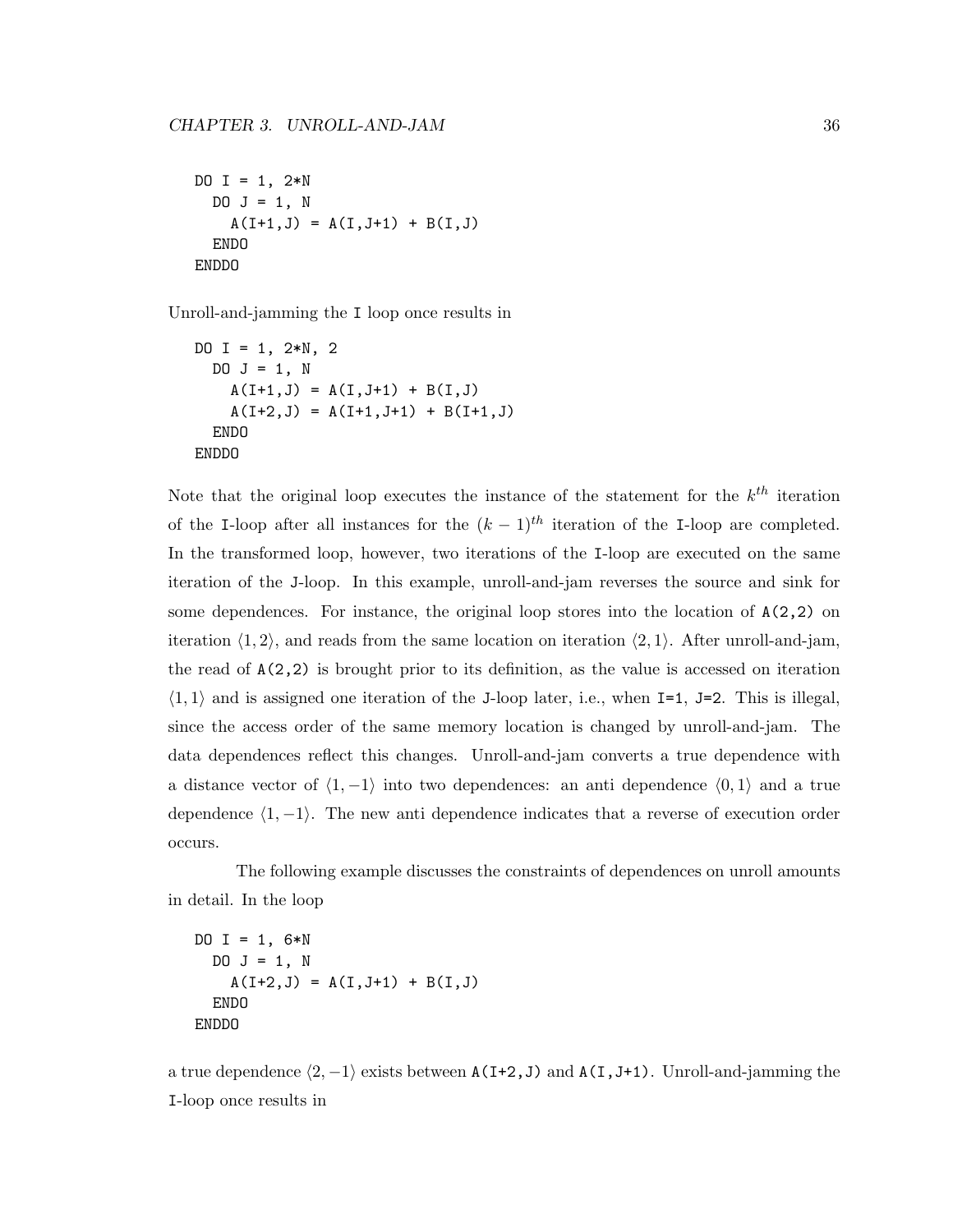```
DO I = 1, 2*N
  DO J = 1, N
    A(I+1,J) = A(I,J+1) + B(I,J)
  ENDO
ENDDO
```

Unroll-and-jamming the `I` loop once results in

```
DO I = 1, 2*N, 2
  DO J = 1, N
    A(I+1,J) = A(I,J+1) + B(I,J)
    A(I+2,J) = A(I+1,J+1) + B(I+1,J)
  ENDO
ENDDO
```

Note that the original loop executes the instance of the statement for the $k^{th}$ iteration of the `I`-loop after all instances for the $(k-1)^{th}$ iteration of the `I`-loop are completed. In the transformed loop, however, two iterations of the `I`-loop are executed on the same iteration of the `J`-loop. In this example, unroll-and-jam reverses the source and sink for some dependences. For instance, the original loop stores into the location of `A(2,2)` on iteration $\langle 1, 2 \rangle$, and reads from the same location on iteration $\langle 2, 1 \rangle$. After unroll-and-jam, the read of `A(2,2)` is brought prior to its definition, as the value is accessed on iteration $\langle 1, 1 \rangle$ and is assigned one iteration of the `J`-loop later, i.e., when `I=1, J=2`. This is illegal, since the access order of the same memory location is changed by unroll-and-jam. The data dependences reflect this changes. Unroll-and-jam converts a true dependence with a distance vector of $\langle 1, -1 \rangle$ into two dependences: an anti dependence $\langle 0, 1 \rangle$ and a true dependence $\langle 1, -1 \rangle$. The new anti dependence indicates that a reverse of execution order occurs.

The following example discusses the constraints of dependences on unroll amounts in detail. In the loop

```
DO I = 1, 6*N
  DO J = 1, N
    A(I+2,J) = A(I,J+1) + B(I,J)
  ENDO
ENDDO
```

a true dependence $\langle 2, -1 \rangle$ exists between `A(I+2,J)` and `A(I,J+1)`. Unroll-and-jamming the `I`-loop once results in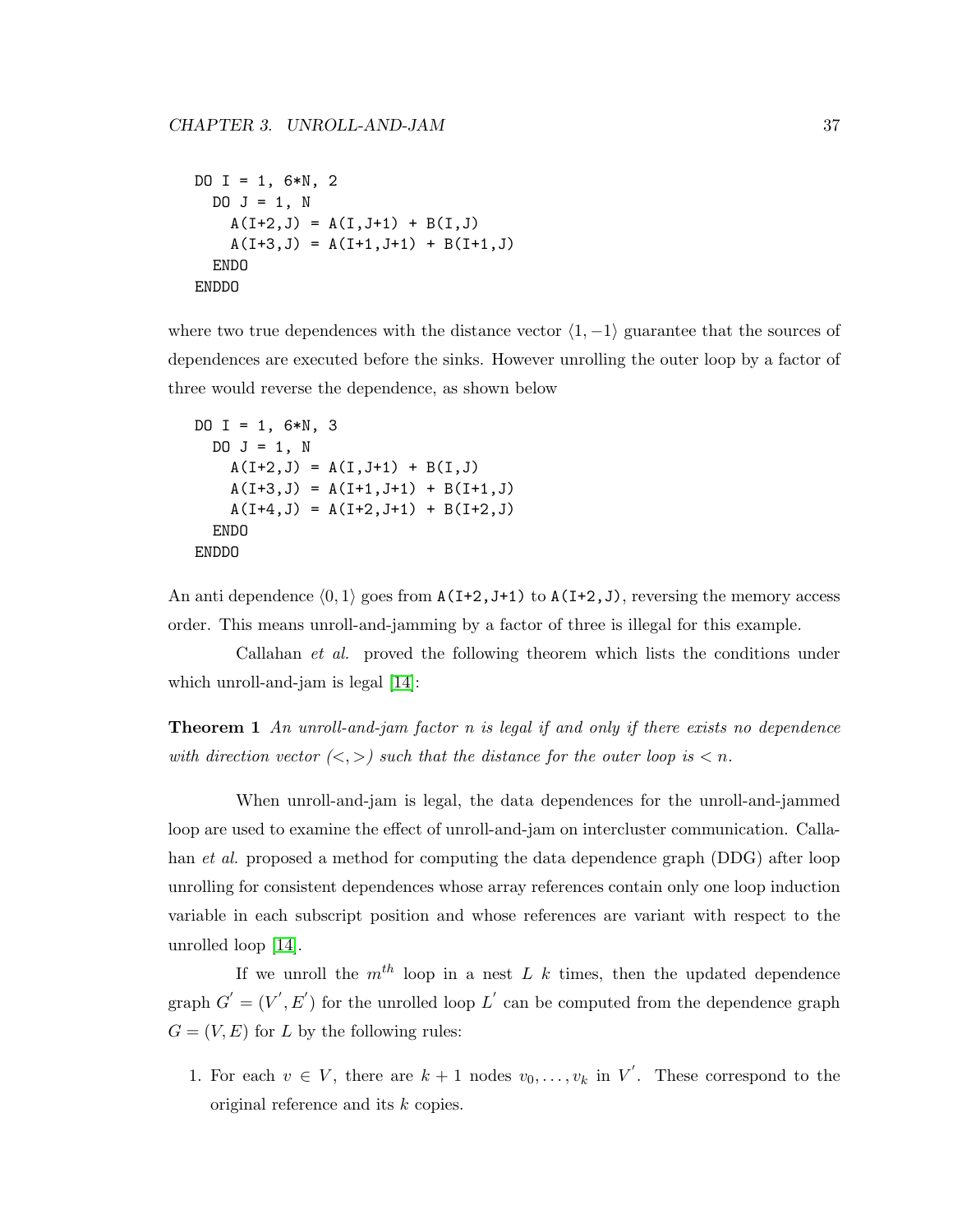```
DO I = 1, 6*N, 2
  DO J = 1, N
    A(I+2,J) = A(I,J+1) + B(I,J)
    A(I+3,J) = A(I+1,J+1) + B(I+1,J)
  ENDO
ENDDO
```

where two true dependences with the distance vector $\langle 1, -1 \rangle$ guarantee that the sources of dependences are executed before the sinks. However unrolling the outer loop by a factor of three would reverse the dependence, as shown below

```
DO I = 1, 6*N, 3
  DO J = 1, N
    A(I+2,J) = A(I,J+1) + B(I,J)
    A(I+3,J) = A(I+1,J+1) + B(I+1,J)
    A(I+4,J) = A(I+2,J+1) + B(I+2,J)
  ENDO
ENDDO
```

An anti dependence $\langle 0, 1 \rangle$ goes from `A(I+2,J+1)` to `A(I+2,J)`, reversing the memory access order. This means unroll-and-jamming by a factor of three is illegal for this example.

Callahan *et al.* proved the following theorem which lists the conditions under which unroll-and-jam is legal [14]:

**Theorem 1** *An unroll-and-jam factor $n$ is legal if and only if there exists no dependence with direction vector $(<, >)$ such that the distance for the outer loop is $< n$.*

When unroll-and-jam is legal, the data dependences for the unroll-and-jammed loop are used to examine the effect of unroll-and-jam on intercluster communication. Callahan *et al.* proposed a method for computing the data dependence graph (DDG) after loop unrolling for consistent dependences whose array references contain only one loop induction variable in each subscript position and whose references are variant with respect to the unrolled loop [14].

If we unroll the $m^{th}$ loop in a nest $L$ $k$ times, then the updated dependence graph $G' = (V', E')$ for the unrolled loop $L'$ can be computed from the dependence graph $G = (V, E)$ for $L$ by the following rules:

1. For each $v \in V$, there are $k + 1$ nodes $v_0, \ldots, v_k$ in $V'$. These correspond to the original reference and its $k$ copies.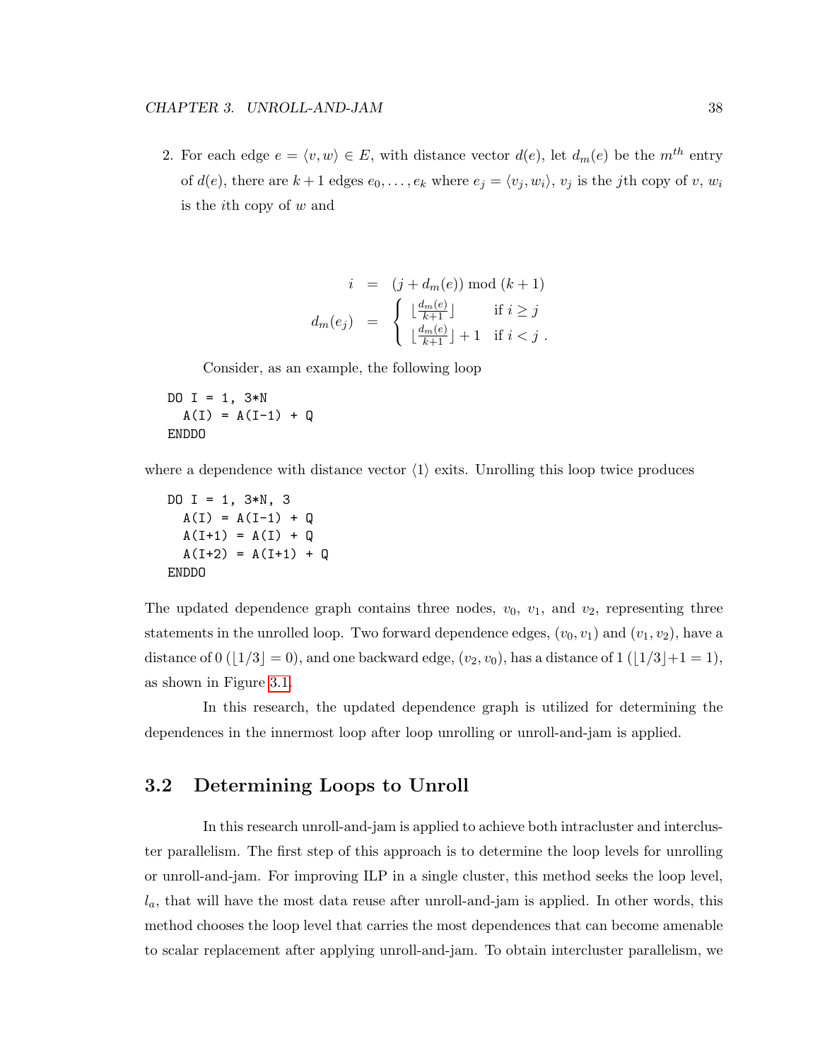2. For each edge $e = \langle v, w \rangle \in E$, with distance vector $d(e)$, let $d_m(e)$ be the $m^{th}$ entry of $d(e)$, there are $k+1$ edges $e_0, \ldots, e_k$ where $e_j = \langle v_j, w_i \rangle$, $v_j$ is the $j$th copy of $v$, $w_i$ is the $i$th copy of $w$ and

$$
\begin{aligned}
i &= (j + d_m(e)) \bmod (k+1) \\
d_m(e_j) &= \begin{cases} \lfloor \frac{d_m(e)}{k+1} \rfloor & \text{if } i \geq j \\ \lfloor \frac{d_m(e)}{k+1} \rfloor + 1 & \text{if } i < j \ . \end{cases}
\end{aligned}
$$

Consider, as an example, the following loop

```
DO I = 1, 3*N
  A(I) = A(I-1) + Q
ENDDO
```

where a dependence with distance vector $\langle 1 \rangle$ exits. Unrolling this loop twice produces

```
DO I = 1, 3*N, 3
  A(I) = A(I-1) + Q
  A(I+1) = A(I) + Q
  A(I+2) = A(I+1) + Q
ENDDO
```

The updated dependence graph contains three nodes, $v_0$, $v_1$, and $v_2$, representing three statements in the unrolled loop. Two forward dependence edges, $(v_0, v_1)$ and $(v_1, v_2)$, have a distance of 0 ($\lfloor 1/3 \rfloor = 0$), and one backward edge, $(v_2, v_0)$, has a distance of 1 ($\lfloor 1/3 \rfloor + 1 = 1$), as shown in Figure 3.1.

In this research, the updated dependence graph is utilized for determining the dependences in the innermost loop after loop unrolling or unroll-and-jam is applied.

## 3.2 Determining Loops to Unroll

In this research unroll-and-jam is applied to achieve both intracluster and intercluster parallelism. The first step of this approach is to determine the loop levels for unrolling or unroll-and-jam. For improving ILP in a single cluster, this method seeks the loop level, $l_a$, that will have the most data reuse after unroll-and-jam is applied. In other words, this method chooses the loop level that carries the most dependences that can become amenable to scalar replacement after applying unroll-and-jam. To obtain intercluster parallelism, we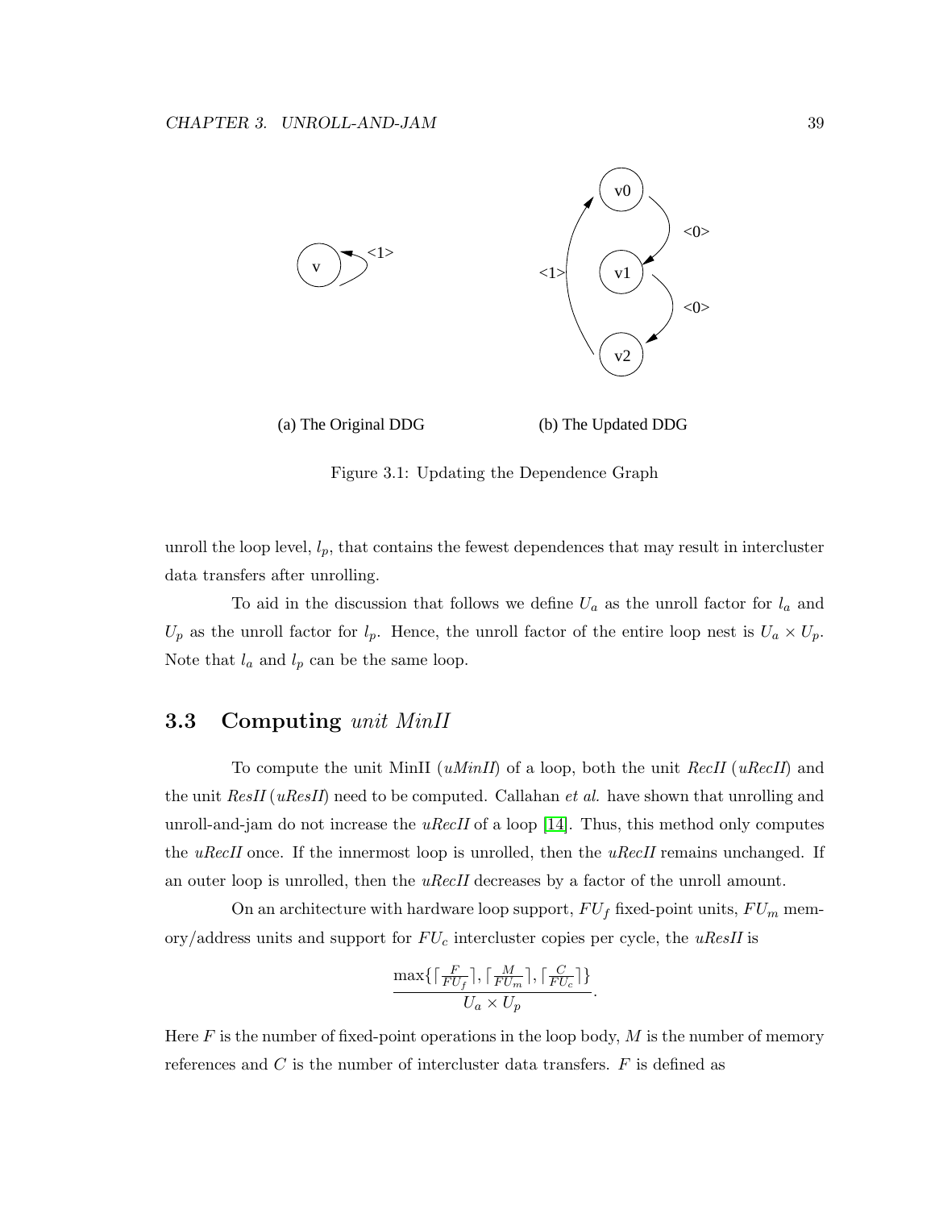(a) The Original DDG (b) The Updated DDG

Figure 3.1: Updating the Dependence Graph

unroll the loop level, $l_p$, that contains the fewest dependences that may result in intercluster data transfers after unrolling.

To aid in the discussion that follows we define $U_a$ as the unroll factor for $l_a$ and $U_p$ as the unroll factor for $l_p$. Hence, the unroll factor of the entire loop nest is $U_a \times U_p$. Note that $l_a$ and $l_p$ can be the same loop.

## 3.3 Computing *unit MinII*

To compute the unit MinII (*uMinII*) of a loop, both the unit *RecII* (*uRecII*) and the unit *ResII* (*uResII*) need to be computed. Callahan *et al.* have shown that unrolling and unroll-and-jam do not increase the *uRecII* of a loop [14]. Thus, this method only computes the *uRecII* once. If the innermost loop is unrolled, then the *uRecII* remains unchanged. If an outer loop is unrolled, then the *uRecII* decreases by a factor of the unroll amount.

On an architecture with hardware loop support, $FU_f$ fixed-point units, $FU_m$ memory/address units and support for $FU_c$ intercluster copies per cycle, the *uResII* is

$$\frac{\max\{\lceil \frac{F}{FU_f} \rceil, \lceil \frac{M}{FU_m} \rceil, \lceil \frac{C}{FU_c} \rceil\}}{U_a \times U_p}.$$

Here $F$ is the number of fixed-point operations in the loop body, $M$ is the number of memory references and $C$ is the number of intercluster data transfers. $F$ is defined as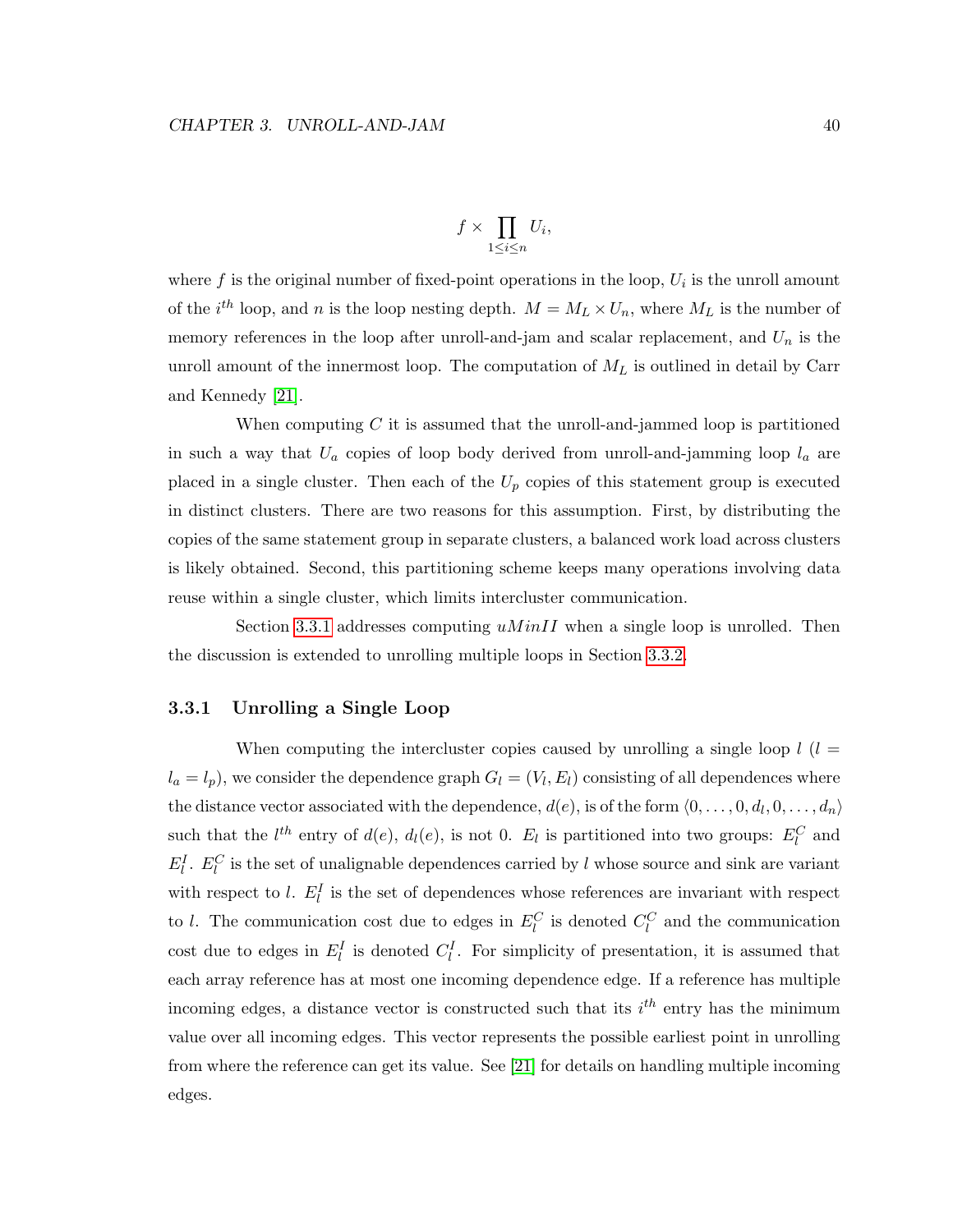$$f \times \prod_{1 \leq i \leq n} U_i,$$

where $f$ is the original number of fixed-point operations in the loop, $U_i$ is the unroll amount of the $i^{th}$ loop, and $n$ is the loop nesting depth. $M = M_L \times U_n$, where $M_L$ is the number of memory references in the loop after unroll-and-jam and scalar replacement, and $U_n$ is the unroll amount of the innermost loop. The computation of $M_L$ is outlined in detail by Carr and Kennedy [21].

When computing $C$ it is assumed that the unroll-and-jammed loop is partitioned in such a way that $U_a$ copies of loop body derived from unroll-and-jamming loop $l_a$ are placed in a single cluster. Then each of the $U_p$ copies of this statement group is executed in distinct clusters. There are two reasons for this assumption. First, by distributing the copies of the same statement group in separate clusters, a balanced work load across clusters is likely obtained. Second, this partitioning scheme keeps many operations involving data reuse within a single cluster, which limits intercluster communication.

Section 3.3.1 addresses computing $uMinII$ when a single loop is unrolled. Then the discussion is extended to unrolling multiple loops in Section 3.3.2.

### 3.3.1 Unrolling a Single Loop

When computing the intercluster copies caused by unrolling a single loop $l$ ($l = l_a = l_p$), we consider the dependence graph $G_l = (V_l, E_l)$ consisting of all dependences where the distance vector associated with the dependence, $d(e)$, is of the form $\langle 0, \ldots, 0, d_l, 0, \ldots, d_n \rangle$ such that the $l^{th}$ entry of $d(e)$, $d_l(e)$, is not 0. $E_l$ is partitioned into two groups: $E_l^C$ and $E_l^I$. $E_l^C$ is the set of unalignable dependences carried by $l$ whose source and sink are variant with respect to $l$. $E_l^I$ is the set of dependences whose references are invariant with respect to $l$. The communication cost due to edges in $E_l^C$ is denoted $C_l^C$ and the communication cost due to edges in $E_l^I$ is denoted $C_l^I$. For simplicity of presentation, it is assumed that each array reference has at most one incoming dependence edge. If a reference has multiple incoming edges, a distance vector is constructed such that its $i^{th}$ entry has the minimum value over all incoming edges. This vector represents the possible earliest point in unrolling from where the reference can get its value. See [21] for details on handling multiple incoming edges.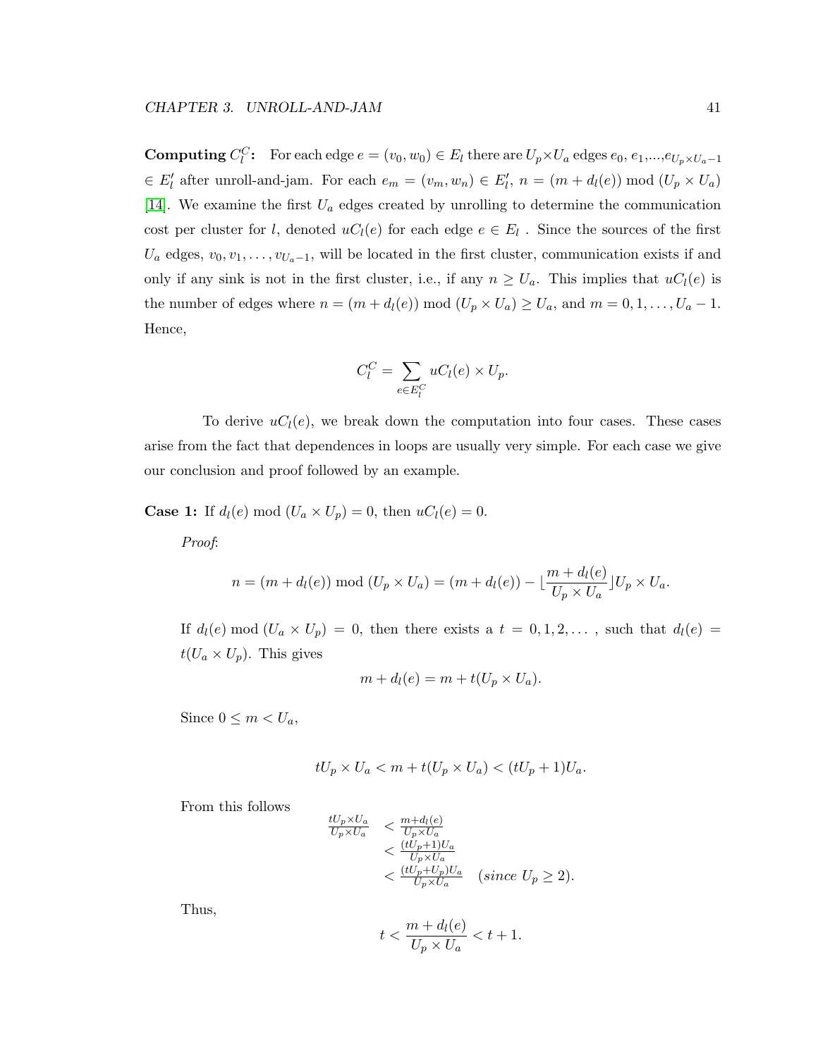**Computing $C_l^C$:** For each edge $e = (v_0, w_0) \in E_l$ there are $U_p \times U_a$ edges $e_0, e_1, ..., e_{U_p \times U_a - 1}$ $\in E_l'$ after unroll-and-jam. For each $e_m = (v_m, w_n) \in E_l'$, $n = (m + d_l(e)) \bmod (U_p \times U_a)$ [14]. We examine the first $U_a$ edges created by unrolling to determine the communication cost per cluster for $l$, denoted $uC_l(e)$ for each edge $e \in E_l$ . Since the sources of the first $U_a$ edges, $v_0, v_1, \ldots, v_{U_a - 1}$, will be located in the first cluster, communication exists if and only if any sink is not in the first cluster, i.e., if any $n \geq U_a$. This implies that $uC_l(e)$ is the number of edges where $n = (m + d_l(e)) \bmod (U_p \times U_a) \geq U_a$, and $m = 0, 1, \ldots, U_a - 1$. Hence,

$$C_l^C = \sum_{e \in E_l^C} uC_l(e) \times U_p.$$

To derive $uC_l(e)$, we break down the computation into four cases. These cases arise from the fact that dependences in loops are usually very simple. For each case we give our conclusion and proof followed by an example.

**Case 1:** If $d_l(e) \bmod (U_a \times U_p) = 0$, then $uC_l(e) = 0$.

*Proof*:

$$n = (m + d_l(e)) \bmod (U_p \times U_a) = (m + d_l(e)) - \lfloor \frac{m + d_l(e)}{U_p \times U_a} \rfloor U_p \times U_a.$$

If $d_l(e) \bmod (U_a \times U_p) = 0$, then there exists a $t = 0, 1, 2, \ldots$ , such that $d_l(e) = t(U_a \times U_p)$. This gives

$$m + d_l(e) = m + t(U_p \times U_a).$$

Since $0 \leq m < U_a$,

$$tU_p \times U_a < m + t(U_p \times U_a) < (tU_p + 1)U_a.$$

From this follows

$$\begin{aligned} \frac{tU_p \times U_a}{U_p \times U_a} &< \frac{m + d_l(e)}{U_p \times U_a} \\ &< \frac{(tU_p + 1)U_a}{U_p \times U_a} \\ &< \frac{(tU_p + U_p)U_a}{U_p \times U_a} \quad (\textit{since } U_p \geq 2). \end{aligned}$$

Thus,

$$t < \frac{m + d_l(e)}{U_p \times U_a} < t + 1.$$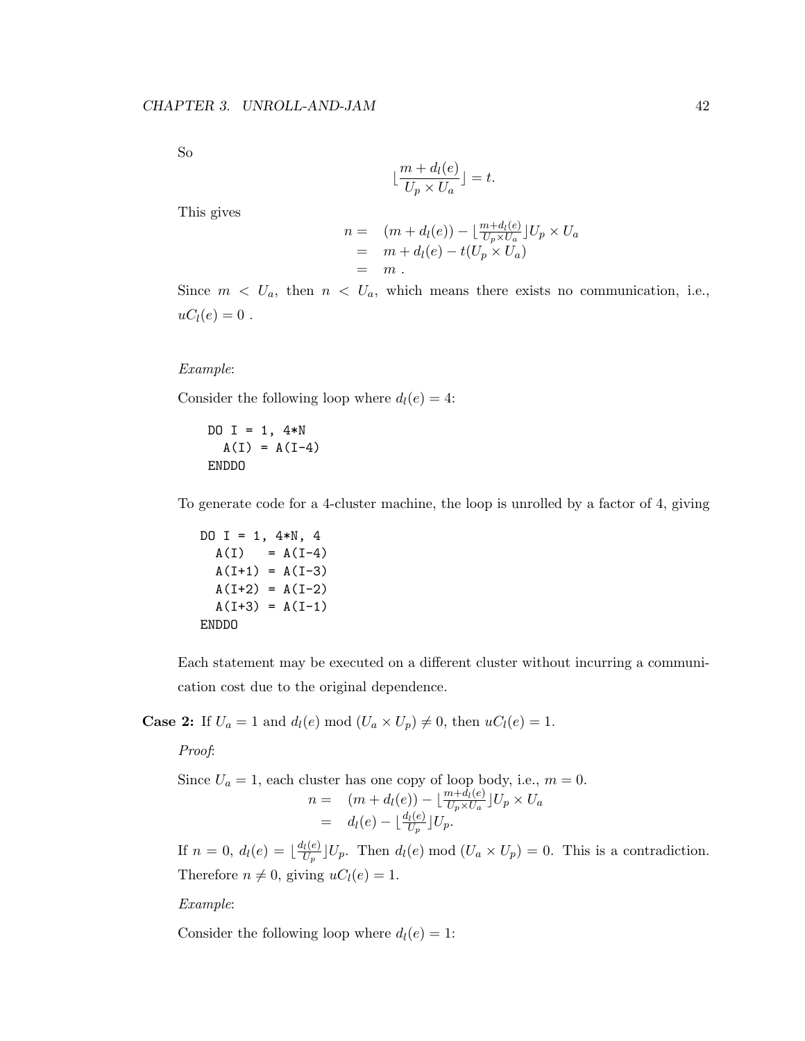So

$$\lfloor \frac{m + d_l(e)}{U_p \times U_a} \rfloor = t.$$

This gives

$$\begin{aligned} n = &\quad (m + d_l(e)) - \lfloor \tfrac{m+d_l(e)}{U_p \times U_a} \rfloor U_p \times U_a \\ = &\quad m + d_l(e) - t(U_p \times U_a) \\ = &\quad m \; . \end{aligned}$$

Since $m < U_a$, then $n < U_a$, which means there exists no communication, i.e., $uC_l(e) = 0$ .

*Example*:

Consider the following loop where $d_l(e) = 4$:

```
DO I = 1, 4*N
  A(I) = A(I-4)
ENDDO
```

To generate code for a 4-cluster machine, the loop is unrolled by a factor of 4, giving

```
DO I = 1, 4*N, 4
  A(I)   = A(I-4)
  A(I+1) = A(I-3)
  A(I+2) = A(I-2)
  A(I+3) = A(I-1)
ENDDO
```

Each statement may be executed on a different cluster without incurring a communication cost due to the original dependence.

**Case 2:** If $U_a = 1$ and $d_l(e) \bmod (U_a \times U_p) \neq 0$, then $uC_l(e) = 1$.

*Proof*:

Since $U_a = 1$, each cluster has one copy of loop body, i.e., $m = 0$.

$$\begin{aligned} n = &\quad (m + d_l(e)) - \lfloor \tfrac{m+d_l(e)}{U_p \times U_a} \rfloor U_p \times U_a \\ = &\quad d_l(e) - \lfloor \tfrac{d_l(e)}{U_p} \rfloor U_p. \end{aligned}$$

If $n = 0$, $d_l(e) = \lfloor \frac{d_l(e)}{U_p} \rfloor U_p$. Then $d_l(e) \bmod (U_a \times U_p) = 0$. This is a contradiction. Therefore $n \neq 0$, giving $uC_l(e) = 1$.

*Example*:

Consider the following loop where $d_l(e) = 1$: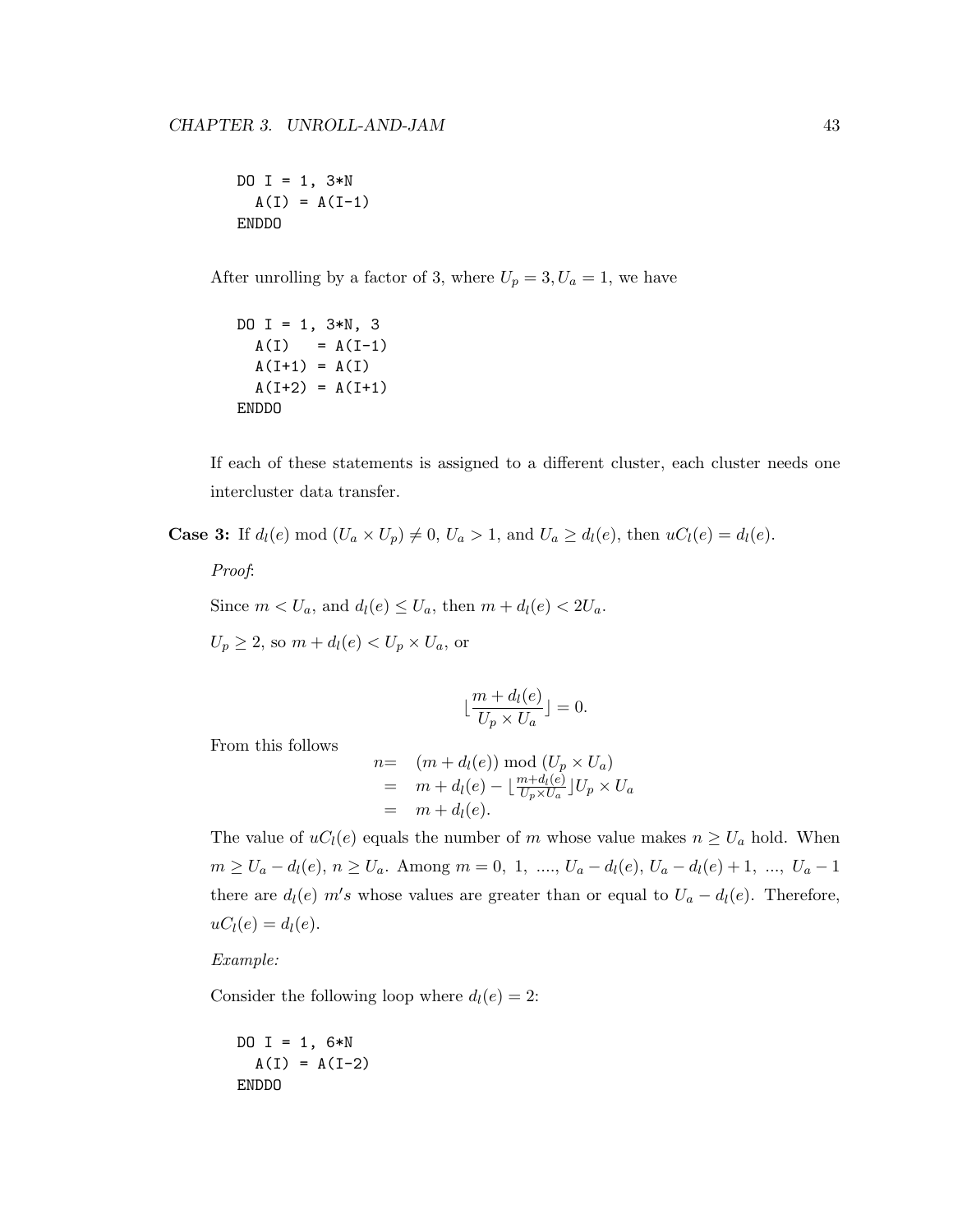```
DO I = 1, 3*N
  A(I) = A(I-1)
ENDDO
```

After unrolling by a factor of 3, where $U_p = 3, U_a = 1$, we have

```
DO I = 1, 3*N, 3
  A(I)   = A(I-1)
  A(I+1) = A(I)
  A(I+2) = A(I+1)
ENDDO
```

If each of these statements is assigned to a different cluster, each cluster needs one intercluster data transfer.

**Case 3:** If $d_l(e) \bmod (U_a \times U_p) \neq 0$, $U_a > 1$, and $U_a \geq d_l(e)$, then $uC_l(e) = d_l(e)$.

*Proof*:

Since $m < U_a$, and $d_l(e) \leq U_a$, then $m + d_l(e) < 2U_a$.

$U_p \geq 2$, so $m + d_l(e) < U_p \times U_a$, or

$$\lfloor \frac{m + d_l(e)}{U_p \times U_a} \rfloor = 0.$$

From this follows

$$\begin{aligned} n = & \quad (m + d_l(e)) \bmod (U_p \times U_a) \\ = & \quad m + d_l(e) - \lfloor \tfrac{m+d_l(e)}{U_p \times U_a} \rfloor U_p \times U_a \\ = & \quad m + d_l(e). \end{aligned}$$

The value of $uC_l(e)$ equals the number of $m$ whose value makes $n \geq U_a$ hold. When $m \geq U_a - d_l(e)$, $n \geq U_a$. Among $m = 0,\ 1,\ ....,\ U_a - d_l(e),\ U_a - d_l(e) + 1,\ ...,\ U_a - 1$ there are $d_l(e)$ $m's$ whose values are greater than or equal to $U_a - d_l(e)$. Therefore, $uC_l(e) = d_l(e)$.

*Example:*

Consider the following loop where $d_l(e) = 2$:

```
DO I = 1, 6*N
  A(I) = A(I-2)
ENDDO
```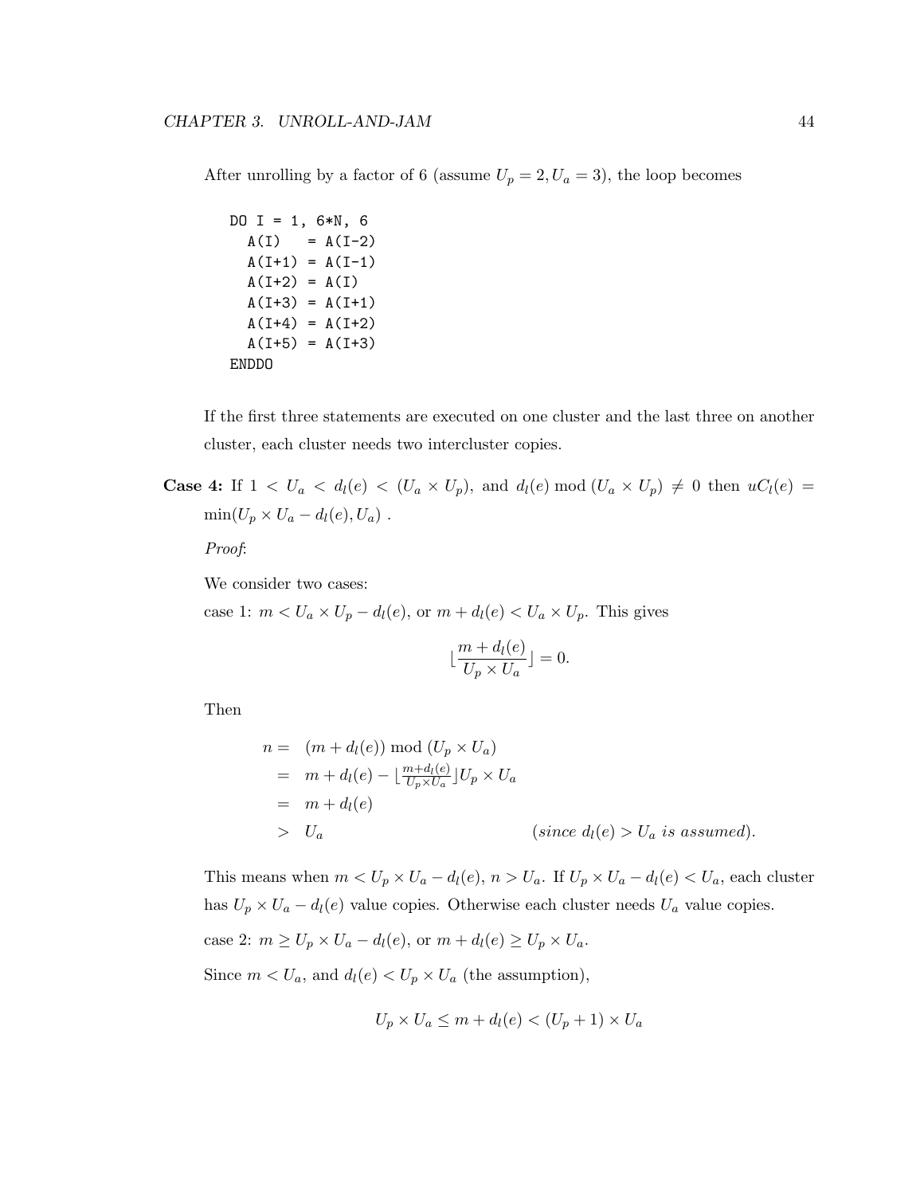After unrolling by a factor of 6 (assume $U_p = 2, U_a = 3$), the loop becomes

```
DO I = 1, 6*N, 6
  A(I)   = A(I-2)
  A(I+1) = A(I-1)
  A(I+2) = A(I)
  A(I+3) = A(I+1)
  A(I+4) = A(I+2)
  A(I+5) = A(I+3)
ENDDO
```

If the first three statements are executed on one cluster and the last three on another cluster, each cluster needs two intercluster copies.

**Case 4:** If $1 < U_a < d_l(e) < (U_a \times U_p)$, and $d_l(e) \bmod (U_a \times U_p) \neq 0$ then $uC_l(e) = \min(U_p \times U_a - d_l(e), U_a)$ .

*Proof*:

We consider two cases:

case 1: $m < U_a \times U_p - d_l(e)$, or $m + d_l(e) < U_a \times U_p$. This gives

$$\lfloor \frac{m + d_l(e)}{U_p \times U_a} \rfloor = 0.$$

Then

$$\begin{aligned} n = &\ (m + d_l(e)) \bmod (U_p \times U_a) \\ = &\ m + d_l(e) - \lfloor \tfrac{m+d_l(e)}{U_p \times U_a} \rfloor U_p \times U_a \\ = &\ m + d_l(e) \\ > &\ U_a \qquad\qquad\qquad\qquad (\textit{since } d_l(e) > U_a \textit{ is assumed}). \end{aligned}$$

This means when $m < U_p \times U_a - d_l(e)$, $n > U_a$. If $U_p \times U_a - d_l(e) < U_a$, each cluster has $U_p \times U_a - d_l(e)$ value copies. Otherwise each cluster needs $U_a$ value copies.

case 2: $m \geq U_p \times U_a - d_l(e)$, or $m + d_l(e) \geq U_p \times U_a$.

Since $m < U_a$, and $d_l(e) < U_p \times U_a$ (the assumption),

$$U_p \times U_a \leq m + d_l(e) < (U_p + 1) \times U_a$$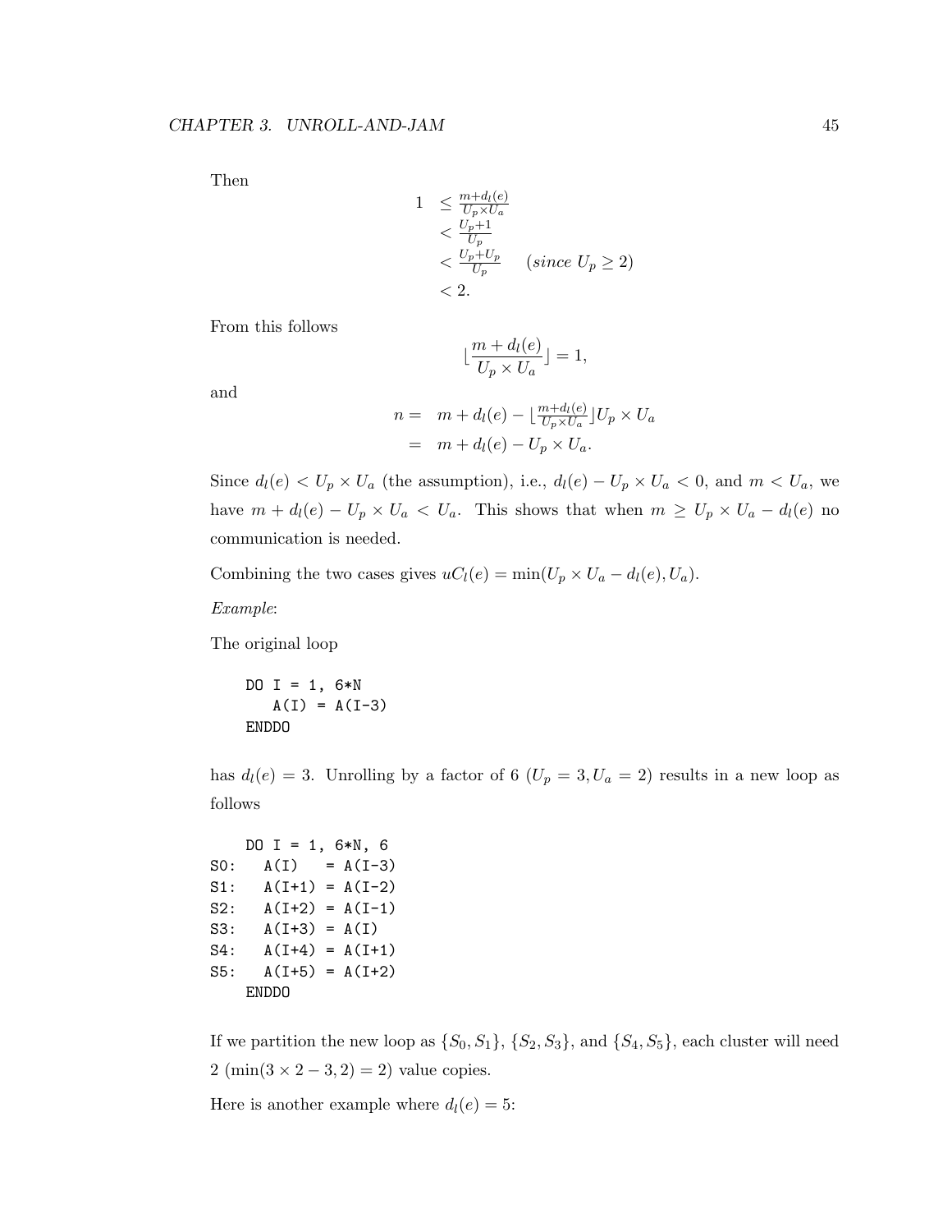Then

$$
\begin{aligned}
1 &\leq \tfrac{m+d_l(e)}{U_p \times U_a} \\
&< \tfrac{U_p+1}{U_p} \\
&< \tfrac{U_p+U_p}{U_p} \quad (since\ U_p \geq 2) \\
&< 2.
\end{aligned}
$$

From this follows

$$\lfloor \frac{m + d_l(e)}{U_p \times U_a} \rfloor = 1,$$

and

$$
\begin{aligned}
n = &\quad m + d_l(e) - \lfloor \tfrac{m+d_l(e)}{U_p \times U_a} \rfloor U_p \times U_a \\
= &\quad m + d_l(e) - U_p \times U_a.
\end{aligned}
$$

Since $d_l(e) < U_p \times U_a$ (the assumption), i.e., $d_l(e) - U_p \times U_a < 0$, and $m < U_a$, we have $m + d_l(e) - U_p \times U_a < U_a$. This shows that when $m \geq U_p \times U_a - d_l(e)$ no communication is needed.

Combining the two cases gives $uC_l(e) = \min(U_p \times U_a - d_l(e), U_a)$.

*Example*:

The original loop

```
    DO I = 1, 6*N
       A(I) = A(I-3)
    ENDDO
```

has $d_l(e) = 3$. Unrolling by a factor of 6 ($U_p = 3, U_a = 2$) results in a new loop as follows

```
    DO I = 1, 6*N, 6
S0:   A(I)   = A(I-3)
S1:   A(I+1) = A(I-2)
S2:   A(I+2) = A(I-1)
S3:   A(I+3) = A(I)
S4:   A(I+4) = A(I+1)
S5:   A(I+5) = A(I+2)
    ENDDO
```

If we partition the new loop as $\{S_0, S_1\}$, $\{S_2, S_3\}$, and $\{S_4, S_5\}$, each cluster will need 2 ($\min(3 \times 2 - 3, 2) = 2$) value copies.

Here is another example where $d_l(e) = 5$: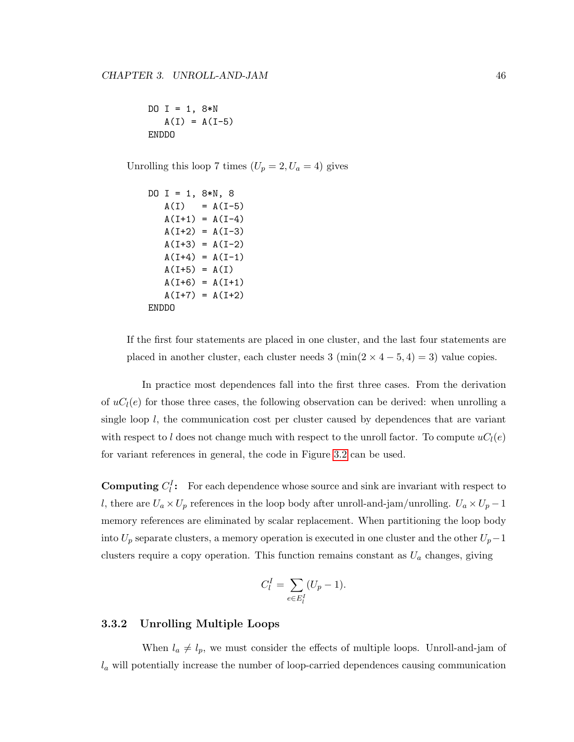```
DO I = 1, 8*N
   A(I) = A(I-5)
ENDDO
```

Unrolling this loop 7 times ($U_p = 2, U_a = 4$) gives

```
DO I = 1, 8*N, 8
   A(I)   = A(I-5)
   A(I+1) = A(I-4)
   A(I+2) = A(I-3)
   A(I+3) = A(I-2)
   A(I+4) = A(I-1)
   A(I+5) = A(I)
   A(I+6) = A(I+1)
   A(I+7) = A(I+2)
ENDDO
```

If the first four statements are placed in one cluster, and the last four statements are placed in another cluster, each cluster needs 3 ($\min(2 \times 4 - 5, 4) = 3$) value copies.

In practice most dependences fall into the first three cases. From the derivation of $uC_l(e)$ for those three cases, the following observation can be derived: when unrolling a single loop $l$, the communication cost per cluster caused by dependences that are variant with respect to $l$ does not change much with respect to the unroll factor. To compute $uC_l(e)$ for variant references in general, the code in Figure 3.2 can be used.

**Computing $C_l^I$:** For each dependence whose source and sink are invariant with respect to $l$, there are $U_a \times U_p$ references in the loop body after unroll-and-jam/unrolling. $U_a \times U_p - 1$ memory references are eliminated by scalar replacement. When partitioning the loop body into $U_p$ separate clusters, a memory operation is executed in one cluster and the other $U_p - 1$ clusters require a copy operation. This function remains constant as $U_a$ changes, giving

$$C_l^I = \sum_{e \in E_l^I} (U_p - 1).$$

### 3.3.2 Unrolling Multiple Loops

When $l_a \neq l_p$, we must consider the effects of multiple loops. Unroll-and-jam of $l_a$ will potentially increase the number of loop-carried dependences causing communication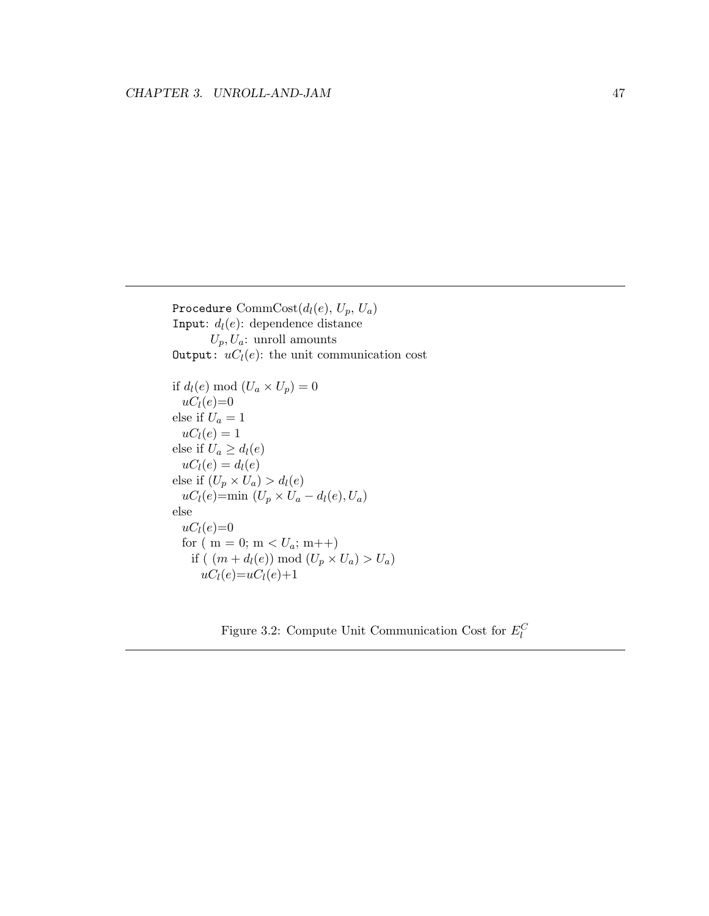```
Procedure CommCost(d_l(e), U_p, U_a)
Input: d_l(e): dependence distance
       U_p, U_a: unroll amounts
Output: uC_l(e): the unit communication cost

if d_l(e) mod (U_a × U_p) = 0
  uC_l(e)=0
else if U_a = 1
  uC_l(e) = 1
else if U_a ≥ d_l(e)
  uC_l(e) = d_l(e)
else if (U_p × U_a) > d_l(e)
  uC_l(e)=min (U_p × U_a − d_l(e), U_a)
else
  uC_l(e)=0
  for ( m = 0; m < U_a; m++)
    if ( (m + d_l(e)) mod (U_p × U_a) > U_a)
      uC_l(e)=uC_l(e)+1
```

Figure 3.2: Compute Unit Communication Cost for $E_l^C$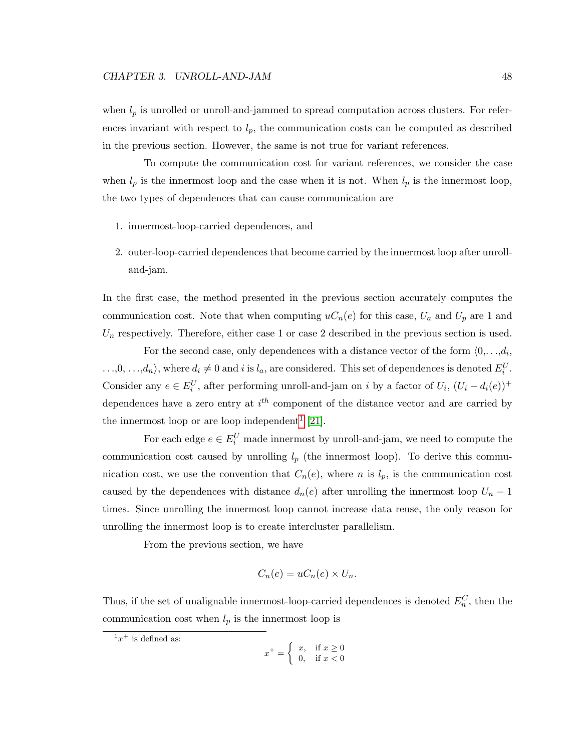when $l_p$ is unrolled or unroll-and-jammed to spread computation across clusters. For references invariant with respect to $l_p$, the communication costs can be computed as described in the previous section. However, the same is not true for variant references.

To compute the communication cost for variant references, we consider the case when $l_p$ is the innermost loop and the case when it is not. When $l_p$ is the innermost loop, the two types of dependences that can cause communication are

1. innermost-loop-carried dependences, and
2. outer-loop-carried dependences that become carried by the innermost loop after unroll-and-jam.

In the first case, the method presented in the previous section accurately computes the communication cost. Note that when computing $uC_n(e)$ for this case, $U_a$ and $U_p$ are 1 and $U_n$ respectively. Therefore, either case 1 or case 2 described in the previous section is used.

For the second case, only dependences with a distance vector of the form $\langle 0,\ldots,d_i,\ldots,0,\ldots,d_n\rangle$, where $d_i \neq 0$ and $i$ is $l_a$, are considered. This set of dependences is denoted $E_i^U$. Consider any $e \in E_i^U$, after performing unroll-and-jam on $i$ by a factor of $U_i$, $(U_i - d_i(e))^+$ dependences have a zero entry at $i^{th}$ component of the distance vector and are carried by the innermost loop or are loop independent[1] [21].

For each edge $e \in E_i^U$ made innermost by unroll-and-jam, we need to compute the communication cost caused by unrolling $l_p$ (the innermost loop). To derive this communication cost, we use the convention that $C_n(e)$, where $n$ is $l_p$, is the communication cost caused by the dependences with distance $d_n(e)$ after unrolling the innermost loop $U_n - 1$ times. Since unrolling the innermost loop cannot increase data reuse, the only reason for unrolling the innermost loop is to create intercluster parallelism.

From the previous section, we have

$$C_n(e) = uC_n(e) \times U_n.$$

Thus, if the set of unalignable innermost-loop-carried dependences is denoted $E_n^C$, then the communication cost when $l_p$ is the innermost loop is

---

[1] $x^+$ is defined as:

$$x^+ = \begin{cases} x, & \text{if } x \geq 0 \\ 0, & \text{if } x < 0 \end{cases}$$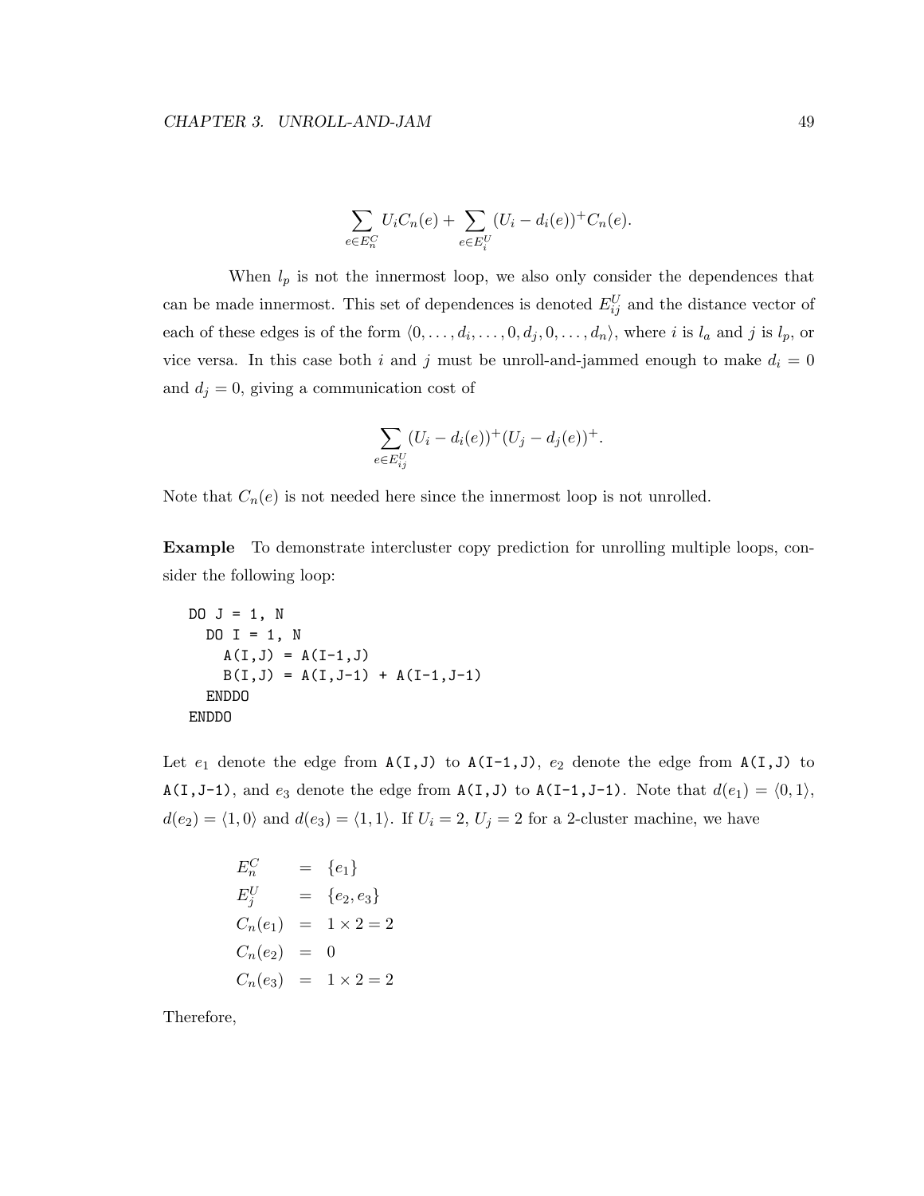$$\sum_{e \in E_n^C} U_i C_n(e) + \sum_{e \in E_i^U} (U_i - d_i(e))^+ C_n(e).$$

When $l_p$ is not the innermost loop, we also only consider the dependences that can be made innermost. This set of dependences is denoted $E_{ij}^U$ and the distance vector of each of these edges is of the form $\langle 0, \ldots, d_i, \ldots, 0, d_j, 0, \ldots, d_n \rangle$, where $i$ is $l_a$ and $j$ is $l_p$, or vice versa. In this case both $i$ and $j$ must be unroll-and-jammed enough to make $d_i = 0$ and $d_j = 0$, giving a communication cost of

$$\sum_{e \in E_{ij}^U} (U_i - d_i(e))^+ (U_j - d_j(e))^+.$$

Note that $C_n(e)$ is not needed here since the innermost loop is not unrolled.

**Example** To demonstrate intercluster copy prediction for unrolling multiple loops, consider the following loop:

```
DO J = 1, N
  DO I = 1, N
    A(I,J) = A(I-1,J)
    B(I,J) = A(I,J-1) + A(I-1,J-1)
  ENDDO
ENDDO
```

Let $e_1$ denote the edge from `A(I,J)` to `A(I-1,J)`, $e_2$ denote the edge from `A(I,J)` to `A(I,J-1)`, and $e_3$ denote the edge from `A(I,J)` to `A(I-1,J-1)`. Note that $d(e_1) = \langle 0, 1 \rangle$, $d(e_2) = \langle 1, 0 \rangle$ and $d(e_3) = \langle 1, 1 \rangle$. If $U_i = 2$, $U_j = 2$ for a 2-cluster machine, we have

$$\begin{aligned}
E_n^C &= \{e_1\} \\
E_j^U &= \{e_2, e_3\} \\
C_n(e_1) &= 1 \times 2 = 2 \\
C_n(e_2) &= 0 \\
C_n(e_3) &= 1 \times 2 = 2
\end{aligned}$$

Therefore,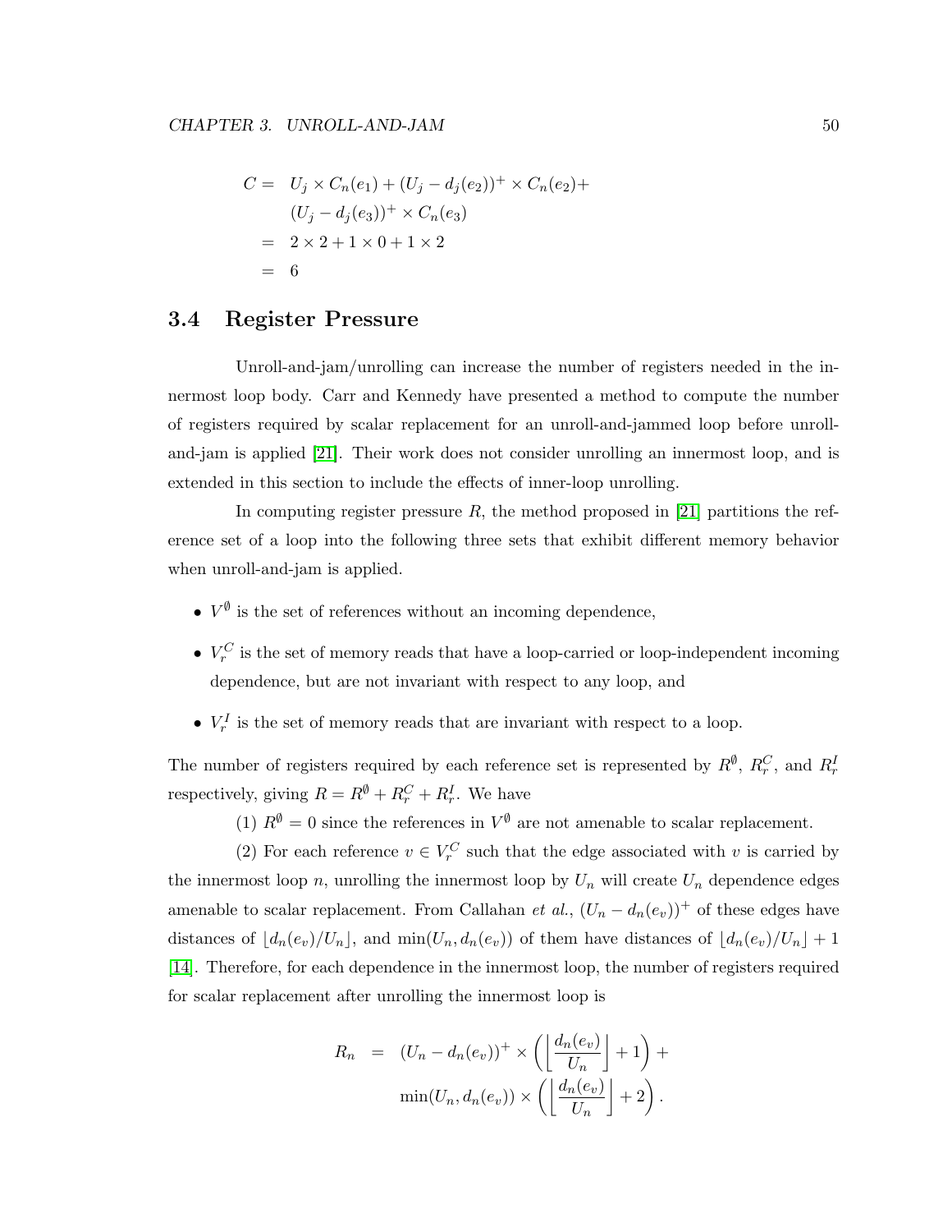$$
\begin{aligned}
C = &\ U_j \times C_n(e_1) + (U_j - d_j(e_2))^+ \times C_n(e_2) + \\
&\ (U_j - d_j(e_3))^+ \times C_n(e_3) \\
= &\ 2 \times 2 + 1 \times 0 + 1 \times 2 \\
= &\ 6
\end{aligned}
$$

## 3.4 Register Pressure

Unroll-and-jam/unrolling can increase the number of registers needed in the innermost loop body. Carr and Kennedy have presented a method to compute the number of registers required by scalar replacement for an unroll-and-jammed loop before unroll-and-jam is applied [21]. Their work does not consider unrolling an innermost loop, and is extended in this section to include the effects of inner-loop unrolling.

In computing register pressure $R$, the method proposed in [21] partitions the reference set of a loop into the following three sets that exhibit different memory behavior when unroll-and-jam is applied.

- $V^{\emptyset}$ is the set of references without an incoming dependence,
- $V_r^C$ is the set of memory reads that have a loop-carried or loop-independent incoming dependence, but are not invariant with respect to any loop, and
- $V_r^I$ is the set of memory reads that are invariant with respect to a loop.

The number of registers required by each reference set is represented by $R^{\emptyset}$, $R_r^C$, and $R_r^I$ respectively, giving $R = R^{\emptyset} + R_r^C + R_r^I$. We have

(1) $R^{\emptyset} = 0$ since the references in $V^{\emptyset}$ are not amenable to scalar replacement.

(2) For each reference $v \in V_r^C$ such that the edge associated with $v$ is carried by the innermost loop $n$, unrolling the innermost loop by $U_n$ will create $U_n$ dependence edges amenable to scalar replacement. From Callahan *et al.*, $(U_n - d_n(e_v))^+$ of these edges have distances of $\lfloor d_n(e_v)/U_n \rfloor$, and $\min(U_n, d_n(e_v))$ of them have distances of $\lfloor d_n(e_v)/U_n \rfloor + 1$ [14]. Therefore, for each dependence in the innermost loop, the number of registers required for scalar replacement after unrolling the innermost loop is

$$
\begin{aligned}
R_n &= (U_n - d_n(e_v))^+ \times \left( \left\lfloor \frac{d_n(e_v)}{U_n} \right\rfloor + 1 \right) + \\
&\quad \min(U_n, d_n(e_v)) \times \left( \left\lfloor \frac{d_n(e_v)}{U_n} \right\rfloor + 2 \right).
\end{aligned}
$$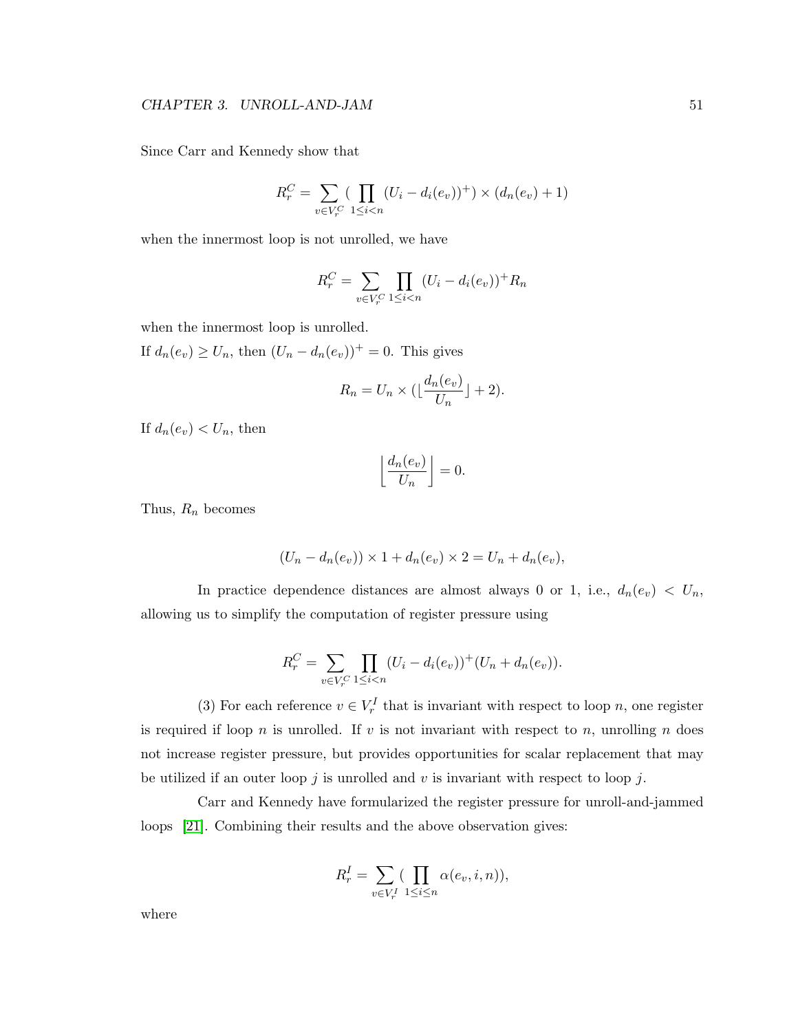Since Carr and Kennedy show that

$$R_r^C = \sum_{v \in V_r^C} (\prod_{1 \le i < n} (U_i - d_i(e_v))^+) \times (d_n(e_v) + 1)$$

when the innermost loop is not unrolled, we have

$$R_r^C = \sum_{v \in V_r^C} \prod_{1 \le i < n} (U_i - d_i(e_v))^+ R_n$$

when the innermost loop is unrolled.

If $d_n(e_v) \ge U_n$, then $(U_n - d_n(e_v))^+ = 0$. This gives

$$R_n = U_n \times (\lfloor \frac{d_n(e_v)}{U_n} \rfloor + 2).$$

If $d_n(e_v) < U_n$, then

$$\left\lfloor \frac{d_n(e_v)}{U_n} \right\rfloor = 0.$$

Thus, $R_n$ becomes

$$(U_n - d_n(e_v)) \times 1 + d_n(e_v) \times 2 = U_n + d_n(e_v),$$

In practice dependence distances are almost always 0 or 1, i.e., $d_n(e_v) < U_n$, allowing us to simplify the computation of register pressure using

$$R_r^C = \sum_{v \in V_r^C} \prod_{1 \le i < n} (U_i - d_i(e_v))^+ (U_n + d_n(e_v)).$$

(3) For each reference $v \in V_r^I$ that is invariant with respect to loop $n$, one register is required if loop $n$ is unrolled. If $v$ is not invariant with respect to $n$, unrolling $n$ does not increase register pressure, but provides opportunities for scalar replacement that may be utilized if an outer loop $j$ is unrolled and $v$ is invariant with respect to loop $j$.

Carr and Kennedy have formularized the register pressure for unroll-and-jammed loops [21]. Combining their results and the above observation gives:

$$R_r^I = \sum_{v \in V_r^I} (\prod_{1 \le i \le n} \alpha(e_v, i, n)),$$

where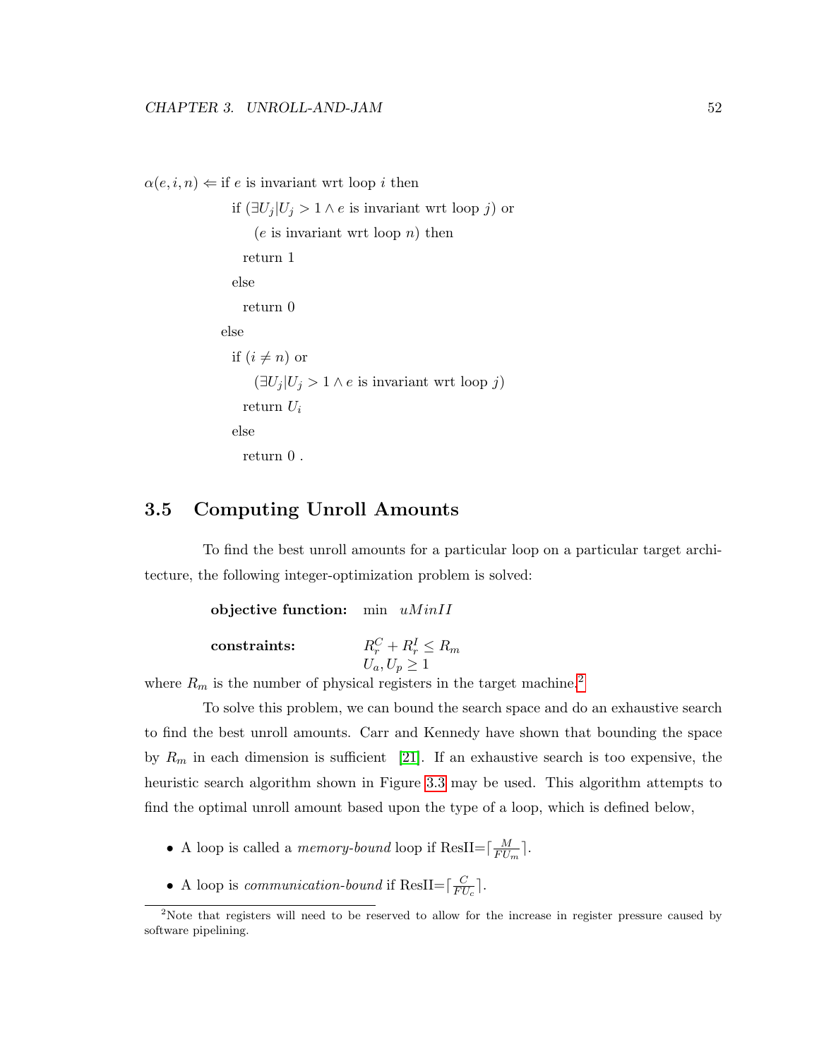$\alpha(e, i, n) \Leftarrow$ if $e$ is invariant wrt loop $i$ then

  if $(\exists U_j | U_j > 1 \wedge e$ is invariant wrt loop $j)$ or

    ($e$ is invariant wrt loop $n$) then

   return 1

  else

   return 0

 else

  if $(i \neq n)$ or

    $(\exists U_j | U_j > 1 \wedge e$ is invariant wrt loop $j)$

   return $U_i$

  else

   return 0 .

## 3.5 Computing Unroll Amounts

To find the best unroll amounts for a particular loop on a particular target architecture, the following integer-optimization problem is solved:

**objective function:** min $uMinII$

**constraints:** $R_r^C + R_r^I \leq R_m$
$U_a, U_p \geq 1$

where $R_m$ is the number of physical registers in the target machine.[2]

To solve this problem, we can bound the search space and do an exhaustive search to find the best unroll amounts. Carr and Kennedy have shown that bounding the space by $R_m$ in each dimension is sufficient [21]. If an exhaustive search is too expensive, the heuristic search algorithm shown in Figure 3.3 may be used. This algorithm attempts to find the optimal unroll amount based upon the type of a loop, which is defined below,

- A loop is called a *memory-bound* loop if ResII=$\lceil \frac{M}{FU_m} \rceil$.
- A loop is *communication-bound* if ResII=$\lceil \frac{C}{FU_c} \rceil$.

[2]Note that registers will need to be reserved to allow for the increase in register pressure caused by software pipelining.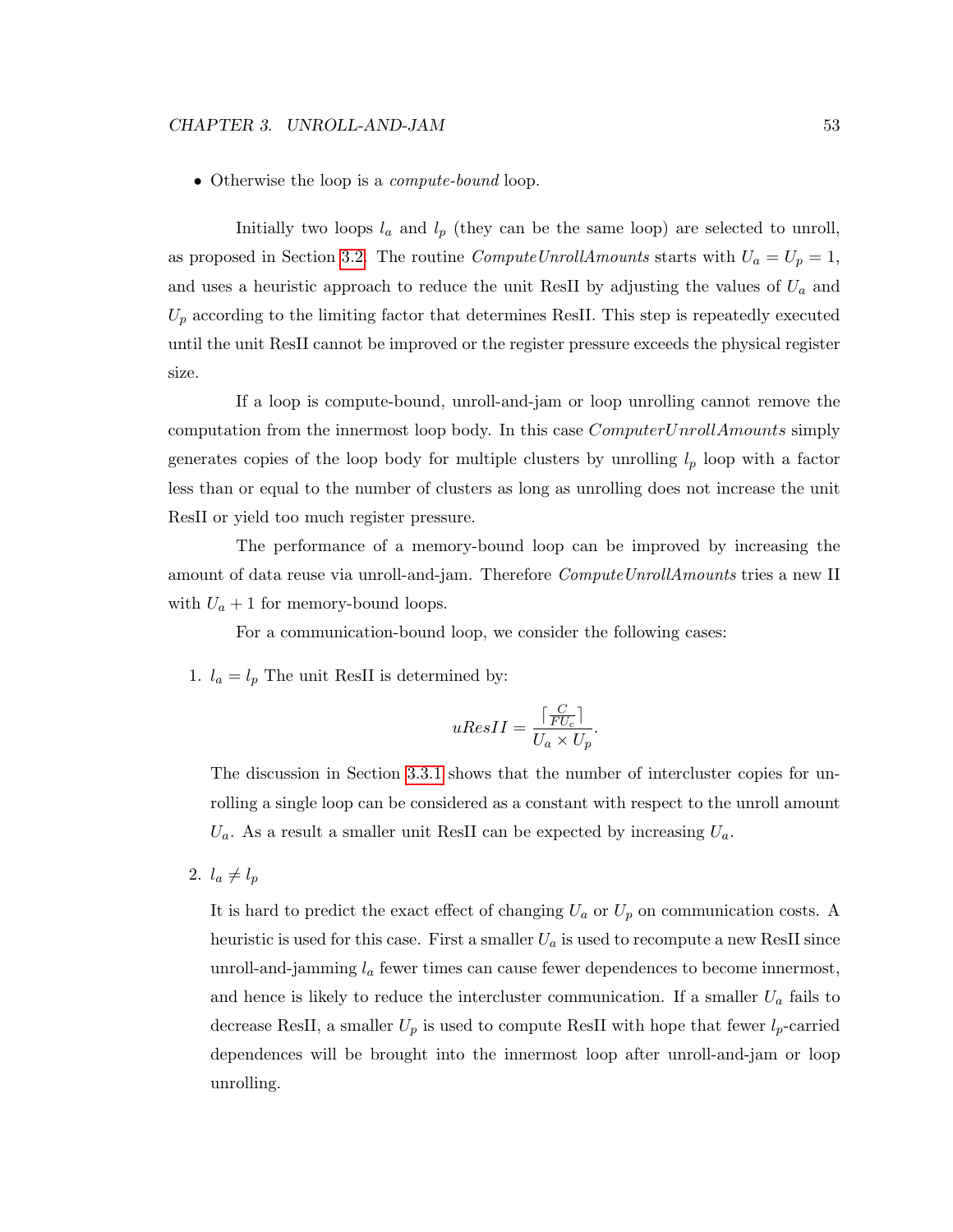- Otherwise the loop is a *compute-bound* loop.

Initially two loops $l_a$ and $l_p$ (they can be the same loop) are selected to unroll, as proposed in Section 3.2. The routine *ComputeUnrollAmounts* starts with $U_a = U_p = 1$, and uses a heuristic approach to reduce the unit ResII by adjusting the values of $U_a$ and $U_p$ according to the limiting factor that determines ResII. This step is repeatedly executed until the unit ResII cannot be improved or the register pressure exceeds the physical register size.

If a loop is compute-bound, unroll-and-jam or loop unrolling cannot remove the computation from the innermost loop body. In this case *ComputerUnrollAmounts* simply generates copies of the loop body for multiple clusters by unrolling $l_p$ loop with a factor less than or equal to the number of clusters as long as unrolling does not increase the unit ResII or yield too much register pressure.

The performance of a memory-bound loop can be improved by increasing the amount of data reuse via unroll-and-jam. Therefore *ComputeUnrollAmounts* tries a new II with $U_a + 1$ for memory-bound loops.

For a communication-bound loop, we consider the following cases:

1. $l_a = l_p$ The unit ResII is determined by:

   $$uResII = \frac{\lceil \frac{C}{FU_c} \rceil}{U_a \times U_p}.$$

   The discussion in Section 3.3.1 shows that the number of intercluster copies for unrolling a single loop can be considered as a constant with respect to the unroll amount $U_a$. As a result a smaller unit ResII can be expected by increasing $U_a$.

2. $l_a \neq l_p$

   It is hard to predict the exact effect of changing $U_a$ or $U_p$ on communication costs. A heuristic is used for this case. First a smaller $U_a$ is used to recompute a new ResII since unroll-and-jamming $l_a$ fewer times can cause fewer dependences to become innermost, and hence is likely to reduce the intercluster communication. If a smaller $U_a$ fails to decrease ResII, a smaller $U_p$ is used to compute ResII with hope that fewer $l_p$-carried dependences will be brought into the innermost loop after unroll-and-jam or loop unrolling.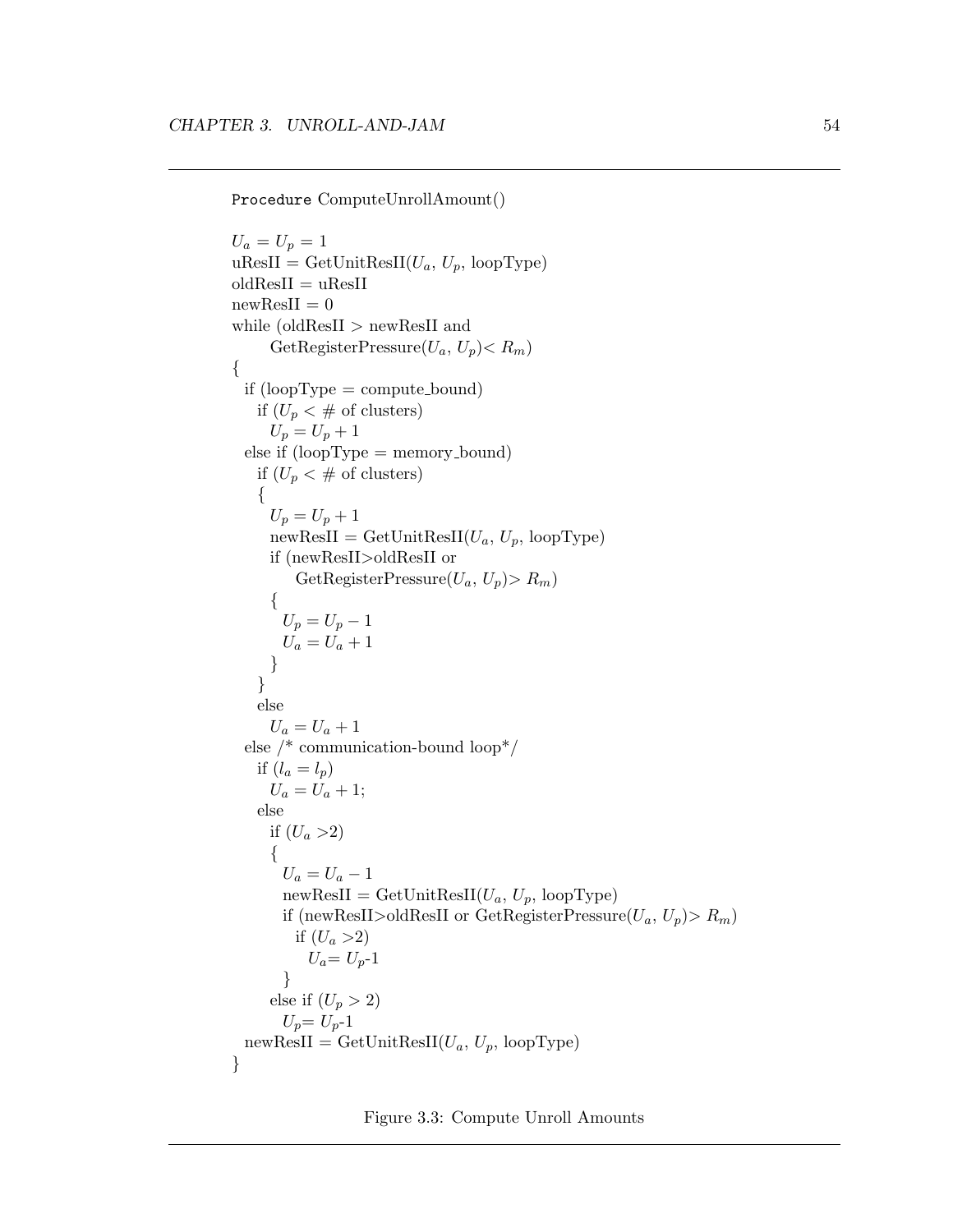```
Procedure ComputeUnrollAmount()

U_a = U_p = 1
uResII = GetUnitResII(U_a, U_p, loopType)
oldResII = uResII
newResII = 0
while (oldResII > newResII and
      GetRegisterPressure(U_a, U_p)< R_m)
{
  if (loopType = compute_bound)
    if (U_p < # of clusters)
      U_p = U_p + 1
  else if (loopType = memory_bound)
    if (U_p < # of clusters)
    {
      U_p = U_p + 1
      newResII = GetUnitResII(U_a, U_p, loopType)
      if (newResII>oldResII or
          GetRegisterPressure(U_a, U_p)> R_m)
      {
        U_p = U_p - 1
        U_a = U_a + 1
      }
    }
    else
      U_a = U_a + 1
  else /* communication-bound loop*/
    if (l_a = l_p)
      U_a = U_a + 1;
    else
      if (U_a >2)
      {
        U_a = U_a - 1
        newResII = GetUnitResII(U_a, U_p, loopType)
        if (newResII>oldResII or GetRegisterPressure(U_a, U_p)> R_m)
          if (U_a >2)
            U_a= U_p-1
        }
      else if (U_p > 2)
        U_p= U_p-1
  newResII = GetUnitResII(U_a, U_p, loopType)
}
```

Figure 3.3: Compute Unroll Amounts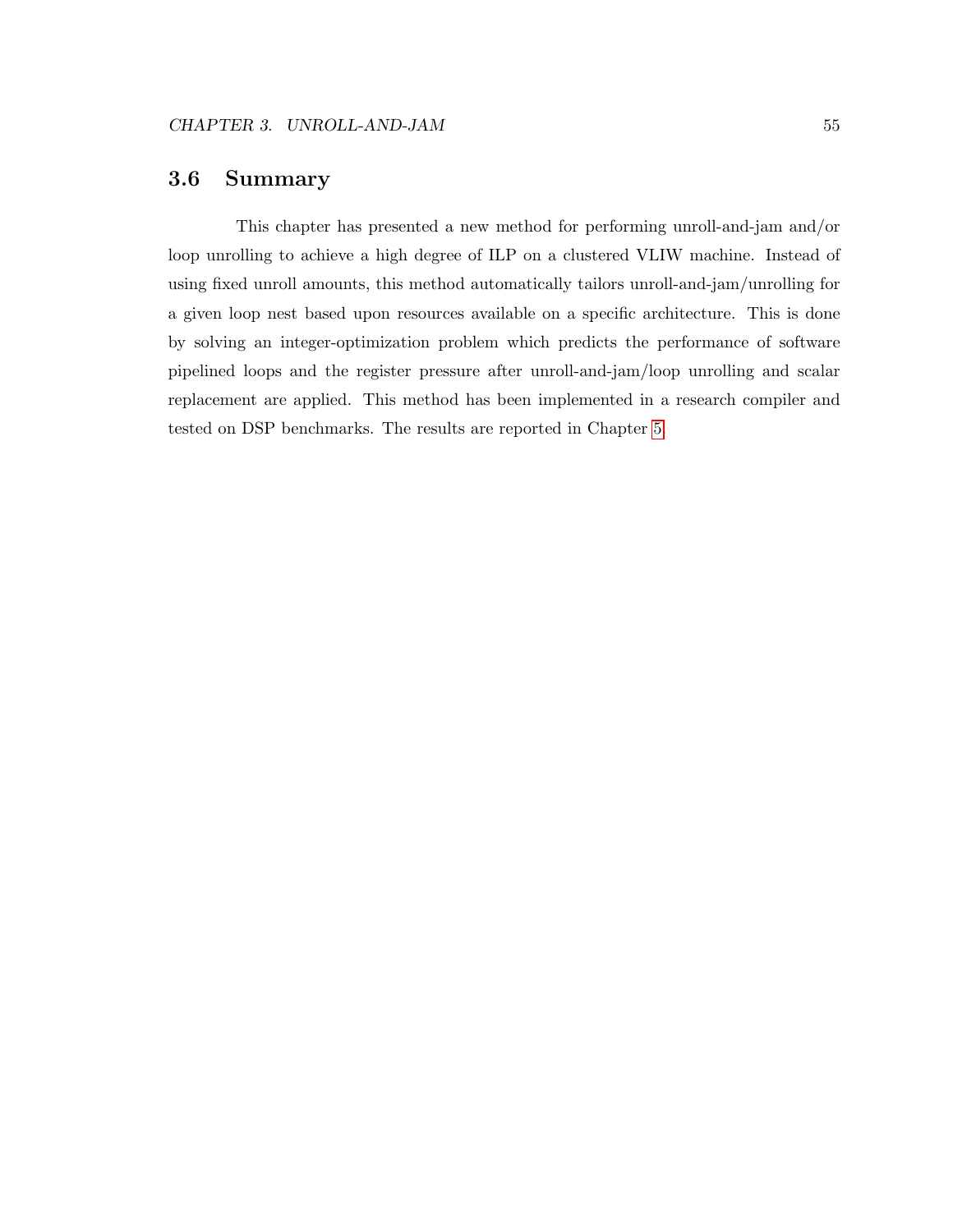## 3.6 Summary

This chapter has presented a new method for performing unroll-and-jam and/or loop unrolling to achieve a high degree of ILP on a clustered VLIW machine. Instead of using fixed unroll amounts, this method automatically tailors unroll-and-jam/unrolling for a given loop nest based upon resources available on a specific architecture. This is done by solving an integer-optimization problem which predicts the performance of software pipelined loops and the register pressure after unroll-and-jam/loop unrolling and scalar replacement are applied. This method has been implemented in a research compiler and tested on DSP benchmarks. The results are reported in Chapter 5.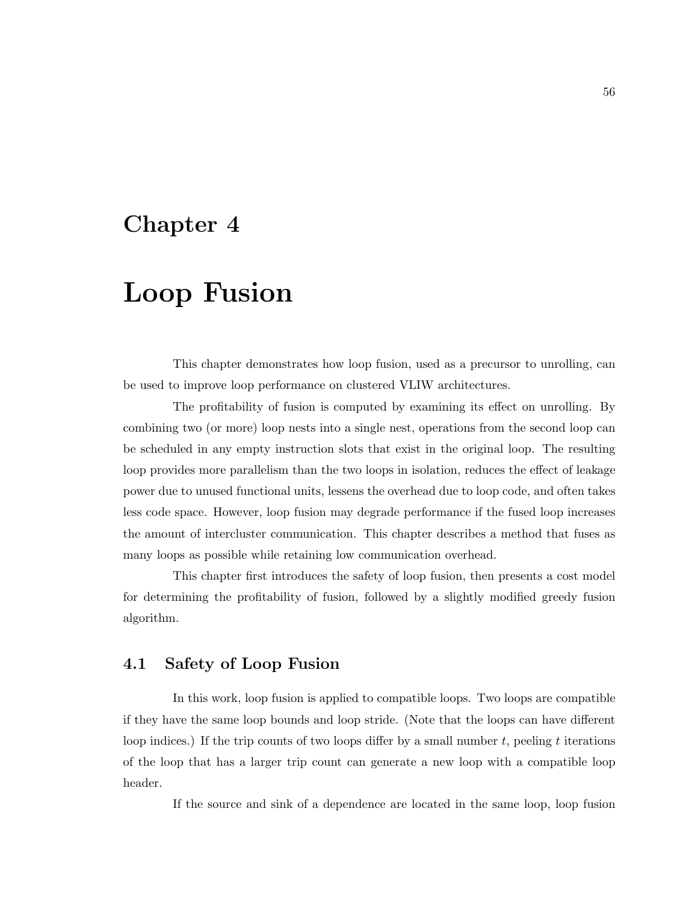# Chapter 4

# Loop Fusion

This chapter demonstrates how loop fusion, used as a precursor to unrolling, can be used to improve loop performance on clustered VLIW architectures.

The profitability of fusion is computed by examining its effect on unrolling. By combining two (or more) loop nests into a single nest, operations from the second loop can be scheduled in any empty instruction slots that exist in the original loop. The resulting loop provides more parallelism than the two loops in isolation, reduces the effect of leakage power due to unused functional units, lessens the overhead due to loop code, and often takes less code space. However, loop fusion may degrade performance if the fused loop increases the amount of intercluster communication. This chapter describes a method that fuses as many loops as possible while retaining low communication overhead.

This chapter first introduces the safety of loop fusion, then presents a cost model for determining the profitability of fusion, followed by a slightly modified greedy fusion algorithm.

## 4.1 Safety of Loop Fusion

In this work, loop fusion is applied to compatible loops. Two loops are compatible if they have the same loop bounds and loop stride. (Note that the loops can have different loop indices.) If the trip counts of two loops differ by a small number $t$, peeling $t$ iterations of the loop that has a larger trip count can generate a new loop with a compatible loop header.

If the source and sink of a dependence are located in the same loop, loop fusion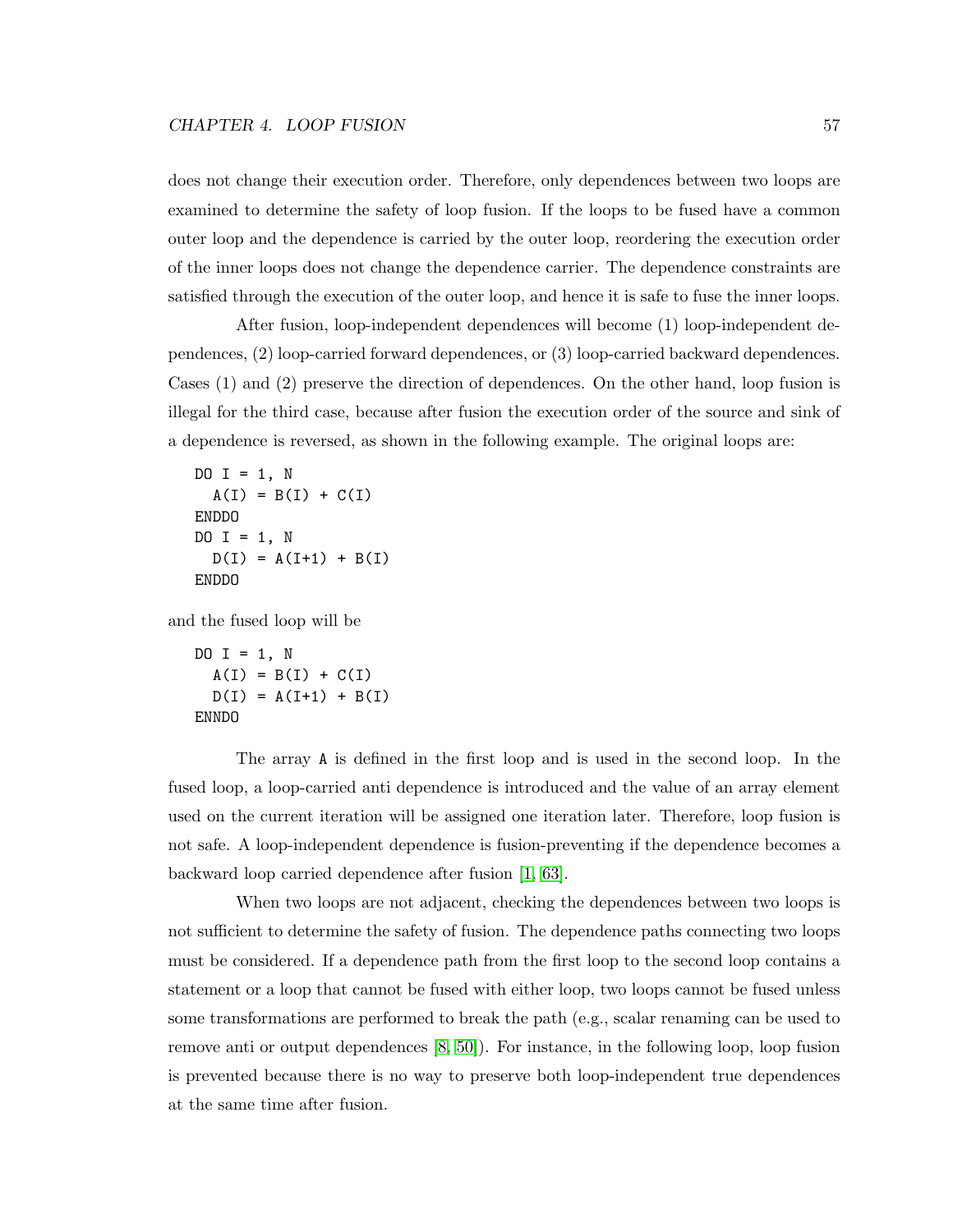does not change their execution order. Therefore, only dependences between two loops are examined to determine the safety of loop fusion. If the loops to be fused have a common outer loop and the dependence is carried by the outer loop, reordering the execution order of the inner loops does not change the dependence carrier. The dependence constraints are satisfied through the execution of the outer loop, and hence it is safe to fuse the inner loops.

After fusion, loop-independent dependences will become (1) loop-independent dependences, (2) loop-carried forward dependences, or (3) loop-carried backward dependences. Cases (1) and (2) preserve the direction of dependences. On the other hand, loop fusion is illegal for the third case, because after fusion the execution order of the source and sink of a dependence is reversed, as shown in the following example. The original loops are:

```
DO I = 1, N
  A(I) = B(I) + C(I)
ENDDO
DO I = 1, N
  D(I) = A(I+1) + B(I)
ENDDO
```

and the fused loop will be

```
DO I = 1, N
  A(I) = B(I) + C(I)
  D(I) = A(I+1) + B(I)
ENNDO
```

The array A is defined in the first loop and is used in the second loop. In the fused loop, a loop-carried anti dependence is introduced and the value of an array element used on the current iteration will be assigned one iteration later. Therefore, loop fusion is not safe. A loop-independent dependence is fusion-preventing if the dependence becomes a backward loop carried dependence after fusion [1, 63].

When two loops are not adjacent, checking the dependences between two loops is not sufficient to determine the safety of fusion. The dependence paths connecting two loops must be considered. If a dependence path from the first loop to the second loop contains a statement or a loop that cannot be fused with either loop, two loops cannot be fused unless some transformations are performed to break the path (e.g., scalar renaming can be used to remove anti or output dependences [8, 50]). For instance, in the following loop, loop fusion is prevented because there is no way to preserve both loop-independent true dependences at the same time after fusion.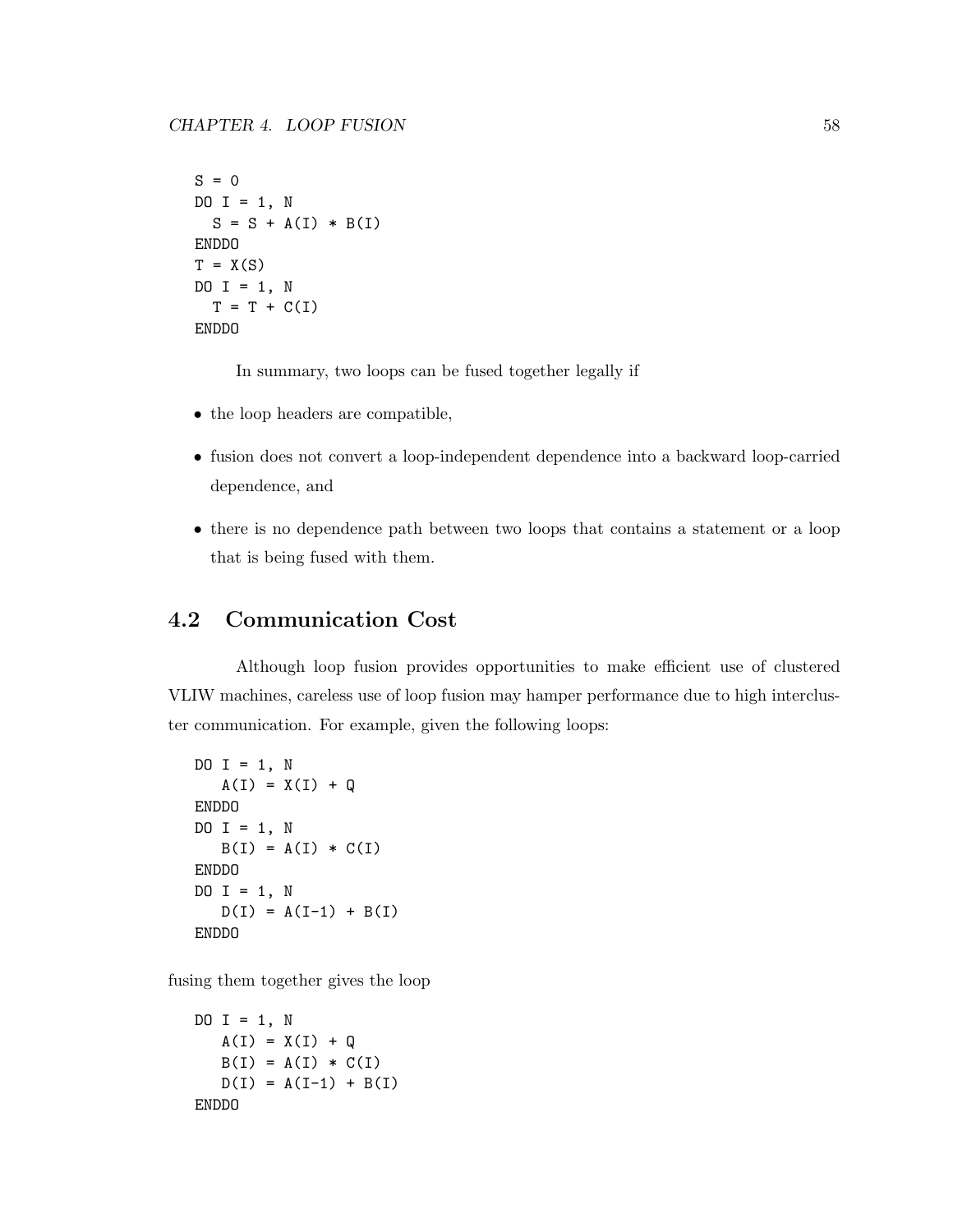```
S = 0
DO I = 1, N
  S = S + A(I) * B(I)
ENDDO
T = X(S)
DO I = 1, N
  T = T + C(I)
ENDDO
```

In summary, two loops can be fused together legally if

- the loop headers are compatible,
- fusion does not convert a loop-independent dependence into a backward loop-carried dependence, and
- there is no dependence path between two loops that contains a statement or a loop that is being fused with them.

## 4.2 Communication Cost

Although loop fusion provides opportunities to make efficient use of clustered VLIW machines, careless use of loop fusion may hamper performance due to high intercluster communication. For example, given the following loops:

```
DO I = 1, N
   A(I) = X(I) + Q
ENDDO
DO I = 1, N
   B(I) = A(I) * C(I)
ENDDO
DO I = 1, N
   D(I) = A(I-1) + B(I)
ENDDO
```

fusing them together gives the loop

```
DO I = 1, N
   A(I) = X(I) + Q
   B(I) = A(I) * C(I)
   D(I) = A(I-1) + B(I)
ENDDO
```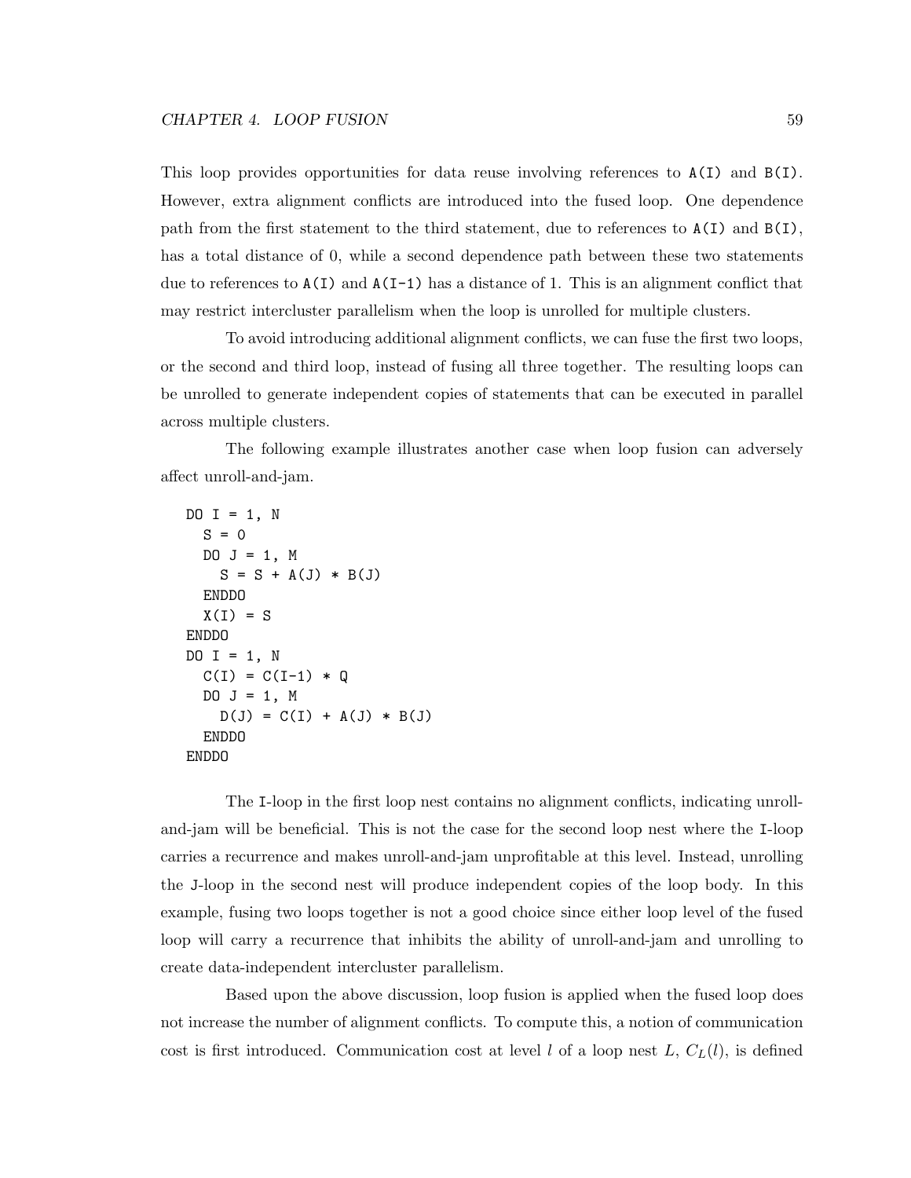This loop provides opportunities for data reuse involving references to A(I) and B(I). However, extra alignment conflicts are introduced into the fused loop. One dependence path from the first statement to the third statement, due to references to A(I) and B(I), has a total distance of 0, while a second dependence path between these two statements due to references to A(I) and A(I-1) has a distance of 1. This is an alignment conflict that may restrict intercluster parallelism when the loop is unrolled for multiple clusters.

To avoid introducing additional alignment conflicts, we can fuse the first two loops, or the second and third loop, instead of fusing all three together. The resulting loops can be unrolled to generate independent copies of statements that can be executed in parallel across multiple clusters.

The following example illustrates another case when loop fusion can adversely affect unroll-and-jam.

```
DO I = 1, N
  S = 0
  DO J = 1, M
    S = S + A(J) * B(J)
  ENDDO
  X(I) = S
ENDDO
DO I = 1, N
  C(I) = C(I-1) * Q
  DO J = 1, M
    D(J) = C(I) + A(J) * B(J)
  ENDDO
ENDDO
```

The I-loop in the first loop nest contains no alignment conflicts, indicating unroll-and-jam will be beneficial. This is not the case for the second loop nest where the I-loop carries a recurrence and makes unroll-and-jam unprofitable at this level. Instead, unrolling the J-loop in the second nest will produce independent copies of the loop body. In this example, fusing two loops together is not a good choice since either loop level of the fused loop will carry a recurrence that inhibits the ability of unroll-and-jam and unrolling to create data-independent intercluster parallelism.

Based upon the above discussion, loop fusion is applied when the fused loop does not increase the number of alignment conflicts. To compute this, a notion of communication cost is first introduced. Communication cost at level $l$ of a loop nest $L$, $C_L(l)$, is defined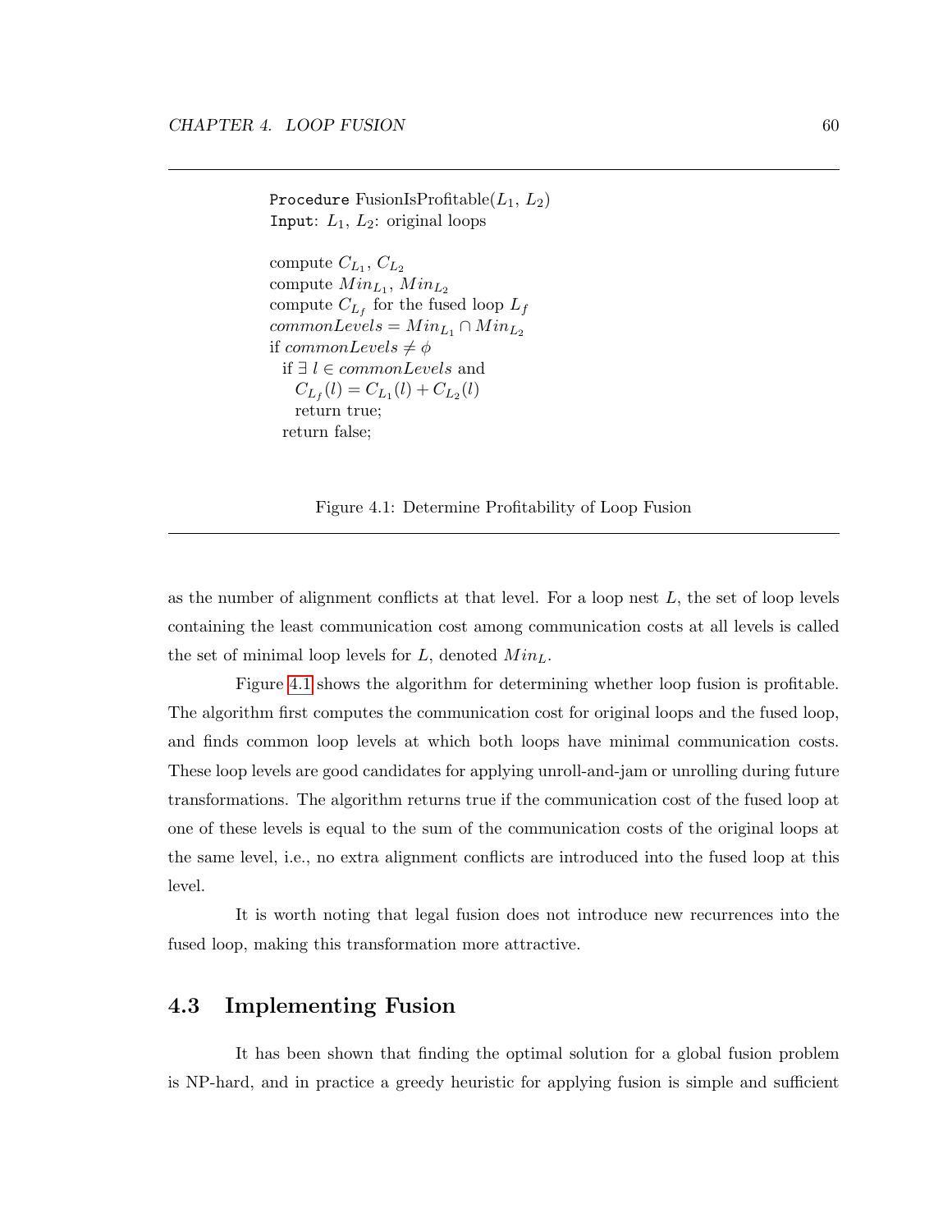```
Procedure FusionIsProfitable(L1, L2)
Input: L1, L2: original loops

compute C_L1, C_L2
compute Min_L1, Min_L2
compute C_Lf for the fused loop Lf
commonLevels = Min_L1 ∩ Min_L2
if commonLevels ≠ φ
  if ∃ l ∈ commonLevels and
    C_Lf(l) = C_L1(l) + C_L2(l)
      return true;
  return false;
```

Figure 4.1: Determine Profitability of Loop Fusion

as the number of alignment conflicts at that level. For a loop nest $L$, the set of loop levels containing the least communication cost among communication costs at all levels is called the set of minimal loop levels for $L$, denoted $Min_L$.

Figure 4.1 shows the algorithm for determining whether loop fusion is profitable. The algorithm first computes the communication cost for original loops and the fused loop, and finds common loop levels at which both loops have minimal communication costs. These loop levels are good candidates for applying unroll-and-jam or unrolling during future transformations. The algorithm returns true if the communication cost of the fused loop at one of these levels is equal to the sum of the communication costs of the original loops at the same level, i.e., no extra alignment conflicts are introduced into the fused loop at this level.

It is worth noting that legal fusion does not introduce new recurrences into the fused loop, making this transformation more attractive.

## 4.3 Implementing Fusion

It has been shown that finding the optimal solution for a global fusion problem is NP-hard, and in practice a greedy heuristic for applying fusion is simple and sufficient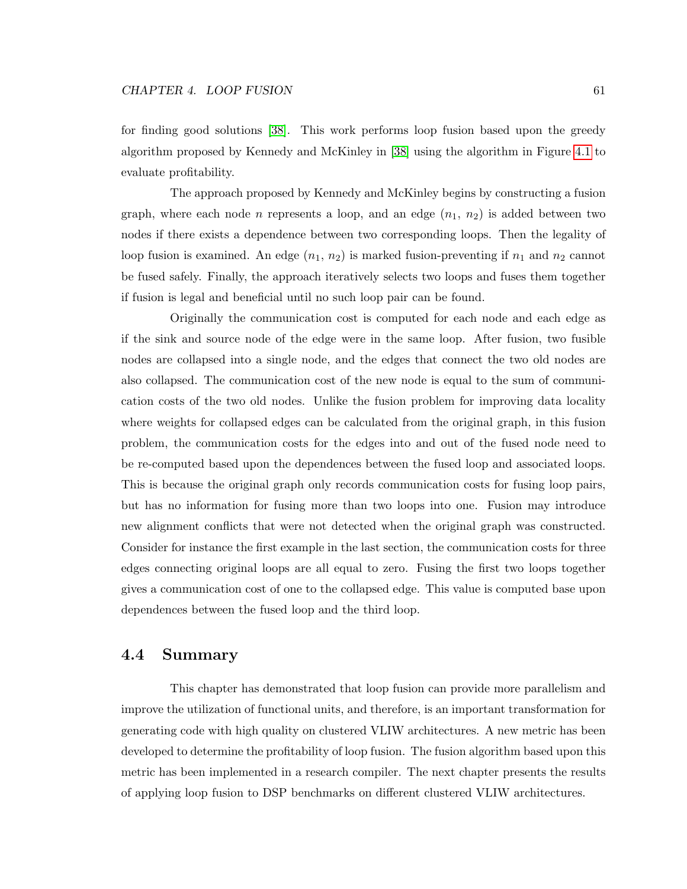for finding good solutions [38]. This work performs loop fusion based upon the greedy algorithm proposed by Kennedy and McKinley in [38] using the algorithm in Figure 4.1 to evaluate profitability.

The approach proposed by Kennedy and McKinley begins by constructing a fusion graph, where each node $n$ represents a loop, and an edge $(n_1, n_2)$ is added between two nodes if there exists a dependence between two corresponding loops. Then the legality of loop fusion is examined. An edge $(n_1, n_2)$ is marked fusion-preventing if $n_1$ and $n_2$ cannot be fused safely. Finally, the approach iteratively selects two loops and fuses them together if fusion is legal and beneficial until no such loop pair can be found.

Originally the communication cost is computed for each node and each edge as if the sink and source node of the edge were in the same loop. After fusion, two fusible nodes are collapsed into a single node, and the edges that connect the two old nodes are also collapsed. The communication cost of the new node is equal to the sum of communication costs of the two old nodes. Unlike the fusion problem for improving data locality where weights for collapsed edges can be calculated from the original graph, in this fusion problem, the communication costs for the edges into and out of the fused node need to be re-computed based upon the dependences between the fused loop and associated loops. This is because the original graph only records communication costs for fusing loop pairs, but has no information for fusing more than two loops into one. Fusion may introduce new alignment conflicts that were not detected when the original graph was constructed. Consider for instance the first example in the last section, the communication costs for three edges connecting original loops are all equal to zero. Fusing the first two loops together gives a communication cost of one to the collapsed edge. This value is computed base upon dependences between the fused loop and the third loop.

## 4.4 Summary

This chapter has demonstrated that loop fusion can provide more parallelism and improve the utilization of functional units, and therefore, is an important transformation for generating code with high quality on clustered VLIW architectures. A new metric has been developed to determine the profitability of loop fusion. The fusion algorithm based upon this metric has been implemented in a research compiler. The next chapter presents the results of applying loop fusion to DSP benchmarks on different clustered VLIW architectures.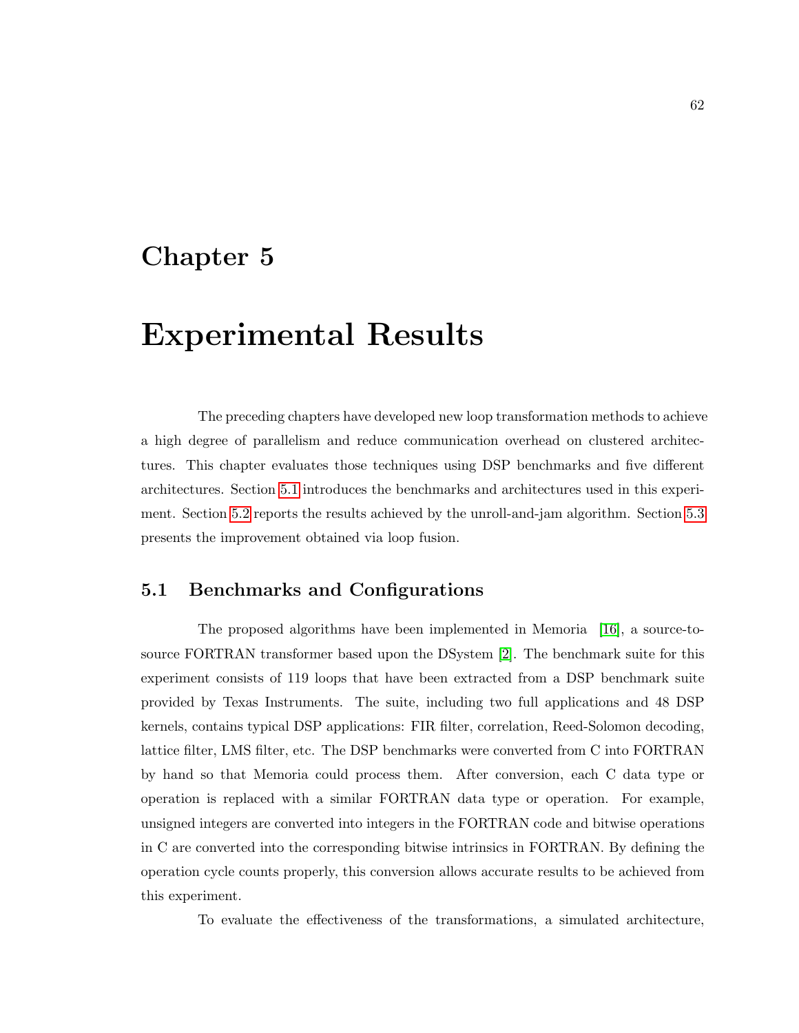# Chapter 5

# Experimental Results

The preceding chapters have developed new loop transformation methods to achieve a high degree of parallelism and reduce communication overhead on clustered architectures. This chapter evaluates those techniques using DSP benchmarks and five different architectures. Section 5.1 introduces the benchmarks and architectures used in this experiment. Section 5.2 reports the results achieved by the unroll-and-jam algorithm. Section 5.3 presents the improvement obtained via loop fusion.

## 5.1 Benchmarks and Configurations

The proposed algorithms have been implemented in Memoria [16], a source-to-source FORTRAN transformer based upon the DSystem [2]. The benchmark suite for this experiment consists of 119 loops that have been extracted from a DSP benchmark suite provided by Texas Instruments. The suite, including two full applications and 48 DSP kernels, contains typical DSP applications: FIR filter, correlation, Reed-Solomon decoding, lattice filter, LMS filter, etc. The DSP benchmarks were converted from C into FORTRAN by hand so that Memoria could process them. After conversion, each C data type or operation is replaced with a similar FORTRAN data type or operation. For example, unsigned integers are converted into integers in the FORTRAN code and bitwise operations in C are converted into the corresponding bitwise intrinsics in FORTRAN. By defining the operation cycle counts properly, this conversion allows accurate results to be achieved from this experiment.

To evaluate the effectiveness of the transformations, a simulated architecture,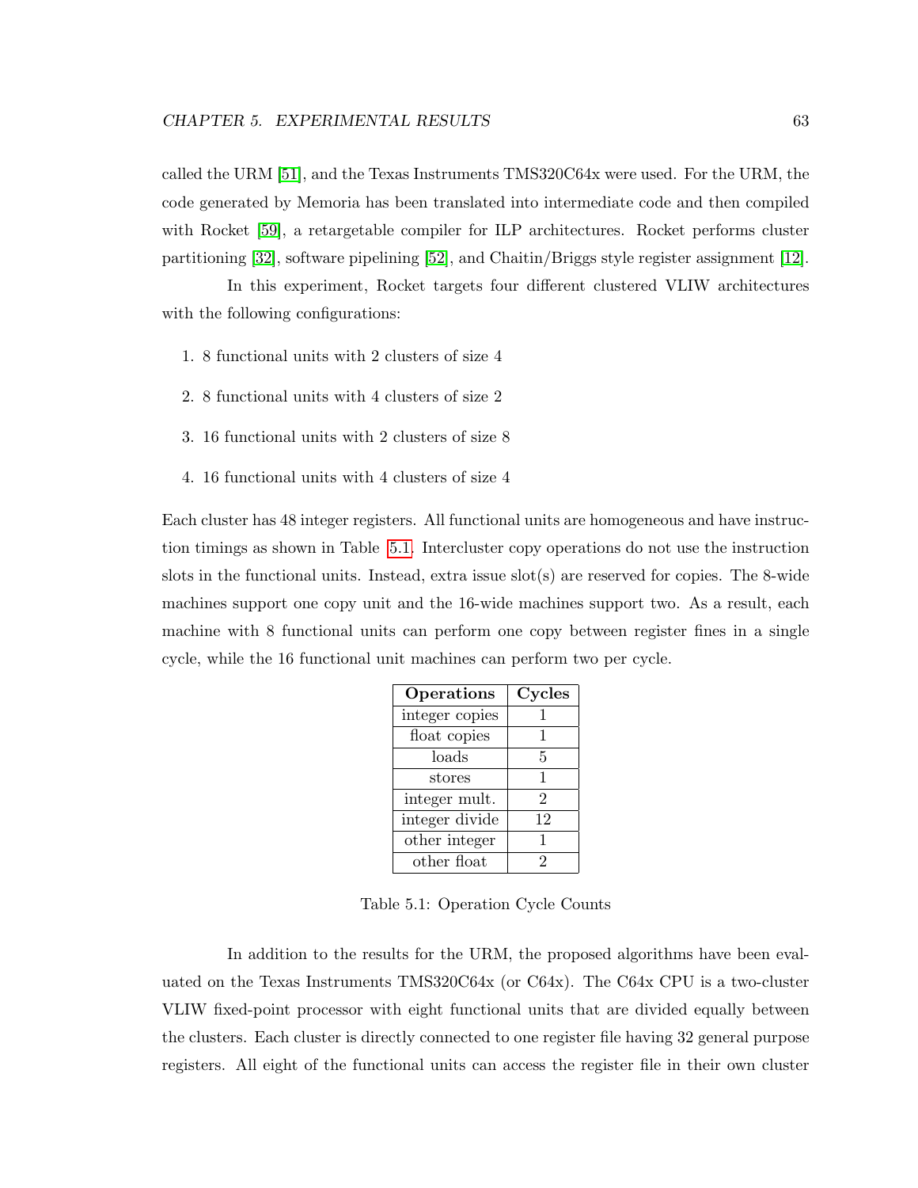called the URM [51], and the Texas Instruments TMS320C64x were used. For the URM, the code generated by Memoria has been translated into intermediate code and then compiled with Rocket [59], a retargetable compiler for ILP architectures. Rocket performs cluster partitioning [32], software pipelining [52], and Chaitin/Briggs style register assignment [12].

In this experiment, Rocket targets four different clustered VLIW architectures with the following configurations:

1. 8 functional units with 2 clusters of size 4
2. 8 functional units with 4 clusters of size 2
3. 16 functional units with 2 clusters of size 8
4. 16 functional units with 4 clusters of size 4

Each cluster has 48 integer registers. All functional units are homogeneous and have instruction timings as shown in Table 5.1. Intercluster copy operations do not use the instruction slots in the functional units. Instead, extra issue slot(s) are reserved for copies. The 8-wide machines support one copy unit and the 16-wide machines support two. As a result, each machine with 8 functional units can perform one copy between register fines in a single cycle, while the 16 functional unit machines can perform two per cycle.

| **Operations** | **Cycles** |
|---|---|
| integer copies | 1 |
| float copies | 1 |
| loads | 5 |
| stores | 1 |
| integer mult. | 2 |
| integer divide | 12 |
| other integer | 1 |
| other float | 2 |

Table 5.1: Operation Cycle Counts

In addition to the results for the URM, the proposed algorithms have been evaluated on the Texas Instruments TMS320C64x (or C64x). The C64x CPU is a two-cluster VLIW fixed-point processor with eight functional units that are divided equally between the clusters. Each cluster is directly connected to one register file having 32 general purpose registers. All eight of the functional units can access the register file in their own cluster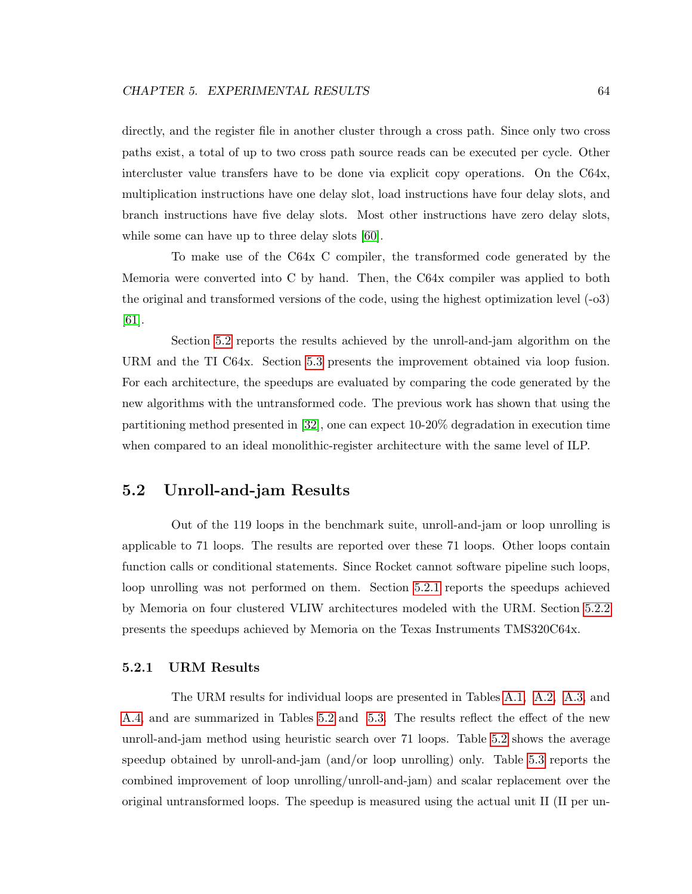directly, and the register file in another cluster through a cross path. Since only two cross paths exist, a total of up to two cross path source reads can be executed per cycle. Other intercluster value transfers have to be done via explicit copy operations. On the C64x, multiplication instructions have one delay slot, load instructions have four delay slots, and branch instructions have five delay slots. Most other instructions have zero delay slots, while some can have up to three delay slots [60].

To make use of the C64x C compiler, the transformed code generated by the Memoria were converted into C by hand. Then, the C64x compiler was applied to both the original and transformed versions of the code, using the highest optimization level (-o3) [61].

Section 5.2 reports the results achieved by the unroll-and-jam algorithm on the URM and the TI C64x. Section 5.3 presents the improvement obtained via loop fusion. For each architecture, the speedups are evaluated by comparing the code generated by the new algorithms with the untransformed code. The previous work has shown that using the partitioning method presented in [32], one can expect 10-20% degradation in execution time when compared to an ideal monolithic-register architecture with the same level of ILP.

## 5.2 Unroll-and-jam Results

Out of the 119 loops in the benchmark suite, unroll-and-jam or loop unrolling is applicable to 71 loops. The results are reported over these 71 loops. Other loops contain function calls or conditional statements. Since Rocket cannot software pipeline such loops, loop unrolling was not performed on them. Section 5.2.1 reports the speedups achieved by Memoria on four clustered VLIW architectures modeled with the URM. Section 5.2.2 presents the speedups achieved by Memoria on the Texas Instruments TMS320C64x.

### 5.2.1 URM Results

The URM results for individual loops are presented in Tables A.1, A.2, A.3, and A.4, and are summarized in Tables 5.2 and 5.3. The results reflect the effect of the new unroll-and-jam method using heuristic search over 71 loops. Table 5.2 shows the average speedup obtained by unroll-and-jam (and/or loop unrolling) only. Table 5.3 reports the combined improvement of loop unrolling/unroll-and-jam) and scalar replacement over the original untransformed loops. The speedup is measured using the actual unit II (II per un-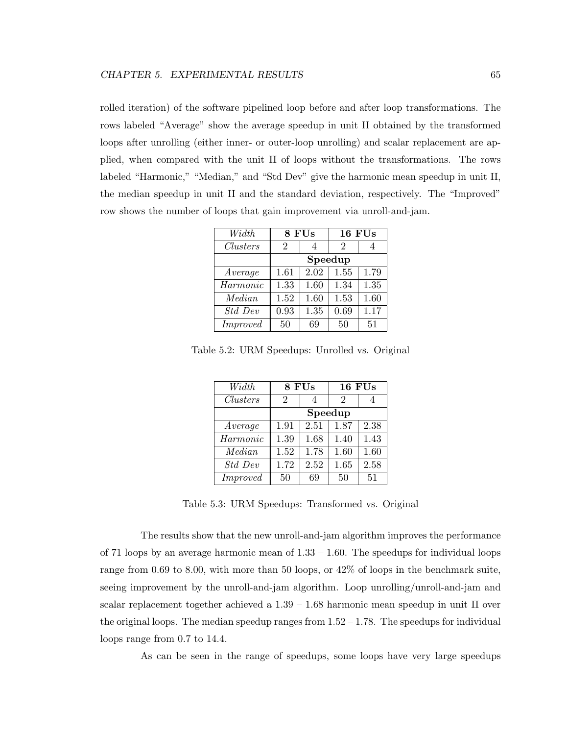rolled iteration) of the software pipelined loop before and after loop transformations. The rows labeled "Average" show the average speedup in unit II obtained by the transformed loops after unrolling (either inner- or outer-loop unrolling) and scalar replacement are applied, when compared with the unit II of loops without the transformations. The rows labeled "Harmonic," "Median," and "Std Dev" give the harmonic mean speedup in unit II, the median speedup in unit II and the standard deviation, respectively. The "Improved" row shows the number of loops that gain improvement via unroll-and-jam.

| *Width* | **8 FUs** | | **16 FUs** | |
|---|---|---|---|---|
| *Clusters* | 2 | 4 | 2 | 4 |
| | **Speedup** | | | |
| *Average* | 1.61 | 2.02 | 1.55 | 1.79 |
| *Harmonic* | 1.33 | 1.60 | 1.34 | 1.35 |
| *Median* | 1.52 | 1.60 | 1.53 | 1.60 |
| *Std Dev* | 0.93 | 1.35 | 0.69 | 1.17 |
| *Improved* | 50 | 69 | 50 | 51 |

Table 5.2: URM Speedups: Unrolled vs. Original

| *Width* | **8 FUs** | | **16 FUs** | |
|---|---|---|---|---|
| *Clusters* | 2 | 4 | 2 | 4 |
| | **Speedup** | | | |
| *Average* | 1.91 | 2.51 | 1.87 | 2.38 |
| *Harmonic* | 1.39 | 1.68 | 1.40 | 1.43 |
| *Median* | 1.52 | 1.78 | 1.60 | 1.60 |
| *Std Dev* | 1.72 | 2.52 | 1.65 | 2.58 |
| *Improved* | 50 | 69 | 50 | 51 |

Table 5.3: URM Speedups: Transformed vs. Original

The results show that the new unroll-and-jam algorithm improves the performance of 71 loops by an average harmonic mean of 1.33 – 1.60. The speedups for individual loops range from 0.69 to 8.00, with more than 50 loops, or 42% of loops in the benchmark suite, seeing improvement by the unroll-and-jam algorithm. Loop unrolling/unroll-and-jam and scalar replacement together achieved a 1.39 – 1.68 harmonic mean speedup in unit II over the original loops. The median speedup ranges from 1.52 – 1.78. The speedups for individual loops range from 0.7 to 14.4.

As can be seen in the range of speedups, some loops have very large speedups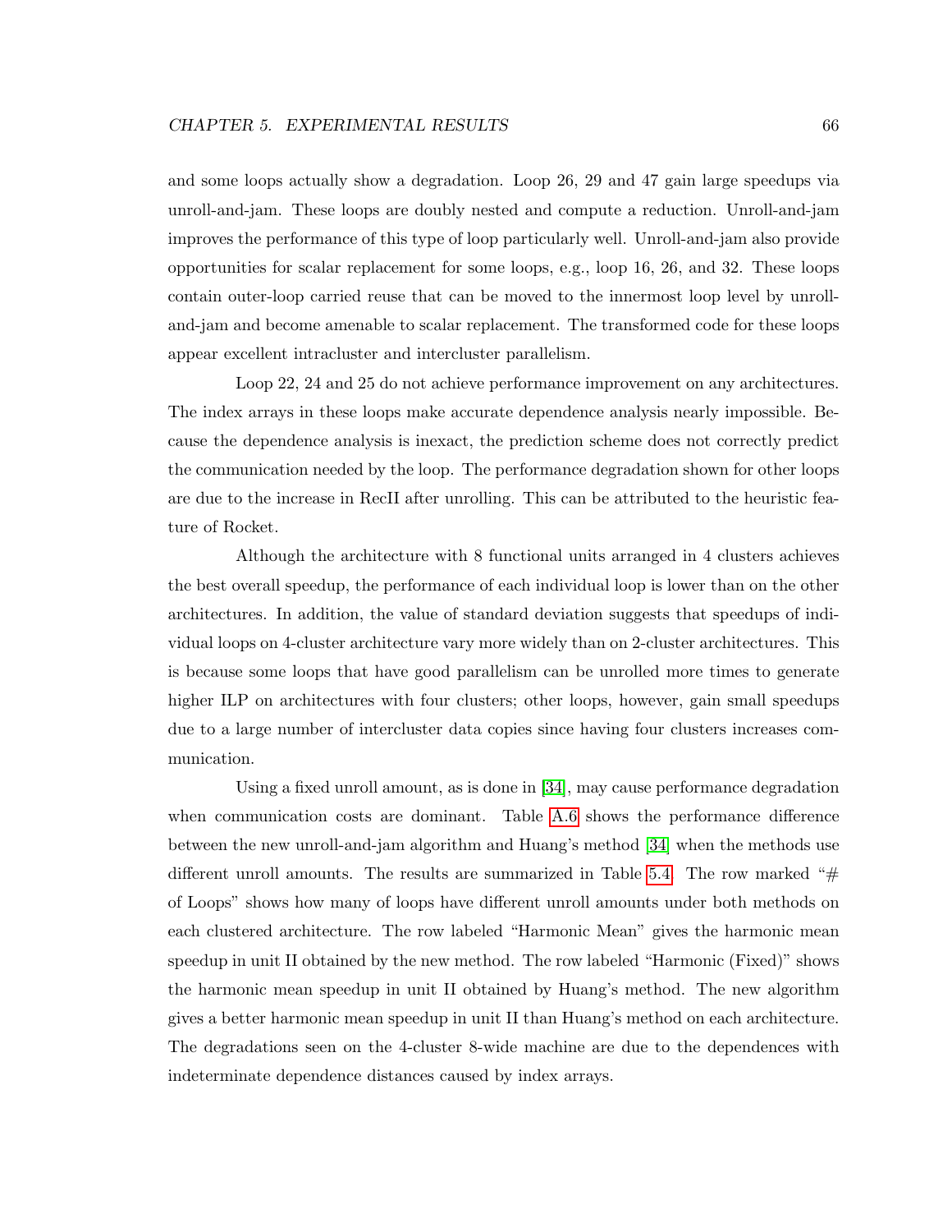and some loops actually show a degradation. Loop 26, 29 and 47 gain large speedups via unroll-and-jam. These loops are doubly nested and compute a reduction. Unroll-and-jam improves the performance of this type of loop particularly well. Unroll-and-jam also provide opportunities for scalar replacement for some loops, e.g., loop 16, 26, and 32. These loops contain outer-loop carried reuse that can be moved to the innermost loop level by unroll-and-jam and become amenable to scalar replacement. The transformed code for these loops appear excellent intracluster and intercluster parallelism.

Loop 22, 24 and 25 do not achieve performance improvement on any architectures. The index arrays in these loops make accurate dependence analysis nearly impossible. Because the dependence analysis is inexact, the prediction scheme does not correctly predict the communication needed by the loop. The performance degradation shown for other loops are due to the increase in RecII after unrolling. This can be attributed to the heuristic feature of Rocket.

Although the architecture with 8 functional units arranged in 4 clusters achieves the best overall speedup, the performance of each individual loop is lower than on the other architectures. In addition, the value of standard deviation suggests that speedups of individual loops on 4-cluster architecture vary more widely than on 2-cluster architectures. This is because some loops that have good parallelism can be unrolled more times to generate higher ILP on architectures with four clusters; other loops, however, gain small speedups due to a large number of intercluster data copies since having four clusters increases communication.

Using a fixed unroll amount, as is done in [34], may cause performance degradation when communication costs are dominant. Table A.6 shows the performance difference between the new unroll-and-jam algorithm and Huang's method [34] when the methods use different unroll amounts. The results are summarized in Table 5.4. The row marked "# of Loops" shows how many of loops have different unroll amounts under both methods on each clustered architecture. The row labeled "Harmonic Mean" gives the harmonic mean speedup in unit II obtained by the new method. The row labeled "Harmonic (Fixed)" shows the harmonic mean speedup in unit II obtained by Huang's method. The new algorithm gives a better harmonic mean speedup in unit II than Huang's method on each architecture. The degradations seen on the 4-cluster 8-wide machine are due to the dependences with indeterminate dependence distances caused by index arrays.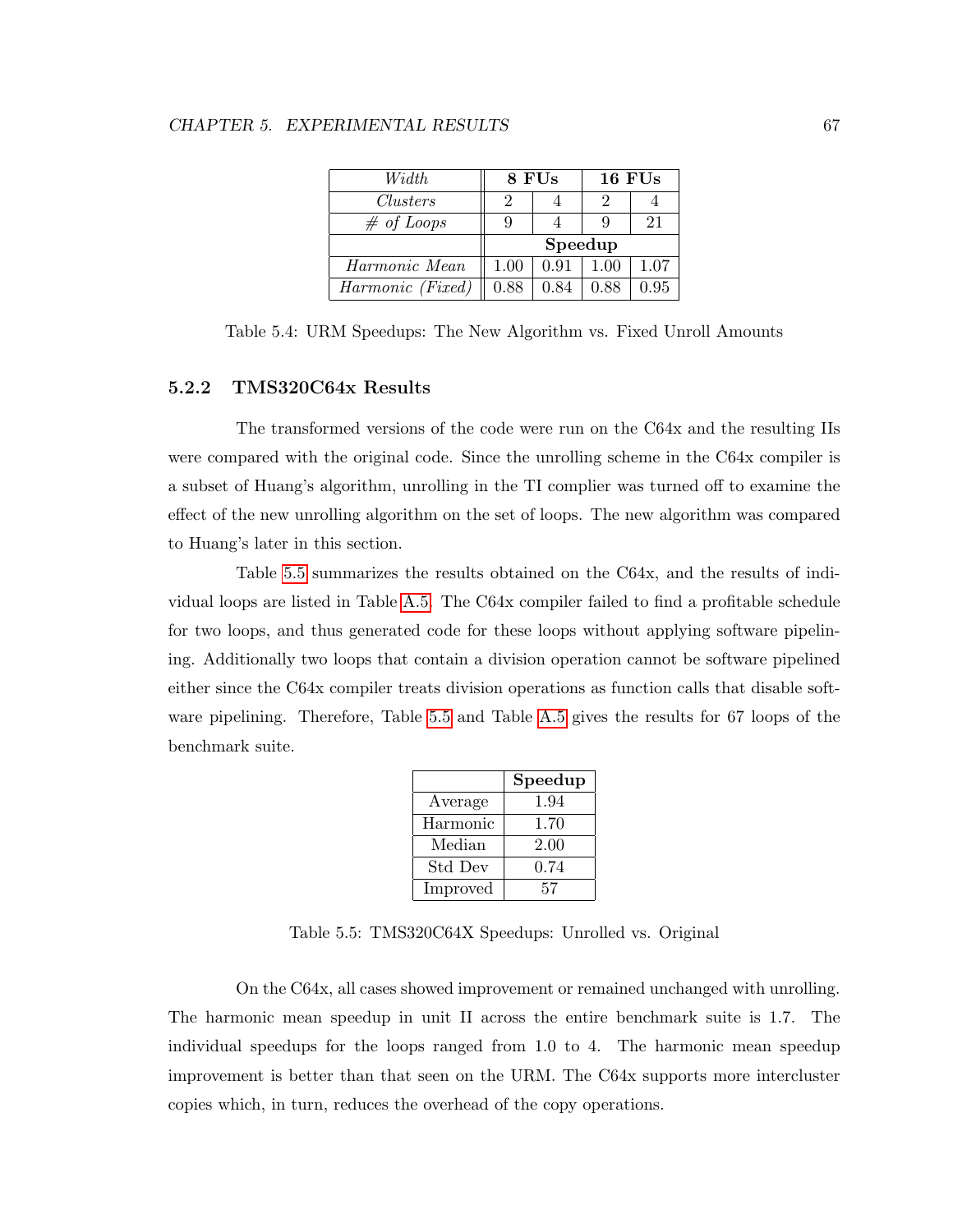| *Width* | **8 FUs** | | **16 FUs** | |
|---|---|---|---|---|
| *Clusters* | 2 | 4 | 2 | 4 |
| *# of Loops* | 9 | 4 | 9 | 21 |
| | **Speedup** | | | |
| *Harmonic Mean* | 1.00 | 0.91 | 1.00 | 1.07 |
| *Harmonic (Fixed)* | 0.88 | 0.84 | 0.88 | 0.95 |

Table 5.4: URM Speedups: The New Algorithm vs. Fixed Unroll Amounts

### 5.2.2 TMS320C64x Results

The transformed versions of the code were run on the C64x and the resulting IIs were compared with the original code. Since the unrolling scheme in the C64x compiler is a subset of Huang's algorithm, unrolling in the TI complier was turned off to examine the effect of the new unrolling algorithm on the set of loops. The new algorithm was compared to Huang's later in this section.

Table 5.5 summarizes the results obtained on the C64x, and the results of individual loops are listed in Table A.5. The C64x compiler failed to find a profitable schedule for two loops, and thus generated code for these loops without applying software pipelining. Additionally two loops that contain a division operation cannot be software pipelined either since the C64x compiler treats division operations as function calls that disable software pipelining. Therefore, Table 5.5 and Table A.5 gives the results for 67 loops of the benchmark suite.

| | **Speedup** |
|---|---|
| Average | 1.94 |
| Harmonic | 1.70 |
| Median | 2.00 |
| Std Dev | 0.74 |
| Improved | 57 |

Table 5.5: TMS320C64X Speedups: Unrolled vs. Original

On the C64x, all cases showed improvement or remained unchanged with unrolling. The harmonic mean speedup in unit II across the entire benchmark suite is 1.7. The individual speedups for the loops ranged from 1.0 to 4. The harmonic mean speedup improvement is better than that seen on the URM. The C64x supports more intercluster copies which, in turn, reduces the overhead of the copy operations.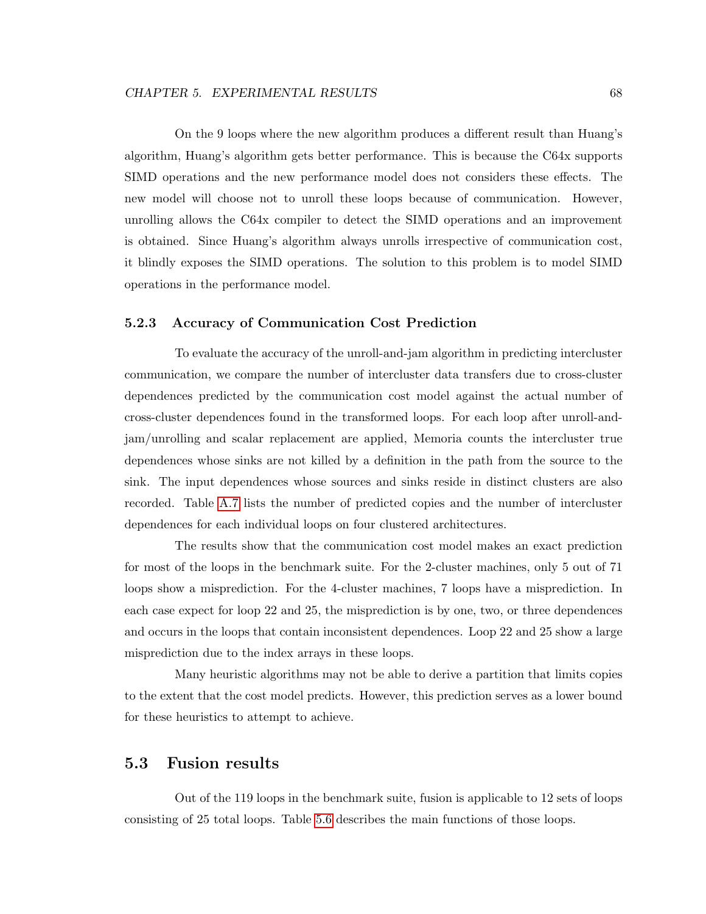On the 9 loops where the new algorithm produces a different result than Huang's algorithm, Huang's algorithm gets better performance. This is because the C64x supports SIMD operations and the new performance model does not considers these effects. The new model will choose not to unroll these loops because of communication. However, unrolling allows the C64x compiler to detect the SIMD operations and an improvement is obtained. Since Huang's algorithm always unrolls irrespective of communication cost, it blindly exposes the SIMD operations. The solution to this problem is to model SIMD operations in the performance model.

### 5.2.3 Accuracy of Communication Cost Prediction

To evaluate the accuracy of the unroll-and-jam algorithm in predicting intercluster communication, we compare the number of intercluster data transfers due to cross-cluster dependences predicted by the communication cost model against the actual number of cross-cluster dependences found in the transformed loops. For each loop after unroll-and-jam/unrolling and scalar replacement are applied, Memoria counts the intercluster true dependences whose sinks are not killed by a definition in the path from the source to the sink. The input dependences whose sources and sinks reside in distinct clusters are also recorded. Table A.7 lists the number of predicted copies and the number of intercluster dependences for each individual loops on four clustered architectures.

The results show that the communication cost model makes an exact prediction for most of the loops in the benchmark suite. For the 2-cluster machines, only 5 out of 71 loops show a misprediction. For the 4-cluster machines, 7 loops have a misprediction. In each case expect for loop 22 and 25, the misprediction is by one, two, or three dependences and occurs in the loops that contain inconsistent dependences. Loop 22 and 25 show a large misprediction due to the index arrays in these loops.

Many heuristic algorithms may not be able to derive a partition that limits copies to the extent that the cost model predicts. However, this prediction serves as a lower bound for these heuristics to attempt to achieve.

## 5.3 Fusion results

Out of the 119 loops in the benchmark suite, fusion is applicable to 12 sets of loops consisting of 25 total loops. Table 5.6 describes the main functions of those loops.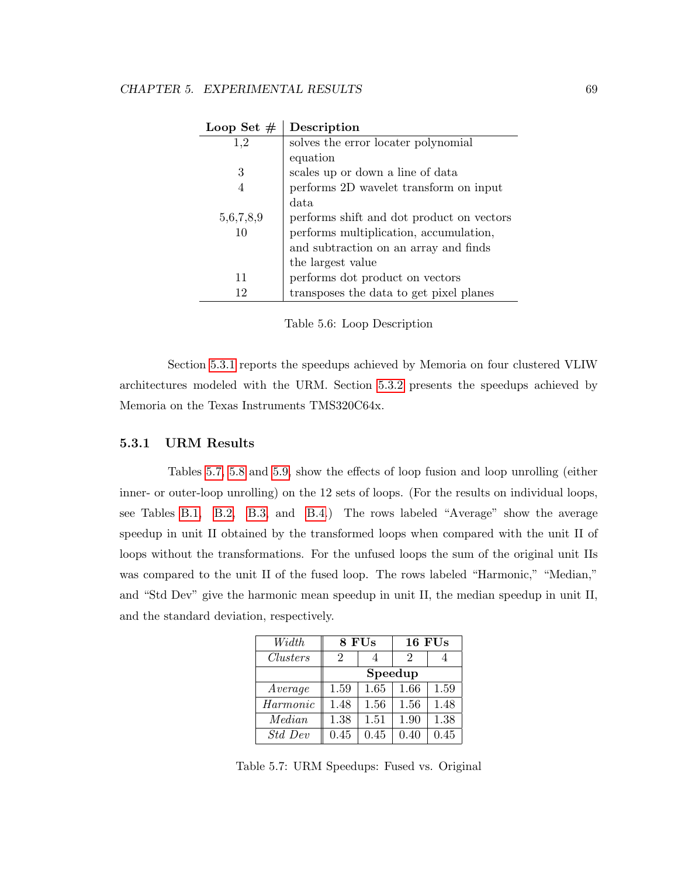| Loop Set # | Description |
|---|---|
| 1,2 | solves the error locater polynomial equation |
| 3 | scales up or down a line of data |
| 4 | performs 2D wavelet transform on input data |
| 5,6,7,8,9 | performs shift and dot product on vectors |
| 10 | performs multiplication, accumulation, and subtraction on an array and finds the largest value |
| 11 | performs dot product on vectors |
| 12 | transposes the data to get pixel planes |

Table 5.6: Loop Description

Section 5.3.1 reports the speedups achieved by Memoria on four clustered VLIW architectures modeled with the URM. Section 5.3.2 presents the speedups achieved by Memoria on the Texas Instruments TMS320C64x.

### 5.3.1 URM Results

Tables 5.7, 5.8 and 5.9, show the effects of loop fusion and loop unrolling (either inner- or outer-loop unrolling) on the 12 sets of loops. (For the results on individual loops, see Tables B.1, B.2, B.3, and B.4.) The rows labeled "Average" show the average speedup in unit II obtained by the transformed loops when compared with the unit II of loops without the transformations. For the unfused loops the sum of the original unit IIs was compared to the unit II of the fused loop. The rows labeled "Harmonic," "Median," and "Std Dev" give the harmonic mean speedup in unit II, the median speedup in unit II, and the standard deviation, respectively.

| *Width* | **8 FUs** | | **16 FUs** | |
|---|---|---|---|---|
| *Clusters* | 2 | 4 | 2 | 4 |
| | **Speedup** | | | |
| *Average* | 1.59 | 1.65 | 1.66 | 1.59 |
| *Harmonic* | 1.48 | 1.56 | 1.56 | 1.48 |
| *Median* | 1.38 | 1.51 | 1.90 | 1.38 |
| *Std Dev* | 0.45 | 0.45 | 0.40 | 0.45 |

Table 5.7: URM Speedups: Fused vs. Original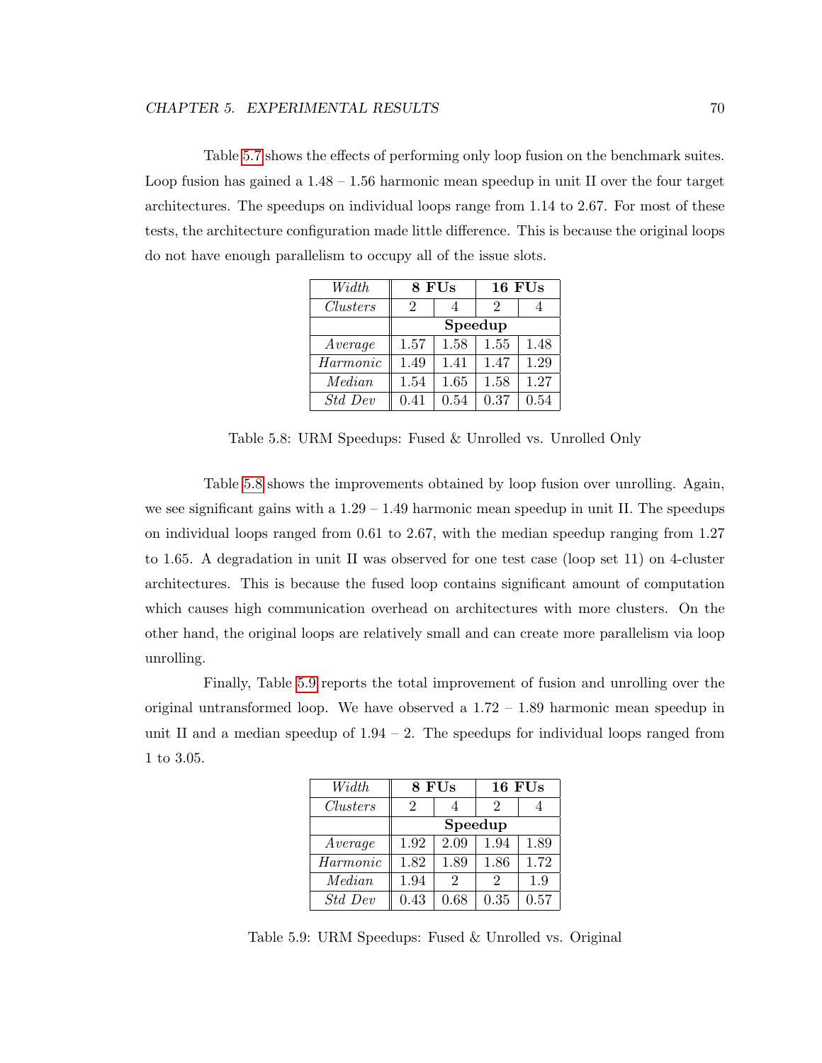Table 5.7 shows the effects of performing only loop fusion on the benchmark suites. Loop fusion has gained a 1.48 – 1.56 harmonic mean speedup in unit II over the four target architectures. The speedups on individual loops range from 1.14 to 2.67. For most of these tests, the architecture configuration made little difference. This is because the original loops do not have enough parallelism to occupy all of the issue slots.

| *Width* | **8 FUs** | | **16 FUs** | |
|---|---|---|---|---|
| *Clusters* | 2 | 4 | 2 | 4 |
| | **Speedup** | | | |
| *Average* | 1.57 | 1.58 | 1.55 | 1.48 |
| *Harmonic* | 1.49 | 1.41 | 1.47 | 1.29 |
| *Median* | 1.54 | 1.65 | 1.58 | 1.27 |
| *Std Dev* | 0.41 | 0.54 | 0.37 | 0.54 |

Table 5.8: URM Speedups: Fused & Unrolled vs. Unrolled Only

Table 5.8 shows the improvements obtained by loop fusion over unrolling. Again, we see significant gains with a 1.29 – 1.49 harmonic mean speedup in unit II. The speedups on individual loops ranged from 0.61 to 2.67, with the median speedup ranging from 1.27 to 1.65. A degradation in unit II was observed for one test case (loop set 11) on 4-cluster architectures. This is because the fused loop contains significant amount of computation which causes high communication overhead on architectures with more clusters. On the other hand, the original loops are relatively small and can create more parallelism via loop unrolling.

Finally, Table 5.9 reports the total improvement of fusion and unrolling over the original untransformed loop. We have observed a 1.72 – 1.89 harmonic mean speedup in unit II and a median speedup of 1.94 – 2. The speedups for individual loops ranged from 1 to 3.05.

| *Width* | **8 FUs** | | **16 FUs** | |
|---|---|---|---|---|
| *Clusters* | 2 | 4 | 2 | 4 |
| | **Speedup** | | | |
| *Average* | 1.92 | 2.09 | 1.94 | 1.89 |
| *Harmonic* | 1.82 | 1.89 | 1.86 | 1.72 |
| *Median* | 1.94 | 2 | 2 | 1.9 |
| *Std Dev* | 0.43 | 0.68 | 0.35 | 0.57 |

Table 5.9: URM Speedups: Fused & Unrolled vs. Original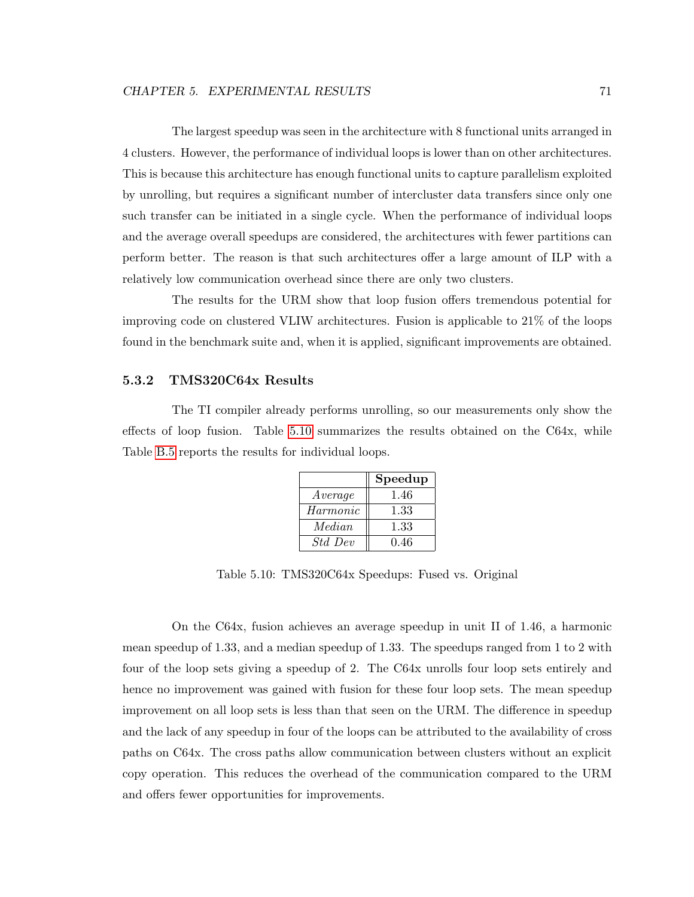The largest speedup was seen in the architecture with 8 functional units arranged in 4 clusters. However, the performance of individual loops is lower than on other architectures. This is because this architecture has enough functional units to capture parallelism exploited by unrolling, but requires a significant number of intercluster data transfers since only one such transfer can be initiated in a single cycle. When the performance of individual loops and the average overall speedups are considered, the architectures with fewer partitions can perform better. The reason is that such architectures offer a large amount of ILP with a relatively low communication overhead since there are only two clusters.

The results for the URM show that loop fusion offers tremendous potential for improving code on clustered VLIW architectures. Fusion is applicable to 21% of the loops found in the benchmark suite and, when it is applied, significant improvements are obtained.

### 5.3.2 TMS320C64x Results

The TI compiler already performs unrolling, so our measurements only show the effects of loop fusion. Table 5.10 summarizes the results obtained on the C64x, while Table B.5 reports the results for individual loops.

| | **Speedup** |
|---|---|
| *Average* | 1.46 |
| *Harmonic* | 1.33 |
| *Median* | 1.33 |
| *Std Dev* | 0.46 |

Table 5.10: TMS320C64x Speedups: Fused vs. Original

On the C64x, fusion achieves an average speedup in unit II of 1.46, a harmonic mean speedup of 1.33, and a median speedup of 1.33. The speedups ranged from 1 to 2 with four of the loop sets giving a speedup of 2. The C64x unrolls four loop sets entirely and hence no improvement was gained with fusion for these four loop sets. The mean speedup improvement on all loop sets is less than that seen on the URM. The difference in speedup and the lack of any speedup in four of the loops can be attributed to the availability of cross paths on C64x. The cross paths allow communication between clusters without an explicit copy operation. This reduces the overhead of the communication compared to the URM and offers fewer opportunities for improvements.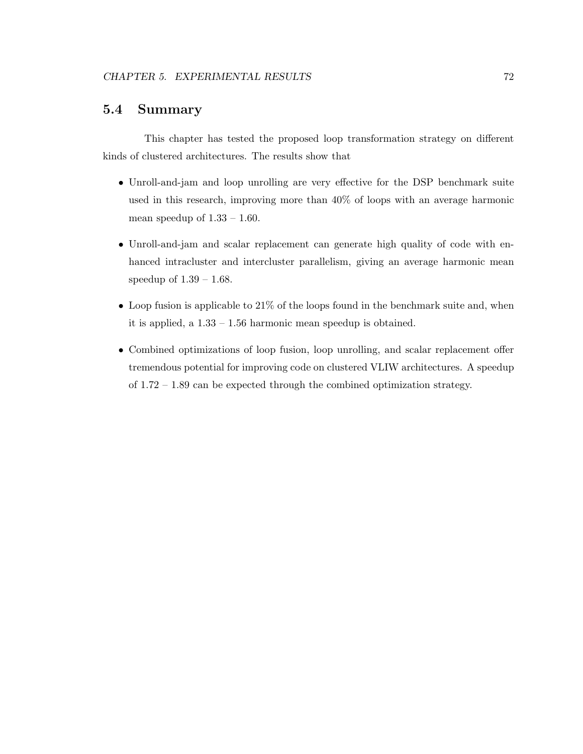## 5.4 Summary

This chapter has tested the proposed loop transformation strategy on different kinds of clustered architectures. The results show that

- Unroll-and-jam and loop unrolling are very effective for the DSP benchmark suite used in this research, improving more than 40% of loops with an average harmonic mean speedup of 1.33 – 1.60.
- Unroll-and-jam and scalar replacement can generate high quality of code with enhanced intracluster and intercluster parallelism, giving an average harmonic mean speedup of 1.39 – 1.68.
- Loop fusion is applicable to 21% of the loops found in the benchmark suite and, when it is applied, a 1.33 – 1.56 harmonic mean speedup is obtained.
- Combined optimizations of loop fusion, loop unrolling, and scalar replacement offer tremendous potential for improving code on clustered VLIW architectures. A speedup of 1.72 – 1.89 can be expected through the combined optimization strategy.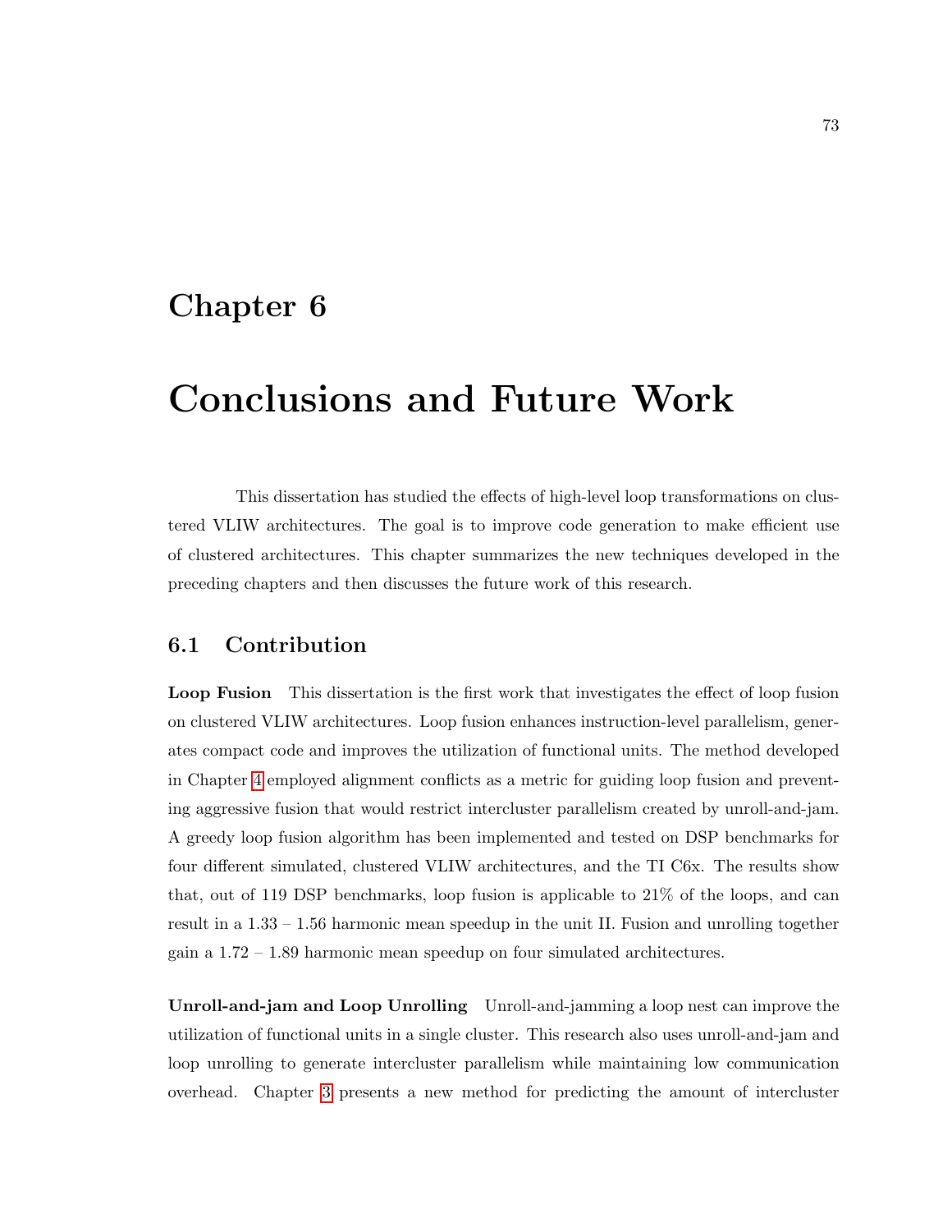# Chapter 6

# Conclusions and Future Work

This dissertation has studied the effects of high-level loop transformations on clustered VLIW architectures. The goal is to improve code generation to make efficient use of clustered architectures. This chapter summarizes the new techniques developed in the preceding chapters and then discusses the future work of this research.

## 6.1 Contribution

**Loop Fusion** This dissertation is the first work that investigates the effect of loop fusion on clustered VLIW architectures. Loop fusion enhances instruction-level parallelism, generates compact code and improves the utilization of functional units. The method developed in Chapter 4 employed alignment conflicts as a metric for guiding loop fusion and preventing aggressive fusion that would restrict intercluster parallelism created by unroll-and-jam. A greedy loop fusion algorithm has been implemented and tested on DSP benchmarks for four different simulated, clustered VLIW architectures, and the TI C6x. The results show that, out of 119 DSP benchmarks, loop fusion is applicable to 21% of the loops, and can result in a 1.33 – 1.56 harmonic mean speedup in the unit II. Fusion and unrolling together gain a 1.72 – 1.89 harmonic mean speedup on four simulated architectures.

**Unroll-and-jam and Loop Unrolling** Unroll-and-jamming a loop nest can improve the utilization of functional units in a single cluster. This research also uses unroll-and-jam and loop unrolling to generate intercluster parallelism while maintaining low communication overhead. Chapter 3 presents a new method for predicting the amount of intercluster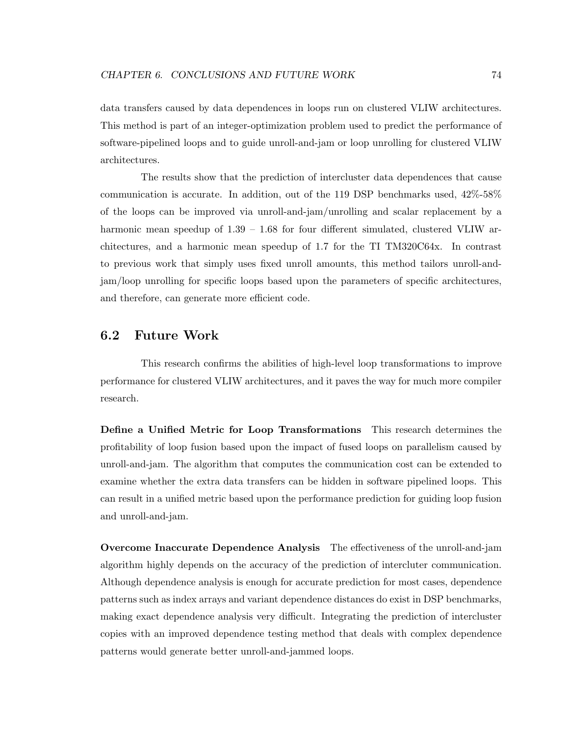data transfers caused by data dependences in loops run on clustered VLIW architectures. This method is part of an integer-optimization problem used to predict the performance of software-pipelined loops and to guide unroll-and-jam or loop unrolling for clustered VLIW architectures.

The results show that the prediction of intercluster data dependences that cause communication is accurate. In addition, out of the 119 DSP benchmarks used, 42%-58% of the loops can be improved via unroll-and-jam/unrolling and scalar replacement by a harmonic mean speedup of 1.39 – 1.68 for four different simulated, clustered VLIW architectures, and a harmonic mean speedup of 1.7 for the TI TM320C64x. In contrast to previous work that simply uses fixed unroll amounts, this method tailors unroll-and-jam/loop unrolling for specific loops based upon the parameters of specific architectures, and therefore, can generate more efficient code.

## 6.2 Future Work

This research confirms the abilities of high-level loop transformations to improve performance for clustered VLIW architectures, and it paves the way for much more compiler research.

**Define a Unified Metric for Loop Transformations** This research determines the profitability of loop fusion based upon the impact of fused loops on parallelism caused by unroll-and-jam. The algorithm that computes the communication cost can be extended to examine whether the extra data transfers can be hidden in software pipelined loops. This can result in a unified metric based upon the performance prediction for guiding loop fusion and unroll-and-jam.

**Overcome Inaccurate Dependence Analysis** The effectiveness of the unroll-and-jam algorithm highly depends on the accuracy of the prediction of intercluter communication. Although dependence analysis is enough for accurate prediction for most cases, dependence patterns such as index arrays and variant dependence distances do exist in DSP benchmarks, making exact dependence analysis very difficult. Integrating the prediction of intercluster copies with an improved dependence testing method that deals with complex dependence patterns would generate better unroll-and-jammed loops.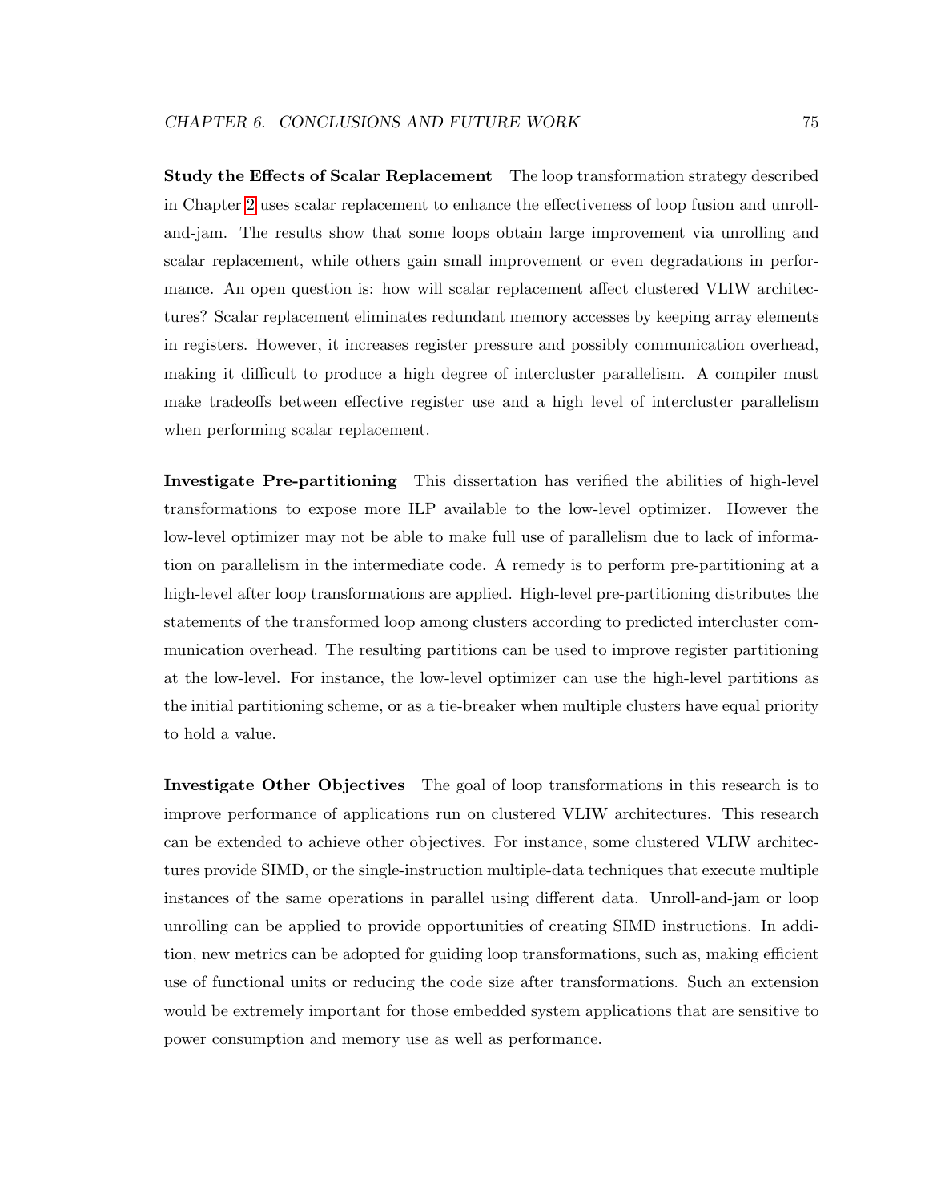**Study the Effects of Scalar Replacement** The loop transformation strategy described in Chapter 2 uses scalar replacement to enhance the effectiveness of loop fusion and unroll-and-jam. The results show that some loops obtain large improvement via unrolling and scalar replacement, while others gain small improvement or even degradations in performance. An open question is: how will scalar replacement affect clustered VLIW architectures? Scalar replacement eliminates redundant memory accesses by keeping array elements in registers. However, it increases register pressure and possibly communication overhead, making it difficult to produce a high degree of intercluster parallelism. A compiler must make tradeoffs between effective register use and a high level of intercluster parallelism when performing scalar replacement.

**Investigate Pre-partitioning** This dissertation has verified the abilities of high-level transformations to expose more ILP available to the low-level optimizer. However the low-level optimizer may not be able to make full use of parallelism due to lack of information on parallelism in the intermediate code. A remedy is to perform pre-partitioning at a high-level after loop transformations are applied. High-level pre-partitioning distributes the statements of the transformed loop among clusters according to predicted intercluster communication overhead. The resulting partitions can be used to improve register partitioning at the low-level. For instance, the low-level optimizer can use the high-level partitions as the initial partitioning scheme, or as a tie-breaker when multiple clusters have equal priority to hold a value.

**Investigate Other Objectives** The goal of loop transformations in this research is to improve performance of applications run on clustered VLIW architectures. This research can be extended to achieve other objectives. For instance, some clustered VLIW architectures provide SIMD, or the single-instruction multiple-data techniques that execute multiple instances of the same operations in parallel using different data. Unroll-and-jam or loop unrolling can be applied to provide opportunities of creating SIMD instructions. In addition, new metrics can be adopted for guiding loop transformations, such as, making efficient use of functional units or reducing the code size after transformations. Such an extension would be extremely important for those embedded system applications that are sensitive to power consumption and memory use as well as performance.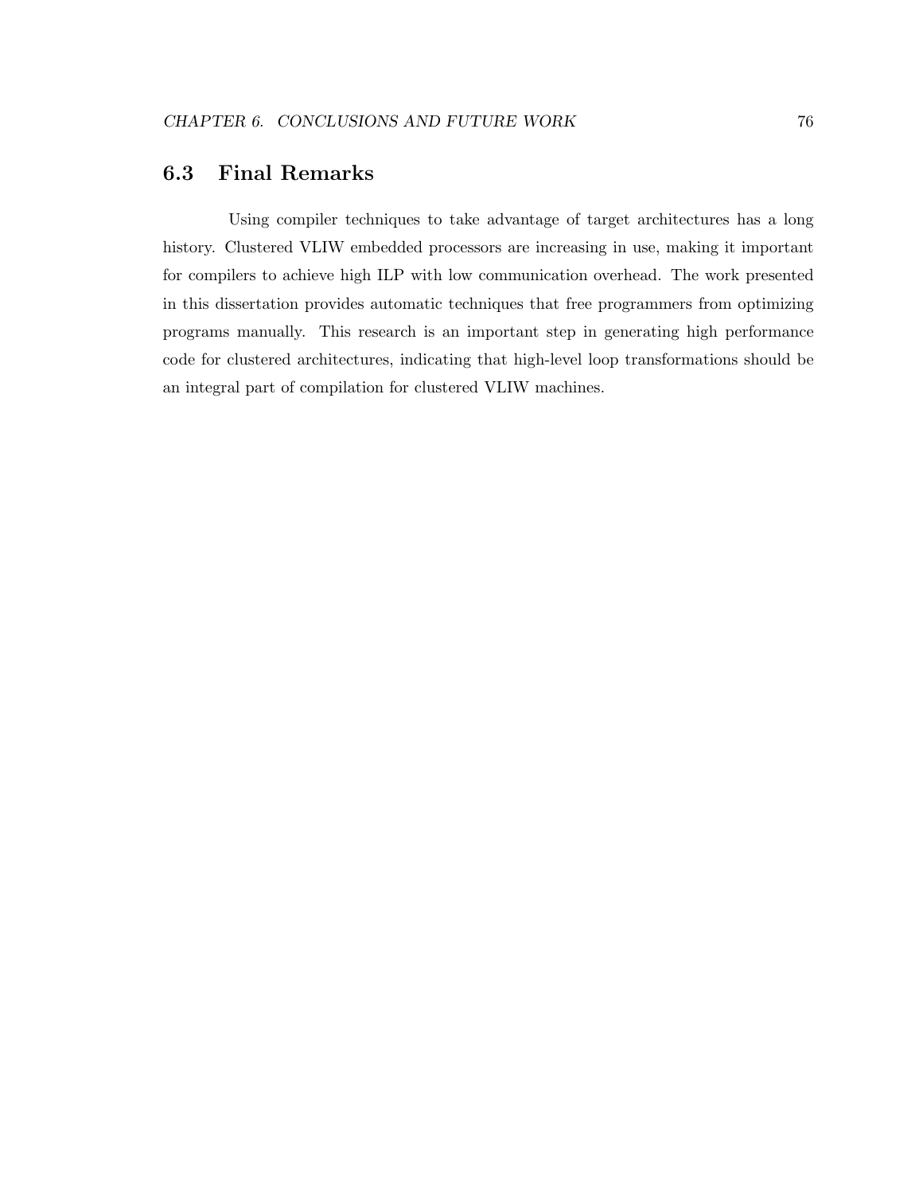## 6.3 Final Remarks

Using compiler techniques to take advantage of target architectures has a long history. Clustered VLIW embedded processors are increasing in use, making it important for compilers to achieve high ILP with low communication overhead. The work presented in this dissertation provides automatic techniques that free programmers from optimizing programs manually. This research is an important step in generating high performance code for clustered architectures, indicating that high-level loop transformations should be an integral part of compilation for clustered VLIW machines.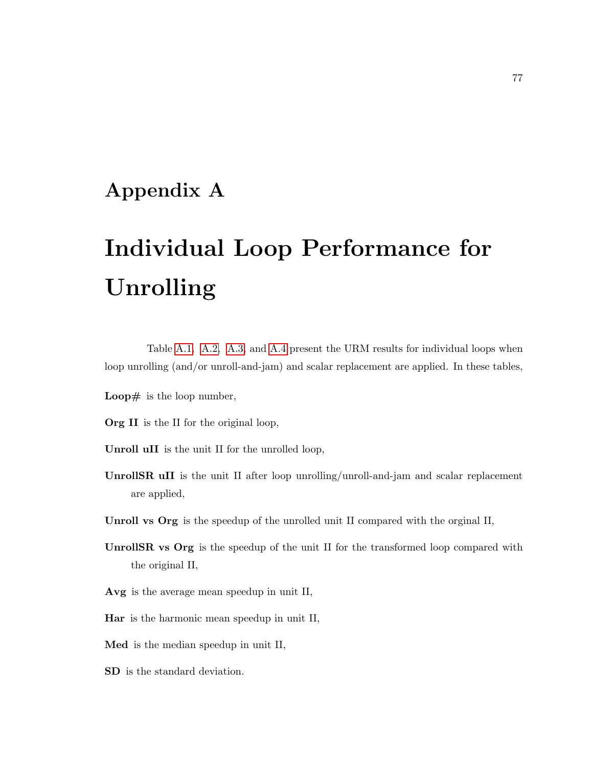# Appendix A

# Individual Loop Performance for Unrolling

Table A.1, A.2, A.3, and A.4 present the URM results for individual loops when loop unrolling (and/or unroll-and-jam) and scalar replacement are applied. In these tables,

**Loop#** is the loop number,

**Org II** is the II for the original loop,

**Unroll uII** is the unit II for the unrolled loop,

**UnrollSR uII** is the unit II after loop unrolling/unroll-and-jam and scalar replacement are applied,

**Unroll vs Org** is the speedup of the unrolled unit II compared with the orginal II,

**UnrollSR vs Org** is the speedup of the unit II for the transformed loop compared with the original II,

**Avg** is the average mean speedup in unit II,

**Har** is the harmonic mean speedup in unit II,

**Med** is the median speedup in unit II,

**SD** is the standard deviation.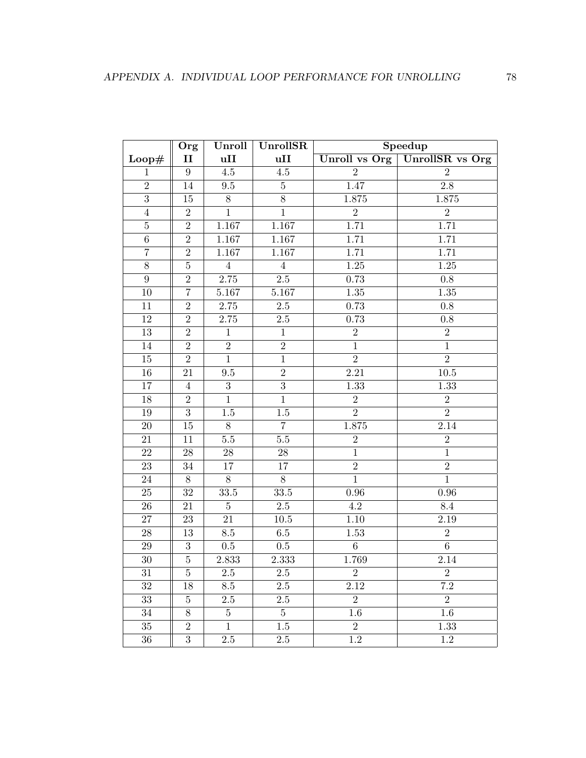| | Org | Unroll | UnrollSR | Speedup | |
|---|---|---|---|---|---|
| **Loop#** | **II** | **uII** | **uII** | **Unroll vs Org** | **UnrollSR vs Org** |
| 1 | 9 | 4.5 | 4.5 | 2 | 2 |
| 2 | 14 | 9.5 | 5 | 1.47 | 2.8 |
| 3 | 15 | 8 | 8 | 1.875 | 1.875 |
| 4 | 2 | 1 | 1 | 2 | 2 |
| 5 | 2 | 1.167 | 1.167 | 1.71 | 1.71 |
| 6 | 2 | 1.167 | 1.167 | 1.71 | 1.71 |
| 7 | 2 | 1.167 | 1.167 | 1.71 | 1.71 |
| 8 | 5 | 4 | 4 | 1.25 | 1.25 |
| 9 | 2 | 2.75 | 2.5 | 0.73 | 0.8 |
| 10 | 7 | 5.167 | 5.167 | 1.35 | 1.35 |
| 11 | 2 | 2.75 | 2.5 | 0.73 | 0.8 |
| 12 | 2 | 2.75 | 2.5 | 0.73 | 0.8 |
| 13 | 2 | 1 | 1 | 2 | 2 |
| 14 | 2 | 2 | 2 | 1 | 1 |
| 15 | 2 | 1 | 1 | 2 | 2 |
| 16 | 21 | 9.5 | 2 | 2.21 | 10.5 |
| 17 | 4 | 3 | 3 | 1.33 | 1.33 |
| 18 | 2 | 1 | 1 | 2 | 2 |
| 19 | 3 | 1.5 | 1.5 | 2 | 2 |
| 20 | 15 | 8 | 7 | 1.875 | 2.14 |
| 21 | 11 | 5.5 | 5.5 | 2 | 2 |
| 22 | 28 | 28 | 28 | 1 | 1 |
| 23 | 34 | 17 | 17 | 2 | 2 |
| 24 | 8 | 8 | 8 | 1 | 1 |
| 25 | 32 | 33.5 | 33.5 | 0.96 | 0.96 |
| 26 | 21 | 5 | 2.5 | 4.2 | 8.4 |
| 27 | 23 | 21 | 10.5 | 1.10 | 2.19 |
| 28 | 13 | 8.5 | 6.5 | 1.53 | 2 |
| 29 | 3 | 0.5 | 0.5 | 6 | 6 |
| 30 | 5 | 2.833 | 2.333 | 1.769 | 2.14 |
| 31 | 5 | 2.5 | 2.5 | 2 | 2 |
| 32 | 18 | 8.5 | 2.5 | 2.12 | 7.2 |
| 33 | 5 | 2.5 | 2.5 | 2 | 2 |
| 34 | 8 | 5 | 5 | 1.6 | 1.6 |
| 35 | 2 | 1 | 1.5 | 2 | 1.33 |
| 36 | 3 | 2.5 | 2.5 | 1.2 | 1.2 |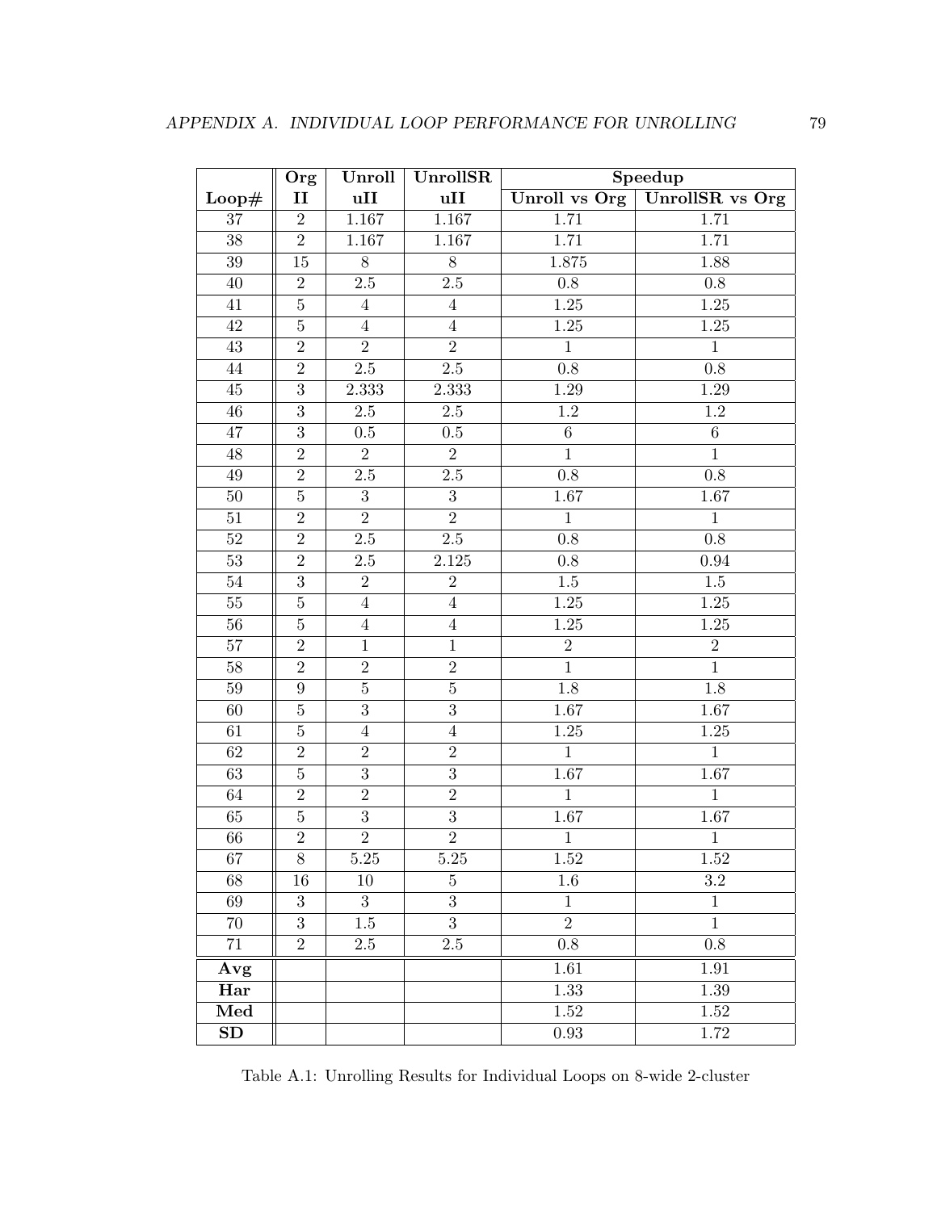| | Org | Unroll | UnrollSR | Speedup | |
|---|---|---|---|---|---|
| **Loop#** | **II** | **uII** | **uII** | **Unroll vs Org** | **UnrollSR vs Org** |
| 37 | 2 | 1.167 | 1.167 | 1.71 | 1.71 |
| 38 | 2 | 1.167 | 1.167 | 1.71 | 1.71 |
| 39 | 15 | 8 | 8 | 1.875 | 1.88 |
| 40 | 2 | 2.5 | 2.5 | 0.8 | 0.8 |
| 41 | 5 | 4 | 4 | 1.25 | 1.25 |
| 42 | 5 | 4 | 4 | 1.25 | 1.25 |
| 43 | 2 | 2 | 2 | 1 | 1 |
| 44 | 2 | 2.5 | 2.5 | 0.8 | 0.8 |
| 45 | 3 | 2.333 | 2.333 | 1.29 | 1.29 |
| 46 | 3 | 2.5 | 2.5 | 1.2 | 1.2 |
| 47 | 3 | 0.5 | 0.5 | 6 | 6 |
| 48 | 2 | 2 | 2 | 1 | 1 |
| 49 | 2 | 2.5 | 2.5 | 0.8 | 0.8 |
| 50 | 5 | 3 | 3 | 1.67 | 1.67 |
| 51 | 2 | 2 | 2 | 1 | 1 |
| 52 | 2 | 2.5 | 2.5 | 0.8 | 0.8 |
| 53 | 2 | 2.5 | 2.125 | 0.8 | 0.94 |
| 54 | 3 | 2 | 2 | 1.5 | 1.5 |
| 55 | 5 | 4 | 4 | 1.25 | 1.25 |
| 56 | 5 | 4 | 4 | 1.25 | 1.25 |
| 57 | 2 | 1 | 1 | 2 | 2 |
| 58 | 2 | 2 | 2 | 1 | 1 |
| 59 | 9 | 5 | 5 | 1.8 | 1.8 |
| 60 | 5 | 3 | 3 | 1.67 | 1.67 |
| 61 | 5 | 4 | 4 | 1.25 | 1.25 |
| 62 | 2 | 2 | 2 | 1 | 1 |
| 63 | 5 | 3 | 3 | 1.67 | 1.67 |
| 64 | 2 | 2 | 2 | 1 | 1 |
| 65 | 5 | 3 | 3 | 1.67 | 1.67 |
| 66 | 2 | 2 | 2 | 1 | 1 |
| 67 | 8 | 5.25 | 5.25 | 1.52 | 1.52 |
| 68 | 16 | 10 | 5 | 1.6 | 3.2 |
| 69 | 3 | 3 | 3 | 1 | 1 |
| 70 | 3 | 1.5 | 3 | 2 | 1 |
| 71 | 2 | 2.5 | 2.5 | 0.8 | 0.8 |
| **Avg** | | | | 1.61 | 1.91 |
| **Har** | | | | 1.33 | 1.39 |
| **Med** | | | | 1.52 | 1.52 |
| **SD** | | | | 0.93 | 1.72 |

Table A.1: Unrolling Results for Individual Loops on 8-wide 2-cluster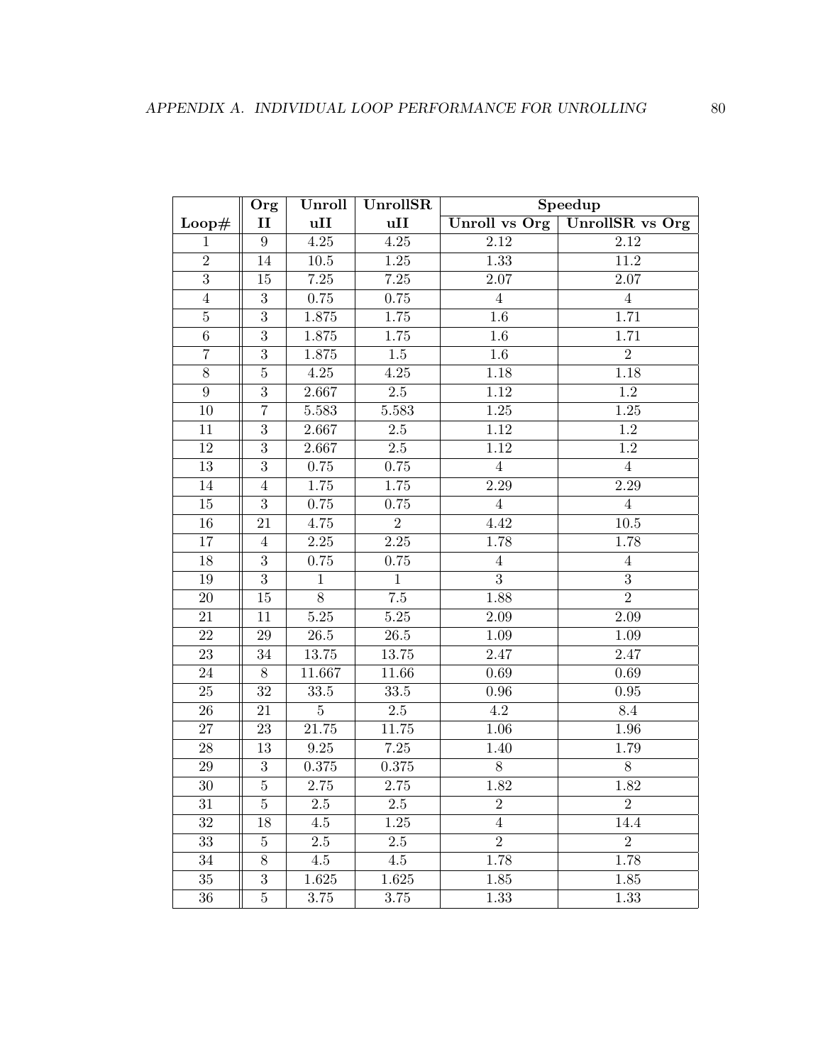| | Org | Unroll | UnrollSR | Speedup | |
|---|---|---|---|---|---|
| **Loop#** | **II** | **uII** | **uII** | **Unroll vs Org** | **UnrollSR vs Org** |
| 1 | 9 | 4.25 | 4.25 | 2.12 | 2.12 |
| 2 | 14 | 10.5 | 1.25 | 1.33 | 11.2 |
| 3 | 15 | 7.25 | 7.25 | 2.07 | 2.07 |
| 4 | 3 | 0.75 | 0.75 | 4 | 4 |
| 5 | 3 | 1.875 | 1.75 | 1.6 | 1.71 |
| 6 | 3 | 1.875 | 1.75 | 1.6 | 1.71 |
| 7 | 3 | 1.875 | 1.5 | 1.6 | 2 |
| 8 | 5 | 4.25 | 4.25 | 1.18 | 1.18 |
| 9 | 3 | 2.667 | 2.5 | 1.12 | 1.2 |
| 10 | 7 | 5.583 | 5.583 | 1.25 | 1.25 |
| 11 | 3 | 2.667 | 2.5 | 1.12 | 1.2 |
| 12 | 3 | 2.667 | 2.5 | 1.12 | 1.2 |
| 13 | 3 | 0.75 | 0.75 | 4 | 4 |
| 14 | 4 | 1.75 | 1.75 | 2.29 | 2.29 |
| 15 | 3 | 0.75 | 0.75 | 4 | 4 |
| 16 | 21 | 4.75 | 2 | 4.42 | 10.5 |
| 17 | 4 | 2.25 | 2.25 | 1.78 | 1.78 |
| 18 | 3 | 0.75 | 0.75 | 4 | 4 |
| 19 | 3 | 1 | 1 | 3 | 3 |
| 20 | 15 | 8 | 7.5 | 1.88 | 2 |
| 21 | 11 | 5.25 | 5.25 | 2.09 | 2.09 |
| 22 | 29 | 26.5 | 26.5 | 1.09 | 1.09 |
| 23 | 34 | 13.75 | 13.75 | 2.47 | 2.47 |
| 24 | 8 | 11.667 | 11.66 | 0.69 | 0.69 |
| 25 | 32 | 33.5 | 33.5 | 0.96 | 0.95 |
| 26 | 21 | 5 | 2.5 | 4.2 | 8.4 |
| 27 | 23 | 21.75 | 11.75 | 1.06 | 1.96 |
| 28 | 13 | 9.25 | 7.25 | 1.40 | 1.79 |
| 29 | 3 | 0.375 | 0.375 | 8 | 8 |
| 30 | 5 | 2.75 | 2.75 | 1.82 | 1.82 |
| 31 | 5 | 2.5 | 2.5 | 2 | 2 |
| 32 | 18 | 4.5 | 1.25 | 4 | 14.4 |
| 33 | 5 | 2.5 | 2.5 | 2 | 2 |
| 34 | 8 | 4.5 | 4.5 | 1.78 | 1.78 |
| 35 | 3 | 1.625 | 1.625 | 1.85 | 1.85 |
| 36 | 5 | 3.75 | 3.75 | 1.33 | 1.33 |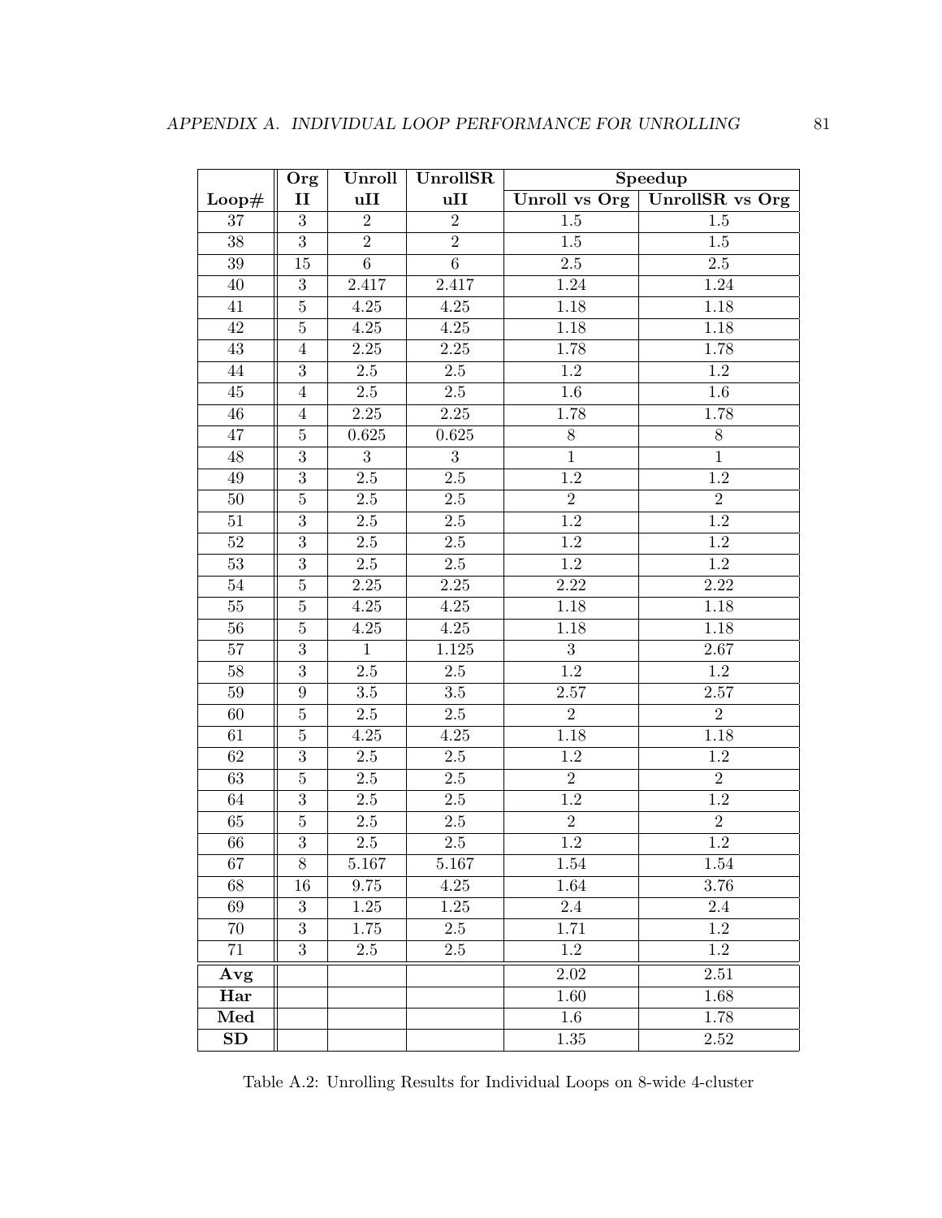| | Org | Unroll | UnrollSR | Speedup | |
|---|---|---|---|---|---|
| **Loop#** | **II** | **uII** | **uII** | **Unroll vs Org** | **UnrollSR vs Org** |
| 37 | 3 | 2 | 2 | 1.5 | 1.5 |
| 38 | 3 | 2 | 2 | 1.5 | 1.5 |
| 39 | 15 | 6 | 6 | 2.5 | 2.5 |
| 40 | 3 | 2.417 | 2.417 | 1.24 | 1.24 |
| 41 | 5 | 4.25 | 4.25 | 1.18 | 1.18 |
| 42 | 5 | 4.25 | 4.25 | 1.18 | 1.18 |
| 43 | 4 | 2.25 | 2.25 | 1.78 | 1.78 |
| 44 | 3 | 2.5 | 2.5 | 1.2 | 1.2 |
| 45 | 4 | 2.5 | 2.5 | 1.6 | 1.6 |
| 46 | 4 | 2.25 | 2.25 | 1.78 | 1.78 |
| 47 | 5 | 0.625 | 0.625 | 8 | 8 |
| 48 | 3 | 3 | 3 | 1 | 1 |
| 49 | 3 | 2.5 | 2.5 | 1.2 | 1.2 |
| 50 | 5 | 2.5 | 2.5 | 2 | 2 |
| 51 | 3 | 2.5 | 2.5 | 1.2 | 1.2 |
| 52 | 3 | 2.5 | 2.5 | 1.2 | 1.2 |
| 53 | 3 | 2.5 | 2.5 | 1.2 | 1.2 |
| 54 | 5 | 2.25 | 2.25 | 2.22 | 2.22 |
| 55 | 5 | 4.25 | 4.25 | 1.18 | 1.18 |
| 56 | 5 | 4.25 | 4.25 | 1.18 | 1.18 |
| 57 | 3 | 1 | 1.125 | 3 | 2.67 |
| 58 | 3 | 2.5 | 2.5 | 1.2 | 1.2 |
| 59 | 9 | 3.5 | 3.5 | 2.57 | 2.57 |
| 60 | 5 | 2.5 | 2.5 | 2 | 2 |
| 61 | 5 | 4.25 | 4.25 | 1.18 | 1.18 |
| 62 | 3 | 2.5 | 2.5 | 1.2 | 1.2 |
| 63 | 5 | 2.5 | 2.5 | 2 | 2 |
| 64 | 3 | 2.5 | 2.5 | 1.2 | 1.2 |
| 65 | 5 | 2.5 | 2.5 | 2 | 2 |
| 66 | 3 | 2.5 | 2.5 | 1.2 | 1.2 |
| 67 | 8 | 5.167 | 5.167 | 1.54 | 1.54 |
| 68 | 16 | 9.75 | 4.25 | 1.64 | 3.76 |
| 69 | 3 | 1.25 | 1.25 | 2.4 | 2.4 |
| 70 | 3 | 1.75 | 2.5 | 1.71 | 1.2 |
| 71 | 3 | 2.5 | 2.5 | 1.2 | 1.2 |
| **Avg** | | | | 2.02 | 2.51 |
| **Har** | | | | 1.60 | 1.68 |
| **Med** | | | | 1.6 | 1.78 |
| **SD** | | | | 1.35 | 2.52 |

Table A.2: Unrolling Results for Individual Loops on 8-wide 4-cluster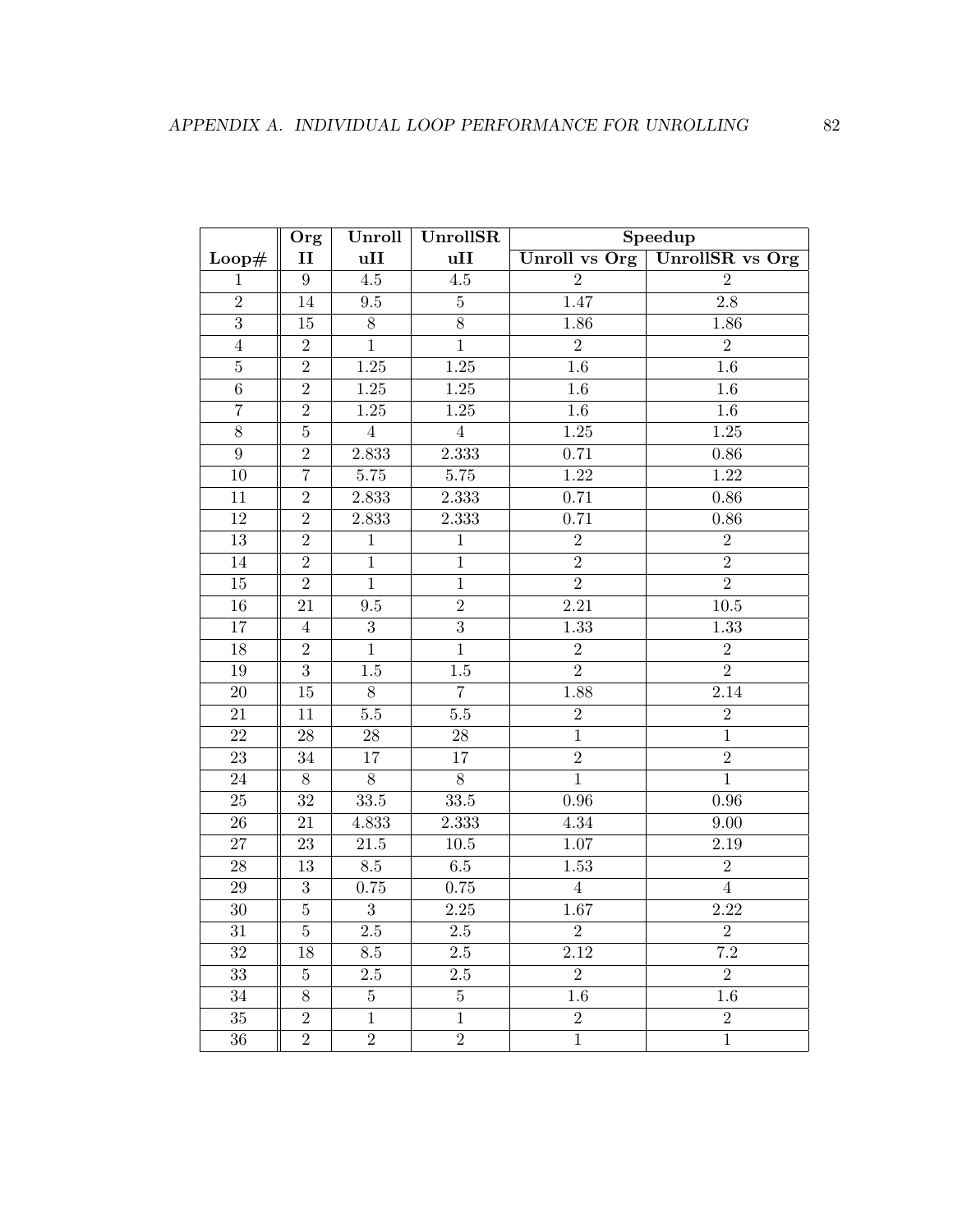| Loop# | Org II | Unroll uII | UnrollSR uII | Speedup | |
|---|---|---|---|---|---|
| | | | | Unroll vs Org | UnrollSR vs Org |
| 1 | 9 | 4.5 | 4.5 | 2 | 2 |
| 2 | 14 | 9.5 | 5 | 1.47 | 2.8 |
| 3 | 15 | 8 | 8 | 1.86 | 1.86 |
| 4 | 2 | 1 | 1 | 2 | 2 |
| 5 | 2 | 1.25 | 1.25 | 1.6 | 1.6 |
| 6 | 2 | 1.25 | 1.25 | 1.6 | 1.6 |
| 7 | 2 | 1.25 | 1.25 | 1.6 | 1.6 |
| 8 | 5 | 4 | 4 | 1.25 | 1.25 |
| 9 | 2 | 2.833 | 2.333 | 0.71 | 0.86 |
| 10 | 7 | 5.75 | 5.75 | 1.22 | 1.22 |
| 11 | 2 | 2.833 | 2.333 | 0.71 | 0.86 |
| 12 | 2 | 2.833 | 2.333 | 0.71 | 0.86 |
| 13 | 2 | 1 | 1 | 2 | 2 |
| 14 | 2 | 1 | 1 | 2 | 2 |
| 15 | 2 | 1 | 1 | 2 | 2 |
| 16 | 21 | 9.5 | 2 | 2.21 | 10.5 |
| 17 | 4 | 3 | 3 | 1.33 | 1.33 |
| 18 | 2 | 1 | 1 | 2 | 2 |
| 19 | 3 | 1.5 | 1.5 | 2 | 2 |
| 20 | 15 | 8 | 7 | 1.88 | 2.14 |
| 21 | 11 | 5.5 | 5.5 | 2 | 2 |
| 22 | 28 | 28 | 28 | 1 | 1 |
| 23 | 34 | 17 | 17 | 2 | 2 |
| 24 | 8 | 8 | 8 | 1 | 1 |
| 25 | 32 | 33.5 | 33.5 | 0.96 | 0.96 |
| 26 | 21 | 4.833 | 2.333 | 4.34 | 9.00 |
| 27 | 23 | 21.5 | 10.5 | 1.07 | 2.19 |
| 28 | 13 | 8.5 | 6.5 | 1.53 | 2 |
| 29 | 3 | 0.75 | 0.75 | 4 | 4 |
| 30 | 5 | 3 | 2.25 | 1.67 | 2.22 |
| 31 | 5 | 2.5 | 2.5 | 2 | 2 |
| 32 | 18 | 8.5 | 2.5 | 2.12 | 7.2 |
| 33 | 5 | 2.5 | 2.5 | 2 | 2 |
| 34 | 8 | 5 | 5 | 1.6 | 1.6 |
| 35 | 2 | 1 | 1 | 2 | 2 |
| 36 | 2 | 2 | 2 | 1 | 1 |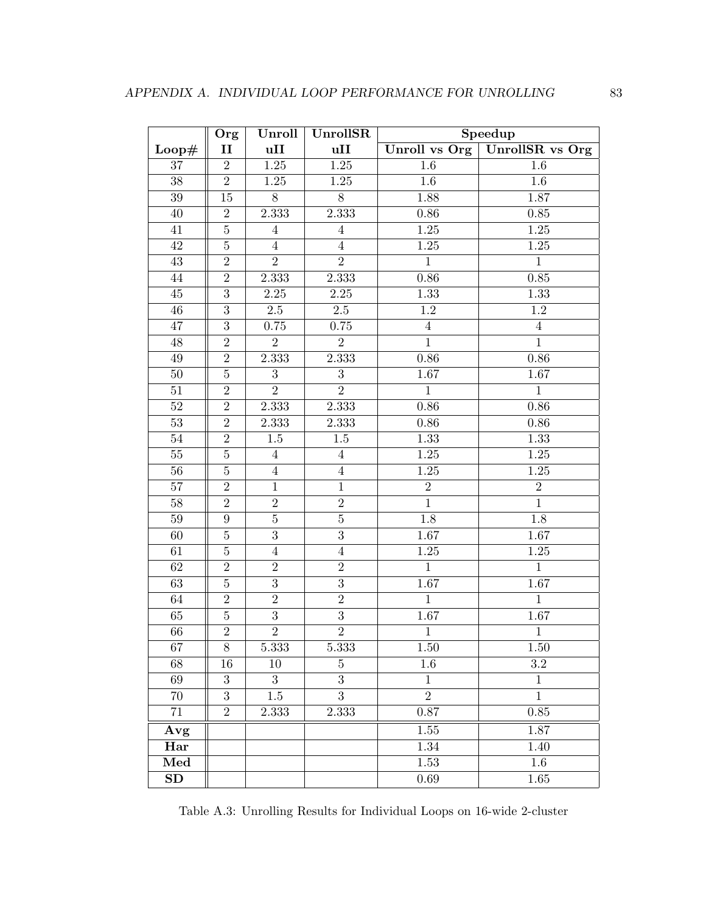| | Org | Unroll | UnrollSR | Speedup | |
|---|---|---|---|---|---|
| **Loop#** | **II** | **uII** | **uII** | **Unroll vs Org** | **UnrollSR vs Org** |
| 37 | 2 | 1.25 | 1.25 | 1.6 | 1.6 |
| 38 | 2 | 1.25 | 1.25 | 1.6 | 1.6 |
| 39 | 15 | 8 | 8 | 1.88 | 1.87 |
| 40 | 2 | 2.333 | 2.333 | 0.86 | 0.85 |
| 41 | 5 | 4 | 4 | 1.25 | 1.25 |
| 42 | 5 | 4 | 4 | 1.25 | 1.25 |
| 43 | 2 | 2 | 2 | 1 | 1 |
| 44 | 2 | 2.333 | 2.333 | 0.86 | 0.85 |
| 45 | 3 | 2.25 | 2.25 | 1.33 | 1.33 |
| 46 | 3 | 2.5 | 2.5 | 1.2 | 1.2 |
| 47 | 3 | 0.75 | 0.75 | 4 | 4 |
| 48 | 2 | 2 | 2 | 1 | 1 |
| 49 | 2 | 2.333 | 2.333 | 0.86 | 0.86 |
| 50 | 5 | 3 | 3 | 1.67 | 1.67 |
| 51 | 2 | 2 | 2 | 1 | 1 |
| 52 | 2 | 2.333 | 2.333 | 0.86 | 0.86 |
| 53 | 2 | 2.333 | 2.333 | 0.86 | 0.86 |
| 54 | 2 | 1.5 | 1.5 | 1.33 | 1.33 |
| 55 | 5 | 4 | 4 | 1.25 | 1.25 |
| 56 | 5 | 4 | 4 | 1.25 | 1.25 |
| 57 | 2 | 1 | 1 | 2 | 2 |
| 58 | 2 | 2 | 2 | 1 | 1 |
| 59 | 9 | 5 | 5 | 1.8 | 1.8 |
| 60 | 5 | 3 | 3 | 1.67 | 1.67 |
| 61 | 5 | 4 | 4 | 1.25 | 1.25 |
| 62 | 2 | 2 | 2 | 1 | 1 |
| 63 | 5 | 3 | 3 | 1.67 | 1.67 |
| 64 | 2 | 2 | 2 | 1 | 1 |
| 65 | 5 | 3 | 3 | 1.67 | 1.67 |
| 66 | 2 | 2 | 2 | 1 | 1 |
| 67 | 8 | 5.333 | 5.333 | 1.50 | 1.50 |
| 68 | 16 | 10 | 5 | 1.6 | 3.2 |
| 69 | 3 | 3 | 3 | 1 | 1 |
| 70 | 3 | 1.5 | 3 | 2 | 1 |
| 71 | 2 | 2.333 | 2.333 | 0.87 | 0.85 |
| **Avg** | | | | 1.55 | 1.87 |
| **Har** | | | | 1.34 | 1.40 |
| **Med** | | | | 1.53 | 1.6 |
| **SD** | | | | 0.69 | 1.65 |

Table A.3: Unrolling Results for Individual Loops on 16-wide 2-cluster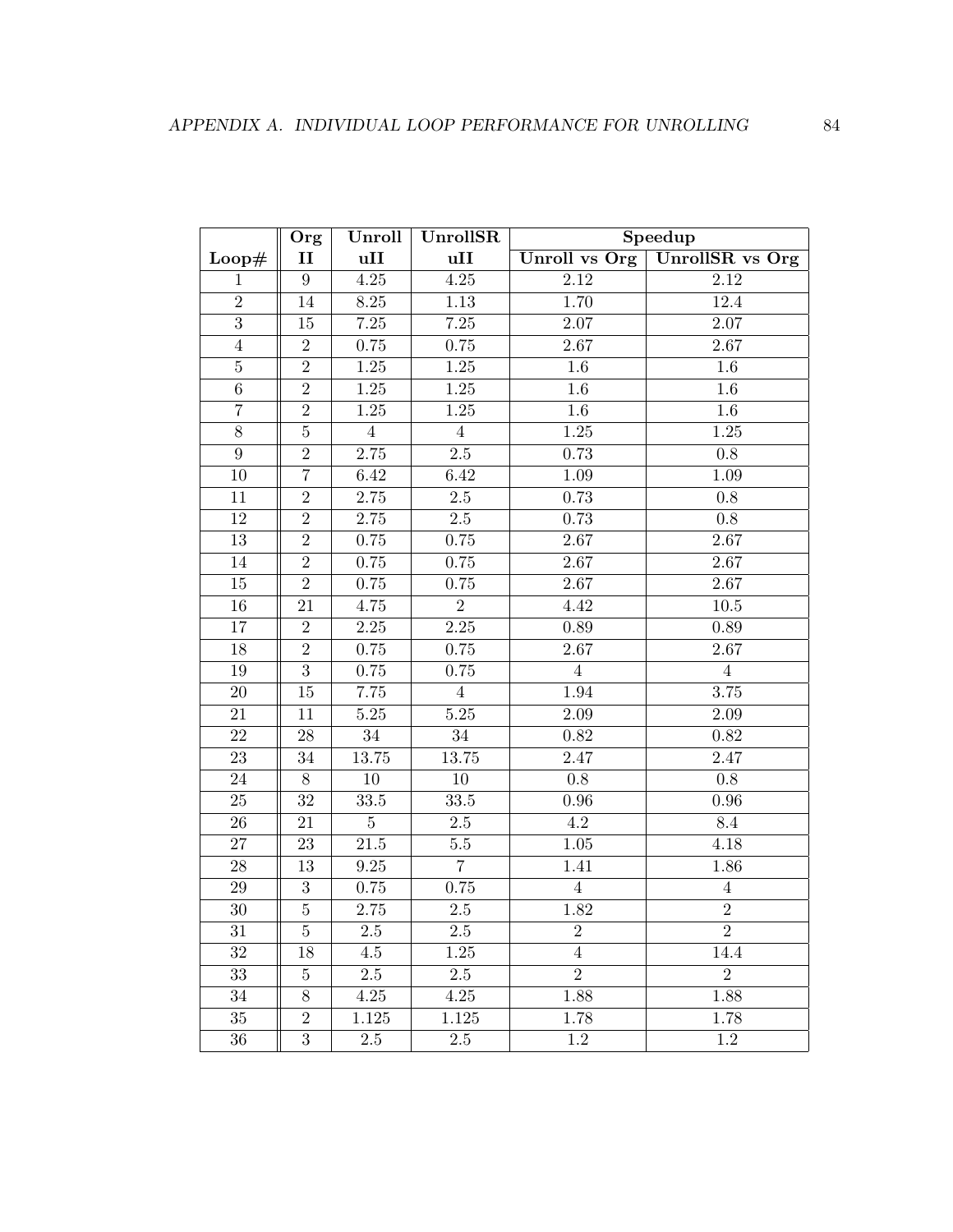|  | Org | Unroll | UnrollSR | Speedup |  |
|---|---|---|---|---|---|
| Loop# | II | uII | uII | Unroll vs Org | UnrollSR vs Org |
| 1 | 9 | 4.25 | 4.25 | 2.12 | 2.12 |
| 2 | 14 | 8.25 | 1.13 | 1.70 | 12.4 |
| 3 | 15 | 7.25 | 7.25 | 2.07 | 2.07 |
| 4 | 2 | 0.75 | 0.75 | 2.67 | 2.67 |
| 5 | 2 | 1.25 | 1.25 | 1.6 | 1.6 |
| 6 | 2 | 1.25 | 1.25 | 1.6 | 1.6 |
| 7 | 2 | 1.25 | 1.25 | 1.6 | 1.6 |
| 8 | 5 | 4 | 4 | 1.25 | 1.25 |
| 9 | 2 | 2.75 | 2.5 | 0.73 | 0.8 |
| 10 | 7 | 6.42 | 6.42 | 1.09 | 1.09 |
| 11 | 2 | 2.75 | 2.5 | 0.73 | 0.8 |
| 12 | 2 | 2.75 | 2.5 | 0.73 | 0.8 |
| 13 | 2 | 0.75 | 0.75 | 2.67 | 2.67 |
| 14 | 2 | 0.75 | 0.75 | 2.67 | 2.67 |
| 15 | 2 | 0.75 | 0.75 | 2.67 | 2.67 |
| 16 | 21 | 4.75 | 2 | 4.42 | 10.5 |
| 17 | 2 | 2.25 | 2.25 | 0.89 | 0.89 |
| 18 | 2 | 0.75 | 0.75 | 2.67 | 2.67 |
| 19 | 3 | 0.75 | 0.75 | 4 | 4 |
| 20 | 15 | 7.75 | 4 | 1.94 | 3.75 |
| 21 | 11 | 5.25 | 5.25 | 2.09 | 2.09 |
| 22 | 28 | 34 | 34 | 0.82 | 0.82 |
| 23 | 34 | 13.75 | 13.75 | 2.47 | 2.47 |
| 24 | 8 | 10 | 10 | 0.8 | 0.8 |
| 25 | 32 | 33.5 | 33.5 | 0.96 | 0.96 |
| 26 | 21 | 5 | 2.5 | 4.2 | 8.4 |
| 27 | 23 | 21.5 | 5.5 | 1.05 | 4.18 |
| 28 | 13 | 9.25 | 7 | 1.41 | 1.86 |
| 29 | 3 | 0.75 | 0.75 | 4 | 4 |
| 30 | 5 | 2.75 | 2.5 | 1.82 | 2 |
| 31 | 5 | 2.5 | 2.5 | 2 | 2 |
| 32 | 18 | 4.5 | 1.25 | 4 | 14.4 |
| 33 | 5 | 2.5 | 2.5 | 2 | 2 |
| 34 | 8 | 4.25 | 4.25 | 1.88 | 1.88 |
| 35 | 2 | 1.125 | 1.125 | 1.78 | 1.78 |
| 36 | 3 | 2.5 | 2.5 | 1.2 | 1.2 |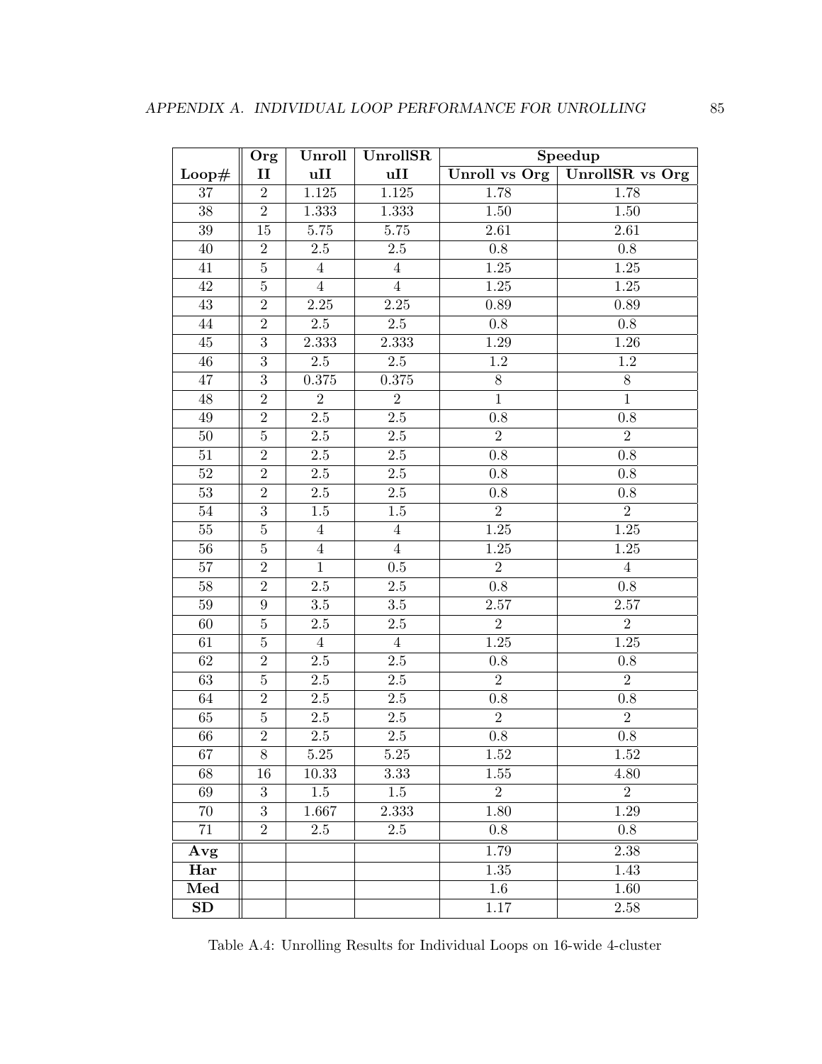| | Org | Unroll | UnrollSR | Speedup | |
|---|---|---|---|---|---|
| **Loop#** | **II** | **uII** | **uII** | **Unroll vs Org** | **UnrollSR vs Org** |
| 37 | 2 | 1.125 | 1.125 | 1.78 | 1.78 |
| 38 | 2 | 1.333 | 1.333 | 1.50 | 1.50 |
| 39 | 15 | 5.75 | 5.75 | 2.61 | 2.61 |
| 40 | 2 | 2.5 | 2.5 | 0.8 | 0.8 |
| 41 | 5 | 4 | 4 | 1.25 | 1.25 |
| 42 | 5 | 4 | 4 | 1.25 | 1.25 |
| 43 | 2 | 2.25 | 2.25 | 0.89 | 0.89 |
| 44 | 2 | 2.5 | 2.5 | 0.8 | 0.8 |
| 45 | 3 | 2.333 | 2.333 | 1.29 | 1.26 |
| 46 | 3 | 2.5 | 2.5 | 1.2 | 1.2 |
| 47 | 3 | 0.375 | 0.375 | 8 | 8 |
| 48 | 2 | 2 | 2 | 1 | 1 |
| 49 | 2 | 2.5 | 2.5 | 0.8 | 0.8 |
| 50 | 5 | 2.5 | 2.5 | 2 | 2 |
| 51 | 2 | 2.5 | 2.5 | 0.8 | 0.8 |
| 52 | 2 | 2.5 | 2.5 | 0.8 | 0.8 |
| 53 | 2 | 2.5 | 2.5 | 0.8 | 0.8 |
| 54 | 3 | 1.5 | 1.5 | 2 | 2 |
| 55 | 5 | 4 | 4 | 1.25 | 1.25 |
| 56 | 5 | 4 | 4 | 1.25 | 1.25 |
| 57 | 2 | 1 | 0.5 | 2 | 4 |
| 58 | 2 | 2.5 | 2.5 | 0.8 | 0.8 |
| 59 | 9 | 3.5 | 3.5 | 2.57 | 2.57 |
| 60 | 5 | 2.5 | 2.5 | 2 | 2 |
| 61 | 5 | 4 | 4 | 1.25 | 1.25 |
| 62 | 2 | 2.5 | 2.5 | 0.8 | 0.8 |
| 63 | 5 | 2.5 | 2.5 | 2 | 2 |
| 64 | 2 | 2.5 | 2.5 | 0.8 | 0.8 |
| 65 | 5 | 2.5 | 2.5 | 2 | 2 |
| 66 | 2 | 2.5 | 2.5 | 0.8 | 0.8 |
| 67 | 8 | 5.25 | 5.25 | 1.52 | 1.52 |
| 68 | 16 | 10.33 | 3.33 | 1.55 | 4.80 |
| 69 | 3 | 1.5 | 1.5 | 2 | 2 |
| 70 | 3 | 1.667 | 2.333 | 1.80 | 1.29 |
| 71 | 2 | 2.5 | 2.5 | 0.8 | 0.8 |
| **Avg** | | | | 1.79 | 2.38 |
| **Har** | | | | 1.35 | 1.43 |
| **Med** | | | | 1.6 | 1.60 |
| **SD** | | | | 1.17 | 2.58 |

Table A.4: Unrolling Results for Individual Loops on 16-wide 4-cluster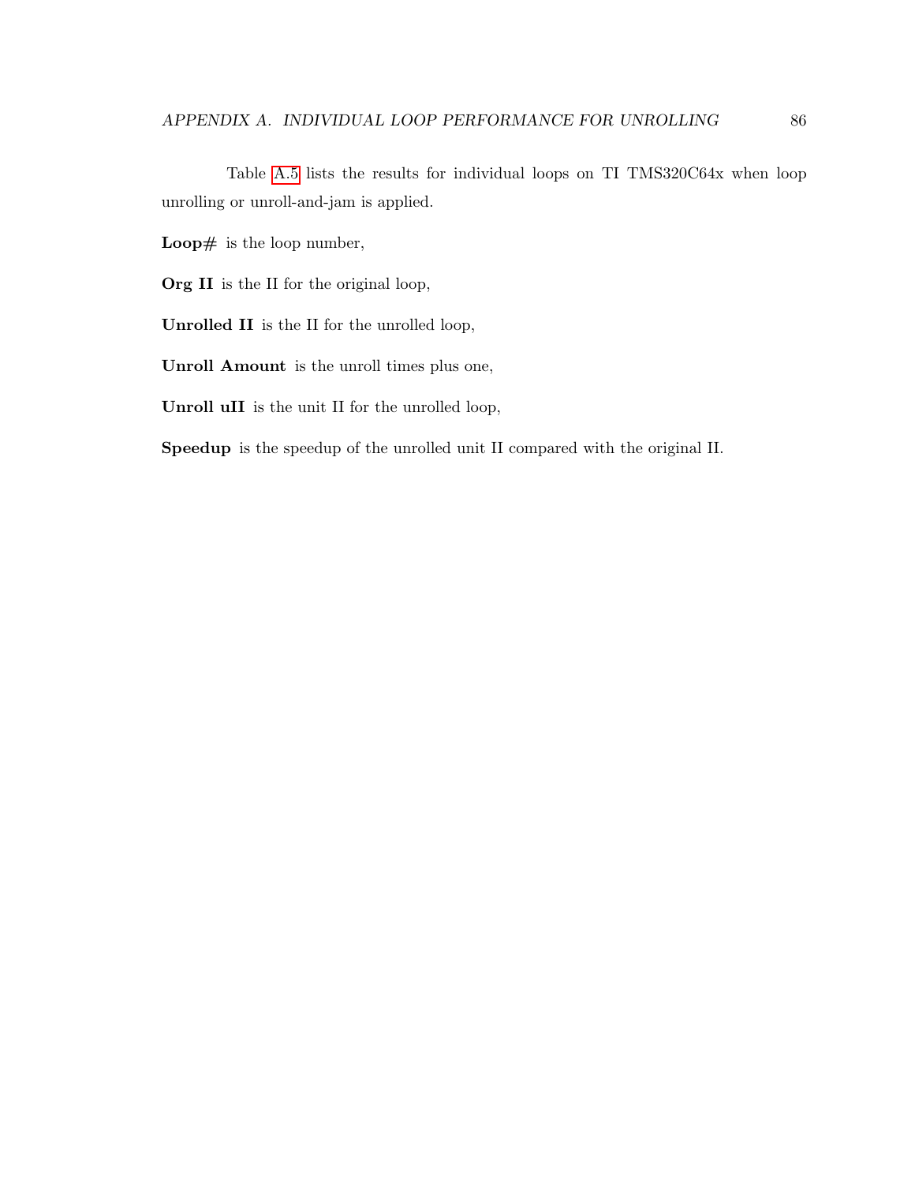Table A.5 lists the results for individual loops on TI TMS320C64x when loop unrolling or unroll-and-jam is applied.

**Loop#** is the loop number,

**Org II** is the II for the original loop,

**Unrolled II** is the II for the unrolled loop,

**Unroll Amount** is the unroll times plus one,

**Unroll uII** is the unit II for the unrolled loop,

**Speedup** is the speedup of the unrolled unit II compared with the original II.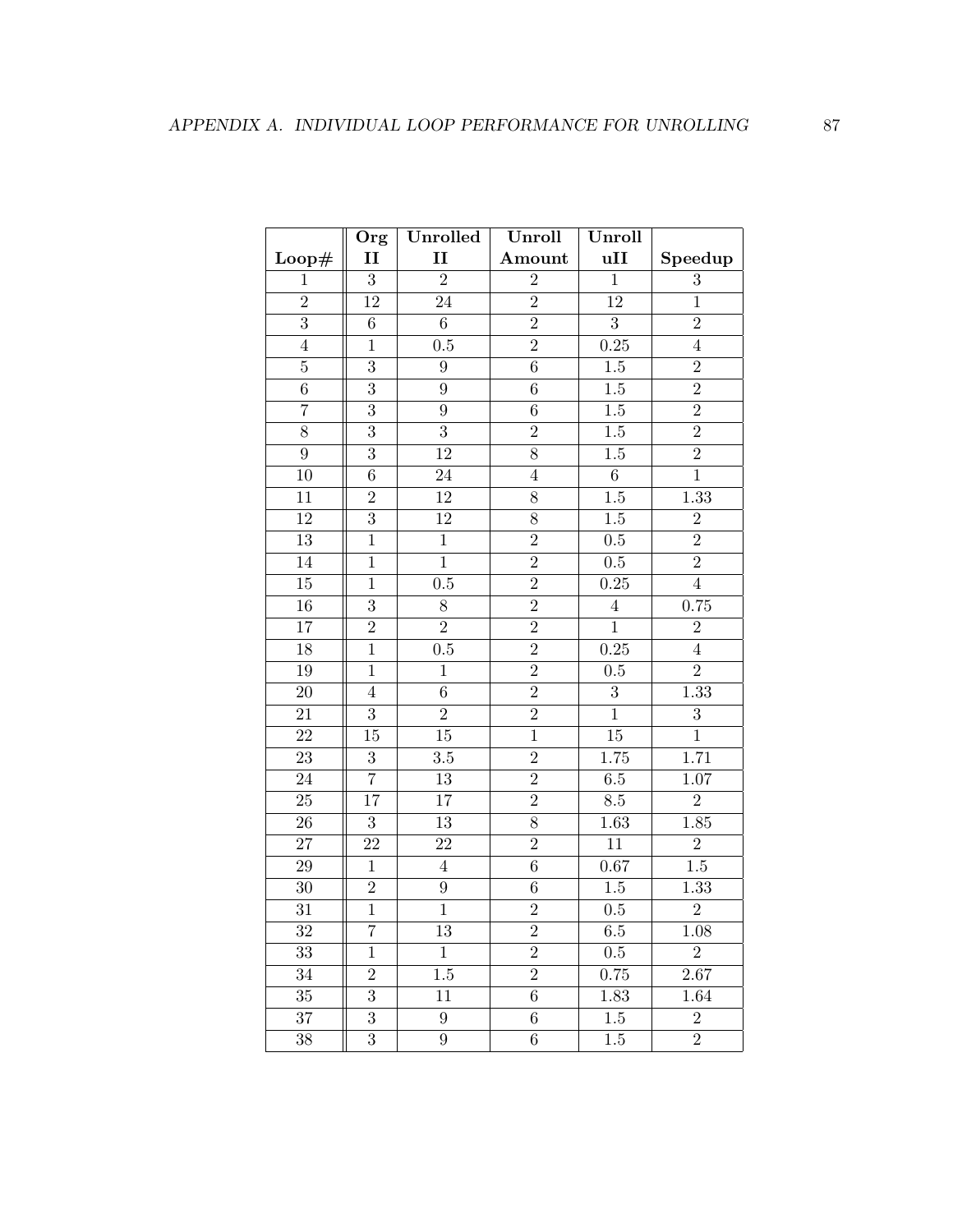| Loop# | Org II | Unrolled II | Unroll Amount | Unroll uII | Speedup |
|---|---|---|---|---|---|
| 1 | 3 | 2 | 2 | 1 | 3 |
| 2 | 12 | 24 | 2 | 12 | 1 |
| 3 | 6 | 6 | 2 | 3 | 2 |
| 4 | 1 | 0.5 | 2 | 0.25 | 4 |
| 5 | 3 | 9 | 6 | 1.5 | 2 |
| 6 | 3 | 9 | 6 | 1.5 | 2 |
| 7 | 3 | 9 | 6 | 1.5 | 2 |
| 8 | 3 | 3 | 2 | 1.5 | 2 |
| 9 | 3 | 12 | 8 | 1.5 | 2 |
| 10 | 6 | 24 | 4 | 6 | 1 |
| 11 | 2 | 12 | 8 | 1.5 | 1.33 |
| 12 | 3 | 12 | 8 | 1.5 | 2 |
| 13 | 1 | 1 | 2 | 0.5 | 2 |
| 14 | 1 | 1 | 2 | 0.5 | 2 |
| 15 | 1 | 0.5 | 2 | 0.25 | 4 |
| 16 | 3 | 8 | 2 | 4 | 0.75 |
| 17 | 2 | 2 | 2 | 1 | 2 |
| 18 | 1 | 0.5 | 2 | 0.25 | 4 |
| 19 | 1 | 1 | 2 | 0.5 | 2 |
| 20 | 4 | 6 | 2 | 3 | 1.33 |
| 21 | 3 | 2 | 2 | 1 | 3 |
| 22 | 15 | 15 | 1 | 15 | 1 |
| 23 | 3 | 3.5 | 2 | 1.75 | 1.71 |
| 24 | 7 | 13 | 2 | 6.5 | 1.07 |
| 25 | 17 | 17 | 2 | 8.5 | 2 |
| 26 | 3 | 13 | 8 | 1.63 | 1.85 |
| 27 | 22 | 22 | 2 | 11 | 2 |
| 29 | 1 | 4 | 6 | 0.67 | 1.5 |
| 30 | 2 | 9 | 6 | 1.5 | 1.33 |
| 31 | 1 | 1 | 2 | 0.5 | 2 |
| 32 | 7 | 13 | 2 | 6.5 | 1.08 |
| 33 | 1 | 1 | 2 | 0.5 | 2 |
| 34 | 2 | 1.5 | 2 | 0.75 | 2.67 |
| 35 | 3 | 11 | 6 | 1.83 | 1.64 |
| 37 | 3 | 9 | 6 | 1.5 | 2 |
| 38 | 3 | 9 | 6 | 1.5 | 2 |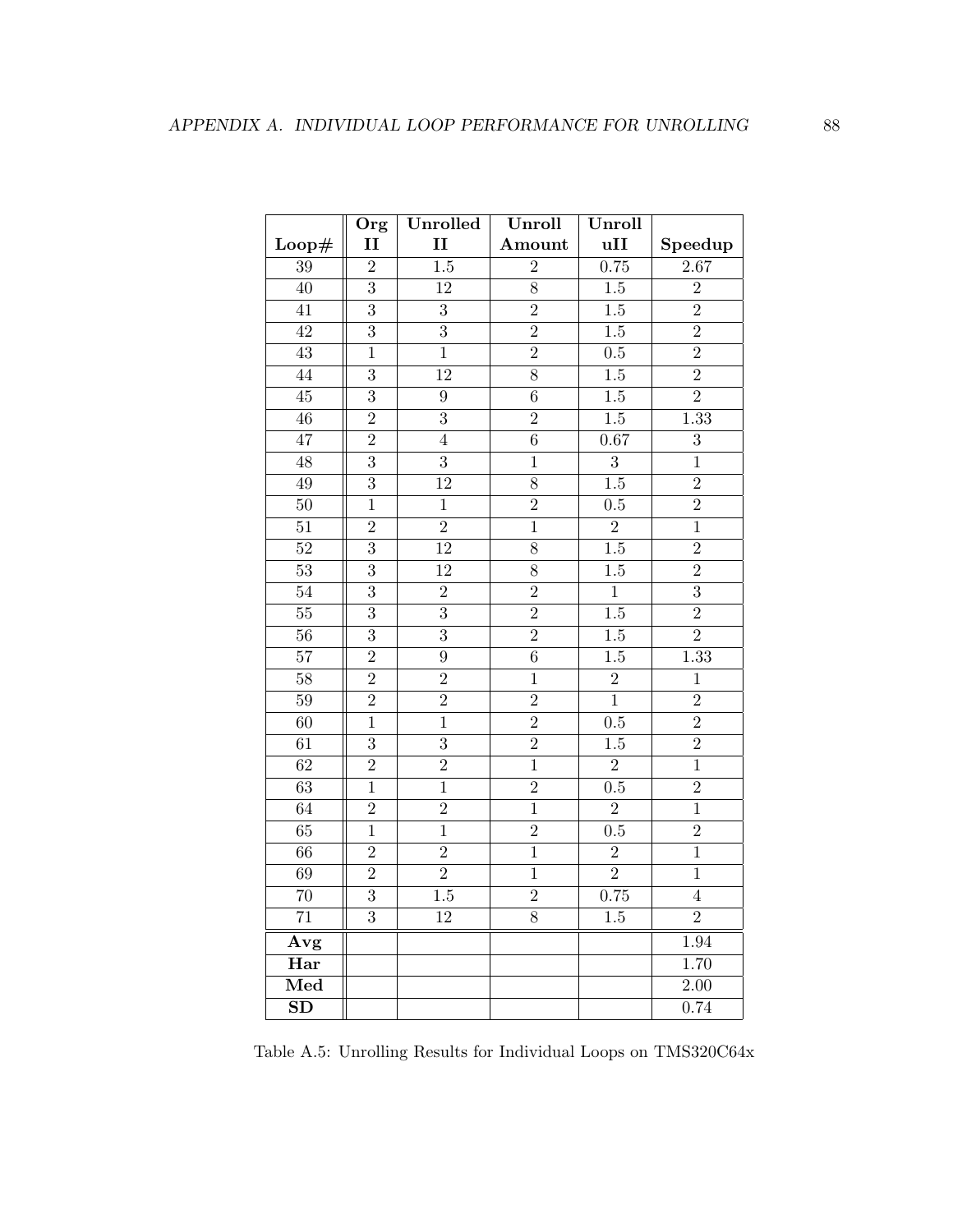| Loop# | Org II | Unrolled II | Unroll Amount | Unroll uII | Speedup |
|---|---|---|---|---|---|
| 39 | 2 | 1.5 | 2 | 0.75 | 2.67 |
| 40 | 3 | 12 | 8 | 1.5 | 2 |
| 41 | 3 | 3 | 2 | 1.5 | 2 |
| 42 | 3 | 3 | 2 | 1.5 | 2 |
| 43 | 1 | 1 | 2 | 0.5 | 2 |
| 44 | 3 | 12 | 8 | 1.5 | 2 |
| 45 | 3 | 9 | 6 | 1.5 | 2 |
| 46 | 2 | 3 | 2 | 1.5 | 1.33 |
| 47 | 2 | 4 | 6 | 0.67 | 3 |
| 48 | 3 | 3 | 1 | 3 | 1 |
| 49 | 3 | 12 | 8 | 1.5 | 2 |
| 50 | 1 | 1 | 2 | 0.5 | 2 |
| 51 | 2 | 2 | 1 | 2 | 1 |
| 52 | 3 | 12 | 8 | 1.5 | 2 |
| 53 | 3 | 12 | 8 | 1.5 | 2 |
| 54 | 3 | 2 | 2 | 1 | 3 |
| 55 | 3 | 3 | 2 | 1.5 | 2 |
| 56 | 3 | 3 | 2 | 1.5 | 2 |
| 57 | 2 | 9 | 6 | 1.5 | 1.33 |
| 58 | 2 | 2 | 1 | 2 | 1 |
| 59 | 2 | 2 | 2 | 1 | 2 |
| 60 | 1 | 1 | 2 | 0.5 | 2 |
| 61 | 3 | 3 | 2 | 1.5 | 2 |
| 62 | 2 | 2 | 1 | 2 | 1 |
| 63 | 1 | 1 | 2 | 0.5 | 2 |
| 64 | 2 | 2 | 1 | 2 | 1 |
| 65 | 1 | 1 | 2 | 0.5 | 2 |
| 66 | 2 | 2 | 1 | 2 | 1 |
| 69 | 2 | 2 | 1 | 2 | 1 |
| 70 | 3 | 1.5 | 2 | 0.75 | 4 |
| 71 | 3 | 12 | 8 | 1.5 | 2 |
| **Avg** | | | | | 1.94 |
| **Har** | | | | | 1.70 |
| **Med** | | | | | 2.00 |
| **SD** | | | | | 0.74 |

Table A.5: Unrolling Results for Individual Loops on TMS320C64x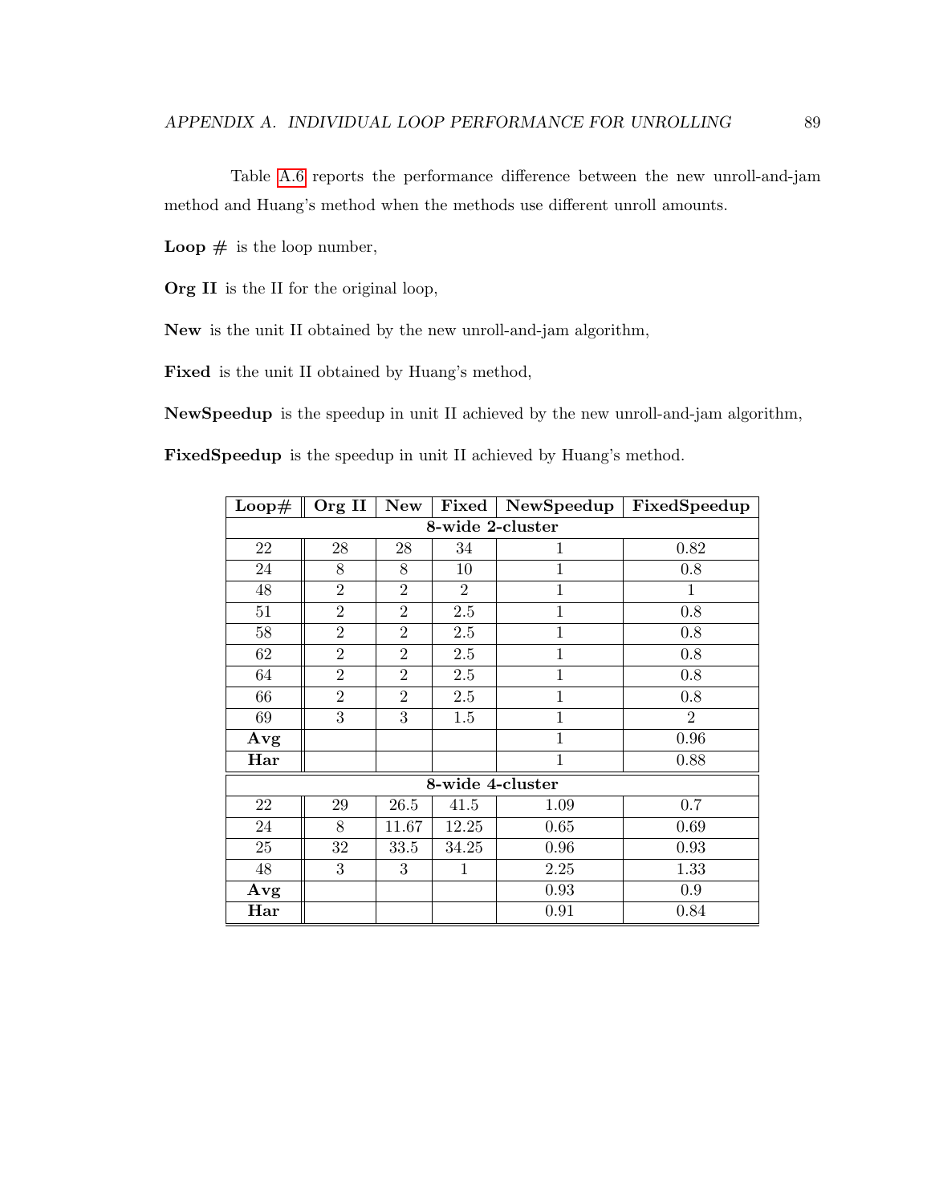Table A.6 reports the performance difference between the new unroll-and-jam method and Huang's method when the methods use different unroll amounts.

**Loop #** is the loop number,

**Org II** is the II for the original loop,

**New** is the unit II obtained by the new unroll-and-jam algorithm,

**Fixed** is the unit II obtained by Huang's method,

**NewSpeedup** is the speedup in unit II achieved by the new unroll-and-jam algorithm,

**FixedSpeedup** is the speedup in unit II achieved by Huang's method.

| Loop# | Org II | New | Fixed | NewSpeedup | FixedSpeedup |
|---|---|---|---|---|---|
| **8-wide 2-cluster** | | | | | |
| 22 | 28 | 28 | 34 | 1 | 0.82 |
| 24 | 8 | 8 | 10 | 1 | 0.8 |
| 48 | 2 | 2 | 2 | 1 | 1 |
| 51 | 2 | 2 | 2.5 | 1 | 0.8 |
| 58 | 2 | 2 | 2.5 | 1 | 0.8 |
| 62 | 2 | 2 | 2.5 | 1 | 0.8 |
| 64 | 2 | 2 | 2.5 | 1 | 0.8 |
| 66 | 2 | 2 | 2.5 | 1 | 0.8 |
| 69 | 3 | 3 | 1.5 | 1 | 2 |
| **Avg** | | | | 1 | 0.96 |
| **Har** | | | | 1 | 0.88 |
| **8-wide 4-cluster** | | | | | |
| 22 | 29 | 26.5 | 41.5 | 1.09 | 0.7 |
| 24 | 8 | 11.67 | 12.25 | 0.65 | 0.69 |
| 25 | 32 | 33.5 | 34.25 | 0.96 | 0.93 |
| 48 | 3 | 3 | 1 | 2.25 | 1.33 |
| **Avg** | | | | 0.93 | 0.9 |
| **Har** | | | | 0.91 | 0.84 |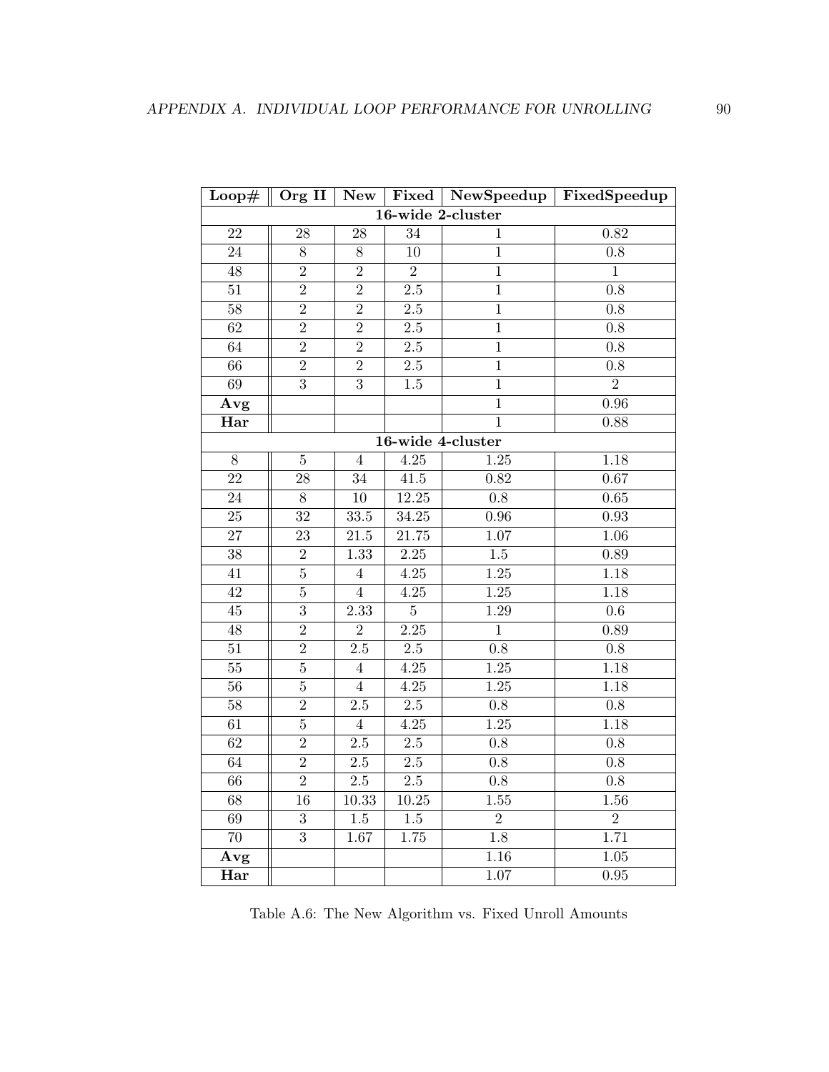| Loop# | Org II | New | Fixed | NewSpeedup | FixedSpeedup |
|---|---|---|---|---|---|
| **16-wide 2-cluster** | | | | | |
| 22 | 28 | 28 | 34 | 1 | 0.82 |
| 24 | 8 | 8 | 10 | 1 | 0.8 |
| 48 | 2 | 2 | 2 | 1 | 1 |
| 51 | 2 | 2 | 2.5 | 1 | 0.8 |
| 58 | 2 | 2 | 2.5 | 1 | 0.8 |
| 62 | 2 | 2 | 2.5 | 1 | 0.8 |
| 64 | 2 | 2 | 2.5 | 1 | 0.8 |
| 66 | 2 | 2 | 2.5 | 1 | 0.8 |
| 69 | 3 | 3 | 1.5 | 1 | 2 |
| **Avg** | | | | 1 | 0.96 |
| **Har** | | | | 1 | 0.88 |
| **16-wide 4-cluster** | | | | | |
| 8 | 5 | 4 | 4.25 | 1.25 | 1.18 |
| 22 | 28 | 34 | 41.5 | 0.82 | 0.67 |
| 24 | 8 | 10 | 12.25 | 0.8 | 0.65 |
| 25 | 32 | 33.5 | 34.25 | 0.96 | 0.93 |
| 27 | 23 | 21.5 | 21.75 | 1.07 | 1.06 |
| 38 | 2 | 1.33 | 2.25 | 1.5 | 0.89 |
| 41 | 5 | 4 | 4.25 | 1.25 | 1.18 |
| 42 | 5 | 4 | 4.25 | 1.25 | 1.18 |
| 45 | 3 | 2.33 | 5 | 1.29 | 0.6 |
| 48 | 2 | 2 | 2.25 | 1 | 0.89 |
| 51 | 2 | 2.5 | 2.5 | 0.8 | 0.8 |
| 55 | 5 | 4 | 4.25 | 1.25 | 1.18 |
| 56 | 5 | 4 | 4.25 | 1.25 | 1.18 |
| 58 | 2 | 2.5 | 2.5 | 0.8 | 0.8 |
| 61 | 5 | 4 | 4.25 | 1.25 | 1.18 |
| 62 | 2 | 2.5 | 2.5 | 0.8 | 0.8 |
| 64 | 2 | 2.5 | 2.5 | 0.8 | 0.8 |
| 66 | 2 | 2.5 | 2.5 | 0.8 | 0.8 |
| 68 | 16 | 10.33 | 10.25 | 1.55 | 1.56 |
| 69 | 3 | 1.5 | 1.5 | 2 | 2 |
| 70 | 3 | 1.67 | 1.75 | 1.8 | 1.71 |
| **Avg** | | | | 1.16 | 1.05 |
| **Har** | | | | 1.07 | 0.95 |

Table A.6: The New Algorithm vs. Fixed Unroll Amounts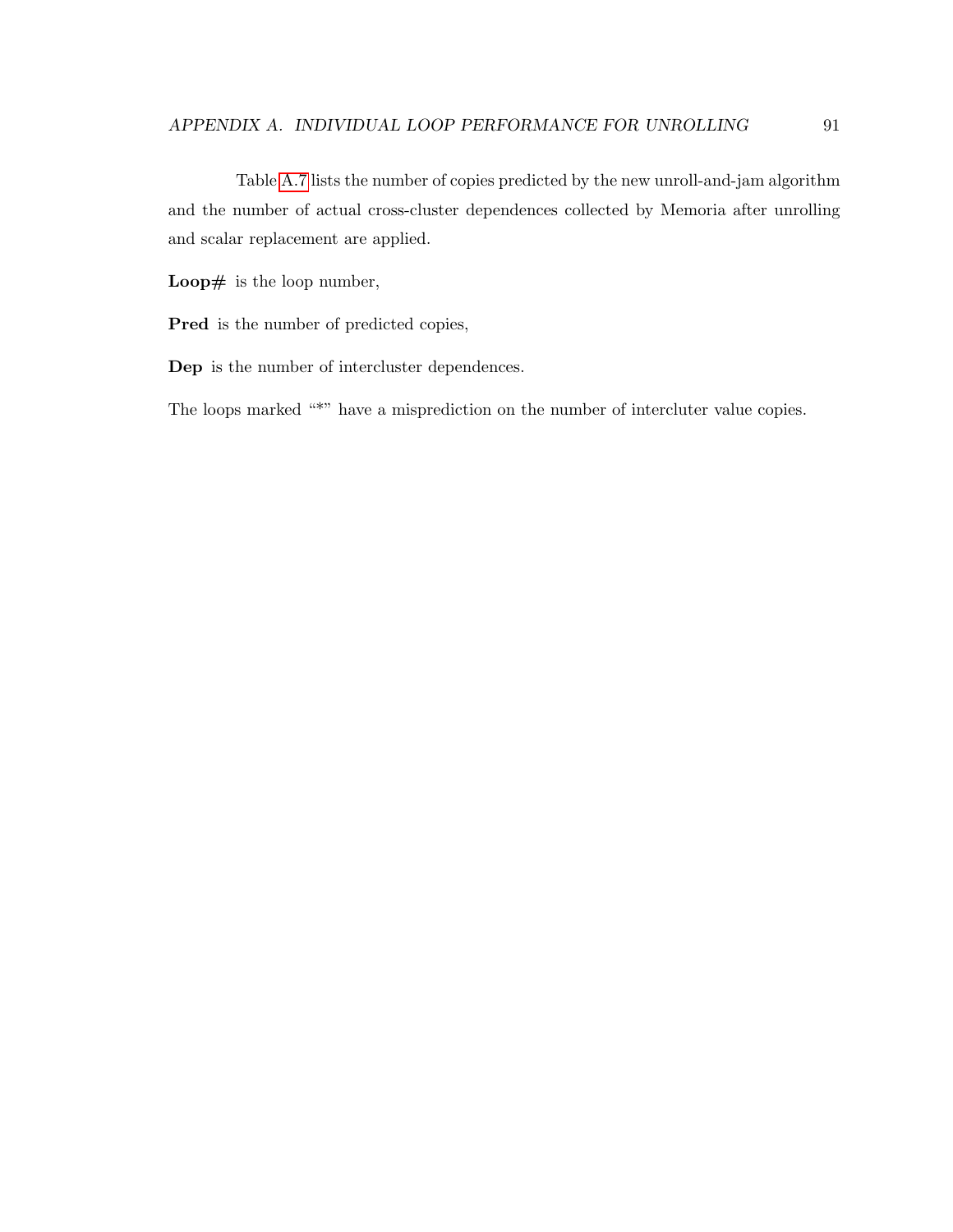Table A.7 lists the number of copies predicted by the new unroll-and-jam algorithm and the number of actual cross-cluster dependences collected by Memoria after unrolling and scalar replacement are applied.

**Loop#** is the loop number,

**Pred** is the number of predicted copies,

**Dep** is the number of intercluster dependences.

The loops marked "*" have a misprediction on the number of intercluter value copies.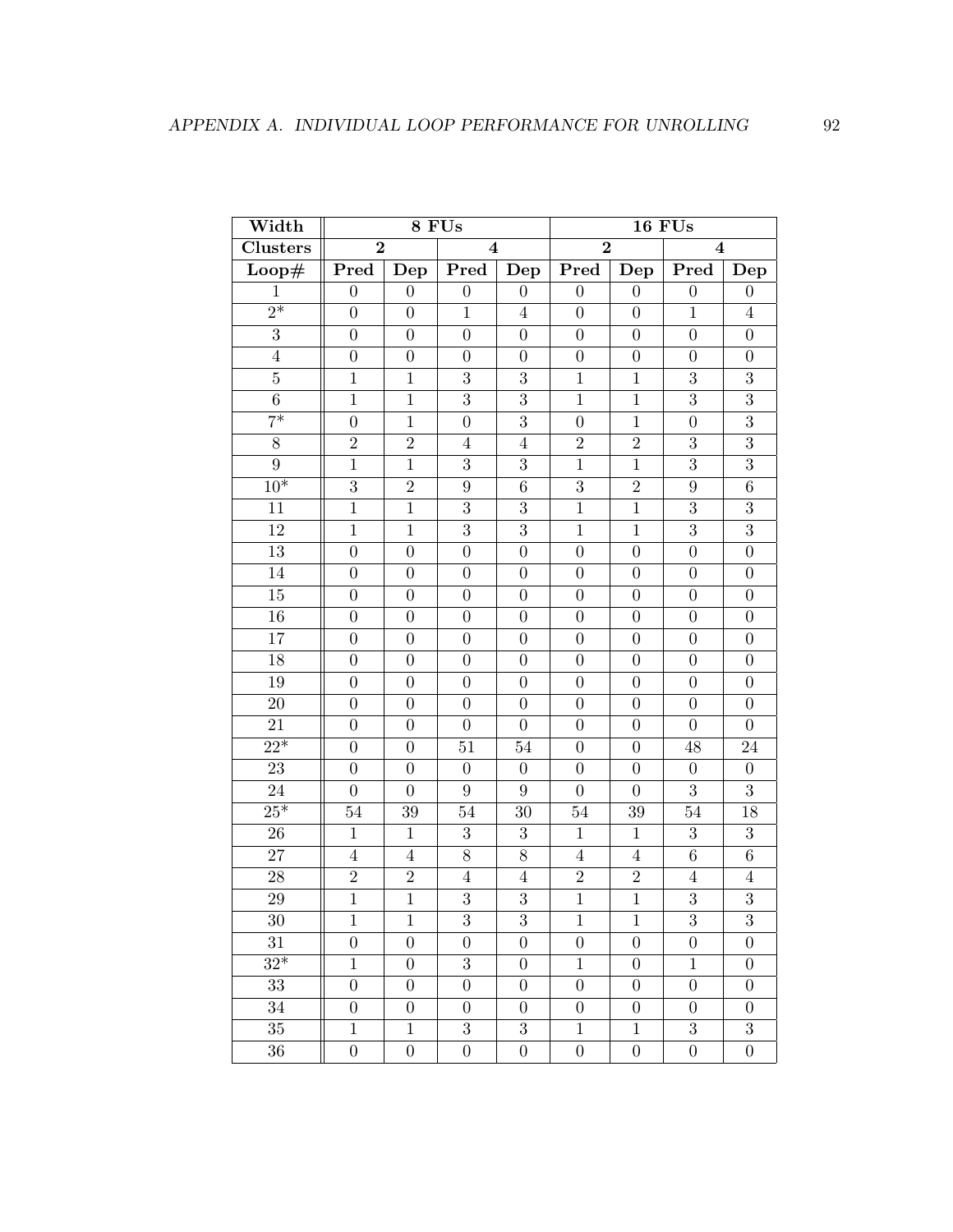| Width | 8 FUs | | | | 16 FUs | | | |
|---|---|---|---|---|---|---|---|---|
| Clusters | 2 | | 4 | | 2 | | 4 | |
| Loop# | Pred | Dep | Pred | Dep | Pred | Dep | Pred | Dep |
| 1 | 0 | 0 | 0 | 0 | 0 | 0 | 0 | 0 |
| 2* | 0 | 0 | 1 | 4 | 0 | 0 | 1 | 4 |
| 3 | 0 | 0 | 0 | 0 | 0 | 0 | 0 | 0 |
| 4 | 0 | 0 | 0 | 0 | 0 | 0 | 0 | 0 |
| 5 | 1 | 1 | 3 | 3 | 1 | 1 | 3 | 3 |
| 6 | 1 | 1 | 3 | 3 | 1 | 1 | 3 | 3 |
| 7* | 0 | 1 | 0 | 3 | 0 | 1 | 0 | 3 |
| 8 | 2 | 2 | 4 | 4 | 2 | 2 | 3 | 3 |
| 9 | 1 | 1 | 3 | 3 | 1 | 1 | 3 | 3 |
| 10* | 3 | 2 | 9 | 6 | 3 | 2 | 9 | 6 |
| 11 | 1 | 1 | 3 | 3 | 1 | 1 | 3 | 3 |
| 12 | 1 | 1 | 3 | 3 | 1 | 1 | 3 | 3 |
| 13 | 0 | 0 | 0 | 0 | 0 | 0 | 0 | 0 |
| 14 | 0 | 0 | 0 | 0 | 0 | 0 | 0 | 0 |
| 15 | 0 | 0 | 0 | 0 | 0 | 0 | 0 | 0 |
| 16 | 0 | 0 | 0 | 0 | 0 | 0 | 0 | 0 |
| 17 | 0 | 0 | 0 | 0 | 0 | 0 | 0 | 0 |
| 18 | 0 | 0 | 0 | 0 | 0 | 0 | 0 | 0 |
| 19 | 0 | 0 | 0 | 0 | 0 | 0 | 0 | 0 |
| 20 | 0 | 0 | 0 | 0 | 0 | 0 | 0 | 0 |
| 21 | 0 | 0 | 0 | 0 | 0 | 0 | 0 | 0 |
| 22* | 0 | 0 | 51 | 54 | 0 | 0 | 48 | 24 |
| 23 | 0 | 0 | 0 | 0 | 0 | 0 | 0 | 0 |
| 24 | 0 | 0 | 9 | 9 | 0 | 0 | 3 | 3 |
| 25* | 54 | 39 | 54 | 30 | 54 | 39 | 54 | 18 |
| 26 | 1 | 1 | 3 | 3 | 1 | 1 | 3 | 3 |
| 27 | 4 | 4 | 8 | 8 | 4 | 4 | 6 | 6 |
| 28 | 2 | 2 | 4 | 4 | 2 | 2 | 4 | 4 |
| 29 | 1 | 1 | 3 | 3 | 1 | 1 | 3 | 3 |
| 30 | 1 | 1 | 3 | 3 | 1 | 1 | 3 | 3 |
| 31 | 0 | 0 | 0 | 0 | 0 | 0 | 0 | 0 |
| 32* | 1 | 0 | 3 | 0 | 1 | 0 | 1 | 0 |
| 33 | 0 | 0 | 0 | 0 | 0 | 0 | 0 | 0 |
| 34 | 0 | 0 | 0 | 0 | 0 | 0 | 0 | 0 |
| 35 | 1 | 1 | 3 | 3 | 1 | 1 | 3 | 3 |
| 36 | 0 | 0 | 0 | 0 | 0 | 0 | 0 | 0 |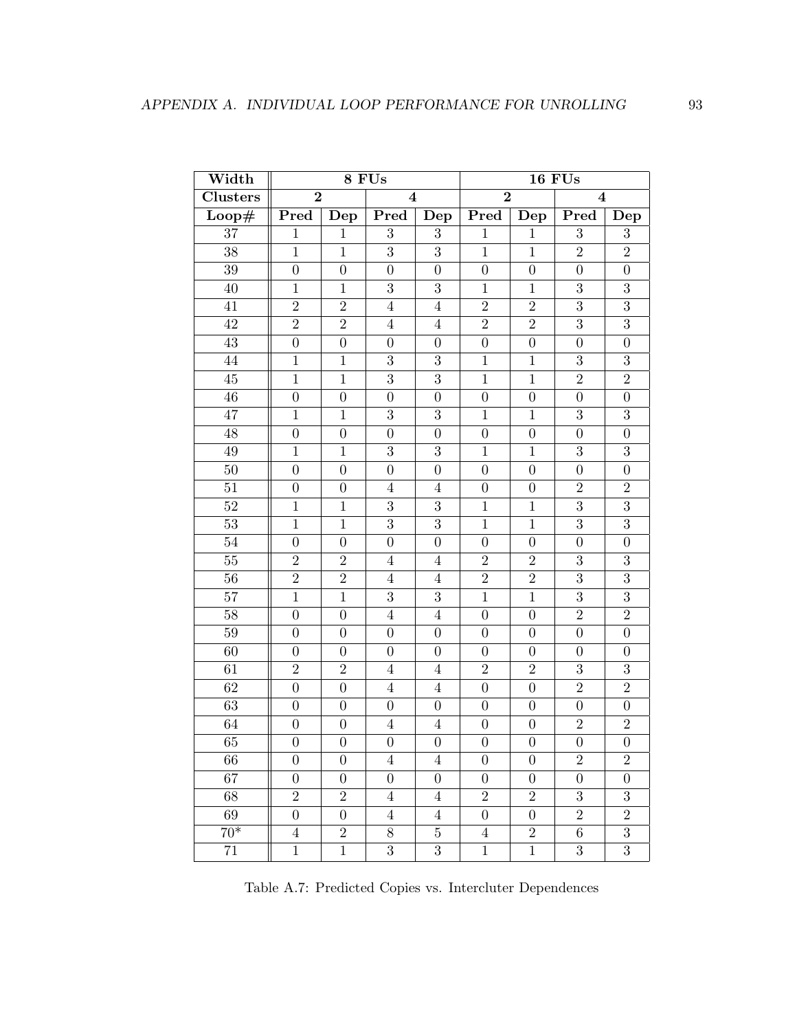| **Width** | **8 FUs** | | | | **16 FUs** | | | |
|---|---|---|---|---|---|---|---|---|
| **Clusters** | **2** | | **4** | | **2** | | **4** | |
| **Loop#** | **Pred** | **Dep** | **Pred** | **Dep** | **Pred** | **Dep** | **Pred** | **Dep** |
| 37 | 1 | 1 | 3 | 3 | 1 | 1 | 3 | 3 |
| 38 | 1 | 1 | 3 | 3 | 1 | 1 | 2 | 2 |
| 39 | 0 | 0 | 0 | 0 | 0 | 0 | 0 | 0 |
| 40 | 1 | 1 | 3 | 3 | 1 | 1 | 3 | 3 |
| 41 | 2 | 2 | 4 | 4 | 2 | 2 | 3 | 3 |
| 42 | 2 | 2 | 4 | 4 | 2 | 2 | 3 | 3 |
| 43 | 0 | 0 | 0 | 0 | 0 | 0 | 0 | 0 |
| 44 | 1 | 1 | 3 | 3 | 1 | 1 | 3 | 3 |
| 45 | 1 | 1 | 3 | 3 | 1 | 1 | 2 | 2 |
| 46 | 0 | 0 | 0 | 0 | 0 | 0 | 0 | 0 |
| 47 | 1 | 1 | 3 | 3 | 1 | 1 | 3 | 3 |
| 48 | 0 | 0 | 0 | 0 | 0 | 0 | 0 | 0 |
| 49 | 1 | 1 | 3 | 3 | 1 | 1 | 3 | 3 |
| 50 | 0 | 0 | 0 | 0 | 0 | 0 | 0 | 0 |
| 51 | 0 | 0 | 4 | 4 | 0 | 0 | 2 | 2 |
| 52 | 1 | 1 | 3 | 3 | 1 | 1 | 3 | 3 |
| 53 | 1 | 1 | 3 | 3 | 1 | 1 | 3 | 3 |
| 54 | 0 | 0 | 0 | 0 | 0 | 0 | 0 | 0 |
| 55 | 2 | 2 | 4 | 4 | 2 | 2 | 3 | 3 |
| 56 | 2 | 2 | 4 | 4 | 2 | 2 | 3 | 3 |
| 57 | 1 | 1 | 3 | 3 | 1 | 1 | 3 | 3 |
| 58 | 0 | 0 | 4 | 4 | 0 | 0 | 2 | 2 |
| 59 | 0 | 0 | 0 | 0 | 0 | 0 | 0 | 0 |
| 60 | 0 | 0 | 0 | 0 | 0 | 0 | 0 | 0 |
| 61 | 2 | 2 | 4 | 4 | 2 | 2 | 3 | 3 |
| 62 | 0 | 0 | 4 | 4 | 0 | 0 | 2 | 2 |
| 63 | 0 | 0 | 0 | 0 | 0 | 0 | 0 | 0 |
| 64 | 0 | 0 | 4 | 4 | 0 | 0 | 2 | 2 |
| 65 | 0 | 0 | 0 | 0 | 0 | 0 | 0 | 0 |
| 66 | 0 | 0 | 4 | 4 | 0 | 0 | 2 | 2 |
| 67 | 0 | 0 | 0 | 0 | 0 | 0 | 0 | 0 |
| 68 | 2 | 2 | 4 | 4 | 2 | 2 | 3 | 3 |
| 69 | 0 | 0 | 4 | 4 | 0 | 0 | 2 | 2 |
| 70* | 4 | 2 | 8 | 5 | 4 | 2 | 6 | 3 |
| 71 | 1 | 1 | 3 | 3 | 1 | 1 | 3 | 3 |

Table A.7: Predicted Copies vs. Intercluter Dependences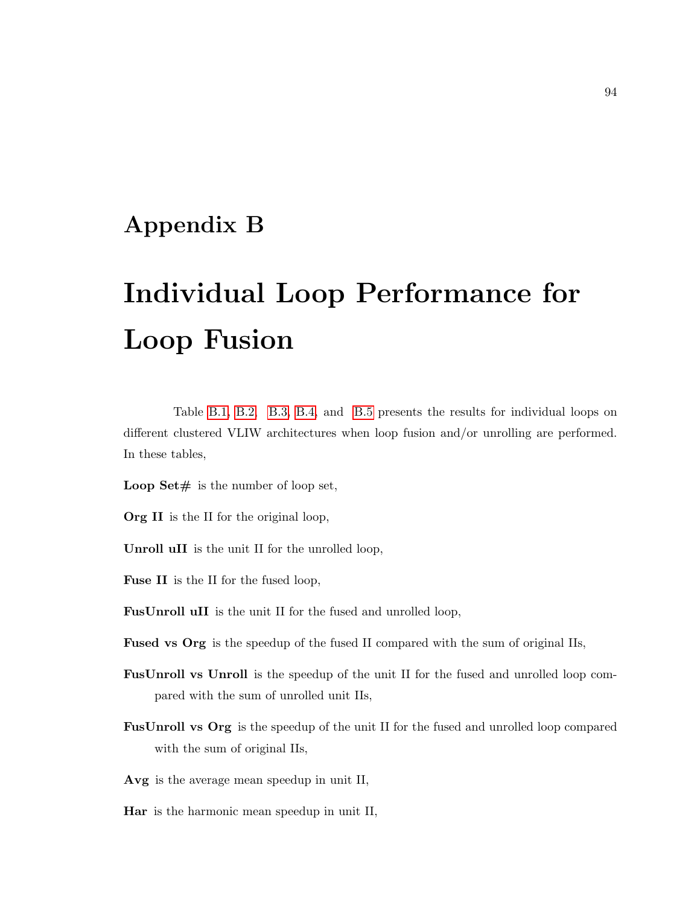# Appendix B

# Individual Loop Performance for Loop Fusion

Table B.1, B.2, B.3, B.4, and B.5 presents the results for individual loops on different clustered VLIW architectures when loop fusion and/or unrolling are performed. In these tables,

**Loop Set#** is the number of loop set,

**Org II** is the II for the original loop,

**Unroll uII** is the unit II for the unrolled loop,

**Fuse II** is the II for the fused loop,

**FusUnroll uII** is the unit II for the fused and unrolled loop,

**Fused vs Org** is the speedup of the fused II compared with the sum of original IIs,

**FusUnroll vs Unroll** is the speedup of the unit II for the fused and unrolled loop compared with the sum of unrolled unit IIs,

**FusUnroll vs Org** is the speedup of the unit II for the fused and unrolled loop compared with the sum of original IIs,

**Avg** is the average mean speedup in unit II,

**Har** is the harmonic mean speedup in unit II,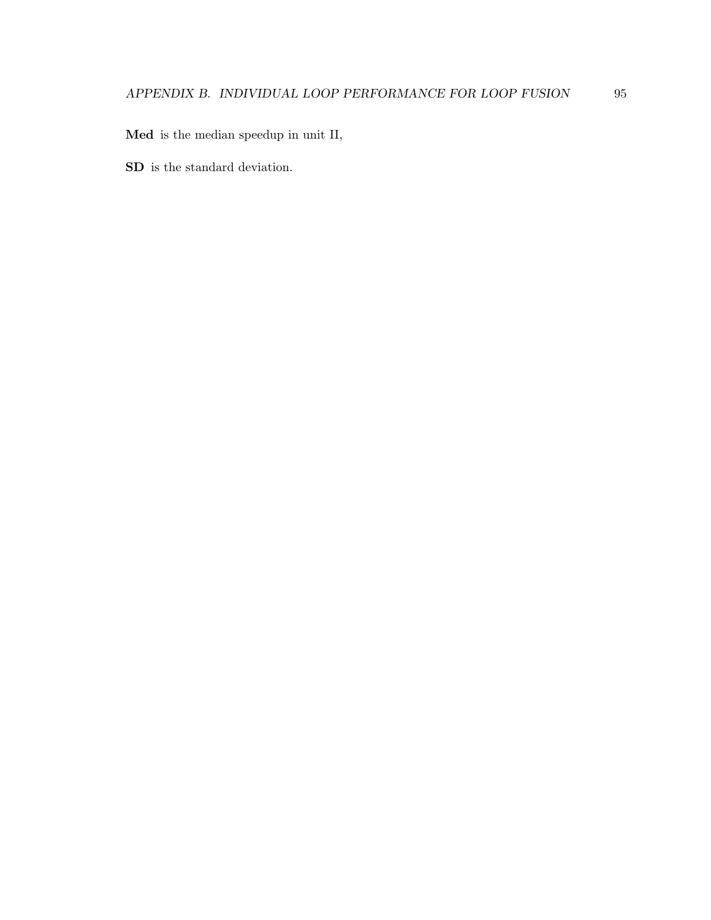**Med** is the median speedup in unit II,

**SD** is the standard deviation.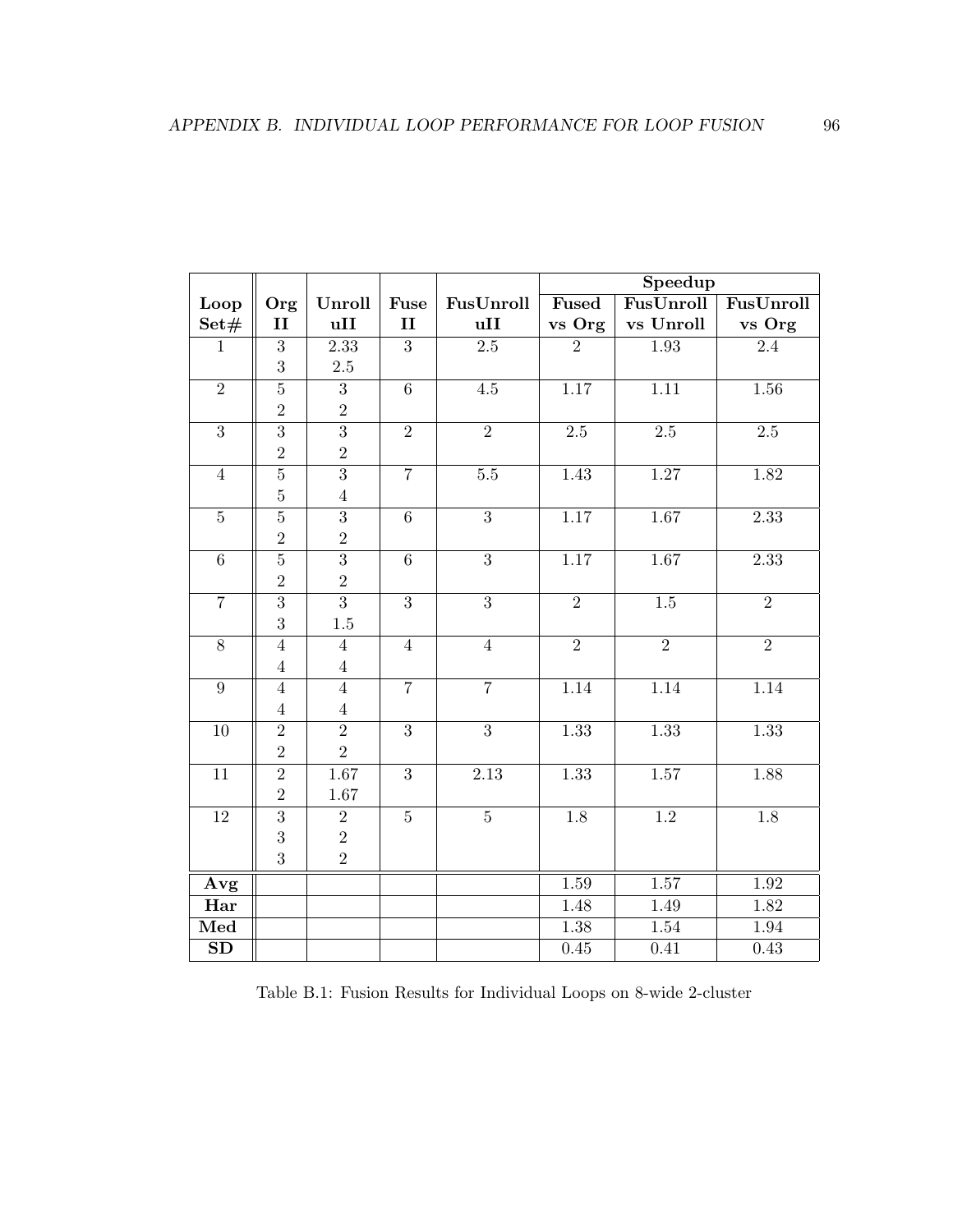| Loop Set# | Org II | Unroll uII | Fuse II | FusUnroll uII | Speedup | | |
|---|---|---|---|---|---|---|---|
| | | | | | Fused vs Org | FusUnroll vs Unroll | FusUnroll vs Org |
| 1 | 3<br>3 | 2.33<br>2.5 | 3 | 2.5 | 2 | 1.93 | 2.4 |
| 2 | 5<br>2 | 3<br>2 | 6 | 4.5 | 1.17 | 1.11 | 1.56 |
| 3 | 3<br>2 | 3<br>2 | 2 | 2 | 2.5 | 2.5 | 2.5 |
| 4 | 5<br>5 | 3<br>4 | 7 | 5.5 | 1.43 | 1.27 | 1.82 |
| 5 | 5<br>2 | 3<br>2 | 6 | 3 | 1.17 | 1.67 | 2.33 |
| 6 | 5<br>2 | 3<br>2 | 6 | 3 | 1.17 | 1.67 | 2.33 |
| 7 | 3<br>3 | 3<br>1.5 | 3 | 3 | 2 | 1.5 | 2 |
| 8 | 4<br>4 | 4<br>4 | 4 | 4 | 2 | 2 | 2 |
| 9 | 4<br>4 | 4<br>4 | 7 | 7 | 1.14 | 1.14 | 1.14 |
| 10 | 2<br>2 | 2<br>2 | 3 | 3 | 1.33 | 1.33 | 1.33 |
| 11 | 2<br>2 | 1.67<br>1.67 | 3 | 2.13 | 1.33 | 1.57 | 1.88 |
| 12 | 3<br>3<br>3 | 2<br>2<br>2 | 5 | 5 | 1.8 | 1.2 | 1.8 |
| **Avg** | | | | | 1.59 | 1.57 | 1.92 |
| **Har** | | | | | 1.48 | 1.49 | 1.82 |
| **Med** | | | | | 1.38 | 1.54 | 1.94 |
| **SD** | | | | | 0.45 | 0.41 | 0.43 |

Table B.1: Fusion Results for Individual Loops on 8-wide 2-cluster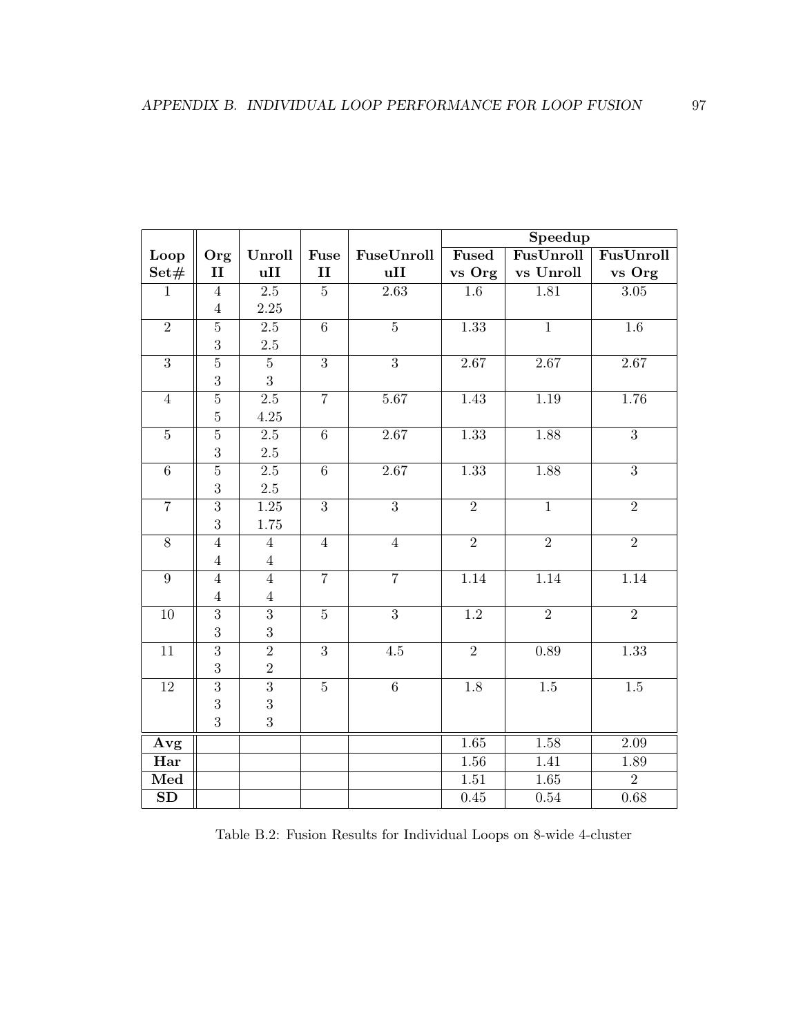| Loop Set# | Org II | Unroll uII | Fuse II | FuseUnroll uII | Speedup Fused vs Org | FusUnroll vs Unroll | FusUnroll vs Org |
|---|---|---|---|---|---|---|---|
| 1 | 4 | 2.5 | 5 | 2.63 | 1.6 | 1.81 | 3.05 |
| | 4 | 2.25 | | | | | |
| 2 | 5 | 2.5 | 6 | 5 | 1.33 | 1 | 1.6 |
| | 3 | 2.5 | | | | | |
| 3 | 5 | 5 | 3 | 3 | 2.67 | 2.67 | 2.67 |
| | 3 | 3 | | | | | |
| 4 | 5 | 2.5 | 7 | 5.67 | 1.43 | 1.19 | 1.76 |
| | 5 | 4.25 | | | | | |
| 5 | 5 | 2.5 | 6 | 2.67 | 1.33 | 1.88 | 3 |
| | 3 | 2.5 | | | | | |
| 6 | 5 | 2.5 | 6 | 2.67 | 1.33 | 1.88 | 3 |
| | 3 | 2.5 | | | | | |
| 7 | 3 | 1.25 | 3 | 3 | 2 | 1 | 2 |
| | 3 | 1.75 | | | | | |
| 8 | 4 | 4 | 4 | 4 | 2 | 2 | 2 |
| | 4 | 4 | | | | | |
| 9 | 4 | 4 | 7 | 7 | 1.14 | 1.14 | 1.14 |
| | 4 | 4 | | | | | |
| 10 | 3 | 3 | 5 | 3 | 1.2 | 2 | 2 |
| | 3 | 3 | | | | | |
| 11 | 3 | 2 | 3 | 4.5 | 2 | 0.89 | 1.33 |
| | 3 | 2 | | | | | |
| 12 | 3 | 3 | 5 | 6 | 1.8 | 1.5 | 1.5 |
| | 3 | 3 | | | | | |
| | 3 | 3 | | | | | |
| **Avg** | | | | | 1.65 | 1.58 | 2.09 |
| **Har** | | | | | 1.56 | 1.41 | 1.89 |
| **Med** | | | | | 1.51 | 1.65 | 2 |
| **SD** | | | | | 0.45 | 0.54 | 0.68 |

Table B.2: Fusion Results for Individual Loops on 8-wide 4-cluster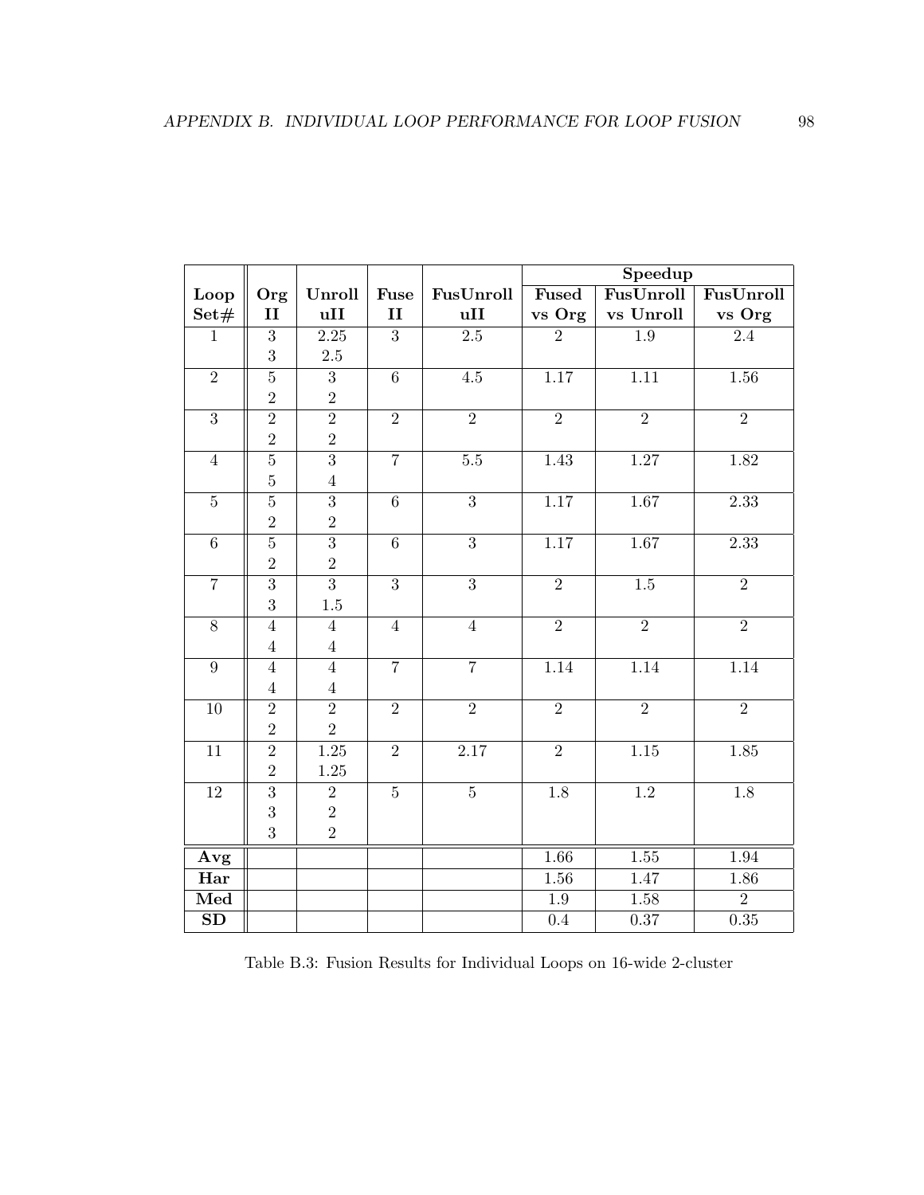| Loop Set# | Org II | Unroll uII | Fuse II | FusUnroll uII | Speedup | | |
|---|---|---|---|---|---|---|---|
| | | | | | Fused vs Org | FusUnroll vs Unroll | FusUnroll vs Org |
| 1 | 3 | 2.25 | 3 | 2.5 | 2 | 1.9 | 2.4 |
| | 3 | 2.5 | | | | | |
| 2 | 5 | 3 | 6 | 4.5 | 1.17 | 1.11 | 1.56 |
| | 2 | 2 | | | | | |
| 3 | 2 | 2 | 2 | 2 | 2 | 2 | 2 |
| | 2 | 2 | | | | | |
| 4 | 5 | 3 | 7 | 5.5 | 1.43 | 1.27 | 1.82 |
| | 5 | 4 | | | | | |
| 5 | 5 | 3 | 6 | 3 | 1.17 | 1.67 | 2.33 |
| | 2 | 2 | | | | | |
| 6 | 5 | 3 | 6 | 3 | 1.17 | 1.67 | 2.33 |
| | 2 | 2 | | | | | |
| 7 | 3 | 3 | 3 | 3 | 2 | 1.5 | 2 |
| | 3 | 1.5 | | | | | |
| 8 | 4 | 4 | 4 | 4 | 2 | 2 | 2 |
| | 4 | 4 | | | | | |
| 9 | 4 | 4 | 7 | 7 | 1.14 | 1.14 | 1.14 |
| | 4 | 4 | | | | | |
| 10 | 2 | 2 | 2 | 2 | 2 | 2 | 2 |
| | 2 | 2 | | | | | |
| 11 | 2 | 1.25 | 2 | 2.17 | 2 | 1.15 | 1.85 |
| | 2 | 1.25 | | | | | |
| 12 | 3 | 2 | 5 | 5 | 1.8 | 1.2 | 1.8 |
| | 3 | 2 | | | | | |
| | 3 | 2 | | | | | |
| **Avg** | | | | | 1.66 | 1.55 | 1.94 |
| **Har** | | | | | 1.56 | 1.47 | 1.86 |
| **Med** | | | | | 1.9 | 1.58 | 2 |
| **SD** | | | | | 0.4 | 0.37 | 0.35 |

Table B.3: Fusion Results for Individual Loops on 16-wide 2-cluster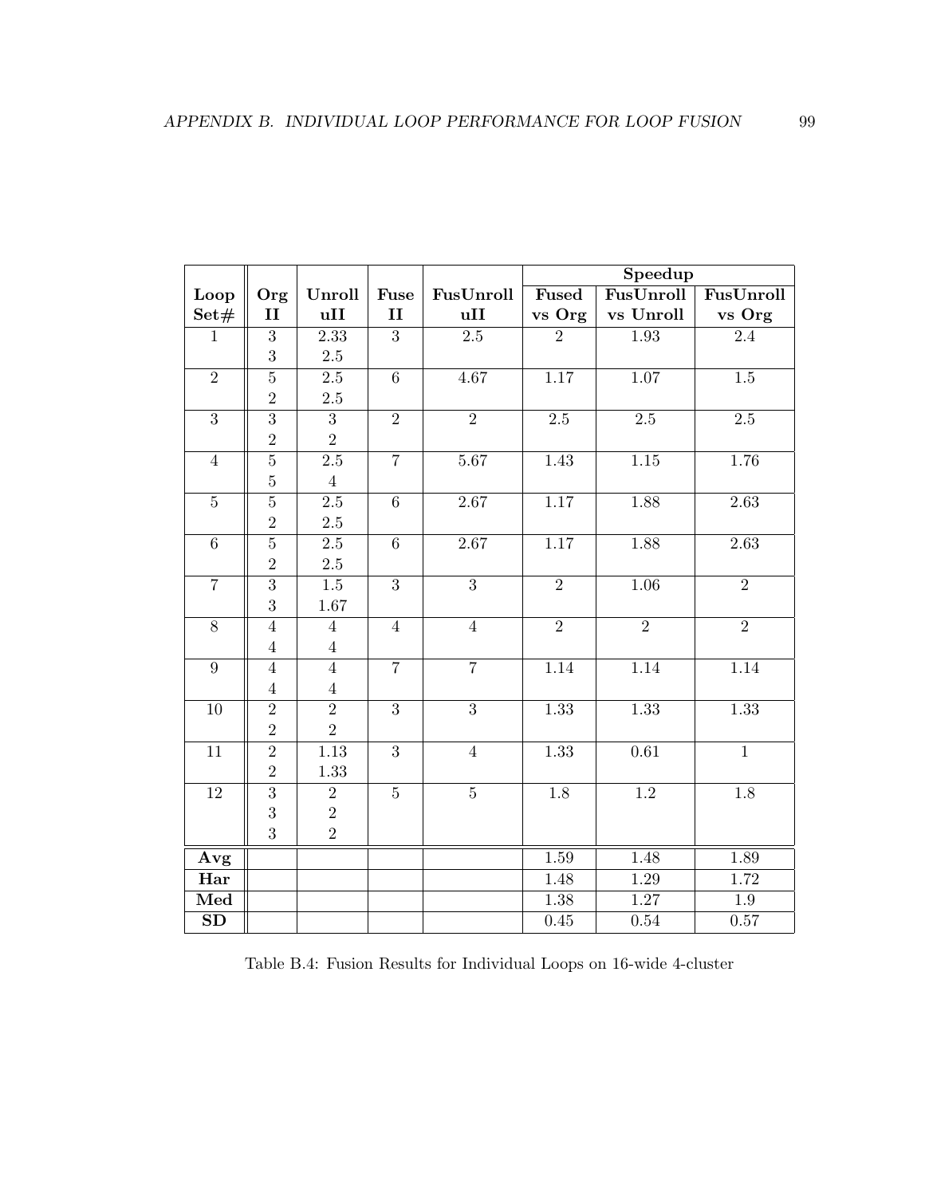| Loop Set# | Org II | Unroll uII | Fuse II | FusUnroll uII | Speedup Fused vs Org | Speedup FusUnroll vs Unroll | Speedup FusUnroll vs Org |
|---|---|---|---|---|---|---|---|
| 1 | 3 | 2.33 | 3 | 2.5 | 2 | 1.93 | 2.4 |
| | 3 | 2.5 | | | | | |
| 2 | 5 | 2.5 | 6 | 4.67 | 1.17 | 1.07 | 1.5 |
| | 2 | 2.5 | | | | | |
| 3 | 3 | 3 | 2 | 2 | 2.5 | 2.5 | 2.5 |
| | 2 | 2 | | | | | |
| 4 | 5 | 2.5 | 7 | 5.67 | 1.43 | 1.15 | 1.76 |
| | 5 | 4 | | | | | |
| 5 | 5 | 2.5 | 6 | 2.67 | 1.17 | 1.88 | 2.63 |
| | 2 | 2.5 | | | | | |
| 6 | 5 | 2.5 | 6 | 2.67 | 1.17 | 1.88 | 2.63 |
| | 2 | 2.5 | | | | | |
| 7 | 3 | 1.5 | 3 | 3 | 2 | 1.06 | 2 |
| | 3 | 1.67 | | | | | |
| 8 | 4 | 4 | 4 | 4 | 2 | 2 | 2 |
| | 4 | 4 | | | | | |
| 9 | 4 | 4 | 7 | 7 | 1.14 | 1.14 | 1.14 |
| | 4 | 4 | | | | | |
| 10 | 2 | 2 | 3 | 3 | 1.33 | 1.33 | 1.33 |
| | 2 | 2 | | | | | |
| 11 | 2 | 1.13 | 3 | 4 | 1.33 | 0.61 | 1 |
| | 2 | 1.33 | | | | | |
| 12 | 3 | 2 | 5 | 5 | 1.8 | 1.2 | 1.8 |
| | 3 | 2 | | | | | |
| | 3 | 2 | | | | | |
| **Avg** | | | | | 1.59 | 1.48 | 1.89 |
| **Har** | | | | | 1.48 | 1.29 | 1.72 |
| **Med** | | | | | 1.38 | 1.27 | 1.9 |
| **SD** | | | | | 0.45 | 0.54 | 0.57 |

Table B.4: Fusion Results for Individual Loops on 16-wide 4-cluster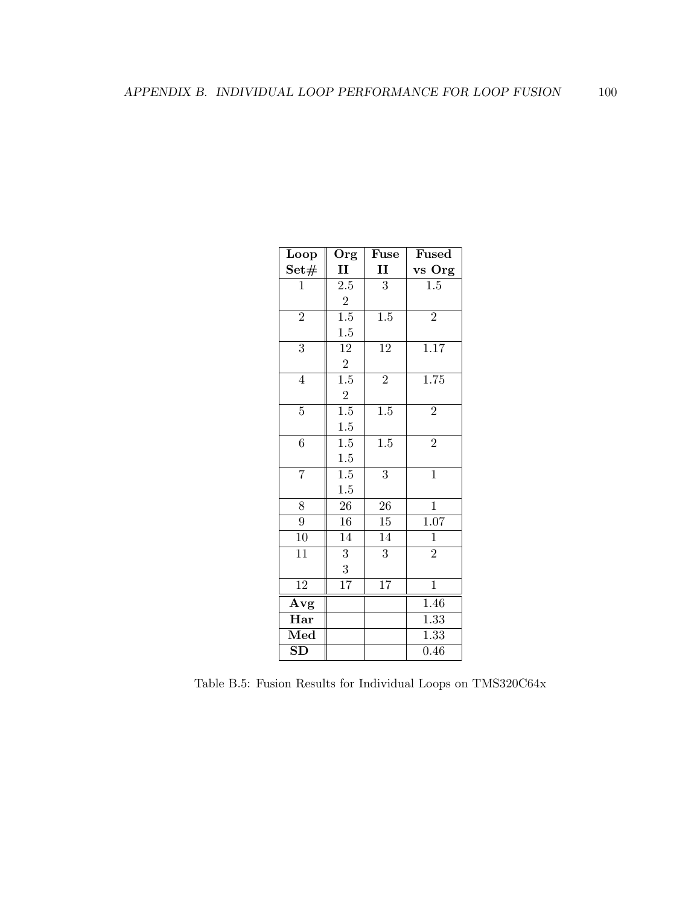| Loop Set# | Org II | Fuse II | Fused vs Org |
|---|---|---|---|
| 1 | 2.5 | 3 | 1.5 |
| | 2 | | |
| 2 | 1.5 | 1.5 | 2 |
| | 1.5 | | |
| 3 | 12 | 12 | 1.17 |
| | 2 | | |
| 4 | 1.5 | 2 | 1.75 |
| | 2 | | |
| 5 | 1.5 | 1.5 | 2 |
| | 1.5 | | |
| 6 | 1.5 | 1.5 | 2 |
| | 1.5 | | |
| 7 | 1.5 | 3 | 1 |
| | 1.5 | | |
| 8 | 26 | 26 | 1 |
| 9 | 16 | 15 | 1.07 |
| 10 | 14 | 14 | 1 |
| 11 | 3 | 3 | 2 |
| | 3 | | |
| 12 | 17 | 17 | 1 |
| **Avg** | | | 1.46 |
| **Har** | | | 1.33 |
| **Med** | | | 1.33 |
| **SD** | | | 0.46 |

Table B.5: Fusion Results for Individual Loops on TMS320C64x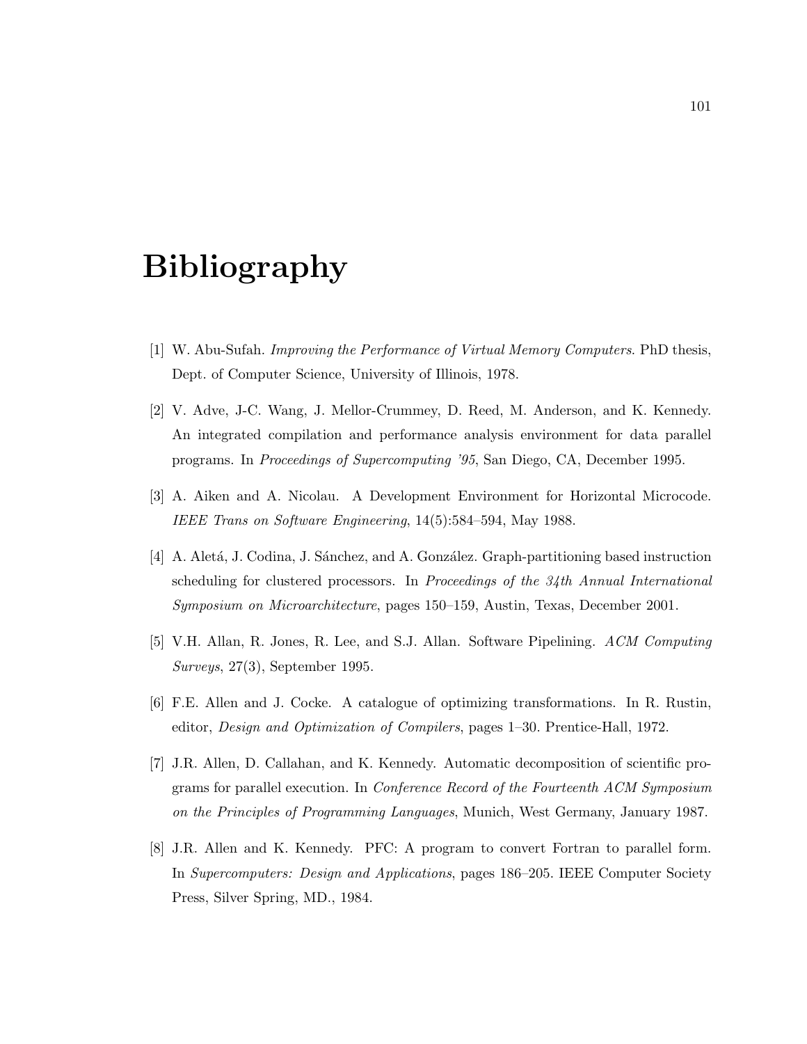# Bibliography

[1] W. Abu-Sufah. *Improving the Performance of Virtual Memory Computers*. PhD thesis, Dept. of Computer Science, University of Illinois, 1978.

[2] V. Adve, J-C. Wang, J. Mellor-Crummey, D. Reed, M. Anderson, and K. Kennedy. An integrated compilation and performance analysis environment for data parallel programs. In *Proceedings of Supercomputing '95*, San Diego, CA, December 1995.

[3] A. Aiken and A. Nicolau. A Development Environment for Horizontal Microcode. *IEEE Trans on Software Engineering*, 14(5):584–594, May 1988.

[4] A. Aletá, J. Codina, J. Sánchez, and A. González. Graph-partitioning based instruction scheduling for clustered processors. In *Proceedings of the 34th Annual International Symposium on Microarchitecture*, pages 150–159, Austin, Texas, December 2001.

[5] V.H. Allan, R. Jones, R. Lee, and S.J. Allan. Software Pipelining. *ACM Computing Surveys*, 27(3), September 1995.

[6] F.E. Allen and J. Cocke. A catalogue of optimizing transformations. In R. Rustin, editor, *Design and Optimization of Compilers*, pages 1–30. Prentice-Hall, 1972.

[7] J.R. Allen, D. Callahan, and K. Kennedy. Automatic decomposition of scientific programs for parallel execution. In *Conference Record of the Fourteenth ACM Symposium on the Principles of Programming Languages*, Munich, West Germany, January 1987.

[8] J.R. Allen and K. Kennedy. PFC: A program to convert Fortran to parallel form. In *Supercomputers: Design and Applications*, pages 186–205. IEEE Computer Society Press, Silver Spring, MD., 1984.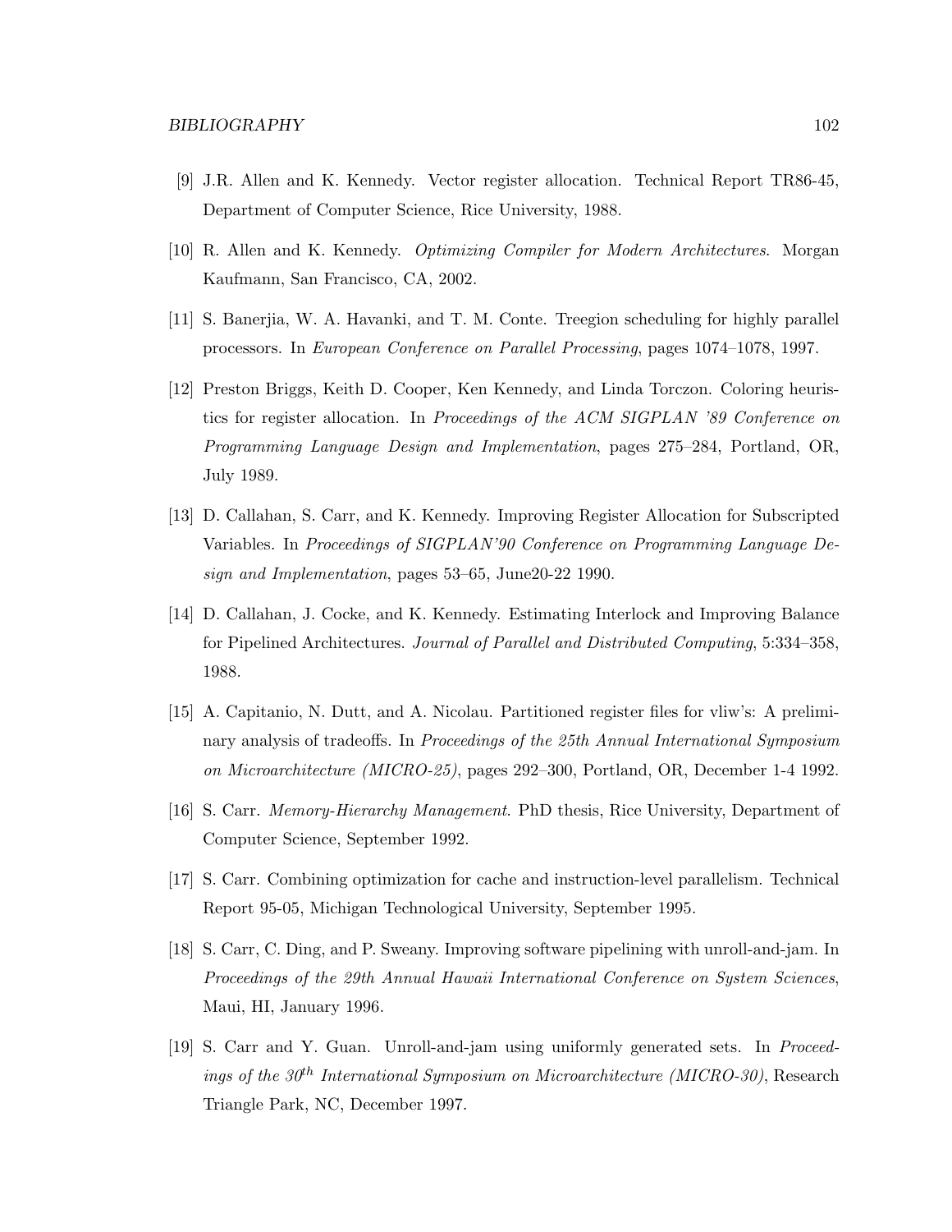[9] J.R. Allen and K. Kennedy. Vector register allocation. Technical Report TR86-45, Department of Computer Science, Rice University, 1988.

[10] R. Allen and K. Kennedy. *Optimizing Compiler for Modern Architectures*. Morgan Kaufmann, San Francisco, CA, 2002.

[11] S. Banerjia, W. A. Havanki, and T. M. Conte. Treegion scheduling for highly parallel processors. In *European Conference on Parallel Processing*, pages 1074–1078, 1997.

[12] Preston Briggs, Keith D. Cooper, Ken Kennedy, and Linda Torczon. Coloring heuristics for register allocation. In *Proceedings of the ACM SIGPLAN '89 Conference on Programming Language Design and Implementation*, pages 275–284, Portland, OR, July 1989.

[13] D. Callahan, S. Carr, and K. Kennedy. Improving Register Allocation for Subscripted Variables. In *Proceedings of SIGPLAN'90 Conference on Programming Language Design and Implementation*, pages 53–65, June20-22 1990.

[14] D. Callahan, J. Cocke, and K. Kennedy. Estimating Interlock and Improving Balance for Pipelined Architectures. *Journal of Parallel and Distributed Computing*, 5:334–358, 1988.

[15] A. Capitanio, N. Dutt, and A. Nicolau. Partitioned register files for vliw's: A preliminary analysis of tradeoffs. In *Proceedings of the 25th Annual International Symposium on Microarchitecture (MICRO-25)*, pages 292–300, Portland, OR, December 1-4 1992.

[16] S. Carr. *Memory-Hierarchy Management*. PhD thesis, Rice University, Department of Computer Science, September 1992.

[17] S. Carr. Combining optimization for cache and instruction-level parallelism. Technical Report 95-05, Michigan Technological University, September 1995.

[18] S. Carr, C. Ding, and P. Sweany. Improving software pipelining with unroll-and-jam. In *Proceedings of the 29th Annual Hawaii International Conference on System Sciences*, Maui, HI, January 1996.

[19] S. Carr and Y. Guan. Unroll-and-jam using uniformly generated sets. In *Proceedings of the 30$^{th}$ International Symposium on Microarchitecture (MICRO-30)*, Research Triangle Park, NC, December 1997.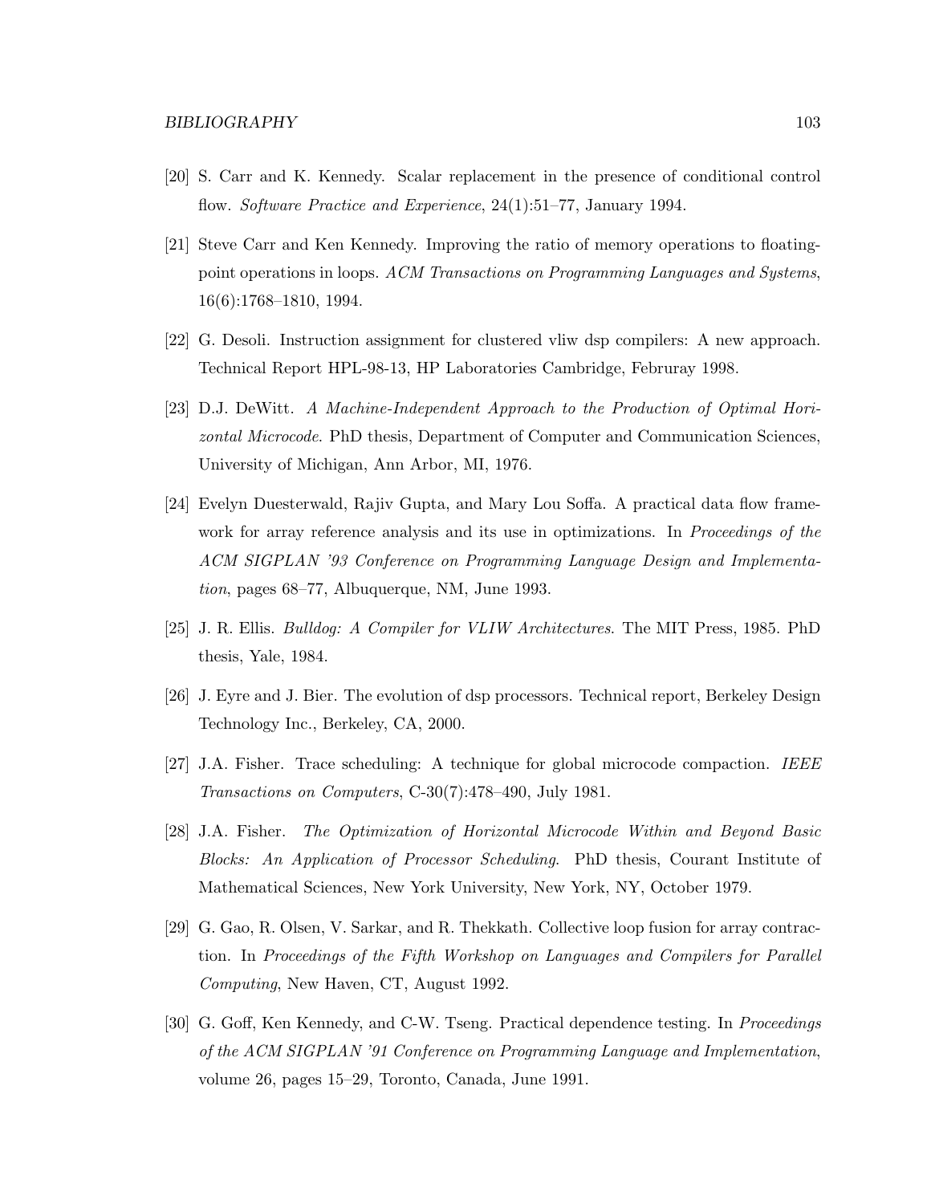[20] S. Carr and K. Kennedy. Scalar replacement in the presence of conditional control flow. *Software Practice and Experience*, 24(1):51–77, January 1994.

[21] Steve Carr and Ken Kennedy. Improving the ratio of memory operations to floating-point operations in loops. *ACM Transactions on Programming Languages and Systems*, 16(6):1768–1810, 1994.

[22] G. Desoli. Instruction assignment for clustered vliw dsp compilers: A new approach. Technical Report HPL-98-13, HP Laboratories Cambridge, Februray 1998.

[23] D.J. DeWitt. *A Machine-Independent Approach to the Production of Optimal Horizontal Microcode*. PhD thesis, Department of Computer and Communication Sciences, University of Michigan, Ann Arbor, MI, 1976.

[24] Evelyn Duesterwald, Rajiv Gupta, and Mary Lou Soffa. A practical data flow framework for array reference analysis and its use in optimizations. In *Proceedings of the ACM SIGPLAN '93 Conference on Programming Language Design and Implementation*, pages 68–77, Albuquerque, NM, June 1993.

[25] J. R. Ellis. *Bulldog: A Compiler for VLIW Architectures*. The MIT Press, 1985. PhD thesis, Yale, 1984.

[26] J. Eyre and J. Bier. The evolution of dsp processors. Technical report, Berkeley Design Technology Inc., Berkeley, CA, 2000.

[27] J.A. Fisher. Trace scheduling: A technique for global microcode compaction. *IEEE Transactions on Computers*, C-30(7):478–490, July 1981.

[28] J.A. Fisher. *The Optimization of Horizontal Microcode Within and Beyond Basic Blocks: An Application of Processor Scheduling*. PhD thesis, Courant Institute of Mathematical Sciences, New York University, New York, NY, October 1979.

[29] G. Gao, R. Olsen, V. Sarkar, and R. Thekkath. Collective loop fusion for array contraction. In *Proceedings of the Fifth Workshop on Languages and Compilers for Parallel Computing*, New Haven, CT, August 1992.

[30] G. Goff, Ken Kennedy, and C-W. Tseng. Practical dependence testing. In *Proceedings of the ACM SIGPLAN '91 Conference on Programming Language and Implementation*, volume 26, pages 15–29, Toronto, Canada, June 1991.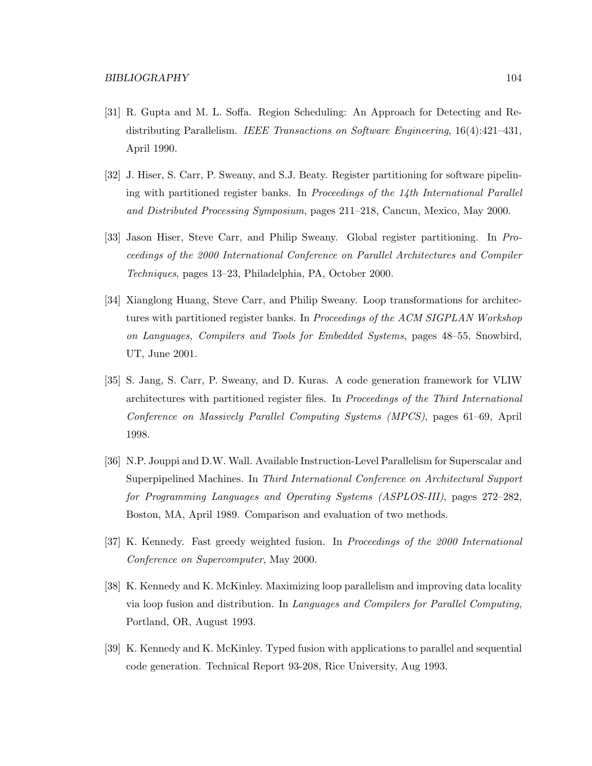[31] R. Gupta and M. L. Soffa. Region Scheduling: An Approach for Detecting and Redistributing Parallelism. *IEEE Transactions on Software Engineering*, 16(4):421–431, April 1990.

[32] J. Hiser, S. Carr, P. Sweany, and S.J. Beaty. Register partitioning for software pipelining with partitioned register banks. In *Proceedings of the 14th International Parallel and Distributed Processing Symposium*, pages 211–218, Cancun, Mexico, May 2000.

[33] Jason Hiser, Steve Carr, and Philip Sweany. Global register partitioning. In *Proceedings of the 2000 International Conference on Parallel Architectures and Compiler Techniques*, pages 13–23, Philadelphia, PA, October 2000.

[34] Xianglong Huang, Steve Carr, and Philip Sweany. Loop transformations for architectures with partitioned register banks. In *Proceedings of the ACM SIGPLAN Workshop on Languages, Compilers and Tools for Embedded Systems*, pages 48–55, Snowbird, UT, June 2001.

[35] S. Jang, S. Carr, P. Sweany, and D. Kuras. A code generation framework for VLIW architectures with partitioned register files. In *Proceedings of the Third International Conference on Massively Parallel Computing Systems (MPCS)*, pages 61–69, April 1998.

[36] N.P. Jouppi and D.W. Wall. Available Instruction-Level Parallelism for Superscalar and Superpipelined Machines. In *Third International Conference on Architectural Support for Programming Languages and Operating Systems (ASPLOS-III)*, pages 272–282, Boston, MA, April 1989. Comparison and evaluation of two methods.

[37] K. Kennedy. Fast greedy weighted fusion. In *Proceedings of the 2000 International Conference on Supercomputer*, May 2000.

[38] K. Kennedy and K. McKinley. Maximizing loop parallelism and improving data locality via loop fusion and distribution. In *Languages and Compilers for Parallel Computing*, Portland, OR, August 1993.

[39] K. Kennedy and K. McKinley. Typed fusion with applications to parallel and sequential code generation. Technical Report 93-208, Rice University, Aug 1993.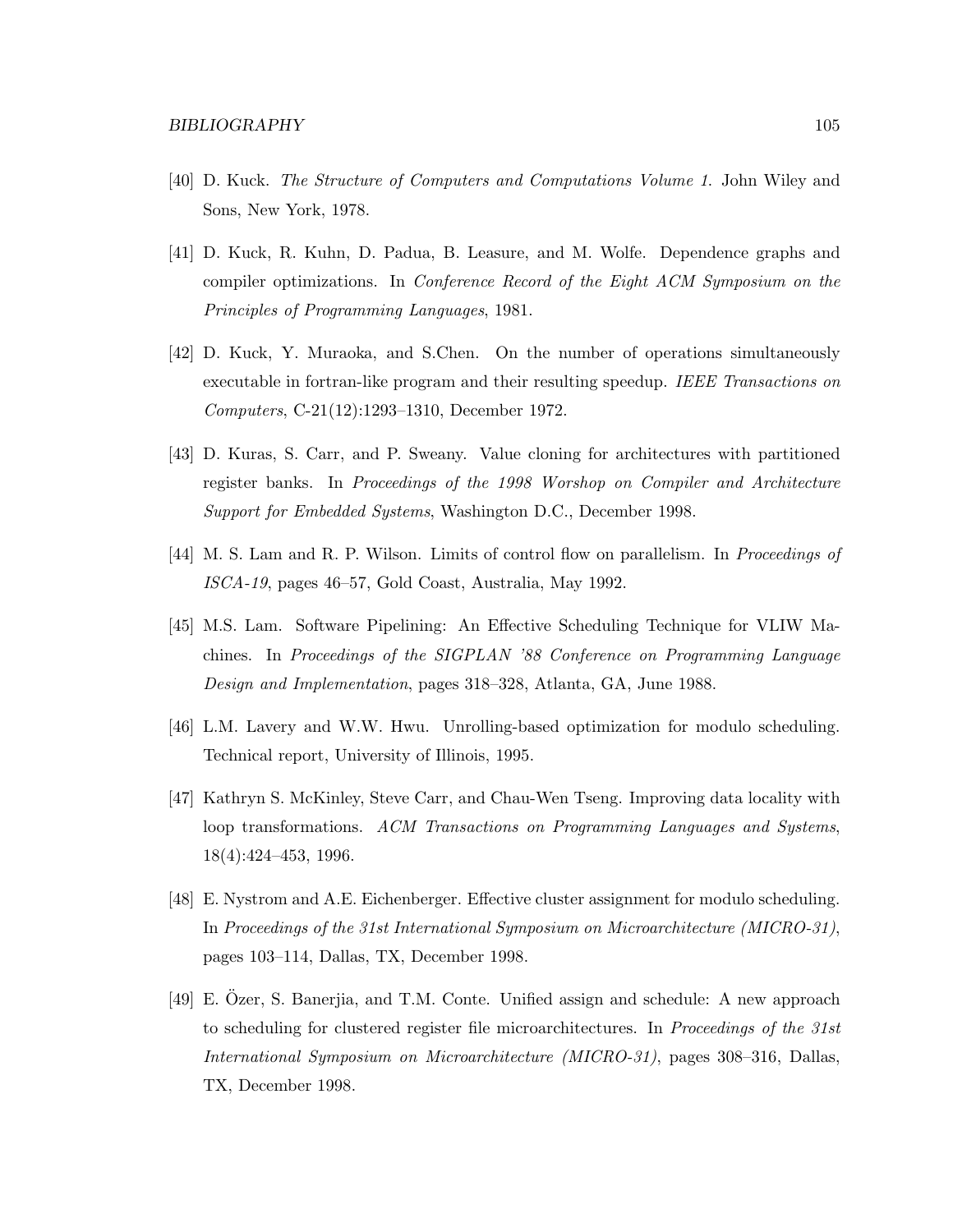[40] D. Kuck. *The Structure of Computers and Computations Volume 1*. John Wiley and Sons, New York, 1978.

[41] D. Kuck, R. Kuhn, D. Padua, B. Leasure, and M. Wolfe. Dependence graphs and compiler optimizations. In *Conference Record of the Eight ACM Symposium on the Principles of Programming Languages*, 1981.

[42] D. Kuck, Y. Muraoka, and S.Chen. On the number of operations simultaneously executable in fortran-like program and their resulting speedup. *IEEE Transactions on Computers*, C-21(12):1293–1310, December 1972.

[43] D. Kuras, S. Carr, and P. Sweany. Value cloning for architectures with partitioned register banks. In *Proceedings of the 1998 Worshop on Compiler and Architecture Support for Embedded Systems*, Washington D.C., December 1998.

[44] M. S. Lam and R. P. Wilson. Limits of control flow on parallelism. In *Proceedings of ISCA-19*, pages 46–57, Gold Coast, Australia, May 1992.

[45] M.S. Lam. Software Pipelining: An Effective Scheduling Technique for VLIW Machines. In *Proceedings of the SIGPLAN '88 Conference on Programming Language Design and Implementation*, pages 318–328, Atlanta, GA, June 1988.

[46] L.M. Lavery and W.W. Hwu. Unrolling-based optimization for modulo scheduling. Technical report, University of Illinois, 1995.

[47] Kathryn S. McKinley, Steve Carr, and Chau-Wen Tseng. Improving data locality with loop transformations. *ACM Transactions on Programming Languages and Systems*, 18(4):424–453, 1996.

[48] E. Nystrom and A.E. Eichenberger. Effective cluster assignment for modulo scheduling. In *Proceedings of the 31st International Symposium on Microarchitecture (MICRO-31)*, pages 103–114, Dallas, TX, December 1998.

[49] E. Özer, S. Banerjia, and T.M. Conte. Unified assign and schedule: A new approach to scheduling for clustered register file microarchitectures. In *Proceedings of the 31st International Symposium on Microarchitecture (MICRO-31)*, pages 308–316, Dallas, TX, December 1998.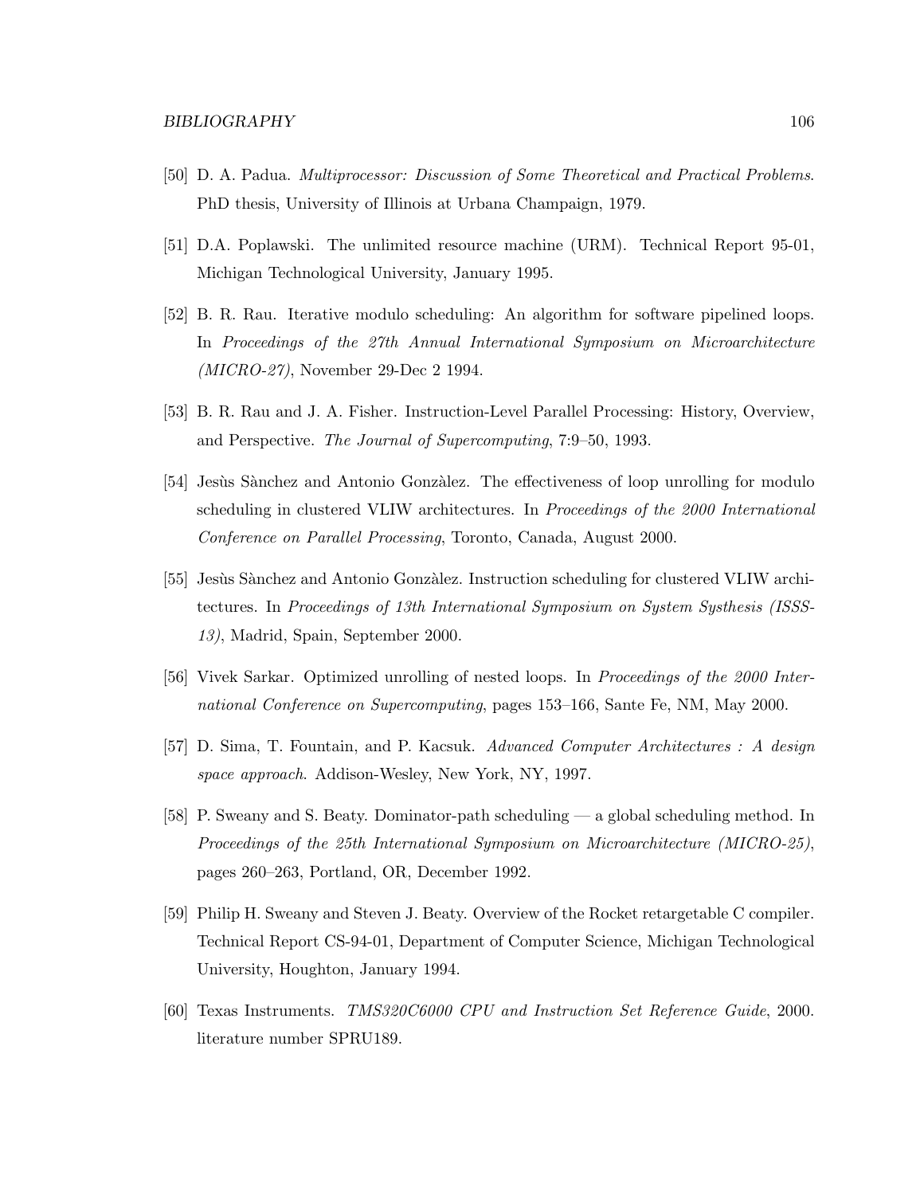[50] D. A. Padua. *Multiprocessor: Discussion of Some Theoretical and Practical Problems*. PhD thesis, University of Illinois at Urbana Champaign, 1979.

[51] D.A. Poplawski. The unlimited resource machine (URM). Technical Report 95-01, Michigan Technological University, January 1995.

[52] B. R. Rau. Iterative modulo scheduling: An algorithm for software pipelined loops. In *Proceedings of the 27th Annual International Symposium on Microarchitecture (MICRO-27)*, November 29-Dec 2 1994.

[53] B. R. Rau and J. A. Fisher. Instruction-Level Parallel Processing: History, Overview, and Perspective. *The Journal of Supercomputing*, 7:9–50, 1993.

[54] Jesùs Sànchez and Antonio Gonzàlez. The effectiveness of loop unrolling for modulo scheduling in clustered VLIW architectures. In *Proceedings of the 2000 International Conference on Parallel Processing*, Toronto, Canada, August 2000.

[55] Jesùs Sànchez and Antonio Gonzàlez. Instruction scheduling for clustered VLIW architectures. In *Proceedings of 13th International Symposium on System Systhesis (ISSS-13)*, Madrid, Spain, September 2000.

[56] Vivek Sarkar. Optimized unrolling of nested loops. In *Proceedings of the 2000 International Conference on Supercomputing*, pages 153–166, Sante Fe, NM, May 2000.

[57] D. Sima, T. Fountain, and P. Kacsuk. *Advanced Computer Architectures : A design space approach*. Addison-Wesley, New York, NY, 1997.

[58] P. Sweany and S. Beaty. Dominator-path scheduling — a global scheduling method. In *Proceedings of the 25th International Symposium on Microarchitecture (MICRO-25)*, pages 260–263, Portland, OR, December 1992.

[59] Philip H. Sweany and Steven J. Beaty. Overview of the Rocket retargetable C compiler. Technical Report CS-94-01, Department of Computer Science, Michigan Technological University, Houghton, January 1994.

[60] Texas Instruments. *TMS320C6000 CPU and Instruction Set Reference Guide*, 2000. literature number SPRU189.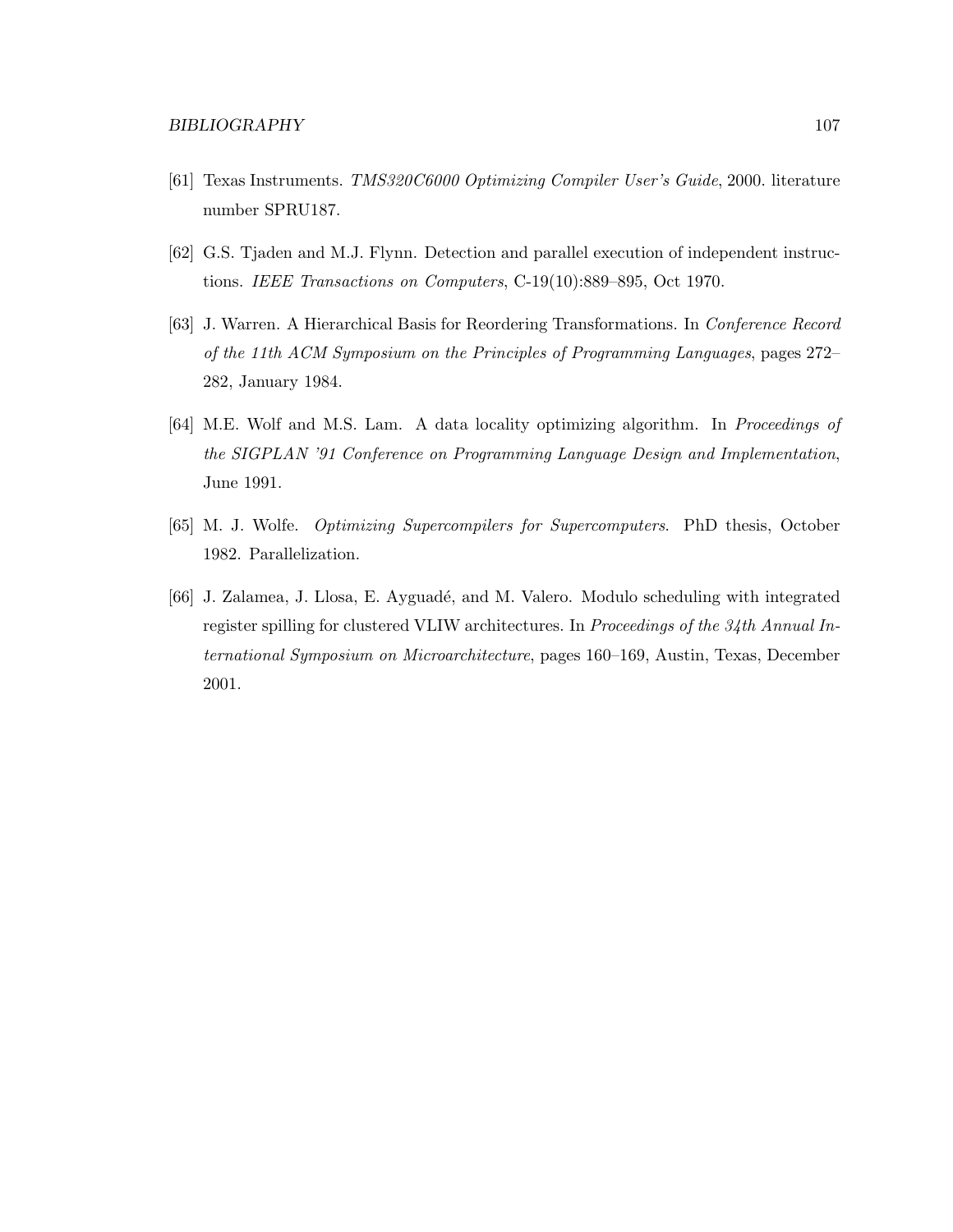[61] Texas Instruments. *TMS320C6000 Optimizing Compiler User's Guide*, 2000. literature number SPRU187.

[62] G.S. Tjaden and M.J. Flynn. Detection and parallel execution of independent instructions. *IEEE Transactions on Computers*, C-19(10):889–895, Oct 1970.

[63] J. Warren. A Hierarchical Basis for Reordering Transformations. In *Conference Record of the 11th ACM Symposium on the Principles of Programming Languages*, pages 272–282, January 1984.

[64] M.E. Wolf and M.S. Lam. A data locality optimizing algorithm. In *Proceedings of the SIGPLAN '91 Conference on Programming Language Design and Implementation*, June 1991.

[65] M. J. Wolfe. *Optimizing Supercompilers for Supercomputers*. PhD thesis, October 1982. Parallelization.

[66] J. Zalamea, J. Llosa, E. Ayguadé, and M. Valero. Modulo scheduling with integrated register spilling for clustered VLIW architectures. In *Proceedings of the 34th Annual International Symposium on Microarchitecture*, pages 160–169, Austin, Texas, December 2001.